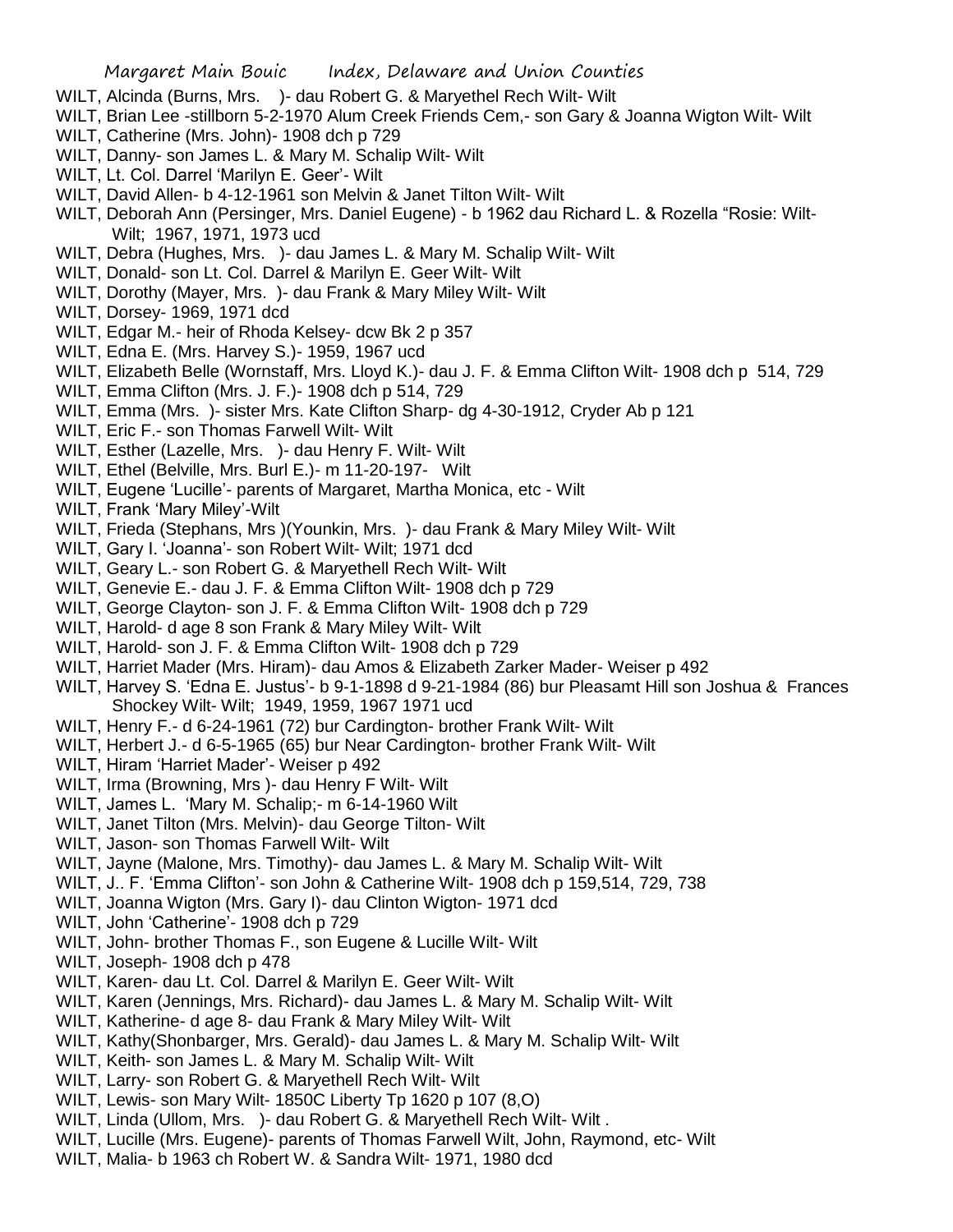WILT, Alcinda (Burns, Mrs. )- dau Robert G. & Maryethel Rech Wilt- Wilt
WILT, Brian Lee -stillborn 5-2-1970 Alum Creek Friends Cem,- son Gary & Joanna Wigton Wilt- Wilt
WILT, Catherine (Mrs. John)- 1908 dch p 729
WILT, Danny- son James L. & Mary M. Schalip Wilt- Wilt
WILT, Lt. Col. Darrel 'Marilyn E. Geer'- Wilt
WILT, David Allen- b 4-12-1961 son Melvin & Janet Tilton Wilt- Wilt
WILT, Deborah Ann (Persinger, Mrs. Daniel Eugene) - b 1962 dau Richard L. & Rozella "Rosie: Wilt- Wilt; 1967, 1971, 1973 ucd
WILT, Debra (Hughes, Mrs. )- dau James L. & Mary M. Schalip Wilt- Wilt
WILT, Donald- son Lt. Col. Darrel & Marilyn E. Geer Wilt- Wilt
WILT, Dorothy (Mayer, Mrs. )- dau Frank & Mary Miley Wilt- Wilt
WILT, Dorsey- 1969, 1971 dcd
WILT, Edgar M.- heir of Rhoda Kelsey- dcw Bk 2 p 357
WILT, Edna E. (Mrs. Harvey S.)- 1959, 1967 ucd
WILT, Elizabeth Belle (Wornstaff, Mrs. Lloyd K.)- dau J. F. & Emma Clifton Wilt- 1908 dch p 514, 729
WILT, Emma Clifton (Mrs. J. F.)- 1908 dch p 514, 729
WILT, Emma (Mrs. )- sister Mrs. Kate Clifton Sharp- dg 4-30-1912, Cryder Ab p 121
WILT, Eric F.- son Thomas Farwell Wilt- Wilt
WILT, Esther (Lazelle, Mrs. )- dau Henry F. Wilt- Wilt
WILT, Ethel (Belville, Mrs. Burl E.)- m 11-20-197- Wilt
WILT, Eugene 'Lucille'- parents of Margaret, Martha Monica, etc - Wilt
WILT, Frank 'Mary Miley'-Wilt
WILT, Frieda (Stephans, Mrs )(Younkin, Mrs. )- dau Frank & Mary Miley Wilt- Wilt
WILT, Gary I. 'Joanna'- son Robert Wilt- Wilt; 1971 dcd
WILT, Geary L.- son Robert G. & Maryethell Rech Wilt- Wilt
WILT, Genevie E.- dau J. F. & Emma Clifton Wilt- 1908 dch p 729
WILT, George Clayton- son J. F. & Emma Clifton Wilt- 1908 dch p 729
WILT, Harold- d age 8 son Frank & Mary Miley Wilt- Wilt
WILT, Harold- son J. F. & Emma Clifton Wilt- 1908 dch p 729
WILT, Harriet Mader (Mrs. Hiram)- dau Amos & Elizabeth Zarker Mader- Weiser p 492
WILT, Harvey S. 'Edna E. Justus'- b 9-1-1898 d 9-21-1984 (86) bur Pleasamt Hill son Joshua & Frances Shockey Wilt- Wilt; 1949, 1959, 1967 1971 ucd
WILT, Henry F.- d 6-24-1961 (72) bur Cardington- brother Frank Wilt- Wilt
WILT, Herbert J.- d 6-5-1965 (65) bur Near Cardington- brother Frank Wilt- Wilt
WILT, Hiram 'Harriet Mader'- Weiser p 492
WILT, Irma (Browning, Mrs )- dau Henry F Wilt- Wilt
WILT, James L. 'Mary M. Schalip;- m 6-14-1960 Wilt
WILT, Janet Tilton (Mrs. Melvin)- dau George Tilton- Wilt
WILT, Jason- son Thomas Farwell Wilt- Wilt
WILT, Jayne (Malone, Mrs. Timothy)- dau James L. & Mary M. Schalip Wilt- Wilt
WILT, J.. F. 'Emma Clifton'- son John & Catherine Wilt- 1908 dch p 159,514, 729, 738
WILT, Joanna Wigton (Mrs. Gary I)- dau Clinton Wigton- 1971 dcd
WILT, John 'Catherine'- 1908 dch p 729
WILT, John- brother Thomas F., son Eugene & Lucille Wilt- Wilt
WILT, Joseph- 1908 dch p 478
WILT, Karen- dau Lt. Col. Darrel & Marilyn E. Geer Wilt- Wilt
WILT, Karen (Jennings, Mrs. Richard)- dau James L. & Mary M. Schalip Wilt- Wilt
WILT, Katherine- d age 8- dau Frank & Mary Miley Wilt- Wilt
WILT, Kathy(Shonbarger, Mrs. Gerald)- dau James L. & Mary M. Schalip Wilt- Wilt
WILT, Keith- son James L. & Mary M. Schalip Wilt- Wilt
WILT, Larry- son Robert G. & Maryethell Rech Wilt- Wilt
WILT, Lewis- son Mary Wilt- 1850C Liberty Tp 1620 p 107 (8,O)
WILT, Linda (Ullom, Mrs. )- dau Robert G. & Maryethell Rech Wilt- Wilt .
WILT, Lucille (Mrs. Eugene)- parents of Thomas Farwell Wilt, John, Raymond, etc- Wilt
WILT, Malia- b 1963 ch Robert W. & Sandra Wilt- 1971, 1980 dcd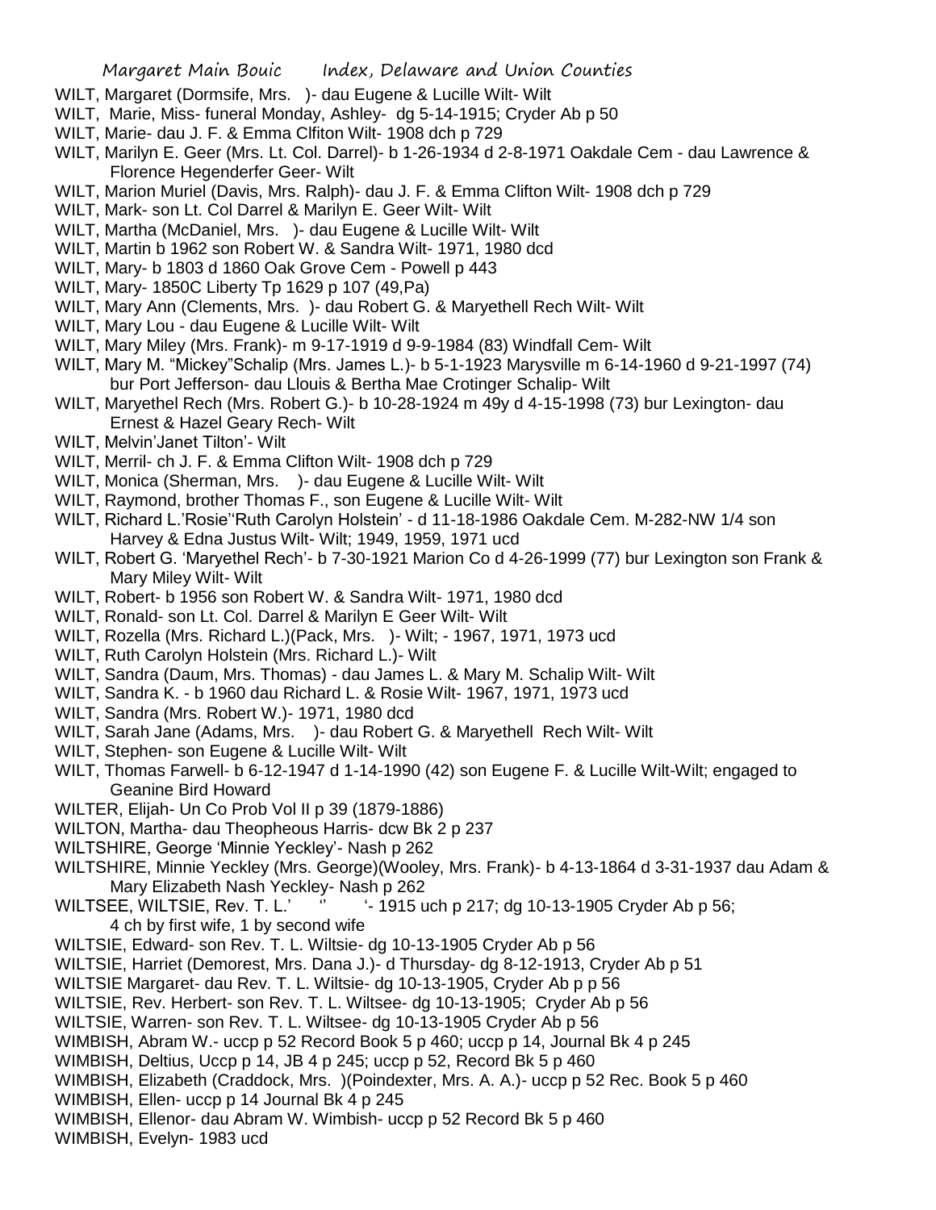WILT, Margaret (Dormsife, Mrs. )- dau Eugene & Lucille Wilt- Wilt

WILT, Marie, Miss- funeral Monday, Ashley- dg 5-14-1915; Cryder Ab p 50

WILT, Marie- dau J. F. & Emma Clfiton Wilt- 1908 dch p 729

WILT, Marilyn E. Geer (Mrs. Lt. Col. Darrel)- b 1-26-1934 d 2-8-1971 Oakdale Cem - dau Lawrence & Florence Hegenderfer Geer- Wilt

WILT, Marion Muriel (Davis, Mrs. Ralph)- dau J. F. & Emma Clifton Wilt- 1908 dch p 729

WILT, Mark- son Lt. Col Darrel & Marilyn E. Geer Wilt- Wilt

WILT, Martha (McDaniel, Mrs. )- dau Eugene & Lucille Wilt- Wilt

WILT, Martin b 1962 son Robert W. & Sandra Wilt- 1971, 1980 dcd

WILT, Mary- b 1803 d 1860 Oak Grove Cem - Powell p 443

WILT, Mary- 1850C Liberty Tp 1629 p 107 (49,Pa)

WILT, Mary Ann (Clements, Mrs. )- dau Robert G. & Maryethell Rech Wilt- Wilt

WILT, Mary Lou - dau Eugene & Lucille Wilt- Wilt

WILT, Mary Miley (Mrs. Frank)- m 9-17-1919 d 9-9-1984 (83) Windfall Cem- Wilt

WILT, Mary M. "Mickey"Schalip (Mrs. James L.)- b 5-1-1923 Marysville m 6-14-1960 d 9-21-1997 (74) bur Port Jefferson- dau Llouis & Bertha Mae Crotinger Schalip- Wilt

WILT, Maryethel Rech (Mrs. Robert G.)- b 10-28-1924 m 49y d 4-15-1998 (73) bur Lexington- dau Ernest & Hazel Geary Rech- Wilt

WILT, Melvin'Janet Tilton'- Wilt

WILT, Merril- ch J. F. & Emma Clifton Wilt- 1908 dch p 729

WILT, Monica (Sherman, Mrs. )- dau Eugene & Lucille Wilt- Wilt

WILT, Raymond, brother Thomas F., son Eugene & Lucille Wilt- Wilt

WILT, Richard L.'Rosie''Ruth Carolyn Holstein' - d 11-18-1986 Oakdale Cem. M-282-NW 1/4 son Harvey & Edna Justus Wilt- Wilt; 1949, 1959, 1971 ucd

WILT, Robert G. 'Maryethel Rech'- b 7-30-1921 Marion Co d 4-26-1999 (77) bur Lexington son Frank & Mary Miley Wilt- Wilt

WILT, Robert- b 1956 son Robert W. & Sandra Wilt- 1971, 1980 dcd

WILT, Ronald- son Lt. Col. Darrel & Marilyn E Geer Wilt- Wilt

WILT, Rozella (Mrs. Richard L.)(Pack, Mrs. )- Wilt; - 1967, 1971, 1973 ucd

WILT, Ruth Carolyn Holstein (Mrs. Richard L.)- Wilt

WILT, Sandra (Daum, Mrs. Thomas) - dau James L. & Mary M. Schalip Wilt- Wilt

WILT, Sandra K. - b 1960 dau Richard L. & Rosie Wilt- 1967, 1971, 1973 ucd

WILT, Sandra (Mrs. Robert W.)- 1971, 1980 dcd

WILT, Sarah Jane (Adams, Mrs. )- dau Robert G. & Maryethell Rech Wilt- Wilt

WILT, Stephen- son Eugene & Lucille Wilt- Wilt

WILT, Thomas Farwell- b 6-12-1947 d 1-14-1990 (42) son Eugene F. & Lucille Wilt-Wilt; engaged to Geanine Bird Howard

WILTER, Elijah- Un Co Prob Vol II p 39 (1879-1886)

WILTON, Martha- dau Theopheous Harris- dcw Bk 2 p 237

WILTSHIRE, George 'Minnie Yeckley'- Nash p 262

WILTSHIRE, Minnie Yeckley (Mrs. George)(Wooley, Mrs. Frank)- b 4-13-1864 d 3-31-1937 dau Adam & Mary Elizabeth Nash Yeckley- Nash p 262

WILTSEE, WILTSIE, Rev. T. L.' '' '- 1915 uch p 217; dg 10-13-1905 Cryder Ab p 56; 4 ch by first wife, 1 by second wife

WILTSIE, Edward- son Rev. T. L. Wiltsie- dg 10-13-1905 Cryder Ab p 56

WILTSIE, Harriet (Demorest, Mrs. Dana J.)- d Thursday- dg 8-12-1913, Cryder Ab p 51

WILTSIE Margaret- dau Rev. T. L. Wiltsie- dg 10-13-1905, Cryder Ab p p 56

WILTSIE, Rev. Herbert- son Rev. T. L. Wiltsee- dg 10-13-1905; Cryder Ab p 56

WILTSIE, Warren- son Rev. T. L. Wiltsee- dg 10-13-1905 Cryder Ab p 56

WIMBISH, Abram W.- uccp p 52 Record Book 5 p 460; uccp p 14, Journal Bk 4 p 245

WIMBISH, Deltius, Uccp p 14, JB 4 p 245; uccp p 52, Record Bk 5 p 460

WIMBISH, Elizabeth (Craddock, Mrs. )(Poindexter, Mrs. A. A.)- uccp p 52 Rec. Book 5 p 460

WIMBISH, Ellen- uccp p 14 Journal Bk 4 p 245

WIMBISH, Ellenor- dau Abram W. Wimbish- uccp p 52 Record Bk 5 p 460

WIMBISH, Evelyn- 1983 ucd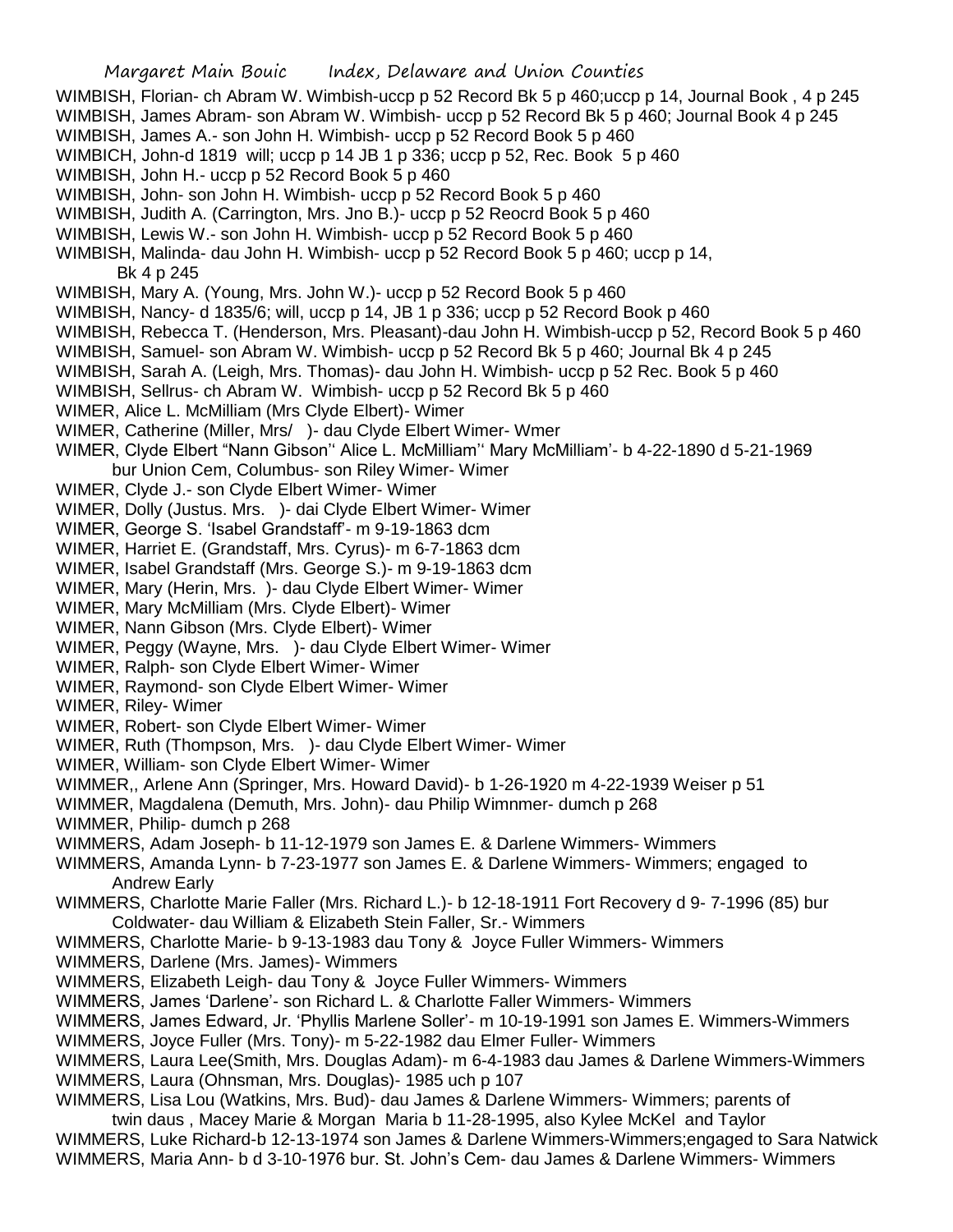WIMBISH, Florian- ch Abram W. Wimbish-uccp p 52 Record Bk 5 p 460;uccp p 14, Journal Book , 4 p 245
WIMBISH, James Abram- son Abram W. Wimbish- uccp p 52 Record Bk 5 p 460; Journal Book 4 p 245
WIMBISH, James A.- son John H. Wimbish- uccp p 52 Record Book 5 p 460
WIMBICH, John-d 1819 will; uccp p 14 JB 1 p 336; uccp p 52, Rec. Book 5 p 460
WIMBISH, John H.- uccp p 52 Record Book 5 p 460
WIMBISH, John- son John H. Wimbish- uccp p 52 Record Book 5 p 460
WIMBISH, Judith A. (Carrington, Mrs. Jno B.)- uccp p 52 Reocrd Book 5 p 460
WIMBISH, Lewis W.- son John H. Wimbish- uccp p 52 Record Book 5 p 460
WIMBISH, Malinda- dau John H. Wimbish- uccp p 52 Record Book 5 p 460; uccp p 14, Bk 4 p 245
WIMBISH, Mary A. (Young, Mrs. John W.)- uccp p 52 Record Book 5 p 460
WIMBISH, Nancy- d 1835/6; will, uccp p 14, JB 1 p 336; uccp p 52 Record Book p 460
WIMBISH, Rebecca T. (Henderson, Mrs. Pleasant)-dau John H. Wimbish-uccp p 52, Record Book 5 p 460
WIMBISH, Samuel- son Abram W. Wimbish- uccp p 52 Record Bk 5 p 460; Journal Bk 4 p 245
WIMBISH, Sarah A. (Leigh, Mrs. Thomas)- dau John H. Wimbish- uccp p 52 Rec. Book 5 p 460
WIMBISH, Sellrus- ch Abram W. Wimbish- uccp p 52 Record Bk 5 p 460
WIMER, Alice L. McMilliam (Mrs Clyde Elbert)- Wimer
WIMER, Catherine (Miller, Mrs/ )- dau Clyde Elbert Wimer- Wmer
WIMER, Clyde Elbert "Nann Gibson'' Alice L. McMilliam'' Mary McMilliam'- b 4-22-1890 d 5-21-1969 bur Union Cem, Columbus- son Riley Wimer- Wimer
WIMER, Clyde J.- son Clyde Elbert Wimer- Wimer
WIMER, Dolly (Justus. Mrs. )- dai Clyde Elbert Wimer- Wimer
WIMER, George S. 'Isabel Grandstaff'- m 9-19-1863 dcm
WIMER, Harriet E. (Grandstaff, Mrs. Cyrus)- m 6-7-1863 dcm
WIMER, Isabel Grandstaff (Mrs. George S.)- m 9-19-1863 dcm
WIMER, Mary (Herin, Mrs. )- dau Clyde Elbert Wimer- Wimer
WIMER, Mary McMilliam (Mrs. Clyde Elbert)- Wimer
WIMER, Nann Gibson (Mrs. Clyde Elbert)- Wimer
WIMER, Peggy (Wayne, Mrs. )- dau Clyde Elbert Wimer- Wimer
WIMER, Ralph- son Clyde Elbert Wimer- Wimer
WIMER, Raymond- son Clyde Elbert Wimer- Wimer
WIMER, Riley- Wimer
WIMER, Robert- son Clyde Elbert Wimer- Wimer
WIMER, Ruth (Thompson, Mrs. )- dau Clyde Elbert Wimer- Wimer
WIMER, William- son Clyde Elbert Wimer- Wimer
WIMMER,, Arlene Ann (Springer, Mrs. Howard David)- b 1-26-1920 m 4-22-1939 Weiser p 51
WIMMER, Magdalena (Demuth, Mrs. John)- dau Philip Wimnmer- dumch p 268
WIMMER, Philip- dumch p 268
WIMMERS, Adam Joseph- b 11-12-1979 son James E. & Darlene Wimmers- Wimmers
WIMMERS, Amanda Lynn- b 7-23-1977 son James E. & Darlene Wimmers- Wimmers; engaged to Andrew Early
WIMMERS, Charlotte Marie Faller (Mrs. Richard L.)- b 12-18-1911 Fort Recovery d 9- 7-1996 (85) bur Coldwater- dau William & Elizabeth Stein Faller, Sr.- Wimmers
WIMMERS, Charlotte Marie- b 9-13-1983 dau Tony & Joyce Fuller Wimmers- Wimmers
WIMMERS, Darlene (Mrs. James)- Wimmers
WIMMERS, Elizabeth Leigh- dau Tony & Joyce Fuller Wimmers- Wimmers
WIMMERS, James 'Darlene'- son Richard L. & Charlotte Faller Wimmers- Wimmers
WIMMERS, James Edward, Jr. 'Phyllis Marlene Soller'- m 10-19-1991 son James E. Wimmers-Wimmers
WIMMERS, Joyce Fuller (Mrs. Tony)- m 5-22-1982 dau Elmer Fuller- Wimmers
WIMMERS, Laura Lee(Smith, Mrs. Douglas Adam)- m 6-4-1983 dau James & Darlene Wimmers-Wimmers
WIMMERS, Laura (Ohnsman, Mrs. Douglas)- 1985 uch p 107
WIMMERS, Lisa Lou (Watkins, Mrs. Bud)- dau James & Darlene Wimmers- Wimmers; parents of twin daus , Macey Marie & Morgan Maria b 11-28-1995, also Kylee McKel and Taylor
WIMMERS, Luke Richard-b 12-13-1974 son James & Darlene Wimmers-Wimmers;engaged to Sara Natwick
WIMMERS, Maria Ann- b d 3-10-1976 bur. St. John's Cem- dau James & Darlene Wimmers- Wimmers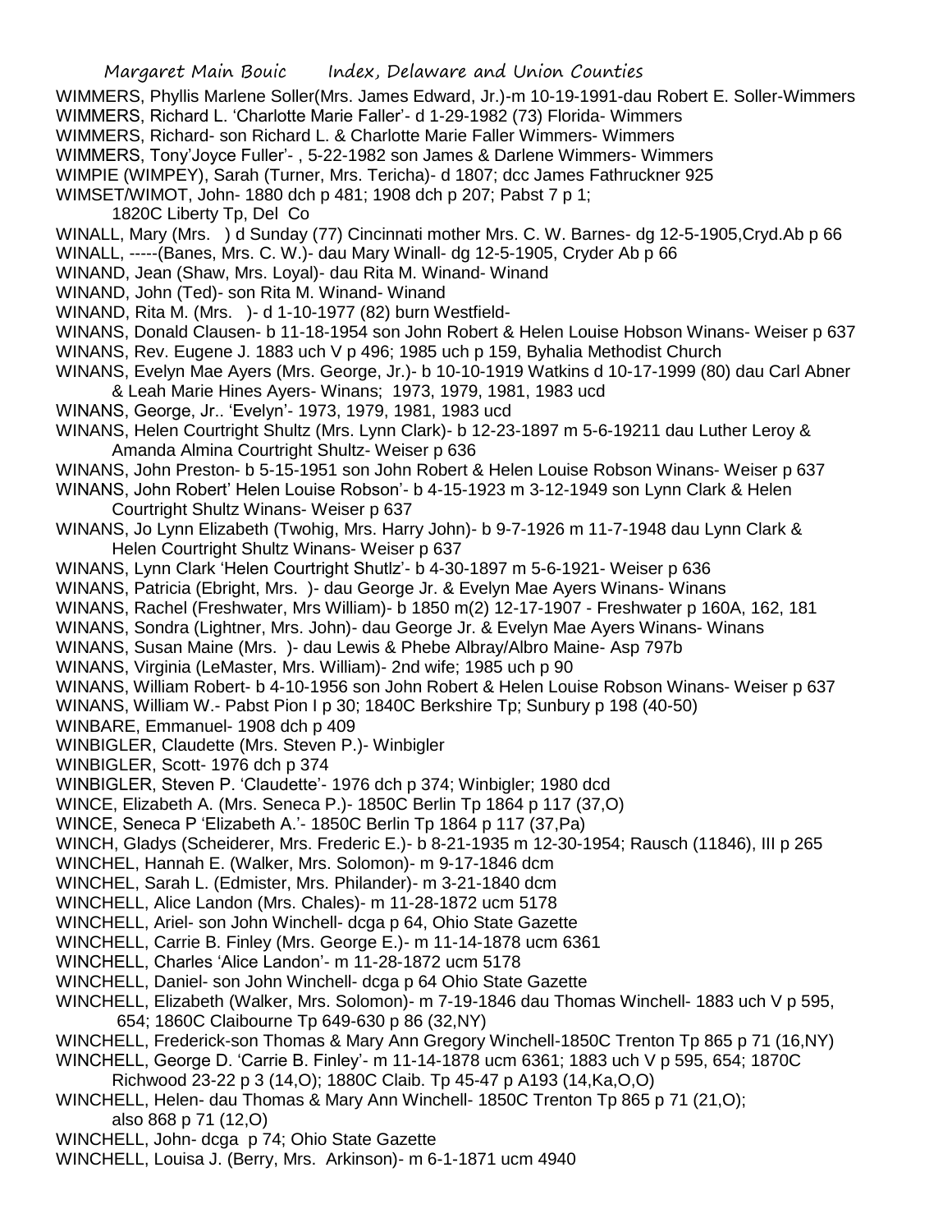WIMMERS, Phyllis Marlene Soller(Mrs. James Edward, Jr.)-m 10-19-1991-dau Robert E. Soller-Wimmers
WIMMERS, Richard L. 'Charlotte Marie Faller'- d 1-29-1982 (73) Florida- Wimmers
WIMMERS, Richard- son Richard L. & Charlotte Marie Faller Wimmers- Wimmers
WIMMERS, Tony'Joyce Fuller'- , 5-22-1982 son James & Darlene Wimmers- Wimmers
WIMPIE (WIMPEY), Sarah (Turner, Mrs. Tericha)- d 1807; dcc James Fathruckner 925
WIMSET/WIMOT, John- 1880 dch p 481; 1908 dch p 207; Pabst 7 p 1;
    1820C Liberty Tp, Del Co
WINALL, Mary (Mrs. ) d Sunday (77) Cincinnati mother Mrs. C. W. Barnes- dg 12-5-1905,Cryd.Ab p 66
WINALL, -----(Banes, Mrs. C. W.)- dau Mary Winall- dg 12-5-1905, Cryder Ab p 66
WINAND, Jean (Shaw, Mrs. Loyal)- dau Rita M. Winand- Winand
WINAND, John (Ted)- son Rita M. Winand- Winand
WINAND, Rita M. (Mrs. )- d 1-10-1977 (82) burn Westfield-
WINANS, Donald Clausen- b 11-18-1954 son John Robert & Helen Louise Hobson Winans- Weiser p 637
WINANS, Rev. Eugene J. 1883 uch V p 496; 1985 uch p 159, Byhalia Methodist Church
WINANS, Evelyn Mae Ayers (Mrs. George, Jr.)- b 10-10-1919 Watkins d 10-17-1999 (80) dau Carl Abner
    & Leah Marie Hines Ayers- Winans; 1973, 1979, 1981, 1983 ucd
WINANS, George, Jr.. 'Evelyn'- 1973, 1979, 1981, 1983 ucd
WINANS, Helen Courtright Shultz (Mrs. Lynn Clark)- b 12-23-1897 m 5-6-19211 dau Luther Leroy &
    Amanda Almina Courtright Shultz- Weiser p 636
WINANS, John Preston- b 5-15-1951 son John Robert & Helen Louise Robson Winans- Weiser p 637
WINANS, John Robert' Helen Louise Robson'- b 4-15-1923 m 3-12-1949 son Lynn Clark & Helen
    Courtright Shultz Winans- Weiser p 637
WINANS, Jo Lynn Elizabeth (Twohig, Mrs. Harry John)- b 9-7-1926 m 11-7-1948 dau Lynn Clark &
    Helen Courtright Shultz Winans- Weiser p 637
WINANS, Lynn Clark 'Helen Courtright Shutlz'- b 4-30-1897 m 5-6-1921- Weiser p 636
WINANS, Patricia (Ebright, Mrs. )- dau George Jr. & Evelyn Mae Ayers Winans- Winans
WINANS, Rachel (Freshwater, Mrs William)- b 1850 m(2) 12-17-1907 - Freshwater p 160A, 162, 181
WINANS, Sondra (Lightner, Mrs. John)- dau George Jr. & Evelyn Mae Ayers Winans- Winans
WINANS, Susan Maine (Mrs. )- dau Lewis & Phebe Albray/Albro Maine- Asp 797b
WINANS, Virginia (LeMaster, Mrs. William)- 2nd wife; 1985 uch p 90
WINANS, William Robert- b 4-10-1956 son John Robert & Helen Louise Robson Winans- Weiser p 637
WINANS, William W.- Pabst Pion I p 30; 1840C Berkshire Tp; Sunbury p 198 (40-50)
WINBARE, Emmanuel- 1908 dch p 409
WINBIGLER, Claudette (Mrs. Steven P.)- Winbigler
WINBIGLER, Scott- 1976 dch p 374
WINBIGLER, Steven P. 'Claudette'- 1976 dch p 374; Winbigler; 1980 dcd
WINCE, Elizabeth A. (Mrs. Seneca P.)- 1850C Berlin Tp 1864 p 117 (37,O)
WINCE, Seneca P 'Elizabeth A.'- 1850C Berlin Tp 1864 p 117 (37,Pa)
WINCH, Gladys (Scheiderer, Mrs. Frederic E.)- b 8-21-1935 m 12-30-1954; Rausch (11846), III p 265
WINCHEL, Hannah E. (Walker, Mrs. Solomon)- m 9-17-1846 dcm
WINCHEL, Sarah L. (Edmister, Mrs. Philander)- m 3-21-1840 dcm
WINCHELL, Alice Landon (Mrs. Chales)- m 11-28-1872 ucm 5178
WINCHELL, Ariel- son John Winchell- dcga p 64, Ohio State Gazette
WINCHELL, Carrie B. Finley (Mrs. George E.)- m 11-14-1878 ucm 6361
WINCHELL, Charles 'Alice Landon'- m 11-28-1872 ucm 5178
WINCHELL, Daniel- son John Winchell- dcga p 64 Ohio State Gazette
WINCHELL, Elizabeth (Walker, Mrs. Solomon)- m 7-19-1846 dau Thomas Winchell- 1883 uch V p 595,
    654; 1860C Claibourne Tp 649-630 p 86 (32,NY)
WINCHELL, Frederick-son Thomas & Mary Ann Gregory Winchell-1850C Trenton Tp 865 p 71 (16,NY)
WINCHELL, George D. 'Carrie B. Finley'- m 11-14-1878 ucm 6361; 1883 uch V p 595, 654; 1870C
    Richwood 23-22 p 3 (14,O); 1880C Claib. Tp 45-47 p A193 (14,Ka,O,O)
WINCHELL, Helen- dau Thomas & Mary Ann Winchell- 1850C Trenton Tp 865 p 71 (21,O);
    also 868 p 71 (12,O)
WINCHELL, John- dcga p 74; Ohio State Gazette
WINCHELL, Louisa J. (Berry, Mrs. Arkinson)- m 6-1-1871 ucm 4940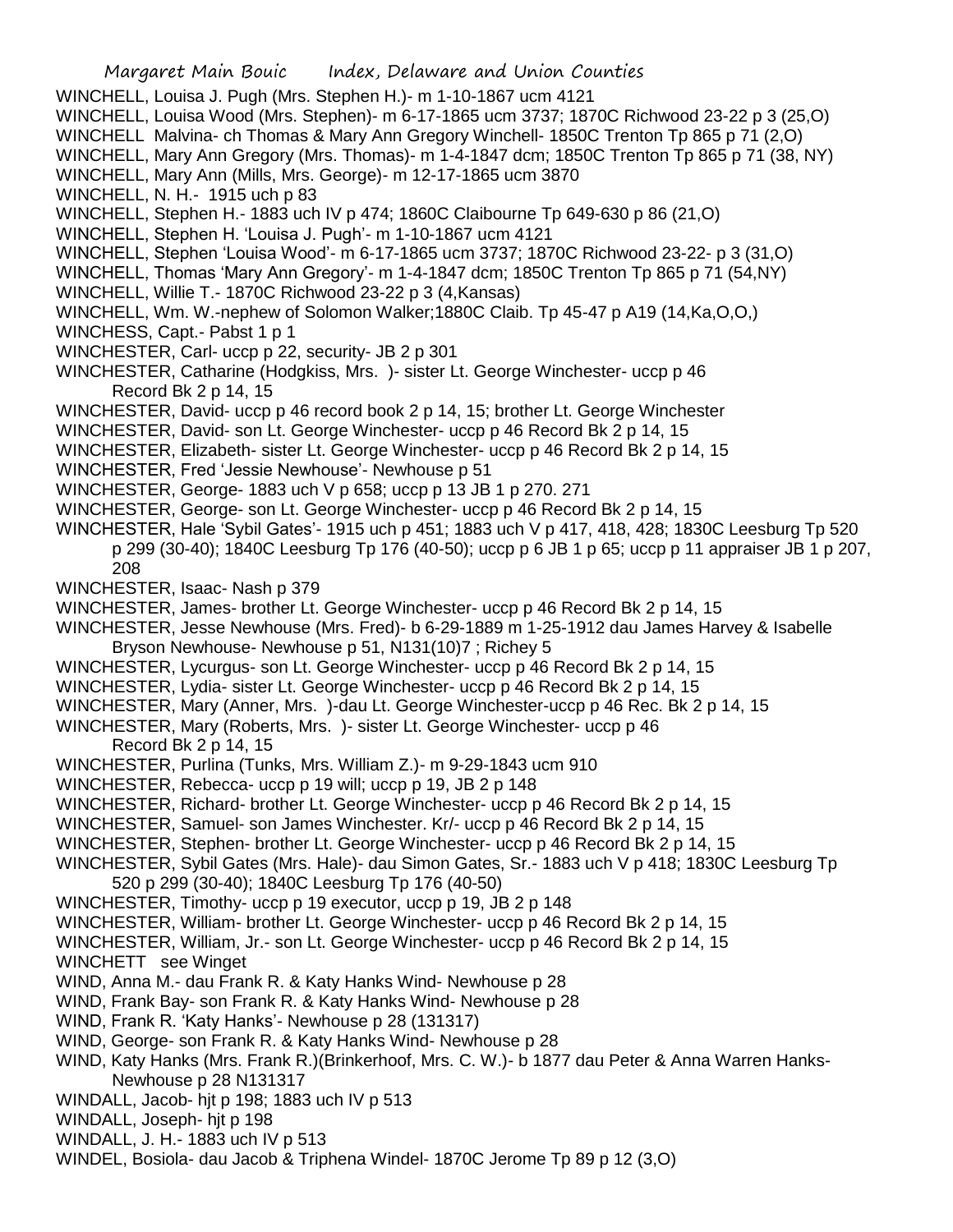WINCHELL, Louisa J. Pugh (Mrs. Stephen H.)- m 1-10-1867 ucm 4121

WINCHELL, Louisa Wood (Mrs. Stephen)- m 6-17-1865 ucm 3737; 1870C Richwood 23-22 p 3 (25,O)

WINCHELL Malvina- ch Thomas & Mary Ann Gregory Winchell- 1850C Trenton Tp 865 p 71 (2,O)

WINCHELL, Mary Ann Gregory (Mrs. Thomas)- m 1-4-1847 dcm; 1850C Trenton Tp 865 p 71 (38, NY)

WINCHELL, Mary Ann (Mills, Mrs. George)- m 12-17-1865 ucm 3870

WINCHELL, N. H.- 1915 uch p 83

WINCHELL, Stephen H.- 1883 uch IV p 474; 1860C Claibourne Tp 649-630 p 86 (21,O)

WINCHELL, Stephen H. 'Louisa J. Pugh'- m 1-10-1867 ucm 4121

WINCHELL, Stephen 'Louisa Wood'- m 6-17-1865 ucm 3737; 1870C Richwood 23-22- p 3 (31,O)

WINCHELL, Thomas 'Mary Ann Gregory'- m 1-4-1847 dcm; 1850C Trenton Tp 865 p 71 (54,NY)

WINCHELL, Willie T.- 1870C Richwood 23-22 p 3 (4,Kansas)

WINCHELL, Wm. W.-nephew of Solomon Walker;1880C Claib. Tp 45-47 p A19 (14,Ka,O,O,)

WINCHESS, Capt.- Pabst 1 p 1

WINCHESTER, Carl- uccp p 22, security- JB 2 p 301

WINCHESTER, Catharine (Hodgkiss, Mrs. )- sister Lt. George Winchester- uccp p 46 Record Bk 2 p 14, 15

WINCHESTER, David- uccp p 46 record book 2 p 14, 15; brother Lt. George Winchester

WINCHESTER, David- son Lt. George Winchester- uccp p 46 Record Bk 2 p 14, 15

WINCHESTER, Elizabeth- sister Lt. George Winchester- uccp p 46 Record Bk 2 p 14, 15

WINCHESTER, Fred 'Jessie Newhouse'- Newhouse p 51

WINCHESTER, George- 1883 uch V p 658; uccp p 13 JB 1 p 270. 271

WINCHESTER, George- son Lt. George Winchester- uccp p 46 Record Bk 2 p 14, 15

WINCHESTER, Hale 'Sybil Gates'- 1915 uch p 451; 1883 uch V p 417, 418, 428; 1830C Leesburg Tp 520 p 299 (30-40); 1840C Leesburg Tp 176 (40-50); uccp p 6 JB 1 p 65; uccp p 11 appraiser JB 1 p 207, 208

WINCHESTER, Isaac- Nash p 379

WINCHESTER, James- brother Lt. George Winchester- uccp p 46 Record Bk 2 p 14, 15

WINCHESTER, Jesse Newhouse (Mrs. Fred)- b 6-29-1889 m 1-25-1912 dau James Harvey & Isabelle Bryson Newhouse- Newhouse p 51, N131(10)7 ; Richey 5

WINCHESTER, Lycurgus- son Lt. George Winchester- uccp p 46 Record Bk 2 p 14, 15

WINCHESTER, Lydia- sister Lt. George Winchester- uccp p 46 Record Bk 2 p 14, 15

WINCHESTER, Mary (Anner, Mrs. )-dau Lt. George Winchester-uccp p 46 Rec. Bk 2 p 14, 15

WINCHESTER, Mary (Roberts, Mrs. )- sister Lt. George Winchester- uccp p 46 Record Bk 2 p 14, 15

WINCHESTER, Purlina (Tunks, Mrs. William Z.)- m 9-29-1843 ucm 910

WINCHESTER, Rebecca- uccp p 19 will; uccp p 19, JB 2 p 148

WINCHESTER, Richard- brother Lt. George Winchester- uccp p 46 Record Bk 2 p 14, 15

WINCHESTER, Samuel- son James Winchester. Kr/- uccp p 46 Record Bk 2 p 14, 15

WINCHESTER, Stephen- brother Lt. George Winchester- uccp p 46 Record Bk 2 p 14, 15

WINCHESTER, Sybil Gates (Mrs. Hale)- dau Simon Gates, Sr.- 1883 uch V p 418; 1830C Leesburg Tp 520 p 299 (30-40); 1840C Leesburg Tp 176 (40-50)

WINCHESTER, Timothy- uccp p 19 executor, uccp p 19, JB 2 p 148

WINCHESTER, William- brother Lt. George Winchester- uccp p 46 Record Bk 2 p 14, 15

WINCHESTER, William, Jr.- son Lt. George Winchester- uccp p 46 Record Bk 2 p 14, 15

WINCHETT see Winget

WIND, Anna M.- dau Frank R. & Katy Hanks Wind- Newhouse p 28

WIND, Frank Bay- son Frank R. & Katy Hanks Wind- Newhouse p 28

WIND, Frank R. 'Katy Hanks'- Newhouse p 28 (131317)

WIND, George- son Frank R. & Katy Hanks Wind- Newhouse p 28

WIND, Katy Hanks (Mrs. Frank R.)(Brinkerhoof, Mrs. C. W.)- b 1877 dau Peter & Anna Warren Hanks- Newhouse p 28 N131317

WINDALL, Jacob- hjt p 198; 1883 uch IV p 513

WINDALL, Joseph- hjt p 198

WINDALL, J. H.- 1883 uch IV p 513

WINDEL, Bosiola- dau Jacob & Triphena Windel- 1870C Jerome Tp 89 p 12 (3,O)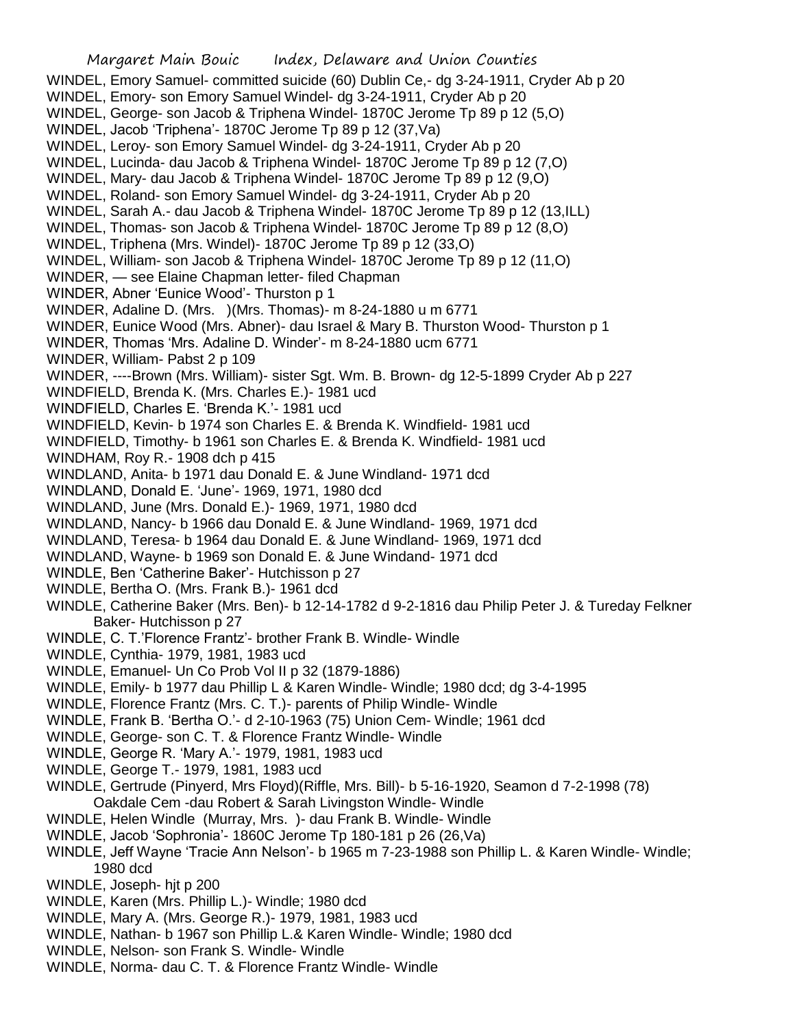WINDEL, Emory Samuel- committed suicide (60) Dublin Ce,- dg 3-24-1911, Cryder Ab p 20
WINDEL, Emory- son Emory Samuel Windel- dg 3-24-1911, Cryder Ab p 20
WINDEL, George- son Jacob & Triphena Windel- 1870C Jerome Tp 89 p 12 (5,O)
WINDEL, Jacob 'Triphena'- 1870C Jerome Tp 89 p 12 (37,Va)
WINDEL, Leroy- son Emory Samuel Windel- dg 3-24-1911, Cryder Ab p 20
WINDEL, Lucinda- dau Jacob & Triphena Windel- 1870C Jerome Tp 89 p 12 (7,O)
WINDEL, Mary- dau Jacob & Triphena Windel- 1870C Jerome Tp 89 p 12 (9,O)
WINDEL, Roland- son Emory Samuel Windel- dg 3-24-1911, Cryder Ab p 20
WINDEL, Sarah A.- dau Jacob & Triphena Windel- 1870C Jerome Tp 89 p 12 (13,ILL)
WINDEL, Thomas- son Jacob & Triphena Windel- 1870C Jerome Tp 89 p 12 (8,O)
WINDEL, Triphena (Mrs. Windel)- 1870C Jerome Tp 89 p 12 (33,O)
WINDEL, William- son Jacob & Triphena Windel- 1870C Jerome Tp 89 p 12 (11,O)
WINDER, — see Elaine Chapman letter- filed Chapman
WINDER, Abner 'Eunice Wood'- Thurston p 1
WINDER, Adaline D. (Mrs. )(Mrs. Thomas)- m 8-24-1880 u m 6771
WINDER, Eunice Wood (Mrs. Abner)- dau Israel & Mary B. Thurston Wood- Thurston p 1
WINDER, Thomas 'Mrs. Adaline D. Winder'- m 8-24-1880 ucm 6771
WINDER, William- Pabst 2 p 109
WINDER, ----Brown (Mrs. William)- sister Sgt. Wm. B. Brown- dg 12-5-1899 Cryder Ab p 227
WINDFIELD, Brenda K. (Mrs. Charles E.)- 1981 ucd
WINDFIELD, Charles E. 'Brenda K.'- 1981 ucd
WINDFIELD, Kevin- b 1974 son Charles E. & Brenda K. Windfield- 1981 ucd
WINDFIELD, Timothy- b 1961 son Charles E. & Brenda K. Windfield- 1981 ucd
WINDHAM, Roy R.- 1908 dch p 415
WINDLAND, Anita- b 1971 dau Donald E. & June Windland- 1971 dcd
WINDLAND, Donald E. 'June'- 1969, 1971, 1980 dcd
WINDLAND, June (Mrs. Donald E.)- 1969, 1971, 1980 dcd
WINDLAND, Nancy- b 1966 dau Donald E. & June Windland- 1969, 1971 dcd
WINDLAND, Teresa- b 1964 dau Donald E. & June Windland- 1969, 1971 dcd
WINDLAND, Wayne- b 1969 son Donald E. & June Windand- 1971 dcd
WINDLE, Ben 'Catherine Baker'- Hutchisson p 27
WINDLE, Bertha O. (Mrs. Frank B.)- 1961 dcd
WINDLE, Catherine Baker (Mrs. Ben)- b 12-14-1782 d 9-2-1816 dau Philip Peter J. & Tureday Felkner Baker- Hutchisson p 27
WINDLE, C. T.'Florence Frantz'- brother Frank B. Windle- Windle
WINDLE, Cynthia- 1979, 1981, 1983 ucd
WINDLE, Emanuel- Un Co Prob Vol II p 32 (1879-1886)
WINDLE, Emily- b 1977 dau Phillip L & Karen Windle- Windle; 1980 dcd; dg 3-4-1995
WINDLE, Florence Frantz (Mrs. C. T.)- parents of Philip Windle- Windle
WINDLE, Frank B. 'Bertha O.'- d 2-10-1963 (75) Union Cem- Windle; 1961 dcd
WINDLE, George- son C. T. & Florence Frantz Windle- Windle
WINDLE, George R. 'Mary A.'- 1979, 1981, 1983 ucd
WINDLE, George T.- 1979, 1981, 1983 ucd
WINDLE, Gertrude (Pinyerd, Mrs Floyd)(Riffle, Mrs. Bill)- b 5-16-1920, Seamon d 7-2-1998 (78) Oakdale Cem -dau Robert & Sarah Livingston Windle- Windle
WINDLE, Helen Windle (Murray, Mrs. )- dau Frank B. Windle- Windle
WINDLE, Jacob 'Sophronia'- 1860C Jerome Tp 180-181 p 26 (26,Va)
WINDLE, Jeff Wayne 'Tracie Ann Nelson'- b 1965 m 7-23-1988 son Phillip L. & Karen Windle- Windle; 1980 dcd
WINDLE, Joseph- hjt p 200
WINDLE, Karen (Mrs. Phillip L.)- Windle; 1980 dcd
WINDLE, Mary A. (Mrs. George R.)- 1979, 1981, 1983 ucd
WINDLE, Nathan- b 1967 son Phillip L.& Karen Windle- Windle; 1980 dcd
WINDLE, Nelson- son Frank S. Windle- Windle
WINDLE, Norma- dau C. T. & Florence Frantz Windle- Windle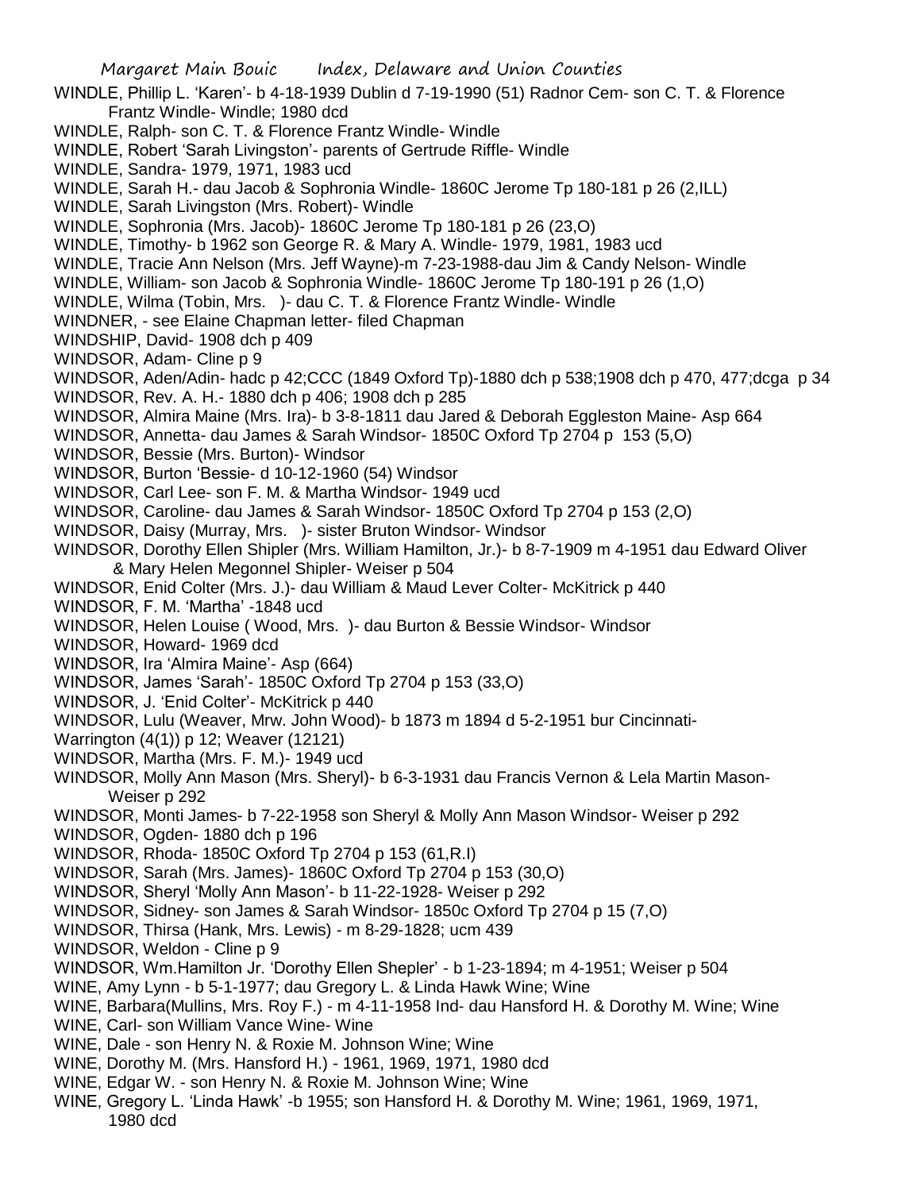WINDLE, Phillip L. 'Karen'- b 4-18-1939 Dublin d 7-19-1990 (51) Radnor Cem- son C. T. & Florence Frantz Windle- Windle; 1980 dcd

WINDLE, Ralph- son C. T. & Florence Frantz Windle- Windle

WINDLE, Robert 'Sarah Livingston'- parents of Gertrude Riffle- Windle

WINDLE, Sandra- 1979, 1971, 1983 ucd

WINDLE, Sarah H.- dau Jacob & Sophronia Windle- 1860C Jerome Tp 180-181 p 26 (2,ILL)

WINDLE, Sarah Livingston (Mrs. Robert)- Windle

WINDLE, Sophronia (Mrs. Jacob)- 1860C Jerome Tp 180-181 p 26 (23,O)

WINDLE, Timothy- b 1962 son George R. & Mary A. Windle- 1979, 1981, 1983 ucd

WINDLE, Tracie Ann Nelson (Mrs. Jeff Wayne)-m 7-23-1988-dau Jim & Candy Nelson- Windle

WINDLE, William- son Jacob & Sophronia Windle- 1860C Jerome Tp 180-191 p 26 (1,O)

WINDLE, Wilma (Tobin, Mrs. )- dau C. T. & Florence Frantz Windle- Windle

WINDNER, - see Elaine Chapman letter- filed Chapman

WINDSHIP, David- 1908 dch p 409

WINDSOR, Adam- Cline p 9

WINDSOR, Aden/Adin- hadc p 42;CCC (1849 Oxford Tp)-1880 dch p 538;1908 dch p 470, 477;dcga p 34

WINDSOR, Rev. A. H.- 1880 dch p 406; 1908 dch p 285

WINDSOR, Almira Maine (Mrs. Ira)- b 3-8-1811 dau Jared & Deborah Eggleston Maine- Asp 664

WINDSOR, Annetta- dau James & Sarah Windsor- 1850C Oxford Tp 2704 p 153 (5,O)

WINDSOR, Bessie (Mrs. Burton)- Windsor

WINDSOR, Burton 'Bessie- d 10-12-1960 (54) Windsor

WINDSOR, Carl Lee- son F. M. & Martha Windsor- 1949 ucd

WINDSOR, Caroline- dau James & Sarah Windsor- 1850C Oxford Tp 2704 p 153 (2,O)

WINDSOR, Daisy (Murray, Mrs. )- sister Bruton Windsor- Windsor

WINDSOR, Dorothy Ellen Shipler (Mrs. William Hamilton, Jr.)- b 8-7-1909 m 4-1951 dau Edward Oliver & Mary Helen Megonnel Shipler- Weiser p 504

WINDSOR, Enid Colter (Mrs. J.)- dau William & Maud Lever Colter- McKitrick p 440

WINDSOR, F. M. 'Martha' -1848 ucd

WINDSOR, Helen Louise ( Wood, Mrs. )- dau Burton & Bessie Windsor- Windsor

WINDSOR, Howard- 1969 dcd

WINDSOR, Ira 'Almira Maine'- Asp (664)

WINDSOR, James 'Sarah'- 1850C Oxford Tp 2704 p 153 (33,O)

WINDSOR, J. 'Enid Colter'- McKitrick p 440

WINDSOR, Lulu (Weaver, Mrw. John Wood)- b 1873 m 1894 d 5-2-1951 bur Cincinnati- Warrington (4(1)) p 12; Weaver (12121)

WINDSOR, Martha (Mrs. F. M.)- 1949 ucd

WINDSOR, Molly Ann Mason (Mrs. Sheryl)- b 6-3-1931 dau Francis Vernon & Lela Martin Mason- Weiser p 292

WINDSOR, Monti James- b 7-22-1958 son Sheryl & Molly Ann Mason Windsor- Weiser p 292

WINDSOR, Ogden- 1880 dch p 196

WINDSOR, Rhoda- 1850C Oxford Tp 2704 p 153 (61,R.I)

WINDSOR, Sarah (Mrs. James)- 1860C Oxford Tp 2704 p 153 (30,O)

WINDSOR, Sheryl 'Molly Ann Mason'- b 11-22-1928- Weiser p 292

WINDSOR, Sidney- son James & Sarah Windsor- 1850c Oxford Tp 2704 p 15 (7,O)

WINDSOR, Thirsa (Hank, Mrs. Lewis) - m 8-29-1828; ucm 439

WINDSOR, Weldon - Cline p 9

WINDSOR, Wm.Hamilton Jr. 'Dorothy Ellen Shepler' - b 1-23-1894; m 4-1951; Weiser p 504

WINE, Amy Lynn - b 5-1-1977; dau Gregory L. & Linda Hawk Wine; Wine

WINE, Barbara(Mullins, Mrs. Roy F.) - m 4-11-1958 Ind- dau Hansford H. & Dorothy M. Wine; Wine

WINE, Carl- son William Vance Wine- Wine

WINE, Dale - son Henry N. & Roxie M. Johnson Wine; Wine

WINE, Dorothy M. (Mrs. Hansford H.) - 1961, 1969, 1971, 1980 dcd

WINE, Edgar W. - son Henry N. & Roxie M. Johnson Wine; Wine

WINE, Gregory L. 'Linda Hawk' -b 1955; son Hansford H. & Dorothy M. Wine; 1961, 1969, 1971, 1980 dcd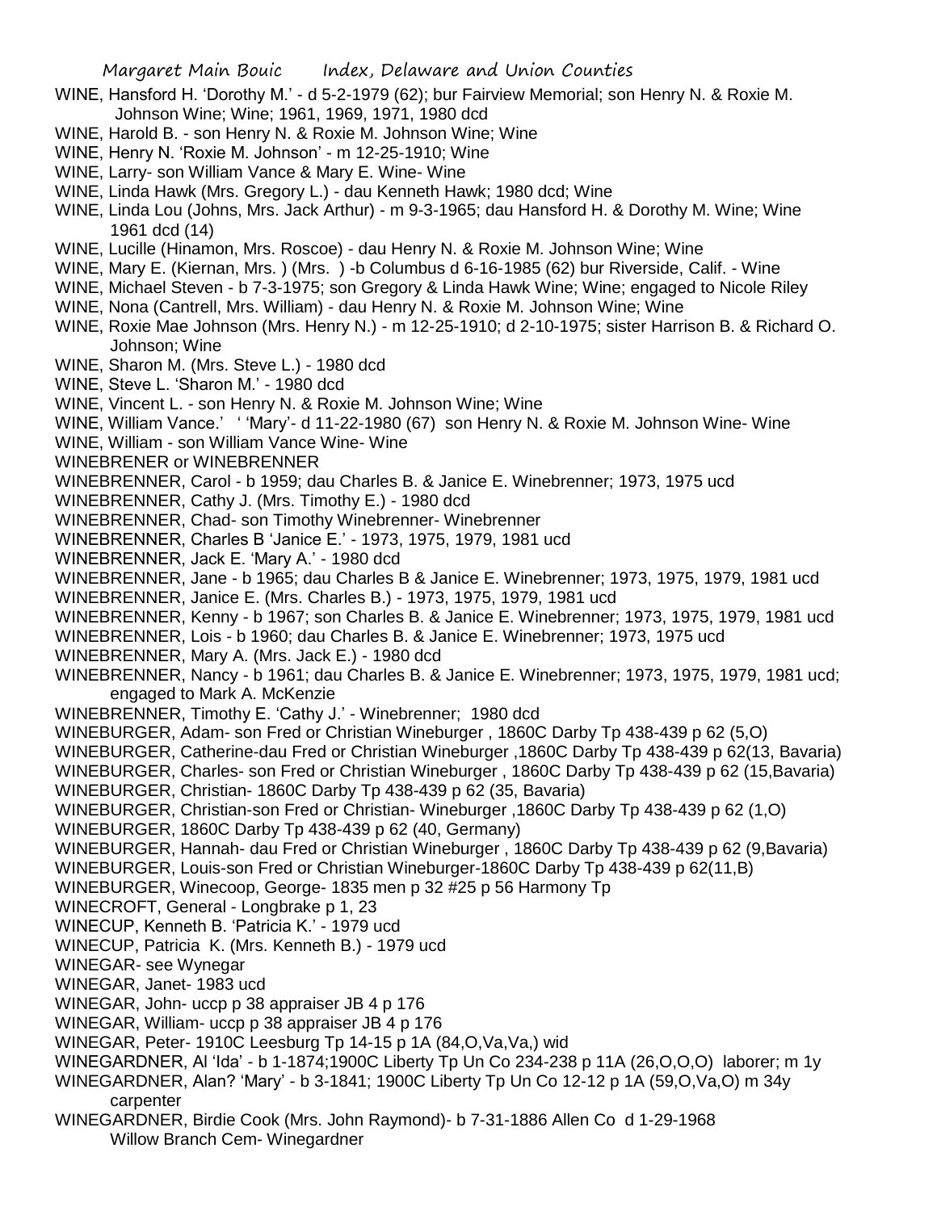WINE, Hansford H. 'Dorothy M.' - d 5-2-1979 (62); bur Fairview Memorial; son Henry N. & Roxie M. Johnson Wine; Wine; 1961, 1969, 1971, 1980 dcd

WINE, Harold B. - son Henry N. & Roxie M. Johnson Wine; Wine

WINE, Henry N. 'Roxie M. Johnson' - m 12-25-1910; Wine

WINE, Larry- son William Vance & Mary E. Wine- Wine

WINE, Linda Hawk (Mrs. Gregory L.) - dau Kenneth Hawk; 1980 dcd; Wine

WINE, Linda Lou (Johns, Mrs. Jack Arthur) - m 9-3-1965; dau Hansford H. & Dorothy M. Wine; Wine 1961 dcd (14)

WINE, Lucille (Hinamon, Mrs. Roscoe) - dau Henry N. & Roxie M. Johnson Wine; Wine

WINE, Mary E. (Kiernan, Mrs. ) (Mrs. ) -b Columbus d 6-16-1985 (62) bur Riverside, Calif. - Wine

WINE, Michael Steven - b 7-3-1975; son Gregory & Linda Hawk Wine; Wine; engaged to Nicole Riley

WINE, Nona (Cantrell, Mrs. William) - dau Henry N. & Roxie M. Johnson Wine; Wine

WINE, Roxie Mae Johnson (Mrs. Henry N.) - m 12-25-1910; d 2-10-1975; sister Harrison B. & Richard O. Johnson; Wine

WINE, Sharon M. (Mrs. Steve L.) - 1980 dcd

WINE, Steve L. 'Sharon M.' - 1980 dcd

WINE, Vincent L. - son Henry N. & Roxie M. Johnson Wine; Wine

WINE, William Vance.' ' 'Mary'- d 11-22-1980 (67) son Henry N. & Roxie M. Johnson Wine- Wine

WINE, William - son William Vance Wine- Wine

WINEBRENER or WINEBRENNER

WINEBRENNER, Carol - b 1959; dau Charles B. & Janice E. Winebrenner; 1973, 1975 ucd

WINEBRENNER, Cathy J. (Mrs. Timothy E.) - 1980 dcd

WINEBRENNER, Chad- son Timothy Winebrenner- Winebrenner

WINEBRENNER, Charles B 'Janice E.' - 1973, 1975, 1979, 1981 ucd

WINEBRENNER, Jack E. 'Mary A.' - 1980 dcd

WINEBRENNER, Jane - b 1965; dau Charles B & Janice E. Winebrenner; 1973, 1975, 1979, 1981 ucd

WINEBRENNER, Janice E. (Mrs. Charles B.) - 1973, 1975, 1979, 1981 ucd

WINEBRENNER, Kenny - b 1967; son Charles B. & Janice E. Winebrenner; 1973, 1975, 1979, 1981 ucd

WINEBRENNER, Lois - b 1960; dau Charles B. & Janice E. Winebrenner; 1973, 1975 ucd

WINEBRENNER, Mary A. (Mrs. Jack E.) - 1980 dcd

WINEBRENNER, Nancy - b 1961; dau Charles B. & Janice E. Winebrenner; 1973, 1975, 1979, 1981 ucd; engaged to Mark A. McKenzie

WINEBRENNER, Timothy E. 'Cathy J.' - Winebrenner; 1980 dcd

WINEBURGER, Adam- son Fred or Christian Wineburger , 1860C Darby Tp 438-439 p 62 (5,O)

WINEBURGER, Catherine-dau Fred or Christian Wineburger ,1860C Darby Tp 438-439 p 62(13, Bavaria)

WINEBURGER, Charles- son Fred or Christian Wineburger , 1860C Darby Tp 438-439 p 62 (15,Bavaria)

WINEBURGER, Christian- 1860C Darby Tp 438-439 p 62 (35, Bavaria)

WINEBURGER, Christian-son Fred or Christian- Wineburger ,1860C Darby Tp 438-439 p 62 (1,O)

WINEBURGER, 1860C Darby Tp 438-439 p 62 (40, Germany)

WINEBURGER, Hannah- dau Fred or Christian Wineburger , 1860C Darby Tp 438-439 p 62 (9,Bavaria)

WINEBURGER, Louis-son Fred or Christian Wineburger-1860C Darby Tp 438-439 p 62(11,B)

WINEBURGER, Winecoop, George- 1835 men p 32 #25 p 56 Harmony Tp

WINECROFT, General - Longbrake p 1, 23

WINECUP, Kenneth B. 'Patricia K.' - 1979 ucd

WINECUP, Patricia K. (Mrs. Kenneth B.) - 1979 ucd

WINEGAR- see Wynegar

WINEGAR, Janet- 1983 ucd

WINEGAR, John- uccp p 38 appraiser JB 4 p 176

WINEGAR, William- uccp p 38 appraiser JB 4 p 176

WINEGAR, Peter- 1910C Leesburg Tp 14-15 p 1A (84,O,Va,Va,) wid

WINEGARDNER, Al 'Ida' - b 1-1874;1900C Liberty Tp Un Co 234-238 p 11A (26,O,O,O) laborer; m 1y

WINEGARDNER, Alan? 'Mary' - b 3-1841; 1900C Liberty Tp Un Co 12-12 p 1A (59,O,Va,O) m 34y carpenter

WINEGARDNER, Birdie Cook (Mrs. John Raymond)- b 7-31-1886 Allen Co d 1-29-1968 Willow Branch Cem- Winegardner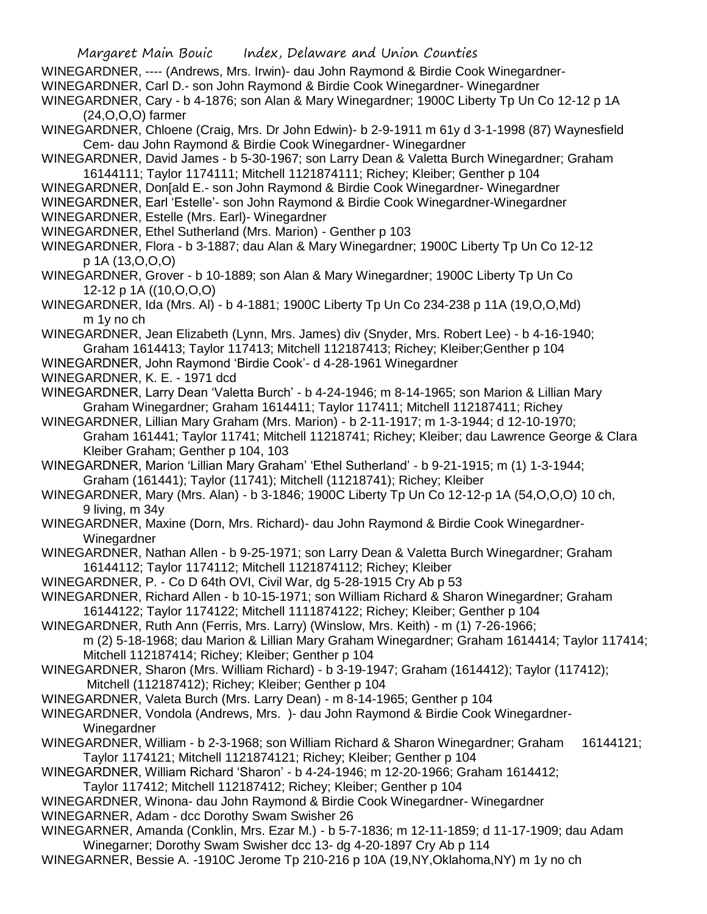WINEGARDNER, ---- (Andrews, Mrs. Irwin)- dau John Raymond & Birdie Cook Winegardner-

WINEGARDNER, Carl D.- son John Raymond & Birdie Cook Winegardner- Winegardner

WINEGARDNER, Cary - b 4-1876; son Alan & Mary Winegardner; 1900C Liberty Tp Un Co 12-12 p 1A (24,O,O,O) farmer

WINEGARDNER, Chloene (Craig, Mrs. Dr John Edwin)- b 2-9-1911 m 61y d 3-1-1998 (87) Waynesfield Cem- dau John Raymond & Birdie Cook Winegardner- Winegardner

WINEGARDNER, David James - b 5-30-1967; son Larry Dean & Valetta Burch Winegardner; Graham 16144111; Taylor 1174111; Mitchell 1121874111; Richey; Kleiber; Genther p 104

WINEGARDNER, Don[ald E.- son John Raymond & Birdie Cook Winegardner- Winegardner

WINEGARDNER, Earl 'Estelle'- son John Raymond & Birdie Cook Winegardner-Winegardner

WINEGARDNER, Estelle (Mrs. Earl)- Winegardner

WINEGARDNER, Ethel Sutherland (Mrs. Marion) - Genther p 103

WINEGARDNER, Flora - b 3-1887; dau Alan & Mary Winegardner; 1900C Liberty Tp Un Co 12-12 p 1A (13,O,O,O)

WINEGARDNER, Grover - b 10-1889; son Alan & Mary Winegardner; 1900C Liberty Tp Un Co 12-12 p 1A ((10,O,O,O)

WINEGARDNER, Ida (Mrs. Al) - b 4-1881; 1900C Liberty Tp Un Co 234-238 p 11A (19,O,O,Md) m 1y no ch

WINEGARDNER, Jean Elizabeth (Lynn, Mrs. James) div (Snyder, Mrs. Robert Lee) - b 4-16-1940; Graham 1614413; Taylor 117413; Mitchell 112187413; Richey; Kleiber;Genther p 104

WINEGARDNER, John Raymond 'Birdie Cook'- d 4-28-1961 Winegardner

WINEGARDNER, K. E. - 1971 dcd

WINEGARDNER, Larry Dean 'Valetta Burch' - b 4-24-1946; m 8-14-1965; son Marion & Lillian Mary Graham Winegardner; Graham 1614411; Taylor 117411; Mitchell 112187411; Richey

WINEGARDNER, Lillian Mary Graham (Mrs. Marion) - b 2-11-1917; m 1-3-1944; d 12-10-1970; Graham 161441; Taylor 11741; Mitchell 11218741; Richey; Kleiber; dau Lawrence George & Clara Kleiber Graham; Genther p 104, 103

WINEGARDNER, Marion 'Lillian Mary Graham' 'Ethel Sutherland' - b 9-21-1915; m (1) 1-3-1944; Graham (161441); Taylor (11741); Mitchell (11218741); Richey; Kleiber

WINEGARDNER, Mary (Mrs. Alan) - b 3-1846; 1900C Liberty Tp Un Co 12-12-p 1A (54,O,O,O) 10 ch, 9 living, m 34y

WINEGARDNER, Maxine (Dorn, Mrs. Richard)- dau John Raymond & Birdie Cook Winegardner- Winegardner

WINEGARDNER, Nathan Allen - b 9-25-1971; son Larry Dean & Valetta Burch Winegardner; Graham 16144112; Taylor 1174112; Mitchell 1121874112; Richey; Kleiber

WINEGARDNER, P. - Co D 64th OVI, Civil War, dg 5-28-1915 Cry Ab p 53

WINEGARDNER, Richard Allen - b 10-15-1971; son William Richard & Sharon Winegardner; Graham 16144122; Taylor 1174122; Mitchell 1111874122; Richey; Kleiber; Genther p 104

WINEGARDNER, Ruth Ann (Ferris, Mrs. Larry) (Winslow, Mrs. Keith) - m (1) 7-26-1966; m (2) 5-18-1968; dau Marion & Lillian Mary Graham Winegardner; Graham 1614414; Taylor 117414; Mitchell 112187414; Richey; Kleiber; Genther p 104

WINEGARDNER, Sharon (Mrs. William Richard) - b 3-19-1947; Graham (1614412); Taylor (117412); Mitchell (112187412); Richey; Kleiber; Genther p 104

WINEGARDNER, Valeta Burch (Mrs. Larry Dean) - m 8-14-1965; Genther p 104

WINEGARDNER, Vondola (Andrews, Mrs. )- dau John Raymond & Birdie Cook Winegardner- Winegardner

WINEGARDNER, William - b 2-3-1968; son William Richard & Sharon Winegardner; Graham 16144121; Taylor 1174121; Mitchell 1121874121; Richey; Kleiber; Genther p 104

WINEGARDNER, William Richard 'Sharon' - b 4-24-1946; m 12-20-1966; Graham 1614412; Taylor 117412; Mitchell 112187412; Richey; Kleiber; Genther p 104

WINEGARDNER, Winona- dau John Raymond & Birdie Cook Winegardner- Winegardner

WINEGARNER, Adam - dcc Dorothy Swam Swisher 26

WINEGARNER, Amanda (Conklin, Mrs. Ezar M.) - b 5-7-1836; m 12-11-1859; d 11-17-1909; dau Adam Winegarner; Dorothy Swam Swisher dcc 13- dg 4-20-1897 Cry Ab p 114

WINEGARNER, Bessie A. -1910C Jerome Tp 210-216 p 10A (19,NY,Oklahoma,NY) m 1y no ch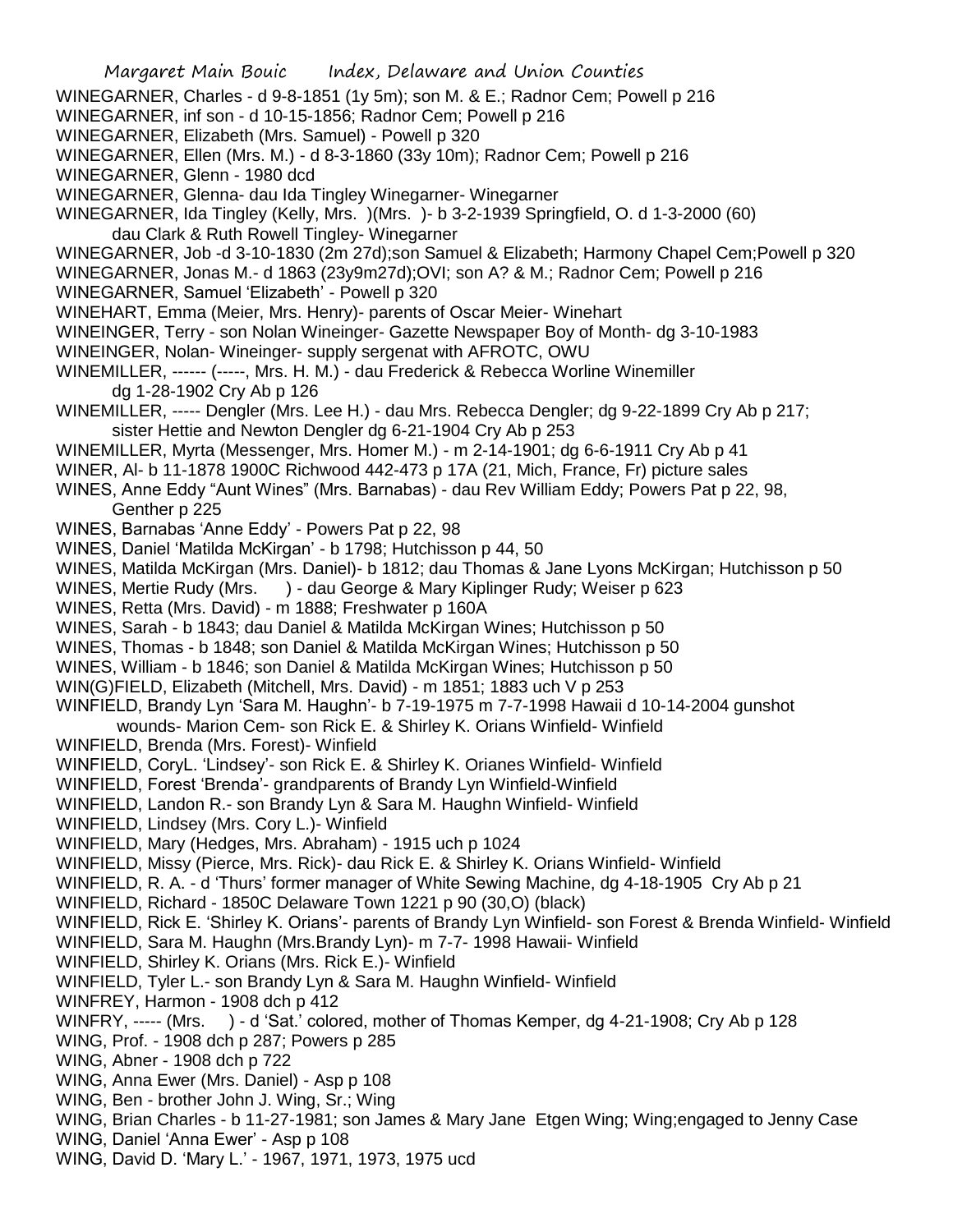WINEGARNER, Charles - d 9-8-1851 (1y 5m); son M. & E.; Radnor Cem; Powell p 216

WINEGARNER, inf son - d 10-15-1856; Radnor Cem; Powell p 216

WINEGARNER, Elizabeth (Mrs. Samuel) - Powell p 320

WINEGARNER, Ellen (Mrs. M.) - d 8-3-1860 (33y 10m); Radnor Cem; Powell p 216

WINEGARNER, Glenn - 1980 dcd

WINEGARNER, Glenna- dau Ida Tingley Winegarner- Winegarner

WINEGARNER, Ida Tingley (Kelly, Mrs. )(Mrs. )- b 3-2-1939 Springfield, O. d 1-3-2000 (60) dau Clark & Ruth Rowell Tingley- Winegarner

WINEGARNER, Job -d 3-10-1830 (2m 27d);son Samuel & Elizabeth; Harmony Chapel Cem;Powell p 320

WINEGARNER, Jonas M.- d 1863 (23y9m27d);OVI; son A? & M.; Radnor Cem; Powell p 216

WINEGARNER, Samuel 'Elizabeth' - Powell p 320

WINEHART, Emma (Meier, Mrs. Henry)- parents of Oscar Meier- Winehart

WINEINGER, Terry - son Nolan Wineinger- Gazette Newspaper Boy of Month- dg 3-10-1983

WINEINGER, Nolan- Wineinger- supply sergenat with AFROTC, OWU

WINEMILLER, ------ (-----, Mrs. H. M.) - dau Frederick & Rebecca Worline Winemiller dg 1-28-1902 Cry Ab p 126

WINEMILLER, ----- Dengler (Mrs. Lee H.) - dau Mrs. Rebecca Dengler; dg 9-22-1899 Cry Ab p 217; sister Hettie and Newton Dengler dg 6-21-1904 Cry Ab p 253

WINEMILLER, Myrta (Messenger, Mrs. Homer M.) - m 2-14-1901; dg 6-6-1911 Cry Ab p 41

WINER, Al- b 11-1878 1900C Richwood 442-473 p 17A (21, Mich, France, Fr) picture sales

WINES, Anne Eddy "Aunt Wines" (Mrs. Barnabas) - dau Rev William Eddy; Powers Pat p 22, 98, Genther p 225

WINES, Barnabas 'Anne Eddy' - Powers Pat p 22, 98

WINES, Daniel 'Matilda McKirgan' - b 1798; Hutchisson p 44, 50

WINES, Matilda McKirgan (Mrs. Daniel)- b 1812; dau Thomas & Jane Lyons McKirgan; Hutchisson p 50

WINES, Mertie Rudy (Mrs. ) - dau George & Mary Kiplinger Rudy; Weiser p 623

WINES, Retta (Mrs. David) - m 1888; Freshwater p 160A

WINES, Sarah - b 1843; dau Daniel & Matilda McKirgan Wines; Hutchisson p 50

WINES, Thomas - b 1848; son Daniel & Matilda McKirgan Wines; Hutchisson p 50

WINES, William - b 1846; son Daniel & Matilda McKirgan Wines; Hutchisson p 50

WIN(G)FIELD, Elizabeth (Mitchell, Mrs. David) - m 1851; 1883 uch V p 253

WINFIELD, Brandy Lyn 'Sara M. Haughn'- b 7-19-1975 m 7-7-1998 Hawaii d 10-14-2004 gunshot wounds- Marion Cem- son Rick E. & Shirley K. Orians Winfield- Winfield

WINFIELD, Brenda (Mrs. Forest)- Winfield

WINFIELD, CoryL. 'Lindsey'- son Rick E. & Shirley K. Orianes Winfield- Winfield

WINFIELD, Forest 'Brenda'- grandparents of Brandy Lyn Winfield-Winfield

WINFIELD, Landon R.- son Brandy Lyn & Sara M. Haughn Winfield- Winfield

WINFIELD, Lindsey (Mrs. Cory L.)- Winfield

WINFIELD, Mary (Hedges, Mrs. Abraham) - 1915 uch p 1024

WINFIELD, Missy (Pierce, Mrs. Rick)- dau Rick E. & Shirley K. Orians Winfield- Winfield

WINFIELD, R. A. - d 'Thurs' former manager of White Sewing Machine, dg 4-18-1905 Cry Ab p 21

WINFIELD, Richard - 1850C Delaware Town 1221 p 90 (30,O) (black)

WINFIELD, Rick E. 'Shirley K. Orians'- parents of Brandy Lyn Winfield- son Forest & Brenda Winfield- Winfield

WINFIELD, Sara M. Haughn (Mrs.Brandy Lyn)- m 7-7- 1998 Hawaii- Winfield

WINFIELD, Shirley K. Orians (Mrs. Rick E.)- Winfield

WINFIELD, Tyler L.- son Brandy Lyn & Sara M. Haughn Winfield- Winfield

WINFREY, Harmon - 1908 dch p 412

WINFRY, ----- (Mrs. ) - d 'Sat.' colored, mother of Thomas Kemper, dg 4-21-1908; Cry Ab p 128

WING, Prof. - 1908 dch p 287; Powers p 285

WING, Abner - 1908 dch p 722

WING, Anna Ewer (Mrs. Daniel) - Asp p 108

WING, Ben - brother John J. Wing, Sr.; Wing

WING, Brian Charles - b 11-27-1981; son James & Mary Jane Etgen Wing; Wing;engaged to Jenny Case

WING, Daniel 'Anna Ewer' - Asp p 108

WING, David D. 'Mary L.' - 1967, 1971, 1973, 1975 ucd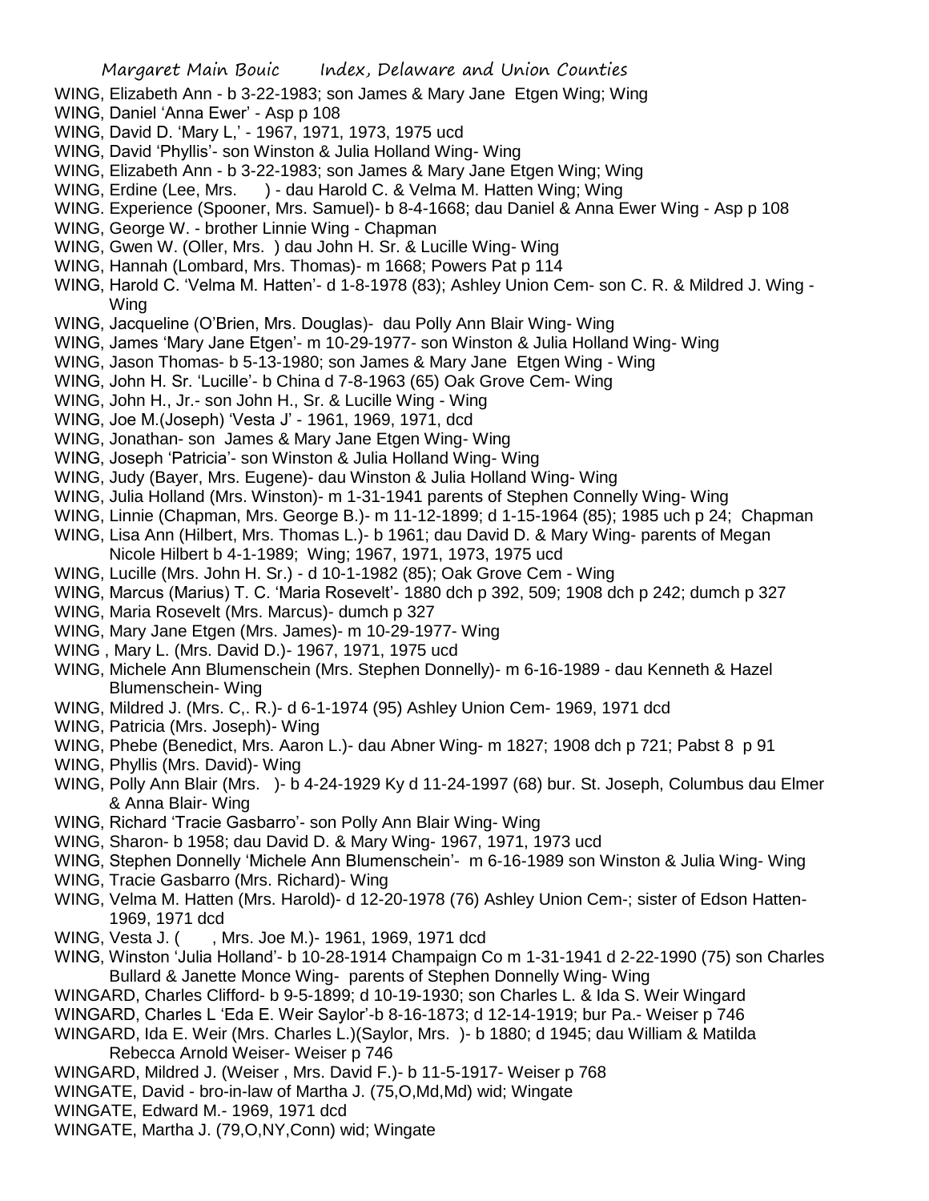WING, Elizabeth Ann - b 3-22-1983; son James & Mary Jane Etgen Wing; Wing
WING, Daniel 'Anna Ewer' - Asp p 108
WING, David D. 'Mary L,' - 1967, 1971, 1973, 1975 ucd
WING, David 'Phyllis'- son Winston & Julia Holland Wing- Wing
WING, Elizabeth Ann - b 3-22-1983; son James & Mary Jane Etgen Wing; Wing
WING, Erdine (Lee, Mrs. ) - dau Harold C. & Velma M. Hatten Wing; Wing
WING. Experience (Spooner, Mrs. Samuel)- b 8-4-1668; dau Daniel & Anna Ewer Wing - Asp p 108
WING, George W. - brother Linnie Wing - Chapman
WING, Gwen W. (Oller, Mrs. ) dau John H. Sr. & Lucille Wing- Wing
WING, Hannah (Lombard, Mrs. Thomas)- m 1668; Powers Pat p 114
WING, Harold C. 'Velma M. Hatten'- d 1-8-1978 (83); Ashley Union Cem- son C. R. & Mildred J. Wing - Wing
WING, Jacqueline (O'Brien, Mrs. Douglas)- dau Polly Ann Blair Wing- Wing
WING, James 'Mary Jane Etgen'- m 10-29-1977- son Winston & Julia Holland Wing- Wing
WING, Jason Thomas- b 5-13-1980; son James & Mary Jane Etgen Wing - Wing
WING, John H. Sr. 'Lucille'- b China d 7-8-1963 (65) Oak Grove Cem- Wing
WING, John H., Jr.- son John H., Sr. & Lucille Wing - Wing
WING, Joe M.(Joseph) 'Vesta J' - 1961, 1969, 1971, dcd
WING, Jonathan- son James & Mary Jane Etgen Wing- Wing
WING, Joseph 'Patricia'- son Winston & Julia Holland Wing- Wing
WING, Judy (Bayer, Mrs. Eugene)- dau Winston & Julia Holland Wing- Wing
WING, Julia Holland (Mrs. Winston)- m 1-31-1941 parents of Stephen Connelly Wing- Wing
WING, Linnie (Chapman, Mrs. George B.)- m 11-12-1899; d 1-15-1964 (85); 1985 uch p 24; Chapman
WING, Lisa Ann (Hilbert, Mrs. Thomas L.)- b 1961; dau David D. & Mary Wing- parents of Megan Nicole Hilbert b 4-1-1989; Wing; 1967, 1971, 1973, 1975 ucd
WING, Lucille (Mrs. John H. Sr.) - d 10-1-1982 (85); Oak Grove Cem - Wing
WING, Marcus (Marius) T. C. 'Maria Rosevelt'- 1880 dch p 392, 509; 1908 dch p 242; dumch p 327
WING, Maria Rosevelt (Mrs. Marcus)- dumch p 327
WING, Mary Jane Etgen (Mrs. James)- m 10-29-1977- Wing
WING , Mary L. (Mrs. David D.)- 1967, 1971, 1975 ucd
WING, Michele Ann Blumenschein (Mrs. Stephen Donnelly)- m 6-16-1989 - dau Kenneth & Hazel Blumenschein- Wing
WING, Mildred J. (Mrs. C,. R.)- d 6-1-1974 (95) Ashley Union Cem- 1969, 1971 dcd
WING, Patricia (Mrs. Joseph)- Wing
WING, Phebe (Benedict, Mrs. Aaron L.)- dau Abner Wing- m 1827; 1908 dch p 721; Pabst 8 p 91
WING, Phyllis (Mrs. David)- Wing
WING, Polly Ann Blair (Mrs. )- b 4-24-1929 Ky d 11-24-1997 (68) bur. St. Joseph, Columbus dau Elmer & Anna Blair- Wing
WING, Richard 'Tracie Gasbarro'- son Polly Ann Blair Wing- Wing
WING, Sharon- b 1958; dau David D. & Mary Wing- 1967, 1971, 1973 ucd
WING, Stephen Donnelly 'Michele Ann Blumenschein'- m 6-16-1989 son Winston & Julia Wing- Wing
WING, Tracie Gasbarro (Mrs. Richard)- Wing
WING, Velma M. Hatten (Mrs. Harold)- d 12-20-1978 (76) Ashley Union Cem-; sister of Edson Hatten- 1969, 1971 dcd
WING, Vesta J. ( , Mrs. Joe M.)- 1961, 1969, 1971 dcd
WING, Winston 'Julia Holland'- b 10-28-1914 Champaign Co m 1-31-1941 d 2-22-1990 (75) son Charles Bullard & Janette Monce Wing- parents of Stephen Donnelly Wing- Wing
WINGARD, Charles Clifford- b 9-5-1899; d 10-19-1930; son Charles L. & Ida S. Weir Wingard
WINGARD, Charles L 'Eda E. Weir Saylor'-b 8-16-1873; d 12-14-1919; bur Pa.- Weiser p 746
WINGARD, Ida E. Weir (Mrs. Charles L.)(Saylor, Mrs. )- b 1880; d 1945; dau William & Matilda Rebecca Arnold Weiser- Weiser p 746
WINGARD, Mildred J. (Weiser , Mrs. David F.)- b 11-5-1917- Weiser p 768
WINGATE, David - bro-in-law of Martha J. (75,O,Md,Md) wid; Wingate
WINGATE, Edward M.- 1969, 1971 dcd
WINGATE, Martha J. (79,O,NY,Conn) wid; Wingate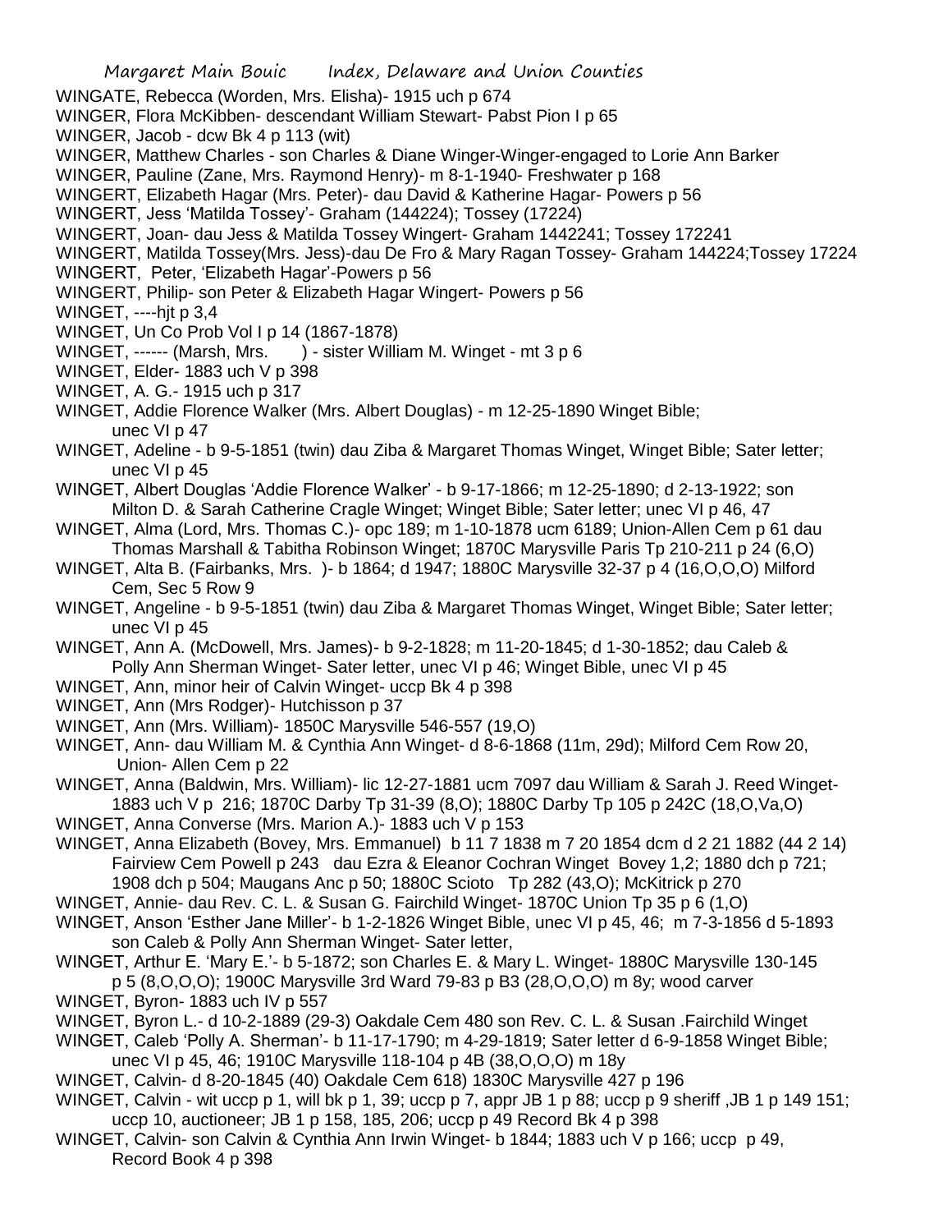WINGATE, Rebecca (Worden, Mrs. Elisha)- 1915 uch p 674

WINGER, Flora McKibben- descendant William Stewart- Pabst Pion I p 65

WINGER, Jacob - dcw Bk 4 p 113 (wit)

WINGER, Matthew Charles - son Charles & Diane Winger-Winger-engaged to Lorie Ann Barker

WINGER, Pauline (Zane, Mrs. Raymond Henry)- m 8-1-1940- Freshwater p 168

WINGERT, Elizabeth Hagar (Mrs. Peter)- dau David & Katherine Hagar- Powers p 56

WINGERT, Jess 'Matilda Tossey'- Graham (144224); Tossey (17224)

WINGERT, Joan- dau Jess & Matilda Tossey Wingert- Graham 1442241; Tossey 172241

WINGERT, Matilda Tossey(Mrs. Jess)-dau De Fro & Mary Ragan Tossey- Graham 144224;Tossey 17224

WINGERT, Peter, 'Elizabeth Hagar'-Powers p 56

WINGERT, Philip- son Peter & Elizabeth Hagar Wingert- Powers p 56

WINGET, ----hjt p 3,4

WINGET, Un Co Prob Vol I p 14 (1867-1878)

WINGET, ------ (Marsh, Mrs. ) - sister William M. Winget - mt 3 p 6

WINGET, Elder- 1883 uch V p 398

WINGET, A. G.- 1915 uch p 317

WINGET, Addie Florence Walker (Mrs. Albert Douglas) - m 12-25-1890 Winget Bible; unec VI p 47

WINGET, Adeline - b 9-5-1851 (twin) dau Ziba & Margaret Thomas Winget, Winget Bible; Sater letter; unec VI p 45

WINGET, Albert Douglas 'Addie Florence Walker' - b 9-17-1866; m 12-25-1890; d 2-13-1922; son Milton D. & Sarah Catherine Cragle Winget; Winget Bible; Sater letter; unec VI p 46, 47

WINGET, Alma (Lord, Mrs. Thomas C.)- opc 189; m 1-10-1878 ucm 6189; Union-Allen Cem p 61 dau Thomas Marshall & Tabitha Robinson Winget; 1870C Marysville Paris Tp 210-211 p 24 (6,O)

WINGET, Alta B. (Fairbanks, Mrs. )- b 1864; d 1947; 1880C Marysville 32-37 p 4 (16,O,O,O) Milford Cem, Sec 5 Row 9

WINGET, Angeline - b 9-5-1851 (twin) dau Ziba & Margaret Thomas Winget, Winget Bible; Sater letter; unec VI p 45

WINGET, Ann A. (McDowell, Mrs. James)- b 9-2-1828; m 11-20-1845; d 1-30-1852; dau Caleb & Polly Ann Sherman Winget- Sater letter, unec VI p 46; Winget Bible, unec VI p 45

WINGET, Ann, minor heir of Calvin Winget- uccp Bk 4 p 398

WINGET, Ann (Mrs Rodger)- Hutchisson p 37

WINGET, Ann (Mrs. William)- 1850C Marysville 546-557 (19,O)

WINGET, Ann- dau William M. & Cynthia Ann Winget- d 8-6-1868 (11m, 29d); Milford Cem Row 20, Union- Allen Cem p 22

WINGET, Anna (Baldwin, Mrs. William)- lic 12-27-1881 ucm 7097 dau William & Sarah J. Reed Winget- 1883 uch V p 216; 1870C Darby Tp 31-39 (8,O); 1880C Darby Tp 105 p 242C (18,O,Va,O)

WINGET, Anna Converse (Mrs. Marion A.)- 1883 uch V p 153

WINGET, Anna Elizabeth (Bovey, Mrs. Emmanuel) b 11 7 1838 m 7 20 1854 dcm d 2 21 1882 (44 2 14) Fairview Cem Powell p 243 dau Ezra & Eleanor Cochran Winget Bovey 1,2; 1880 dch p 721; 1908 dch p 504; Maugans Anc p 50; 1880C Scioto Tp 282 (43,O); McKitrick p 270

WINGET, Annie- dau Rev. C. L. & Susan G. Fairchild Winget- 1870C Union Tp 35 p 6 (1,O)

WINGET, Anson 'Esther Jane Miller'- b 1-2-1826 Winget Bible, unec VI p 45, 46; m 7-3-1856 d 5-1893 son Caleb & Polly Ann Sherman Winget- Sater letter,

WINGET, Arthur E. 'Mary E.'- b 5-1872; son Charles E. & Mary L. Winget- 1880C Marysville 130-145 p 5 (8,O,O,O); 1900C Marysville 3rd Ward 79-83 p B3 (28,O,O,O) m 8y; wood carver

WINGET, Byron- 1883 uch IV p 557

WINGET, Byron L.- d 10-2-1889 (29-3) Oakdale Cem 480 son Rev. C. L. & Susan .Fairchild Winget

WINGET, Caleb 'Polly A. Sherman'- b 11-17-1790; m 4-29-1819; Sater letter d 6-9-1858 Winget Bible; unec VI p 45, 46; 1910C Marysville 118-104 p 4B (38,O,O,O) m 18y

WINGET, Calvin- d 8-20-1845 (40) Oakdale Cem 618) 1830C Marysville 427 p 196

WINGET, Calvin - wit uccp p 1, will bk p 1, 39; uccp p 7, appr JB 1 p 88; uccp p 9 sheriff ,JB 1 p 149 151; uccp 10, auctioneer; JB 1 p 158, 185, 206; uccp p 49 Record Bk 4 p 398

WINGET, Calvin- son Calvin & Cynthia Ann Irwin Winget- b 1844; 1883 uch V p 166; uccp p 49, Record Book 4 p 398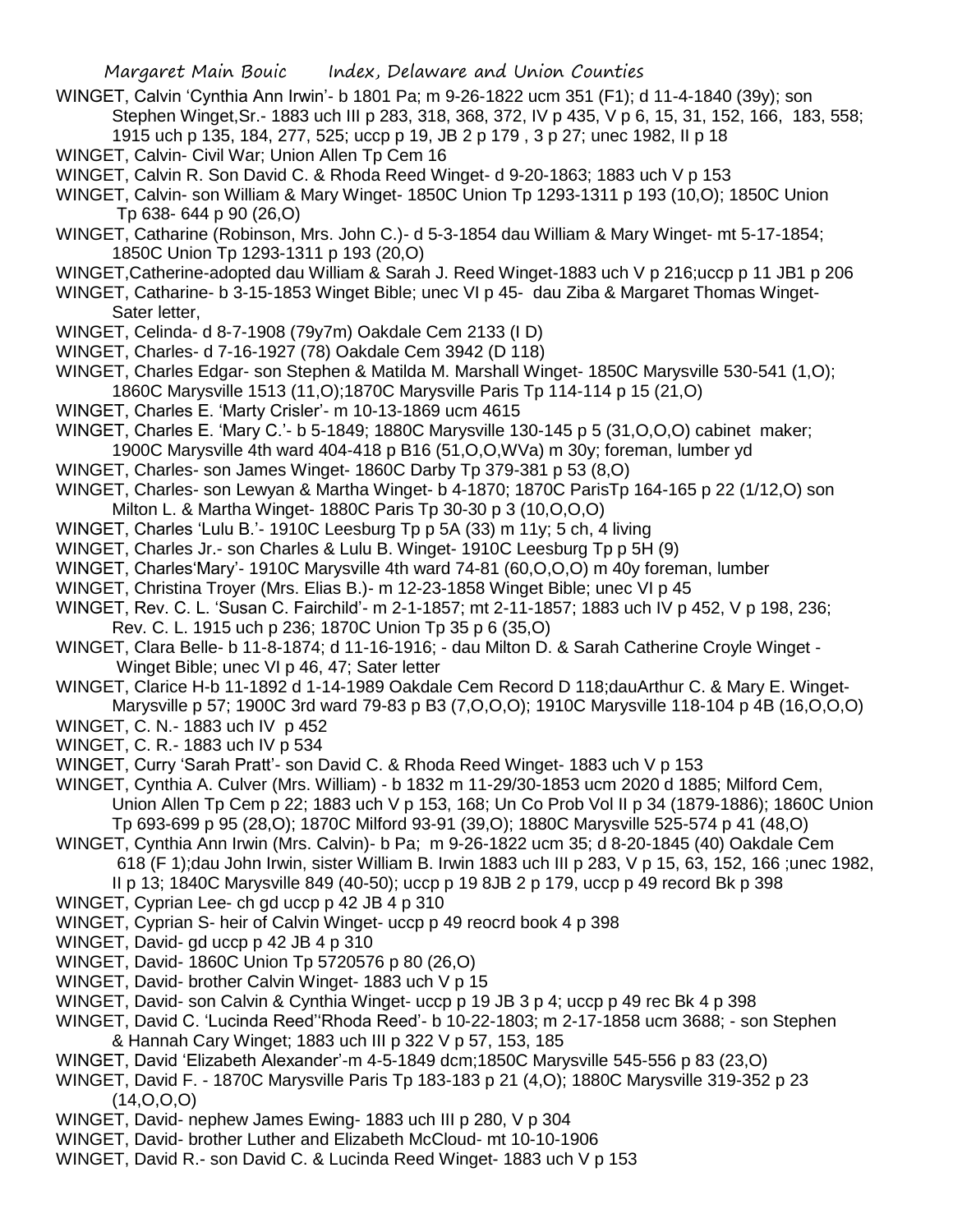WINGET, Calvin 'Cynthia Ann Irwin'- b 1801 Pa; m 9-26-1822 ucm 351 (F1); d 11-4-1840 (39y); son Stephen Winget,Sr.- 1883 uch III p 283, 318, 368, 372, IV p 435, V p 6, 15, 31, 152, 166, 183, 558; 1915 uch p 135, 184, 277, 525; uccp p 19, JB 2 p 179 , 3 p 27; unec 1982, II p 18

WINGET, Calvin- Civil War; Union Allen Tp Cem 16

WINGET, Calvin R. Son David C. & Rhoda Reed Winget- d 9-20-1863; 1883 uch V p 153

WINGET, Calvin- son William & Mary Winget- 1850C Union Tp 1293-1311 p 193 (10,O); 1850C Union Tp 638- 644 p 90 (26,O)

WINGET, Catharine (Robinson, Mrs. John C.)- d 5-3-1854 dau William & Mary Winget- mt 5-17-1854; 1850C Union Tp 1293-1311 p 193 (20,O)

WINGET,Catherine-adopted dau William & Sarah J. Reed Winget-1883 uch V p 216;uccp p 11 JB1 p 206

WINGET, Catharine- b 3-15-1853 Winget Bible; unec VI p 45- dau Ziba & Margaret Thomas Winget- Sater letter,

WINGET, Celinda- d 8-7-1908 (79y7m) Oakdale Cem 2133 (I D)

WINGET, Charles- d 7-16-1927 (78) Oakdale Cem 3942 (D 118)

WINGET, Charles Edgar- son Stephen & Matilda M. Marshall Winget- 1850C Marysville 530-541 (1,O); 1860C Marysville 1513 (11,O);1870C Marysville Paris Tp 114-114 p 15 (21,O)

WINGET, Charles E. 'Marty Crisler'- m 10-13-1869 ucm 4615

WINGET, Charles E. 'Mary C.'- b 5-1849; 1880C Marysville 130-145 p 5 (31,O,O,O) cabinet maker; 1900C Marysville 4th ward 404-418 p B16 (51,O,O,WVa) m 30y; foreman, lumber yd

WINGET, Charles- son James Winget- 1860C Darby Tp 379-381 p 53 (8,O)

WINGET, Charles- son Lewyan & Martha Winget- b 4-1870; 1870C ParisTp 164-165 p 22 (1/12,O) son Milton L. & Martha Winget- 1880C Paris Tp 30-30 p 3 (10,O,O,O)

WINGET, Charles 'Lulu B.'- 1910C Leesburg Tp p 5A (33) m 11y; 5 ch, 4 living

WINGET, Charles Jr.- son Charles & Lulu B. Winget- 1910C Leesburg Tp p 5H (9)

WINGET, Charles'Mary'- 1910C Marysville 4th ward 74-81 (60,O,O,O) m 40y foreman, lumber

WINGET, Christina Troyer (Mrs. Elias B.)- m 12-23-1858 Winget Bible; unec VI p 45

WINGET, Rev. C. L. 'Susan C. Fairchild'- m 2-1-1857; mt 2-11-1857; 1883 uch IV p 452, V p 198, 236; Rev. C. L. 1915 uch p 236; 1870C Union Tp 35 p 6 (35,O)

WINGET, Clara Belle- b 11-8-1874; d 11-16-1916; - dau Milton D. & Sarah Catherine Croyle Winget - Winget Bible; unec VI p 46, 47; Sater letter

WINGET, Clarice H-b 11-1892 d 1-14-1989 Oakdale Cem Record D 118;dauArthur C. & Mary E. Winget-Marysville p 57; 1900C 3rd ward 79-83 p B3 (7,O,O,O); 1910C Marysville 118-104 p 4B (16,O,O,O)

WINGET, C. N.- 1883 uch IV p 452

WINGET, C. R.- 1883 uch IV p 534

WINGET, Curry 'Sarah Pratt'- son David C. & Rhoda Reed Winget- 1883 uch V p 153

WINGET, Cynthia A. Culver (Mrs. William) - b 1832 m 11-29/30-1853 ucm 2020 d 1885; Milford Cem, Union Allen Tp Cem p 22; 1883 uch V p 153, 168; Un Co Prob Vol II p 34 (1879-1886); 1860C Union Tp 693-699 p 95 (28,O); 1870C Milford 93-91 (39,O); 1880C Marysville 525-574 p 41 (48,O)

WINGET, Cynthia Ann Irwin (Mrs. Calvin)- b Pa; m 9-26-1822 ucm 35; d 8-20-1845 (40) Oakdale Cem 618 (F 1);dau John Irwin, sister William B. Irwin 1883 uch III p 283, V p 15, 63, 152, 166 ;unec 1982, II p 13; 1840C Marysville 849 (40-50); uccp p 19 8JB 2 p 179, uccp p 49 record Bk p 398

WINGET, Cyprian Lee- ch gd uccp p 42 JB 4 p 310

WINGET, Cyprian S- heir of Calvin Winget- uccp p 49 reocrd book 4 p 398

WINGET, David- gd uccp p 42 JB 4 p 310

WINGET, David- 1860C Union Tp 5720576 p 80 (26,O)

WINGET, David- brother Calvin Winget- 1883 uch V p 15

WINGET, David- son Calvin & Cynthia Winget- uccp p 19 JB 3 p 4; uccp p 49 rec Bk 4 p 398

WINGET, David C. 'Lucinda Reed''Rhoda Reed'- b 10-22-1803; m 2-17-1858 ucm 3688; - son Stephen & Hannah Cary Winget; 1883 uch III p 322 V p 57, 153, 185

WINGET, David 'Elizabeth Alexander'-m 4-5-1849 dcm;1850C Marysville 545-556 p 83 (23,O)

WINGET, David F. - 1870C Marysville Paris Tp 183-183 p 21 (4,O); 1880C Marysville 319-352 p 23 (14,O,O,O)

WINGET, David- nephew James Ewing- 1883 uch III p 280, V p 304

WINGET, David- brother Luther and Elizabeth McCloud- mt 10-10-1906

WINGET, David R.- son David C. & Lucinda Reed Winget- 1883 uch V p 153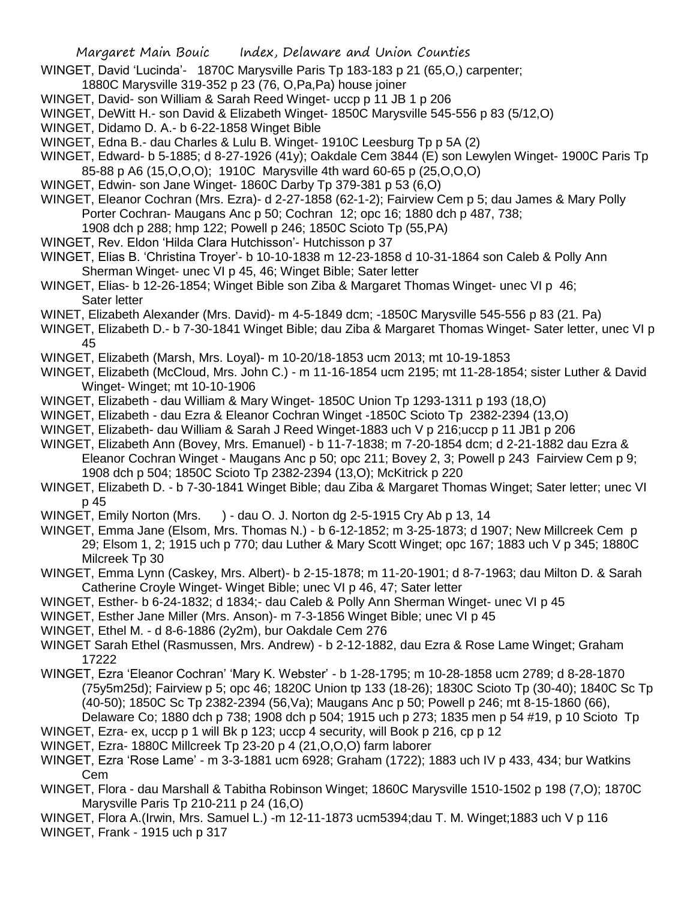WINGET, David 'Lucinda'- 1870C Marysville Paris Tp 183-183 p 21 (65,O,) carpenter; 1880C Marysville 319-352 p 23 (76, O,Pa,Pa) house joiner

WINGET, David- son William & Sarah Reed Winget- uccp p 11 JB 1 p 206

WINGET, DeWitt H.- son David & Elizabeth Winget- 1850C Marysville 545-556 p 83 (5/12,O)

WINGET, Didamo D. A.- b 6-22-1858 Winget Bible

WINGET, Edna B.- dau Charles & Lulu B. Winget- 1910C Leesburg Tp p 5A (2)

WINGET, Edward- b 5-1885; d 8-27-1926 (41y); Oakdale Cem 3844 (E) son Lewylen Winget- 1900C Paris Tp 85-88 p A6 (15,O,O,O); 1910C Marysville 4th ward 60-65 p (25,O,O,O)

WINGET, Edwin- son Jane Winget- 1860C Darby Tp 379-381 p 53 (6,O)

WINGET, Eleanor Cochran (Mrs. Ezra)- d 2-27-1858 (62-1-2); Fairview Cem p 5; dau James & Mary Polly Porter Cochran- Maugans Anc p 50; Cochran 12; opc 16; 1880 dch p 487, 738; 1908 dch p 288; hmp 122; Powell p 246; 1850C Scioto Tp (55,PA)

WINGET, Rev. Eldon 'Hilda Clara Hutchisson'- Hutchisson p 37

WINGET, Elias B. 'Christina Troyer'- b 10-10-1838 m 12-23-1858 d 10-31-1864 son Caleb & Polly Ann Sherman Winget- unec VI p 45, 46; Winget Bible; Sater letter

WINGET, Elias- b 12-26-1854; Winget Bible son Ziba & Margaret Thomas Winget- unec VI p 46; Sater letter

WINET, Elizabeth Alexander (Mrs. David)- m 4-5-1849 dcm; -1850C Marysville 545-556 p 83 (21. Pa)

WINGET, Elizabeth D.- b 7-30-1841 Winget Bible; dau Ziba & Margaret Thomas Winget- Sater letter, unec VI p 45

WINGET, Elizabeth (Marsh, Mrs. Loyal)- m 10-20/18-1853 ucm 2013; mt 10-19-1853

WINGET, Elizabeth (McCloud, Mrs. John C.) - m 11-16-1854 ucm 2195; mt 11-28-1854; sister Luther & David Winget- Winget; mt 10-10-1906

WINGET, Elizabeth - dau William & Mary Winget- 1850C Union Tp 1293-1311 p 193 (18,O)

WINGET, Elizabeth - dau Ezra & Eleanor Cochran Winget -1850C Scioto Tp 2382-2394 (13,O)

WINGET, Elizabeth- dau William & Sarah J Reed Winget-1883 uch V p 216;uccp p 11 JB1 p 206

WINGET, Elizabeth Ann (Bovey, Mrs. Emanuel) - b 11-7-1838; m 7-20-1854 dcm; d 2-21-1882 dau Ezra & Eleanor Cochran Winget - Maugans Anc p 50; opc 211; Bovey 2, 3; Powell p 243 Fairview Cem p 9; 1908 dch p 504; 1850C Scioto Tp 2382-2394 (13,O); McKitrick p 220

WINGET, Elizabeth D. - b 7-30-1841 Winget Bible; dau Ziba & Margaret Thomas Winget; Sater letter; unec VI p 45

WINGET, Emily Norton (Mrs. ) - dau O. J. Norton dg 2-5-1915 Cry Ab p 13, 14

WINGET, Emma Jane (Elsom, Mrs. Thomas N.) - b 6-12-1852; m 3-25-1873; d 1907; New Millcreek Cem p 29; Elsom 1, 2; 1915 uch p 770; dau Luther & Mary Scott Winget; opc 167; 1883 uch V p 345; 1880C Milcreek Tp 30

WINGET, Emma Lynn (Caskey, Mrs. Albert)- b 2-15-1878; m 11-20-1901; d 8-7-1963; dau Milton D. & Sarah Catherine Croyle Winget- Winget Bible; unec VI p 46, 47; Sater letter

WINGET, Esther- b 6-24-1832; d 1834;- dau Caleb & Polly Ann Sherman Winget- unec VI p 45

WINGET, Esther Jane Miller (Mrs. Anson)- m 7-3-1856 Winget Bible; unec VI p 45

WINGET, Ethel M. - d 8-6-1886 (2y2m), bur Oakdale Cem 276

WINGET Sarah Ethel (Rasmussen, Mrs. Andrew) - b 2-12-1882, dau Ezra & Rose Lame Winget; Graham 17222

WINGET, Ezra 'Eleanor Cochran' 'Mary K. Webster' - b 1-28-1795; m 10-28-1858 ucm 2789; d 8-28-1870 (75y5m25d); Fairview p 5; opc 46; 1820C Union tp 133 (18-26); 1830C Scioto Tp (30-40); 1840C Sc Tp (40-50); 1850C Sc Tp 2382-2394 (56,Va); Maugans Anc p 50; Powell p 246; mt 8-15-1860 (66), Delaware Co; 1880 dch p 738; 1908 dch p 504; 1915 uch p 273; 1835 men p 54 #19, p 10 Scioto Tp

WINGET, Ezra- ex, uccp p 1 will Bk p 123; uccp 4 security, will Book p 216, cp p 12

WINGET, Ezra- 1880C Millcreek Tp 23-20 p 4 (21,O,O,O) farm laborer

WINGET, Ezra 'Rose Lame' - m 3-3-1881 ucm 6928; Graham (1722); 1883 uch IV p 433, 434; bur Watkins Cem

WINGET, Flora - dau Marshall & Tabitha Robinson Winget; 1860C Marysville 1510-1502 p 198 (7,O); 1870C Marysville Paris Tp 210-211 p 24 (16,O)

WINGET, Flora A.(Irwin, Mrs. Samuel L.) -m 12-11-1873 ucm5394;dau T. M. Winget;1883 uch V p 116

WINGET, Frank - 1915 uch p 317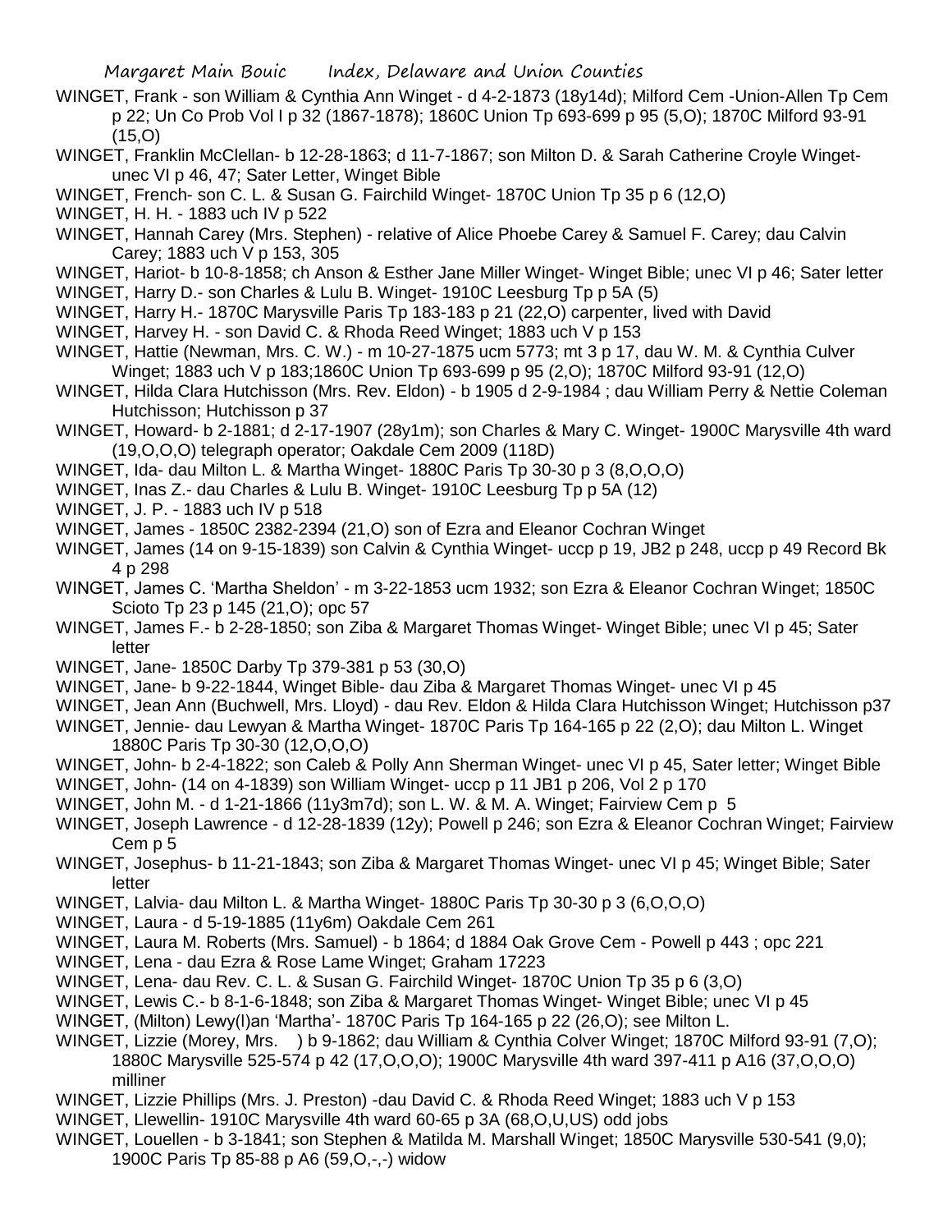WINGET, Frank - son William & Cynthia Ann Winget - d 4-2-1873 (18y14d); Milford Cem -Union-Allen Tp Cem p 22; Un Co Prob Vol I p 32 (1867-1878); 1860C Union Tp 693-699 p 95 (5,O); 1870C Milford 93-91 (15,O)

WINGET, Franklin McClellan- b 12-28-1863; d 11-7-1867; son Milton D. & Sarah Catherine Croyle Winget- unec VI p 46, 47; Sater Letter, Winget Bible

WINGET, French- son C. L. & Susan G. Fairchild Winget- 1870C Union Tp 35 p 6 (12,O)

WINGET, H. H. - 1883 uch IV p 522

WINGET, Hannah Carey (Mrs. Stephen) - relative of Alice Phoebe Carey & Samuel F. Carey; dau Calvin Carey; 1883 uch V p 153, 305

WINGET, Hariot- b 10-8-1858; ch Anson & Esther Jane Miller Winget- Winget Bible; unec VI p 46; Sater letter

WINGET, Harry D.- son Charles & Lulu B. Winget- 1910C Leesburg Tp p 5A (5)

WINGET, Harry H.- 1870C Marysville Paris Tp 183-183 p 21 (22,O) carpenter, lived with David

WINGET, Harvey H. - son David C. & Rhoda Reed Winget; 1883 uch V p 153

WINGET, Hattie (Newman, Mrs. C. W.) - m 10-27-1875 ucm 5773; mt 3 p 17, dau W. M. & Cynthia Culver Winget; 1883 uch V p 183;1860C Union Tp 693-699 p 95 (2,O); 1870C Milford 93-91 (12,O)

WINGET, Hilda Clara Hutchisson (Mrs. Rev. Eldon) - b 1905 d 2-9-1984 ; dau William Perry & Nettie Coleman Hutchisson; Hutchisson p 37

WINGET, Howard- b 2-1881; d 2-17-1907 (28y1m); son Charles & Mary C. Winget- 1900C Marysville 4th ward (19,O,O,O) telegraph operator; Oakdale Cem 2009 (118D)

WINGET, Ida- dau Milton L. & Martha Winget- 1880C Paris Tp 30-30 p 3 (8,O,O,O)

WINGET, Inas Z.- dau Charles & Lulu B. Winget- 1910C Leesburg Tp p 5A (12)

WINGET, J. P. - 1883 uch IV p 518

WINGET, James - 1850C 2382-2394 (21,O) son of Ezra and Eleanor Cochran Winget

WINGET, James (14 on 9-15-1839) son Calvin & Cynthia Winget- uccp p 19, JB2 p 248, uccp p 49 Record Bk 4 p 298

WINGET, James C. 'Martha Sheldon' - m 3-22-1853 ucm 1932; son Ezra & Eleanor Cochran Winget; 1850C Scioto Tp 23 p 145 (21,O); opc 57

WINGET, James F.- b 2-28-1850; son Ziba & Margaret Thomas Winget- Winget Bible; unec VI p 45; Sater letter

WINGET, Jane- 1850C Darby Tp 379-381 p 53 (30,O)

WINGET, Jane- b 9-22-1844, Winget Bible- dau Ziba & Margaret Thomas Winget- unec VI p 45

WINGET, Jean Ann (Buchwell, Mrs. Lloyd) - dau Rev. Eldon & Hilda Clara Hutchisson Winget; Hutchisson p37

WINGET, Jennie- dau Lewyan & Martha Winget- 1870C Paris Tp 164-165 p 22 (2,O); dau Milton L. Winget 1880C Paris Tp 30-30 (12,O,O,O)

WINGET, John- b 2-4-1822; son Caleb & Polly Ann Sherman Winget- unec VI p 45, Sater letter; Winget Bible

WINGET, John- (14 on 4-1839) son William Winget- uccp p 11 JB1 p 206, Vol 2 p 170

WINGET, John M. - d 1-21-1866 (11y3m7d); son L. W. & M. A. Winget; Fairview Cem p 5

WINGET, Joseph Lawrence - d 12-28-1839 (12y); Powell p 246; son Ezra & Eleanor Cochran Winget; Fairview Cem p 5

WINGET, Josephus- b 11-21-1843; son Ziba & Margaret Thomas Winget- unec VI p 45; Winget Bible; Sater letter

WINGET, Lalvia- dau Milton L. & Martha Winget- 1880C Paris Tp 30-30 p 3 (6,O,O,O)

WINGET, Laura - d 5-19-1885 (11y6m) Oakdale Cem 261

WINGET, Laura M. Roberts (Mrs. Samuel) - b 1864; d 1884 Oak Grove Cem - Powell p 443 ; opc 221

WINGET, Lena - dau Ezra & Rose Lame Winget; Graham 17223

WINGET, Lena- dau Rev. C. L. & Susan G. Fairchild Winget- 1870C Union Tp 35 p 6 (3,O)

WINGET, Lewis C.- b 8-1-6-1848; son Ziba & Margaret Thomas Winget- Winget Bible; unec VI p 45

WINGET, (Milton) Lewy(l)an 'Martha'- 1870C Paris Tp 164-165 p 22 (26,O); see Milton L.

WINGET, Lizzie (Morey, Mrs. ) b 9-1862; dau William & Cynthia Colver Winget; 1870C Milford 93-91 (7,O); 1880C Marysville 525-574 p 42 (17,O,O,O); 1900C Marysville 4th ward 397-411 p A16 (37,O,O,O) milliner

WINGET, Lizzie Phillips (Mrs. J. Preston) -dau David C. & Rhoda Reed Winget; 1883 uch V p 153

WINGET, Llewellin- 1910C Marysville 4th ward 60-65 p 3A (68,O,U,US) odd jobs

WINGET, Louellen - b 3-1841; son Stephen & Matilda M. Marshall Winget; 1850C Marysville 530-541 (9,0); 1900C Paris Tp 85-88 p A6 (59,O,-,-) widow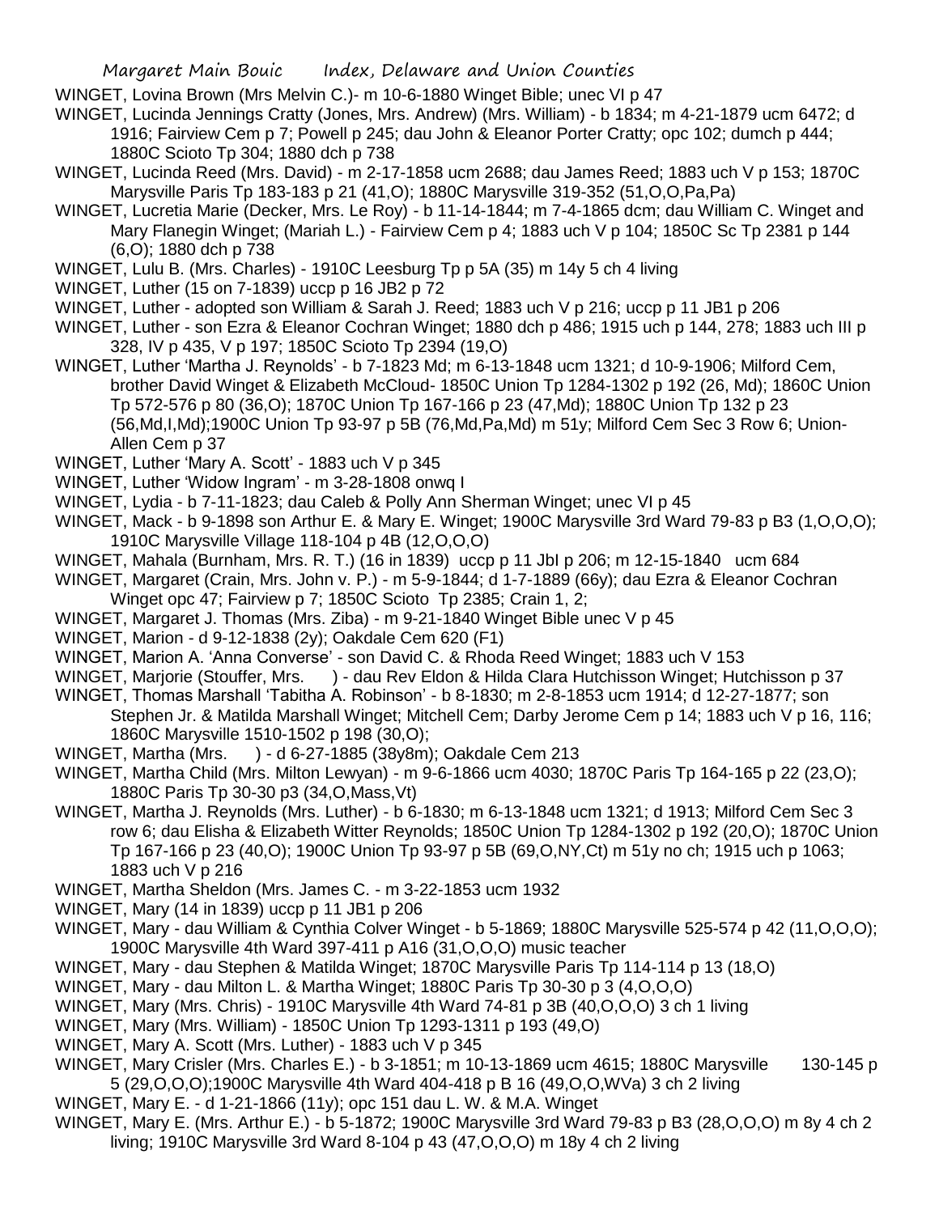WINGET, Lovina Brown (Mrs Melvin C.)- m 10-6-1880 Winget Bible; unec VI p 47

WINGET, Lucinda Jennings Cratty (Jones, Mrs. Andrew) (Mrs. William) - b 1834; m 4-21-1879 ucm 6472; d 1916; Fairview Cem p 7; Powell p 245; dau John & Eleanor Porter Cratty; opc 102; dumch p 444; 1880C Scioto Tp 304; 1880 dch p 738

WINGET, Lucinda Reed (Mrs. David) - m 2-17-1858 ucm 2688; dau James Reed; 1883 uch V p 153; 1870C Marysville Paris Tp 183-183 p 21 (41,O); 1880C Marysville 319-352 (51,O,O,Pa,Pa)

WINGET, Lucretia Marie (Decker, Mrs. Le Roy) - b 11-14-1844; m 7-4-1865 dcm; dau William C. Winget and Mary Flanegin Winget; (Mariah L.) - Fairview Cem p 4; 1883 uch V p 104; 1850C Sc Tp 2381 p 144 (6,O); 1880 dch p 738

WINGET, Lulu B. (Mrs. Charles) - 1910C Leesburg Tp p 5A (35) m 14y 5 ch 4 living

WINGET, Luther (15 on 7-1839) uccp p 16 JB2 p 72

WINGET, Luther - adopted son William & Sarah J. Reed; 1883 uch V p 216; uccp p 11 JB1 p 206

WINGET, Luther - son Ezra & Eleanor Cochran Winget; 1880 dch p 486; 1915 uch p 144, 278; 1883 uch III p 328, IV p 435, V p 197; 1850C Scioto Tp 2394 (19,O)

WINGET, Luther 'Martha J. Reynolds' - b 7-1823 Md; m 6-13-1848 ucm 1321; d 10-9-1906; Milford Cem, brother David Winget & Elizabeth McCloud- 1850C Union Tp 1284-1302 p 192 (26, Md); 1860C Union Tp 572-576 p 80 (36,O); 1870C Union Tp 167-166 p 23 (47,Md); 1880C Union Tp 132 p 23 (56,Md,I,Md);1900C Union Tp 93-97 p 5B (76,Md,Pa,Md) m 51y; Milford Cem Sec 3 Row 6; Union-Allen Cem p 37

WINGET, Luther 'Mary A. Scott' - 1883 uch V p 345

WINGET, Luther 'Widow Ingram' - m 3-28-1808 onwq I

WINGET, Lydia - b 7-11-1823; dau Caleb & Polly Ann Sherman Winget; unec VI p 45

WINGET, Mack - b 9-1898 son Arthur E. & Mary E. Winget; 1900C Marysville 3rd Ward 79-83 p B3 (1,O,O,O); 1910C Marysville Village 118-104 p 4B (12,O,O,O)

WINGET, Mahala (Burnham, Mrs. R. T.) (16 in 1839) uccp p 11 Jbl p 206; m 12-15-1840 ucm 684

WINGET, Margaret (Crain, Mrs. John v. P.) - m 5-9-1844; d 1-7-1889 (66y); dau Ezra & Eleanor Cochran Winget opc 47; Fairview p 7; 1850C Scioto Tp 2385; Crain 1, 2;

WINGET, Margaret J. Thomas (Mrs. Ziba) - m 9-21-1840 Winget Bible unec V p 45

WINGET, Marion - d 9-12-1838 (2y); Oakdale Cem 620 (F1)

WINGET, Marion A. 'Anna Converse' - son David C. & Rhoda Reed Winget; 1883 uch V 153

WINGET, Marjorie (Stouffer, Mrs. ) - dau Rev Eldon & Hilda Clara Hutchisson Winget; Hutchisson p 37

WINGET, Thomas Marshall 'Tabitha A. Robinson' - b 8-1830; m 2-8-1853 ucm 1914; d 12-27-1877; son Stephen Jr. & Matilda Marshall Winget; Mitchell Cem; Darby Jerome Cem p 14; 1883 uch V p 16, 116; 1860C Marysville 1510-1502 p 198 (30,O);

WINGET, Martha (Mrs. ) - d 6-27-1885 (38y8m); Oakdale Cem 213

WINGET, Martha Child (Mrs. Milton Lewyan) - m 9-6-1866 ucm 4030; 1870C Paris Tp 164-165 p 22 (23,O); 1880C Paris Tp 30-30 p3 (34,O,Mass,Vt)

WINGET, Martha J. Reynolds (Mrs. Luther) - b 6-1830; m 6-13-1848 ucm 1321; d 1913; Milford Cem Sec 3 row 6; dau Elisha & Elizabeth Witter Reynolds; 1850C Union Tp 1284-1302 p 192 (20,O); 1870C Union Tp 167-166 p 23 (40,O); 1900C Union Tp 93-97 p 5B (69,O,NY,Ct) m 51y no ch; 1915 uch p 1063; 1883 uch V p 216

WINGET, Martha Sheldon (Mrs. James C. - m 3-22-1853 ucm 1932

WINGET, Mary (14 in 1839) uccp p 11 JB1 p 206

WINGET, Mary - dau William & Cynthia Colver Winget - b 5-1869; 1880C Marysville 525-574 p 42 (11,O,O,O); 1900C Marysville 4th Ward 397-411 p A16 (31,O,O,O) music teacher

WINGET, Mary - dau Stephen & Matilda Winget; 1870C Marysville Paris Tp 114-114 p 13 (18,O)

WINGET, Mary - dau Milton L. & Martha Winget; 1880C Paris Tp 30-30 p 3 (4,O,O,O)

WINGET, Mary (Mrs. Chris) - 1910C Marysville 4th Ward 74-81 p 3B (40,O,O,O) 3 ch 1 living

WINGET, Mary (Mrs. William) - 1850C Union Tp 1293-1311 p 193 (49,O)

WINGET, Mary A. Scott (Mrs. Luther) - 1883 uch V p 345

WINGET, Mary Crisler (Mrs. Charles E.) - b 3-1851; m 10-13-1869 ucm 4615; 1880C Marysville 130-145 p 5 (29,O,O,O);1900C Marysville 4th Ward 404-418 p B 16 (49,O,O,WVa) 3 ch 2 living

WINGET, Mary E. - d 1-21-1866 (11y); opc 151 dau L. W. & M.A. Winget

WINGET, Mary E. (Mrs. Arthur E.) - b 5-1872; 1900C Marysville 3rd Ward 79-83 p B3 (28,O,O,O) m 8y 4 ch 2 living; 1910C Marysville 3rd Ward 8-104 p 43 (47,O,O,O) m 18y 4 ch 2 living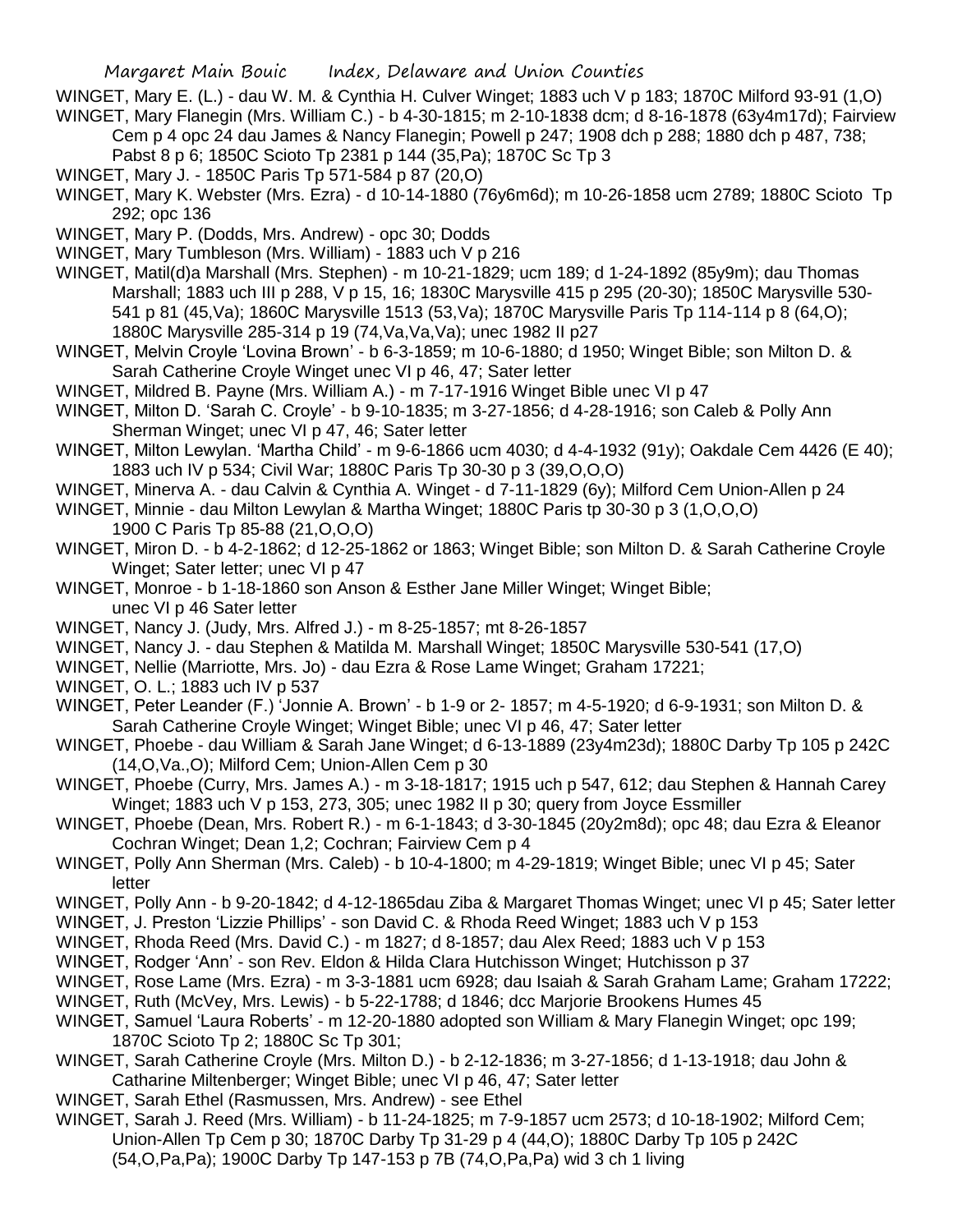WINGET, Mary E. (L.) - dau W. M. & Cynthia H. Culver Winget; 1883 uch V p 183; 1870C Milford 93-91 (1,O)

WINGET, Mary Flanegin (Mrs. William C.) - b 4-30-1815; m 2-10-1838 dcm; d 8-16-1878 (63y4m17d); Fairview Cem p 4 opc 24 dau James & Nancy Flanegin; Powell p 247; 1908 dch p 288; 1880 dch p 487, 738; Pabst 8 p 6; 1850C Scioto Tp 2381 p 144 (35,Pa); 1870C Sc Tp 3

WINGET, Mary J. - 1850C Paris Tp 571-584 p 87 (20,O)

WINGET, Mary K. Webster (Mrs. Ezra) - d 10-14-1880 (76y6m6d); m 10-26-1858 ucm 2789; 1880C Scioto Tp 292; opc 136

WINGET, Mary P. (Dodds, Mrs. Andrew) - opc 30; Dodds

WINGET, Mary Tumbleson (Mrs. William) - 1883 uch V p 216

WINGET, Matil(d)a Marshall (Mrs. Stephen) - m 10-21-1829; ucm 189; d 1-24-1892 (85y9m); dau Thomas Marshall; 1883 uch III p 288, V p 15, 16; 1830C Marysville 415 p 295 (20-30); 1850C Marysville 530-541 p 81 (45,Va); 1860C Marysville 1513 (53,Va); 1870C Marysville Paris Tp 114-114 p 8 (64,O); 1880C Marysville 285-314 p 19 (74,Va,Va,Va); unec 1982 II p27

WINGET, Melvin Croyle 'Lovina Brown' - b 6-3-1859; m 10-6-1880; d 1950; Winget Bible; son Milton D. & Sarah Catherine Croyle Winget unec VI p 46, 47; Sater letter

WINGET, Mildred B. Payne (Mrs. William A.) - m 7-17-1916 Winget Bible unec VI p 47

WINGET, Milton D. 'Sarah C. Croyle' - b 9-10-1835; m 3-27-1856; d 4-28-1916; son Caleb & Polly Ann Sherman Winget; unec VI p 47, 46; Sater letter

WINGET, Milton Lewylan. 'Martha Child' - m 9-6-1866 ucm 4030; d 4-4-1932 (91y); Oakdale Cem 4426 (E 40); 1883 uch IV p 534; Civil War; 1880C Paris Tp 30-30 p 3 (39,O,O,O)

WINGET, Minerva A. - dau Calvin & Cynthia A. Winget - d 7-11-1829 (6y); Milford Cem Union-Allen p 24

WINGET, Minnie - dau Milton Lewylan & Martha Winget; 1880C Paris tp 30-30 p 3 (1,O,O,O) 1900 C Paris Tp 85-88 (21,O,O,O)

WINGET, Miron D. - b 4-2-1862; d 12-25-1862 or 1863; Winget Bible; son Milton D. & Sarah Catherine Croyle Winget; Sater letter; unec VI p 47

WINGET, Monroe - b 1-18-1860 son Anson & Esther Jane Miller Winget; Winget Bible; unec VI p 46 Sater letter

WINGET, Nancy J. (Judy, Mrs. Alfred J.) - m 8-25-1857; mt 8-26-1857

WINGET, Nancy J. - dau Stephen & Matilda M. Marshall Winget; 1850C Marysville 530-541 (17,O)

WINGET, Nellie (Marriotte, Mrs. Jo) - dau Ezra & Rose Lame Winget; Graham 17221;

WINGET, O. L.; 1883 uch IV p 537

WINGET, Peter Leander (F.) 'Jonnie A. Brown' - b 1-9 or 2- 1857; m 4-5-1920; d 6-9-1931; son Milton D. & Sarah Catherine Croyle Winget; Winget Bible; unec VI p 46, 47; Sater letter

WINGET, Phoebe - dau William & Sarah Jane Winget; d 6-13-1889 (23y4m23d); 1880C Darby Tp 105 p 242C (14,O,Va.,O); Milford Cem; Union-Allen Cem p 30

WINGET, Phoebe (Curry, Mrs. James A.) - m 3-18-1817; 1915 uch p 547, 612; dau Stephen & Hannah Carey Winget; 1883 uch V p 153, 273, 305; unec 1982 II p 30; query from Joyce Essmiller

WINGET, Phoebe (Dean, Mrs. Robert R.) - m 6-1-1843; d 3-30-1845 (20y2m8d); opc 48; dau Ezra & Eleanor Cochran Winget; Dean 1,2; Cochran; Fairview Cem p 4

WINGET, Polly Ann Sherman (Mrs. Caleb) - b 10-4-1800; m 4-29-1819; Winget Bible; unec VI p 45; Sater letter

WINGET, Polly Ann - b 9-20-1842; d 4-12-1865dau Ziba & Margaret Thomas Winget; unec VI p 45; Sater letter

WINGET, J. Preston 'Lizzie Phillips' - son David C. & Rhoda Reed Winget; 1883 uch V p 153

WINGET, Rhoda Reed (Mrs. David C.) - m 1827; d 8-1857; dau Alex Reed; 1883 uch V p 153

WINGET, Rodger 'Ann' - son Rev. Eldon & Hilda Clara Hutchisson Winget; Hutchisson p 37

WINGET, Rose Lame (Mrs. Ezra) - m 3-3-1881 ucm 6928; dau Isaiah & Sarah Graham Lame; Graham 17222;

WINGET, Ruth (McVey, Mrs. Lewis) - b 5-22-1788; d 1846; dcc Marjorie Brookens Humes 45

WINGET, Samuel 'Laura Roberts' - m 12-20-1880 adopted son William & Mary Flanegin Winget; opc 199; 1870C Scioto Tp 2; 1880C Sc Tp 301;

WINGET, Sarah Catherine Croyle (Mrs. Milton D.) - b 2-12-1836; m 3-27-1856; d 1-13-1918; dau John & Catharine Miltenberger; Winget Bible; unec VI p 46, 47; Sater letter

WINGET, Sarah Ethel (Rasmussen, Mrs. Andrew) - see Ethel

WINGET, Sarah J. Reed (Mrs. William) - b 11-24-1825; m 7-9-1857 ucm 2573; d 10-18-1902; Milford Cem; Union-Allen Tp Cem p 30; 1870C Darby Tp 31-29 p 4 (44,O); 1880C Darby Tp 105 p 242C (54,O,Pa,Pa); 1900C Darby Tp 147-153 p 7B (74,O,Pa,Pa) wid 3 ch 1 living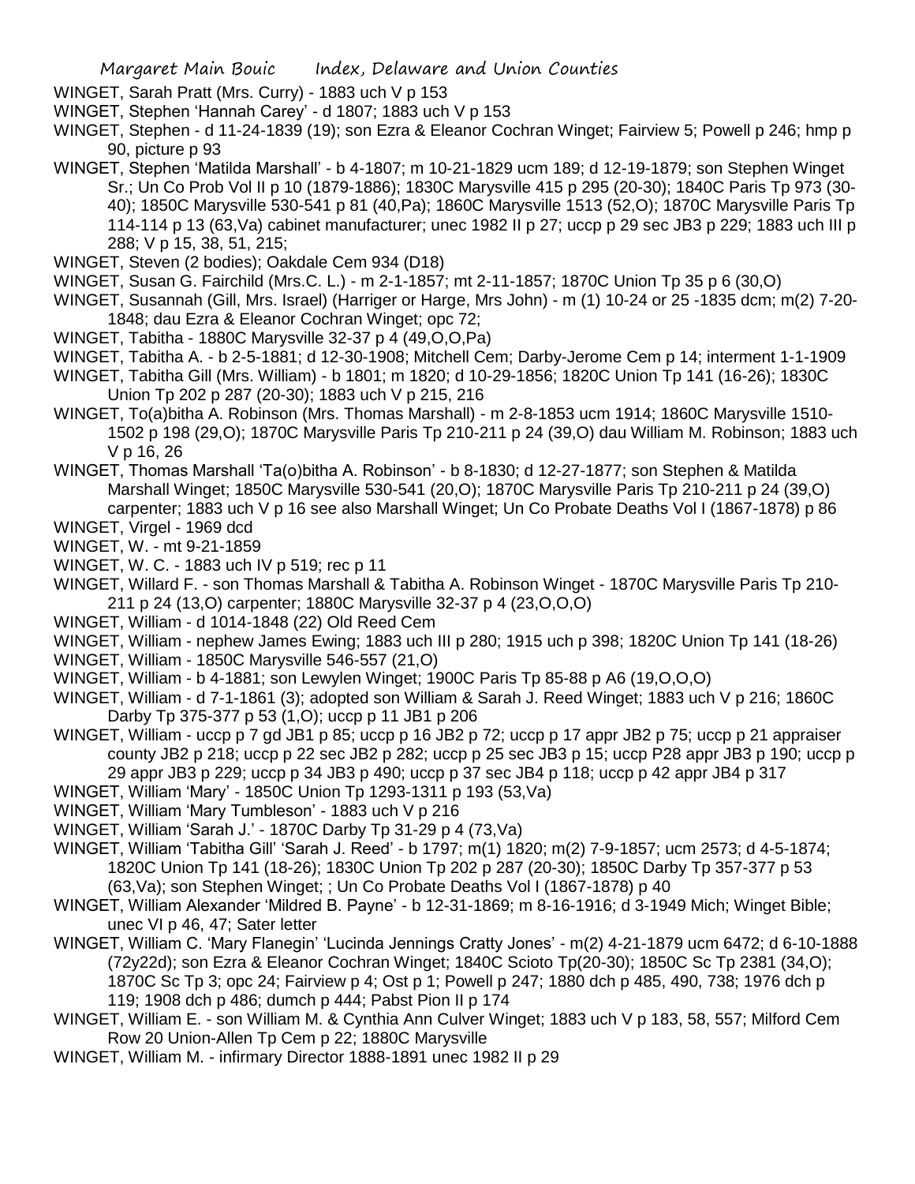WINGET, Sarah Pratt (Mrs. Curry) - 1883 uch V p 153

WINGET, Stephen 'Hannah Carey' - d 1807; 1883 uch V p 153

WINGET, Stephen - d 11-24-1839 (19); son Ezra & Eleanor Cochran Winget; Fairview 5; Powell p 246; hmp p 90, picture p 93

WINGET, Stephen 'Matilda Marshall' - b 4-1807; m 10-21-1829 ucm 189; d 12-19-1879; son Stephen Winget Sr.; Un Co Prob Vol II p 10 (1879-1886); 1830C Marysville 415 p 295 (20-30); 1840C Paris Tp 973 (30-40); 1850C Marysville 530-541 p 81 (40,Pa); 1860C Marysville 1513 (52,O); 1870C Marysville Paris Tp 114-114 p 13 (63,Va) cabinet manufacturer; unec 1982 II p 27; uccp p 29 sec JB3 p 229; 1883 uch III p 288; V p 15, 38, 51, 215;

WINGET, Steven (2 bodies); Oakdale Cem 934 (D18)

WINGET, Susan G. Fairchild (Mrs.C. L.) - m 2-1-1857; mt 2-11-1857; 1870C Union Tp 35 p 6 (30,O)

WINGET, Susannah (Gill, Mrs. Israel) (Harriger or Harge, Mrs John) - m (1) 10-24 or 25 -1835 dcm; m(2) 7-20-1848; dau Ezra & Eleanor Cochran Winget; opc 72;

WINGET, Tabitha - 1880C Marysville 32-37 p 4 (49,O,O,Pa)

WINGET, Tabitha A. - b 2-5-1881; d 12-30-1908; Mitchell Cem; Darby-Jerome Cem p 14; interment 1-1-1909

WINGET, Tabitha Gill (Mrs. William) - b 1801; m 1820; d 10-29-1856; 1820C Union Tp 141 (16-26); 1830C Union Tp 202 p 287 (20-30); 1883 uch V p 215, 216

WINGET, To(a)bitha A. Robinson (Mrs. Thomas Marshall) - m 2-8-1853 ucm 1914; 1860C Marysville 1510-1502 p 198 (29,O); 1870C Marysville Paris Tp 210-211 p 24 (39,O) dau William M. Robinson; 1883 uch V p 16, 26

WINGET, Thomas Marshall 'Ta(o)bitha A. Robinson' - b 8-1830; d 12-27-1877; son Stephen & Matilda Marshall Winget; 1850C Marysville 530-541 (20,O); 1870C Marysville Paris Tp 210-211 p 24 (39,O) carpenter; 1883 uch V p 16 see also Marshall Winget; Un Co Probate Deaths Vol I (1867-1878) p 86

WINGET, Virgel - 1969 dcd

WINGET, W. - mt 9-21-1859

WINGET, W. C. - 1883 uch IV p 519; rec p 11

WINGET, Willard F. - son Thomas Marshall & Tabitha A. Robinson Winget - 1870C Marysville Paris Tp 210-211 p 24 (13,O) carpenter; 1880C Marysville 32-37 p 4 (23,O,O,O)

WINGET, William - d 1014-1848 (22) Old Reed Cem

WINGET, William - nephew James Ewing; 1883 uch III p 280; 1915 uch p 398; 1820C Union Tp 141 (18-26)

WINGET, William - 1850C Marysville 546-557 (21,O)

WINGET, William - b 4-1881; son Lewylen Winget; 1900C Paris Tp 85-88 p A6 (19,O,O,O)

WINGET, William - d 7-1-1861 (3); adopted son William & Sarah J. Reed Winget; 1883 uch V p 216; 1860C Darby Tp 375-377 p 53 (1,O); uccp p 11 JB1 p 206

WINGET, William - uccp p 7 gd JB1 p 85; uccp p 16 JB2 p 72; uccp p 17 appr JB2 p 75; uccp p 21 appraiser county JB2 p 218; uccp p 22 sec JB2 p 282; uccp p 25 sec JB3 p 15; uccp P28 appr JB3 p 190; uccp p 29 appr JB3 p 229; uccp p 34 JB3 p 490; uccp p 37 sec JB4 p 118; uccp p 42 appr JB4 p 317

WINGET, William 'Mary' - 1850C Union Tp 1293-1311 p 193 (53,Va)

WINGET, William 'Mary Tumbleson' - 1883 uch V p 216

WINGET, William 'Sarah J.' - 1870C Darby Tp 31-29 p 4 (73,Va)

WINGET, William 'Tabitha Gill' 'Sarah J. Reed' - b 1797; m(1) 1820; m(2) 7-9-1857; ucm 2573; d 4-5-1874; 1820C Union Tp 141 (18-26); 1830C Union Tp 202 p 287 (20-30); 1850C Darby Tp 357-377 p 53 (63,Va); son Stephen Winget; ; Un Co Probate Deaths Vol I (1867-1878) p 40

WINGET, William Alexander 'Mildred B. Payne' - b 12-31-1869; m 8-16-1916; d 3-1949 Mich; Winget Bible; unec VI p 46, 47; Sater letter

WINGET, William C. 'Mary Flanegin' 'Lucinda Jennings Cratty Jones' - m(2) 4-21-1879 ucm 6472; d 6-10-1888 (72y22d); son Ezra & Eleanor Cochran Winget; 1840C Scioto Tp(20-30); 1850C Sc Tp 2381 (34,O); 1870C Sc Tp 3; opc 24; Fairview p 4; Ost p 1; Powell p 247; 1880 dch p 485, 490, 738; 1976 dch p 119; 1908 dch p 486; dumch p 444; Pabst Pion II p 174

WINGET, William E. - son William M. & Cynthia Ann Culver Winget; 1883 uch V p 183, 58, 557; Milford Cem Row 20 Union-Allen Tp Cem p 22; 1880C Marysville

WINGET, William M. - infirmary Director 1888-1891 unec 1982 II p 29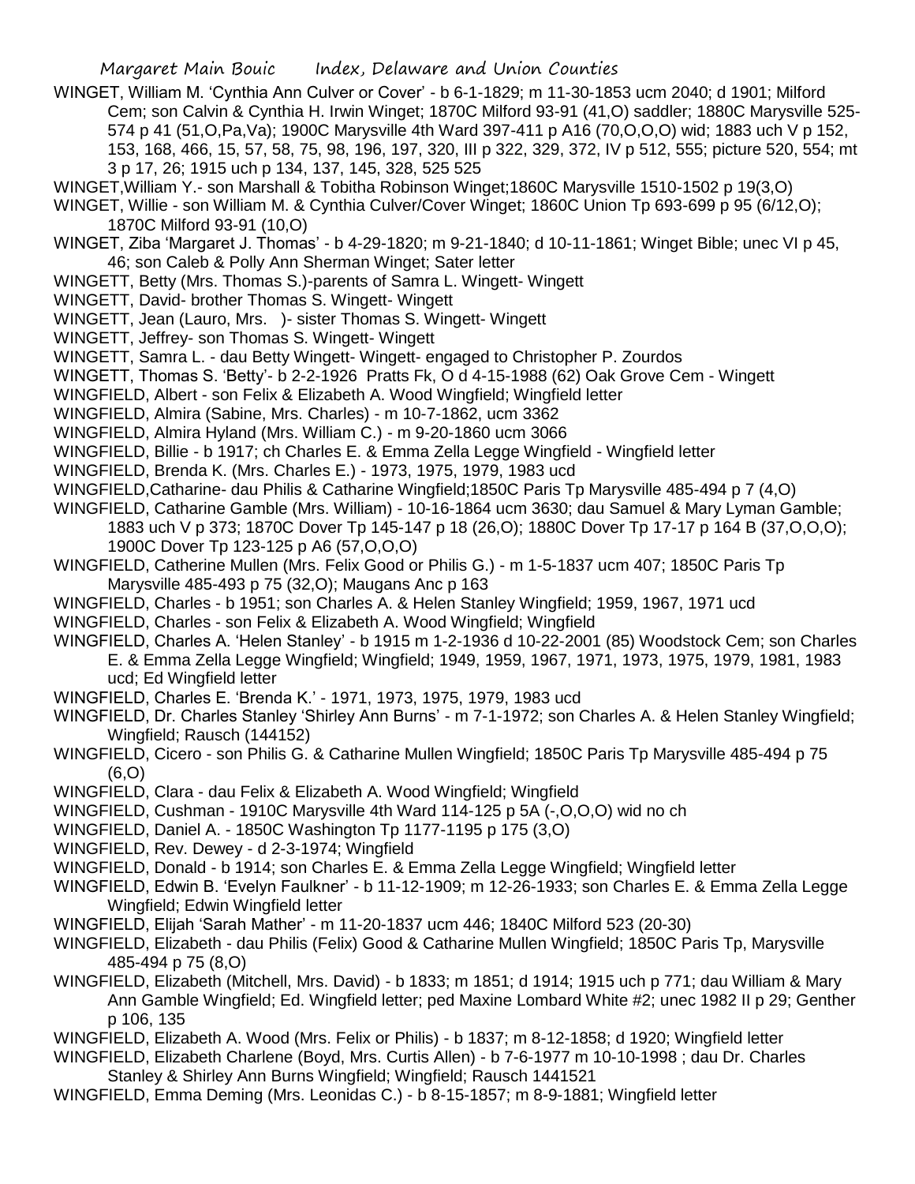WINGET, William M. 'Cynthia Ann Culver or Cover' - b 6-1-1829; m 11-30-1853 ucm 2040; d 1901; Milford Cem; son Calvin & Cynthia H. Irwin Winget; 1870C Milford 93-91 (41,O) saddler; 1880C Marysville 525-574 p 41 (51,O,Pa,Va); 1900C Marysville 4th Ward 397-411 p A16 (70,O,O,O) wid; 1883 uch V p 152, 153, 168, 466, 15, 57, 58, 75, 98, 196, 197, 320, III p 322, 329, 372, IV p 512, 555; picture 520, 554; mt 3 p 17, 26; 1915 uch p 134, 137, 145, 328, 525 525

WINGET,William Y.- son Marshall & Tobitha Robinson Winget;1860C Marysville 1510-1502 p 19(3,O)

WINGET, Willie - son William M. & Cynthia Culver/Cover Winget; 1860C Union Tp 693-699 p 95 (6/12,O); 1870C Milford 93-91 (10,O)

WINGET, Ziba 'Margaret J. Thomas' - b 4-29-1820; m 9-21-1840; d 10-11-1861; Winget Bible; unec VI p 45, 46; son Caleb & Polly Ann Sherman Winget; Sater letter

WINGETT, Betty (Mrs. Thomas S.)-parents of Samra L. Wingett- Wingett

WINGETT, David- brother Thomas S. Wingett- Wingett

WINGETT, Jean (Lauro, Mrs. )- sister Thomas S. Wingett- Wingett

WINGETT, Jeffrey- son Thomas S. Wingett- Wingett

WINGETT, Samra L. - dau Betty Wingett- Wingett- engaged to Christopher P. Zourdos

WINGETT, Thomas S. 'Betty'- b 2-2-1926 Pratts Fk, O d 4-15-1988 (62) Oak Grove Cem - Wingett

WINGFIELD, Albert - son Felix & Elizabeth A. Wood Wingfield; Wingfield letter

WINGFIELD, Almira (Sabine, Mrs. Charles) - m 10-7-1862, ucm 3362

WINGFIELD, Almira Hyland (Mrs. William C.) - m 9-20-1860 ucm 3066

WINGFIELD, Billie - b 1917; ch Charles E. & Emma Zella Legge Wingfield - Wingfield letter

WINGFIELD, Brenda K. (Mrs. Charles E.) - 1973, 1975, 1979, 1983 ucd

WINGFIELD,Catharine- dau Philis & Catharine Wingfield;1850C Paris Tp Marysville 485-494 p 7 (4,O)

WINGFIELD, Catharine Gamble (Mrs. William) - 10-16-1864 ucm 3630; dau Samuel & Mary Lyman Gamble; 1883 uch V p 373; 1870C Dover Tp 145-147 p 18 (26,O); 1880C Dover Tp 17-17 p 164 B (37,O,O,O); 1900C Dover Tp 123-125 p A6 (57,O,O,O)

WINGFIELD, Catherine Mullen (Mrs. Felix Good or Philis G.) - m 1-5-1837 ucm 407; 1850C Paris Tp Marysville 485-493 p 75 (32,O); Maugans Anc p 163

WINGFIELD, Charles - b 1951; son Charles A. & Helen Stanley Wingfield; 1959, 1967, 1971 ucd

WINGFIELD, Charles - son Felix & Elizabeth A. Wood Wingfield; Wingfield

WINGFIELD, Charles A. 'Helen Stanley' - b 1915 m 1-2-1936 d 10-22-2001 (85) Woodstock Cem; son Charles E. & Emma Zella Legge Wingfield; Wingfield; 1949, 1959, 1967, 1971, 1973, 1975, 1979, 1981, 1983 ucd; Ed Wingfield letter

WINGFIELD, Charles E. 'Brenda K.' - 1971, 1973, 1975, 1979, 1983 ucd

WINGFIELD, Dr. Charles Stanley 'Shirley Ann Burns' - m 7-1-1972; son Charles A. & Helen Stanley Wingfield; Wingfield; Rausch (144152)

WINGFIELD, Cicero - son Philis G. & Catharine Mullen Wingfield; 1850C Paris Tp Marysville 485-494 p 75 (6,O)

WINGFIELD, Clara - dau Felix & Elizabeth A. Wood Wingfield; Wingfield

WINGFIELD, Cushman - 1910C Marysville 4th Ward 114-125 p 5A (-,O,O,O) wid no ch

WINGFIELD, Daniel A. - 1850C Washington Tp 1177-1195 p 175 (3,O)

WINGFIELD, Rev. Dewey - d 2-3-1974; Wingfield

WINGFIELD, Donald - b 1914; son Charles E. & Emma Zella Legge Wingfield; Wingfield letter

WINGFIELD, Edwin B. 'Evelyn Faulkner' - b 11-12-1909; m 12-26-1933; son Charles E. & Emma Zella Legge Wingfield; Edwin Wingfield letter

WINGFIELD, Elijah 'Sarah Mather' - m 11-20-1837 ucm 446; 1840C Milford 523 (20-30)

WINGFIELD, Elizabeth - dau Philis (Felix) Good & Catharine Mullen Wingfield; 1850C Paris Tp, Marysville 485-494 p 75 (8,O)

WINGFIELD, Elizabeth (Mitchell, Mrs. David) - b 1833; m 1851; d 1914; 1915 uch p 771; dau William & Mary Ann Gamble Wingfield; Ed. Wingfield letter; ped Maxine Lombard White #2; unec 1982 II p 29; Genther p 106, 135

WINGFIELD, Elizabeth A. Wood (Mrs. Felix or Philis) - b 1837; m 8-12-1858; d 1920; Wingfield letter

WINGFIELD, Elizabeth Charlene (Boyd, Mrs. Curtis Allen) - b 7-6-1977 m 10-10-1998 ; dau Dr. Charles Stanley & Shirley Ann Burns Wingfield; Wingfield; Rausch 1441521

WINGFIELD, Emma Deming (Mrs. Leonidas C.) - b 8-15-1857; m 8-9-1881; Wingfield letter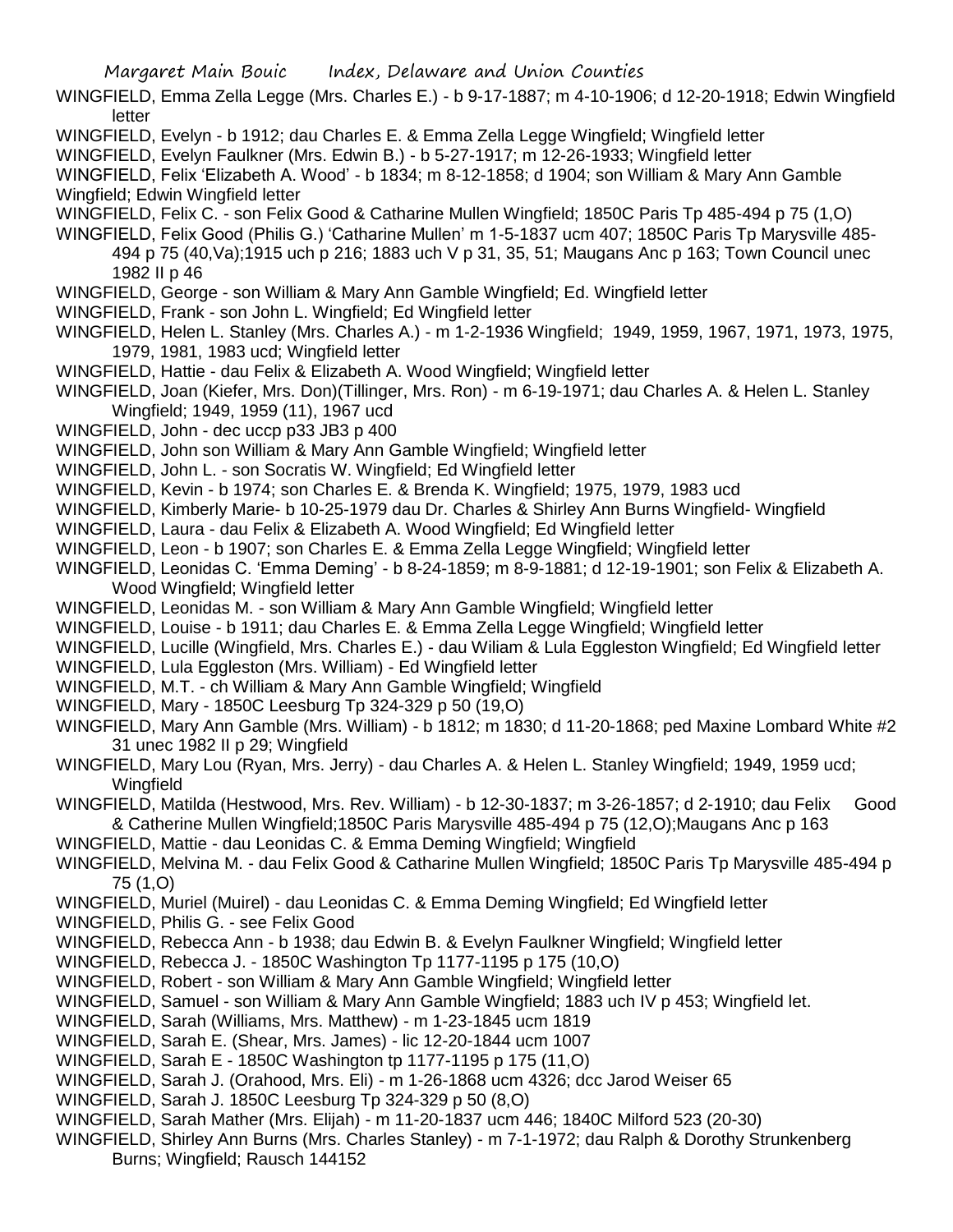WINGFIELD, Emma Zella Legge (Mrs. Charles E.) - b 9-17-1887; m 4-10-1906; d 12-20-1918; Edwin Wingfield letter

WINGFIELD, Evelyn - b 1912; dau Charles E. & Emma Zella Legge Wingfield; Wingfield letter

WINGFIELD, Evelyn Faulkner (Mrs. Edwin B.) - b 5-27-1917; m 12-26-1933; Wingfield letter

WINGFIELD, Felix 'Elizabeth A. Wood' - b 1834; m 8-12-1858; d 1904; son William & Mary Ann Gamble Wingfield; Edwin Wingfield letter

WINGFIELD, Felix C. - son Felix Good & Catharine Mullen Wingfield; 1850C Paris Tp 485-494 p 75 (1,O)

WINGFIELD, Felix Good (Philis G.) 'Catharine Mullen' m 1-5-1837 ucm 407; 1850C Paris Tp Marysville 485-494 p 75 (40,Va);1915 uch p 216; 1883 uch V p 31, 35, 51; Maugans Anc p 163; Town Council unec 1982 II p 46

WINGFIELD, George - son William & Mary Ann Gamble Wingfield; Ed. Wingfield letter

WINGFIELD, Frank - son John L. Wingfield; Ed Wingfield letter

WINGFIELD, Helen L. Stanley (Mrs. Charles A.) - m 1-2-1936 Wingfield; 1949, 1959, 1967, 1971, 1973, 1975, 1979, 1981, 1983 ucd; Wingfield letter

WINGFIELD, Hattie - dau Felix & Elizabeth A. Wood Wingfield; Wingfield letter

WINGFIELD, Joan (Kiefer, Mrs. Don)(Tillinger, Mrs. Ron) - m 6-19-1971; dau Charles A. & Helen L. Stanley Wingfield; 1949, 1959 (11), 1967 ucd

WINGFIELD, John - dec uccp p33 JB3 p 400

WINGFIELD, John son William & Mary Ann Gamble Wingfield; Wingfield letter

WINGFIELD, John L. - son Socratis W. Wingfield; Ed Wingfield letter

WINGFIELD, Kevin - b 1974; son Charles E. & Brenda K. Wingfield; 1975, 1979, 1983 ucd

WINGFIELD, Kimberly Marie- b 10-25-1979 dau Dr. Charles & Shirley Ann Burns Wingfield- Wingfield

WINGFIELD, Laura - dau Felix & Elizabeth A. Wood Wingfield; Ed Wingfield letter

WINGFIELD, Leon - b 1907; son Charles E. & Emma Zella Legge Wingfield; Wingfield letter

WINGFIELD, Leonidas C. 'Emma Deming' - b 8-24-1859; m 8-9-1881; d 12-19-1901; son Felix & Elizabeth A. Wood Wingfield; Wingfield letter

WINGFIELD, Leonidas M. - son William & Mary Ann Gamble Wingfield; Wingfield letter

WINGFIELD, Louise - b 1911; dau Charles E. & Emma Zella Legge Wingfield; Wingfield letter

WINGFIELD, Lucille (Wingfield, Mrs. Charles E.) - dau Wiliam & Lula Eggleston Wingfield; Ed Wingfield letter

WINGFIELD, Lula Eggleston (Mrs. William) - Ed Wingfield letter

WINGFIELD, M.T. - ch William & Mary Ann Gamble Wingfield; Wingfield

WINGFIELD, Mary - 1850C Leesburg Tp 324-329 p 50 (19,O)

WINGFIELD, Mary Ann Gamble (Mrs. William) - b 1812; m 1830; d 11-20-1868; ped Maxine Lombard White #2 31 unec 1982 II p 29; Wingfield

WINGFIELD, Mary Lou (Ryan, Mrs. Jerry) - dau Charles A. & Helen L. Stanley Wingfield; 1949, 1959 ucd; Wingfield

WINGFIELD, Matilda (Hestwood, Mrs. Rev. William) - b 12-30-1837; m 3-26-1857; d 2-1910; dau Felix Good & Catherine Mullen Wingfield;1850C Paris Marysville 485-494 p 75 (12,O);Maugans Anc p 163

WINGFIELD, Mattie - dau Leonidas C. & Emma Deming Wingfield; Wingfield

WINGFIELD, Melvina M. - dau Felix Good & Catharine Mullen Wingfield; 1850C Paris Tp Marysville 485-494 p 75 (1,O)

WINGFIELD, Muriel (Muirel) - dau Leonidas C. & Emma Deming Wingfield; Ed Wingfield letter

WINGFIELD, Philis G. - see Felix Good

WINGFIELD, Rebecca Ann - b 1938; dau Edwin B. & Evelyn Faulkner Wingfield; Wingfield letter

WINGFIELD, Rebecca J. - 1850C Washington Tp 1177-1195 p 175 (10,O)

WINGFIELD, Robert - son William & Mary Ann Gamble Wingfield; Wingfield letter

WINGFIELD, Samuel - son William & Mary Ann Gamble Wingfield; 1883 uch IV p 453; Wingfield let.

WINGFIELD, Sarah (Williams, Mrs. Matthew) - m 1-23-1845 ucm 1819

WINGFIELD, Sarah E. (Shear, Mrs. James) - lic 12-20-1844 ucm 1007

WINGFIELD, Sarah E - 1850C Washington tp 1177-1195 p 175 (11,O)

WINGFIELD, Sarah J. (Orahood, Mrs. Eli) - m 1-26-1868 ucm 4326; dcc Jarod Weiser 65

WINGFIELD, Sarah J. 1850C Leesburg Tp 324-329 p 50 (8,O)

WINGFIELD, Sarah Mather (Mrs. Elijah) - m 11-20-1837 ucm 446; 1840C Milford 523 (20-30)

WINGFIELD, Shirley Ann Burns (Mrs. Charles Stanley) - m 7-1-1972; dau Ralph & Dorothy Strunkenberg Burns; Wingfield; Rausch 144152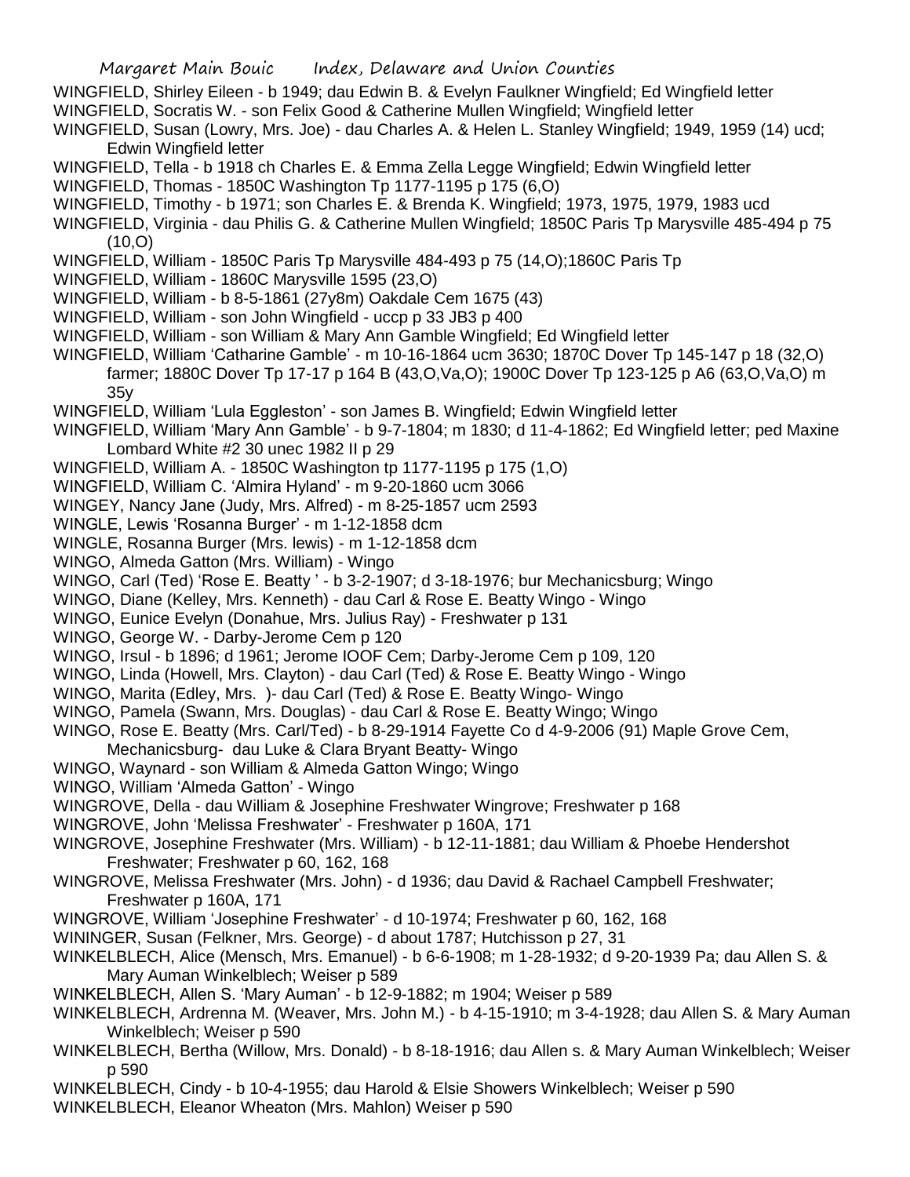WINGFIELD, Shirley Eileen - b 1949; dau Edwin B. & Evelyn Faulkner Wingfield; Ed Wingfield letter

WINGFIELD, Socratis W. - son Felix Good & Catherine Mullen Wingfield; Wingfield letter

WINGFIELD, Susan (Lowry, Mrs. Joe) - dau Charles A. & Helen L. Stanley Wingfield; 1949, 1959 (14) ucd; Edwin Wingfield letter

WINGFIELD, Tella - b 1918 ch Charles E. & Emma Zella Legge Wingfield; Edwin Wingfield letter

WINGFIELD, Thomas - 1850C Washington Tp 1177-1195 p 175 (6,O)

WINGFIELD, Timothy - b 1971; son Charles E. & Brenda K. Wingfield; 1973, 1975, 1979, 1983 ucd

WINGFIELD, Virginia - dau Philis G. & Catherine Mullen Wingfield; 1850C Paris Tp Marysville 485-494 p 75 (10,O)

WINGFIELD, William - 1850C Paris Tp Marysville 484-493 p 75 (14,O);1860C Paris Tp

WINGFIELD, William - 1860C Marysville 1595 (23,O)

WINGFIELD, William - b 8-5-1861 (27y8m) Oakdale Cem 1675 (43)

WINGFIELD, William - son John Wingfield - uccp p 33 JB3 p 400

WINGFIELD, William - son William & Mary Ann Gamble Wingfield; Ed Wingfield letter

WINGFIELD, William 'Catharine Gamble' - m 10-16-1864 ucm 3630; 1870C Dover Tp 145-147 p 18 (32,O) farmer; 1880C Dover Tp 17-17 p 164 B (43,O,Va,O); 1900C Dover Tp 123-125 p A6 (63,O,Va,O) m 35y

WINGFIELD, William 'Lula Eggleston' - son James B. Wingfield; Edwin Wingfield letter

WINGFIELD, William 'Mary Ann Gamble' - b 9-7-1804; m 1830; d 11-4-1862; Ed Wingfield letter; ped Maxine Lombard White #2 30 unec 1982 II p 29

WINGFIELD, William A. - 1850C Washington tp 1177-1195 p 175 (1,O)

WINGFIELD, William C. 'Almira Hyland' - m 9-20-1860 ucm 3066

WINGEY, Nancy Jane (Judy, Mrs. Alfred) - m 8-25-1857 ucm 2593

WINGLE, Lewis 'Rosanna Burger' - m 1-12-1858 dcm

WINGLE, Rosanna Burger (Mrs. lewis) - m 1-12-1858 dcm

WINGO, Almeda Gatton (Mrs. William) - Wingo

WINGO, Carl (Ted) 'Rose E. Beatty ' - b 3-2-1907; d 3-18-1976; bur Mechanicsburg; Wingo

WINGO, Diane (Kelley, Mrs. Kenneth) - dau Carl & Rose E. Beatty Wingo - Wingo

WINGO, Eunice Evelyn (Donahue, Mrs. Julius Ray) - Freshwater p 131

WINGO, George W. - Darby-Jerome Cem p 120

WINGO, Irsul - b 1896; d 1961; Jerome IOOF Cem; Darby-Jerome Cem p 109, 120

WINGO, Linda (Howell, Mrs. Clayton) - dau Carl (Ted) & Rose E. Beatty Wingo - Wingo

WINGO, Marita (Edley, Mrs. )- dau Carl (Ted) & Rose E. Beatty Wingo- Wingo

WINGO, Pamela (Swann, Mrs. Douglas) - dau Carl & Rose E. Beatty Wingo; Wingo

WINGO, Rose E. Beatty (Mrs. Carl/Ted) - b 8-29-1914 Fayette Co d 4-9-2006 (91) Maple Grove Cem, Mechanicsburg- dau Luke & Clara Bryant Beatty- Wingo

WINGO, Waynard - son William & Almeda Gatton Wingo; Wingo

WINGO, William 'Almeda Gatton' - Wingo

WINGROVE, Della - dau William & Josephine Freshwater Wingrove; Freshwater p 168

WINGROVE, John 'Melissa Freshwater' - Freshwater p 160A, 171

WINGROVE, Josephine Freshwater (Mrs. William) - b 12-11-1881; dau William & Phoebe Hendershot Freshwater; Freshwater p 60, 162, 168

WINGROVE, Melissa Freshwater (Mrs. John) - d 1936; dau David & Rachael Campbell Freshwater; Freshwater p 160A, 171

WINGROVE, William 'Josephine Freshwater' - d 10-1974; Freshwater p 60, 162, 168

WININGER, Susan (Felkner, Mrs. George) - d about 1787; Hutchisson p 27, 31

WINKELBLECH, Alice (Mensch, Mrs. Emanuel) - b 6-6-1908; m 1-28-1932; d 9-20-1939 Pa; dau Allen S. & Mary Auman Winkelblech; Weiser p 589

WINKELBLECH, Allen S. 'Mary Auman' - b 12-9-1882; m 1904; Weiser p 589

WINKELBLECH, Ardrenna M. (Weaver, Mrs. John M.) - b 4-15-1910; m 3-4-1928; dau Allen S. & Mary Auman Winkelblech; Weiser p 590

WINKELBLECH, Bertha (Willow, Mrs. Donald) - b 8-18-1916; dau Allen s. & Mary Auman Winkelblech; Weiser p 590

WINKELBLECH, Cindy - b 10-4-1955; dau Harold & Elsie Showers Winkelblech; Weiser p 590

WINKELBLECH, Eleanor Wheaton (Mrs. Mahlon) Weiser p 590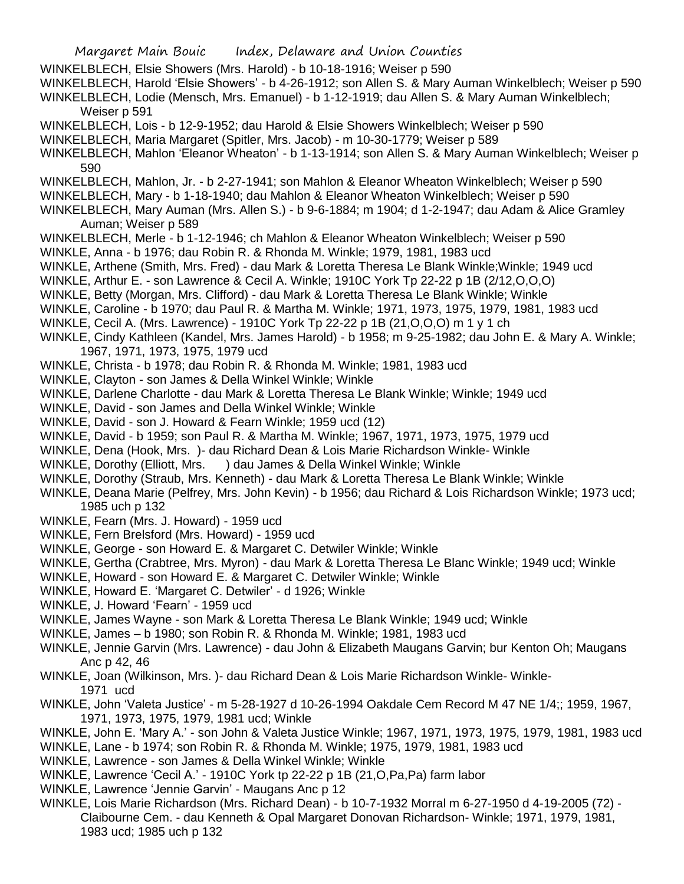WINKELBLECH, Elsie Showers (Mrs. Harold) - b 10-18-1916; Weiser p 590

WINKELBLECH, Harold 'Elsie Showers' - b 4-26-1912; son Allen S. & Mary Auman Winkelblech; Weiser p 590

WINKELBLECH, Lodie (Mensch, Mrs. Emanuel) - b 1-12-1919; dau Allen S. & Mary Auman Winkelblech; Weiser p 591

WINKELBLECH, Lois - b 12-9-1952; dau Harold & Elsie Showers Winkelblech; Weiser p 590

WINKELBLECH, Maria Margaret (Spitler, Mrs. Jacob) - m 10-30-1779; Weiser p 589

WINKELBLECH, Mahlon 'Eleanor Wheaton' - b 1-13-1914; son Allen S. & Mary Auman Winkelblech; Weiser p 590

WINKELBLECH, Mahlon, Jr. - b 2-27-1941; son Mahlon & Eleanor Wheaton Winkelblech; Weiser p 590

WINKELBLECH, Mary - b 1-18-1940; dau Mahlon & Eleanor Wheaton Winkelblech; Weiser p 590

WINKELBLECH, Mary Auman (Mrs. Allen S.) - b 9-6-1884; m 1904; d 1-2-1947; dau Adam & Alice Gramley Auman; Weiser p 589

WINKELBLECH, Merle - b 1-12-1946; ch Mahlon & Eleanor Wheaton Winkelblech; Weiser p 590

WINKLE, Anna - b 1976; dau Robin R. & Rhonda M. Winkle; 1979, 1981, 1983 ucd

WINKLE, Arthene (Smith, Mrs. Fred) - dau Mark & Loretta Theresa Le Blank Winkle;Winkle; 1949 ucd

WINKLE, Arthur E. - son Lawrence & Cecil A. Winkle; 1910C York Tp 22-22 p 1B (2/12,O,O,O)

WINKLE, Betty (Morgan, Mrs. Clifford) - dau Mark & Loretta Theresa Le Blank Winkle; Winkle

WINKLE, Caroline - b 1970; dau Paul R. & Martha M. Winkle; 1971, 1973, 1975, 1979, 1981, 1983 ucd

WINKLE, Cecil A. (Mrs. Lawrence) - 1910C York Tp 22-22 p 1B (21,O,O,O) m 1 y 1 ch

WINKLE, Cindy Kathleen (Kandel, Mrs. James Harold) - b 1958; m 9-25-1982; dau John E. & Mary A. Winkle; 1967, 1971, 1973, 1975, 1979 ucd

WINKLE, Christa - b 1978; dau Robin R. & Rhonda M. Winkle; 1981, 1983 ucd

WINKLE, Clayton - son James & Della Winkel Winkle; Winkle

WINKLE, Darlene Charlotte - dau Mark & Loretta Theresa Le Blank Winkle; Winkle; 1949 ucd

WINKLE, David - son James and Della Winkel Winkle; Winkle

WINKLE, David - son J. Howard & Fearn Winkle; 1959 ucd (12)

WINKLE, David - b 1959; son Paul R. & Martha M. Winkle; 1967, 1971, 1973, 1975, 1979 ucd

WINKLE, Dena (Hook, Mrs. )- dau Richard Dean & Lois Marie Richardson Winkle- Winkle

WINKLE, Dorothy (Elliott, Mrs. ) dau James & Della Winkel Winkle; Winkle

WINKLE, Dorothy (Straub, Mrs. Kenneth) - dau Mark & Loretta Theresa Le Blank Winkle; Winkle

WINKLE, Deana Marie (Pelfrey, Mrs. John Kevin) - b 1956; dau Richard & Lois Richardson Winkle; 1973 ucd; 1985 uch p 132

WINKLE, Fearn (Mrs. J. Howard) - 1959 ucd

WINKLE, Fern Brelsford (Mrs. Howard) - 1959 ucd

WINKLE, George - son Howard E. & Margaret C. Detwiler Winkle; Winkle

WINKLE, Gertha (Crabtree, Mrs. Myron) - dau Mark & Loretta Theresa Le Blanc Winkle; 1949 ucd; Winkle

WINKLE, Howard - son Howard E. & Margaret C. Detwiler Winkle; Winkle

WINKLE, Howard E. 'Margaret C. Detwiler' - d 1926; Winkle

WINKLE, J. Howard 'Fearn' - 1959 ucd

WINKLE, James Wayne - son Mark & Loretta Theresa Le Blank Winkle; 1949 ucd; Winkle

WINKLE, James – b 1980; son Robin R. & Rhonda M. Winkle; 1981, 1983 ucd

WINKLE, Jennie Garvin (Mrs. Lawrence) - dau John & Elizabeth Maugans Garvin; bur Kenton Oh; Maugans Anc p 42, 46

WINKLE, Joan (Wilkinson, Mrs. )- dau Richard Dean & Lois Marie Richardson Winkle- Winkle- 1971 ucd

WINKLE, John 'Valeta Justice' - m 5-28-1927 d 10-26-1994 Oakdale Cem Record M 47 NE 1/4;; 1959, 1967, 1971, 1973, 1975, 1979, 1981 ucd; Winkle

WINKLE, John E. 'Mary A.' - son John & Valeta Justice Winkle; 1967, 1971, 1973, 1975, 1979, 1981, 1983 ucd

WINKLE, Lane - b 1974; son Robin R. & Rhonda M. Winkle; 1975, 1979, 1981, 1983 ucd

WINKLE, Lawrence - son James & Della Winkel Winkle; Winkle

WINKLE, Lawrence 'Cecil A.' - 1910C York tp 22-22 p 1B (21,O,Pa,Pa) farm labor

WINKLE, Lawrence 'Jennie Garvin' - Maugans Anc p 12

WINKLE, Lois Marie Richardson (Mrs. Richard Dean) - b 10-7-1932 Morral m 6-27-1950 d 4-19-2005 (72) - Claibourne Cem. - dau Kenneth & Opal Margaret Donovan Richardson- Winkle; 1971, 1979, 1981, 1983 ucd; 1985 uch p 132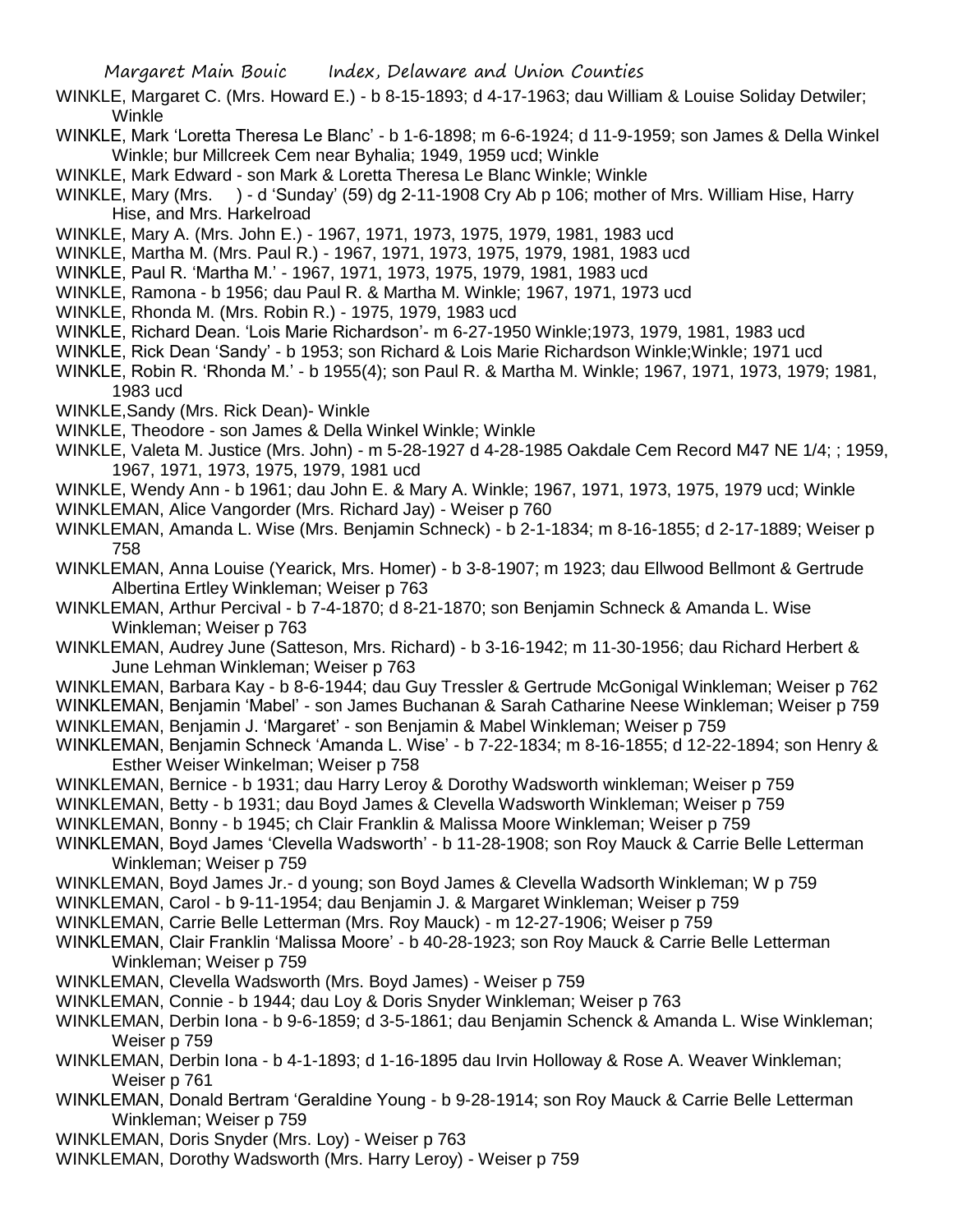WINKLE, Margaret C. (Mrs. Howard E.) - b 8-15-1893; d 4-17-1963; dau William & Louise Soliday Detwiler; Winkle

WINKLE, Mark 'Loretta Theresa Le Blanc' - b 1-6-1898; m 6-6-1924; d 11-9-1959; son James & Della Winkel Winkle; bur Millcreek Cem near Byhalia; 1949, 1959 ucd; Winkle

WINKLE, Mark Edward - son Mark & Loretta Theresa Le Blanc Winkle; Winkle

WINKLE, Mary (Mrs. ) - d 'Sunday' (59) dg 2-11-1908 Cry Ab p 106; mother of Mrs. William Hise, Harry Hise, and Mrs. Harkelroad

WINKLE, Mary A. (Mrs. John E.) - 1967, 1971, 1973, 1975, 1979, 1981, 1983 ucd

WINKLE, Martha M. (Mrs. Paul R.) - 1967, 1971, 1973, 1975, 1979, 1981, 1983 ucd

WINKLE, Paul R. 'Martha M.' - 1967, 1971, 1973, 1975, 1979, 1981, 1983 ucd

WINKLE, Ramona - b 1956; dau Paul R. & Martha M. Winkle; 1967, 1971, 1973 ucd

WINKLE, Rhonda M. (Mrs. Robin R.) - 1975, 1979, 1983 ucd

WINKLE, Richard Dean. 'Lois Marie Richardson'- m 6-27-1950 Winkle;1973, 1979, 1981, 1983 ucd

WINKLE, Rick Dean 'Sandy' - b 1953; son Richard & Lois Marie Richardson Winkle;Winkle; 1971 ucd

WINKLE, Robin R. 'Rhonda M.' - b 1955(4); son Paul R. & Martha M. Winkle; 1967, 1971, 1973, 1979; 1981, 1983 ucd

WINKLE,Sandy (Mrs. Rick Dean)- Winkle

WINKLE, Theodore - son James & Della Winkel Winkle; Winkle

WINKLE, Valeta M. Justice (Mrs. John) - m 5-28-1927 d 4-28-1985 Oakdale Cem Record M47 NE 1/4; ; 1959, 1967, 1971, 1973, 1975, 1979, 1981 ucd

WINKLE, Wendy Ann - b 1961; dau John E. & Mary A. Winkle; 1967, 1971, 1973, 1975, 1979 ucd; Winkle

WINKLEMAN, Alice Vangorder (Mrs. Richard Jay) - Weiser p 760

WINKLEMAN, Amanda L. Wise (Mrs. Benjamin Schneck) - b 2-1-1834; m 8-16-1855; d 2-17-1889; Weiser p 758

WINKLEMAN, Anna Louise (Yearick, Mrs. Homer) - b 3-8-1907; m 1923; dau Ellwood Bellmont & Gertrude Albertina Ertley Winkleman; Weiser p 763

WINKLEMAN, Arthur Percival - b 7-4-1870; d 8-21-1870; son Benjamin Schneck & Amanda L. Wise Winkleman; Weiser p 763

WINKLEMAN, Audrey June (Satteson, Mrs. Richard) - b 3-16-1942; m 11-30-1956; dau Richard Herbert & June Lehman Winkleman; Weiser p 763

WINKLEMAN, Barbara Kay - b 8-6-1944; dau Guy Tressler & Gertrude McGonigal Winkleman; Weiser p 762

WINKLEMAN, Benjamin 'Mabel' - son James Buchanan & Sarah Catharine Neese Winkleman; Weiser p 759

WINKLEMAN, Benjamin J. 'Margaret' - son Benjamin & Mabel Winkleman; Weiser p 759

WINKLEMAN, Benjamin Schneck 'Amanda L. Wise' - b 7-22-1834; m 8-16-1855; d 12-22-1894; son Henry & Esther Weiser Winkelman; Weiser p 758

WINKLEMAN, Bernice - b 1931; dau Harry Leroy & Dorothy Wadsworth winkleman; Weiser p 759

WINKLEMAN, Betty - b 1931; dau Boyd James & Clevella Wadsworth Winkleman; Weiser p 759

WINKLEMAN, Bonny - b 1945; ch Clair Franklin & Malissa Moore Winkleman; Weiser p 759

WINKLEMAN, Boyd James 'Clevella Wadsworth' - b 11-28-1908; son Roy Mauck & Carrie Belle Letterman Winkleman; Weiser p 759

WINKLEMAN, Boyd James Jr.- d young; son Boyd James & Clevella Wadsorth Winkleman; W p 759

WINKLEMAN, Carol - b 9-11-1954; dau Benjamin J. & Margaret Winkleman; Weiser p 759

WINKLEMAN, Carrie Belle Letterman (Mrs. Roy Mauck) - m 12-27-1906; Weiser p 759

WINKLEMAN, Clair Franklin 'Malissa Moore' - b 40-28-1923; son Roy Mauck & Carrie Belle Letterman Winkleman; Weiser p 759

WINKLEMAN, Clevella Wadsworth (Mrs. Boyd James) - Weiser p 759

WINKLEMAN, Connie - b 1944; dau Loy & Doris Snyder Winkleman; Weiser p 763

WINKLEMAN, Derbin Iona - b 9-6-1859; d 3-5-1861; dau Benjamin Schenck & Amanda L. Wise Winkleman; Weiser p 759

WINKLEMAN, Derbin Iona - b 4-1-1893; d 1-16-1895 dau Irvin Holloway & Rose A. Weaver Winkleman; Weiser p 761

WINKLEMAN, Donald Bertram 'Geraldine Young - b 9-28-1914; son Roy Mauck & Carrie Belle Letterman Winkleman; Weiser p 759

WINKLEMAN, Doris Snyder (Mrs. Loy) - Weiser p 763

WINKLEMAN, Dorothy Wadsworth (Mrs. Harry Leroy) - Weiser p 759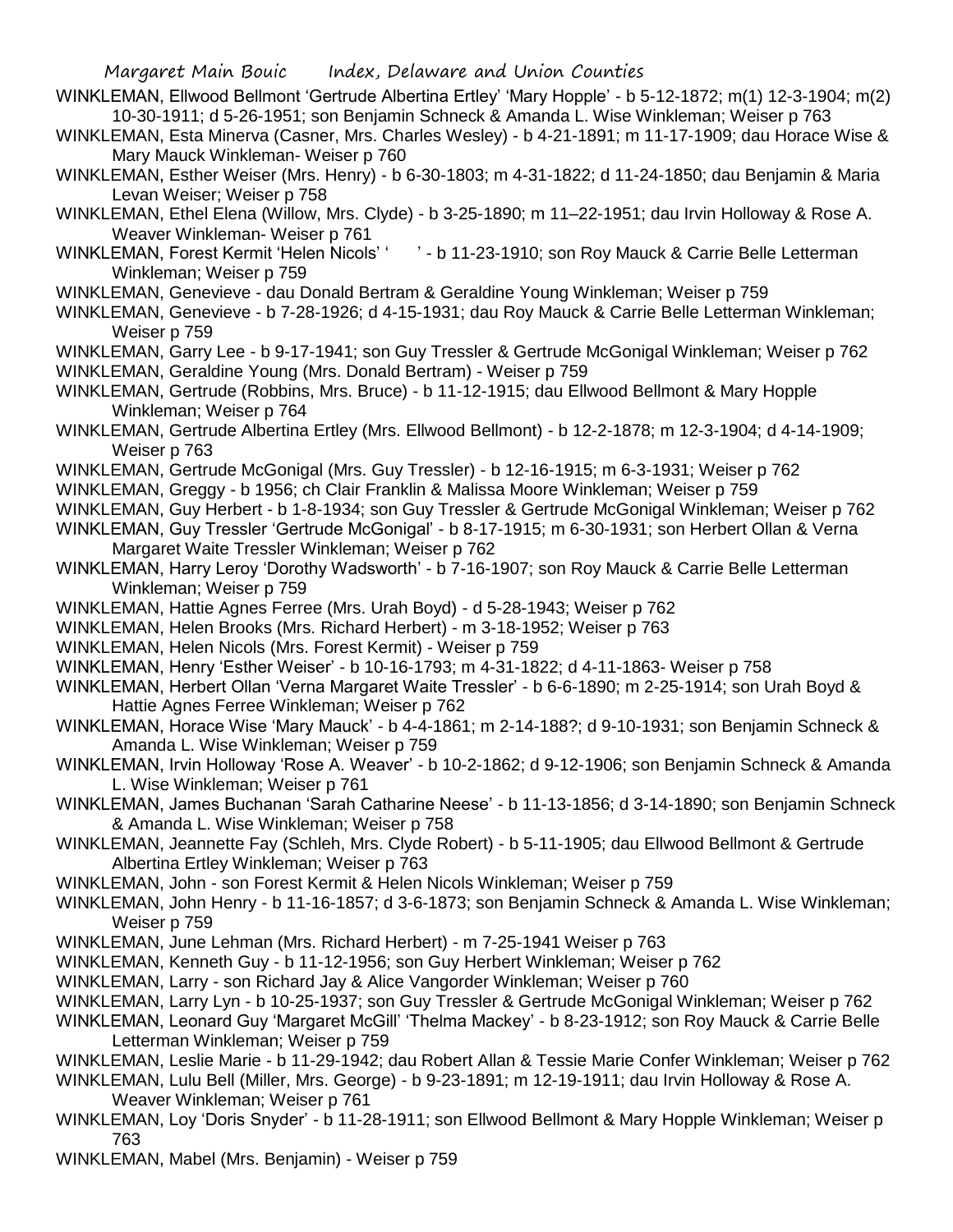WINKLEMAN, Ellwood Bellmont 'Gertrude Albertina Ertley' 'Mary Hopple' - b 5-12-1872; m(1) 12-3-1904; m(2) 10-30-1911; d 5-26-1951; son Benjamin Schneck & Amanda L. Wise Winkleman; Weiser p 763

WINKLEMAN, Esta Minerva (Casner, Mrs. Charles Wesley) - b 4-21-1891; m 11-17-1909; dau Horace Wise & Mary Mauck Winkleman- Weiser p 760

WINKLEMAN, Esther Weiser (Mrs. Henry) - b 6-30-1803; m 4-31-1822; d 11-24-1850; dau Benjamin & Maria Levan Weiser; Weiser p 758

WINKLEMAN, Ethel Elena (Willow, Mrs. Clyde) - b 3-25-1890; m 11–22-1951; dau Irvin Holloway & Rose A. Weaver Winkleman- Weiser p 761

WINKLEMAN, Forest Kermit 'Helen Nicols' ' ' - b 11-23-1910; son Roy Mauck & Carrie Belle Letterman Winkleman; Weiser p 759

WINKLEMAN, Genevieve - dau Donald Bertram & Geraldine Young Winkleman; Weiser p 759

WINKLEMAN, Genevieve - b 7-28-1926; d 4-15-1931; dau Roy Mauck & Carrie Belle Letterman Winkleman; Weiser p 759

WINKLEMAN, Garry Lee - b 9-17-1941; son Guy Tressler & Gertrude McGonigal Winkleman; Weiser p 762

WINKLEMAN, Geraldine Young (Mrs. Donald Bertram) - Weiser p 759

WINKLEMAN, Gertrude (Robbins, Mrs. Bruce) - b 11-12-1915; dau Ellwood Bellmont & Mary Hopple Winkleman; Weiser p 764

WINKLEMAN, Gertrude Albertina Ertley (Mrs. Ellwood Bellmont) - b 12-2-1878; m 12-3-1904; d 4-14-1909; Weiser p 763

WINKLEMAN, Gertrude McGonigal (Mrs. Guy Tressler) - b 12-16-1915; m 6-3-1931; Weiser p 762

WINKLEMAN, Greggy - b 1956; ch Clair Franklin & Malissa Moore Winkleman; Weiser p 759

WINKLEMAN, Guy Herbert - b 1-8-1934; son Guy Tressler & Gertrude McGonigal Winkleman; Weiser p 762

WINKLEMAN, Guy Tressler 'Gertrude McGonigal' - b 8-17-1915; m 6-30-1931; son Herbert Ollan & Verna Margaret Waite Tressler Winkleman; Weiser p 762

WINKLEMAN, Harry Leroy 'Dorothy Wadsworth' - b 7-16-1907; son Roy Mauck & Carrie Belle Letterman Winkleman; Weiser p 759

WINKLEMAN, Hattie Agnes Ferree (Mrs. Urah Boyd) - d 5-28-1943; Weiser p 762

WINKLEMAN, Helen Brooks (Mrs. Richard Herbert) - m 3-18-1952; Weiser p 763

WINKLEMAN, Helen Nicols (Mrs. Forest Kermit) - Weiser p 759

WINKLEMAN, Henry 'Esther Weiser' - b 10-16-1793; m 4-31-1822; d 4-11-1863- Weiser p 758

WINKLEMAN, Herbert Ollan 'Verna Margaret Waite Tressler' - b 6-6-1890; m 2-25-1914; son Urah Boyd & Hattie Agnes Ferree Winkleman; Weiser p 762

WINKLEMAN, Horace Wise 'Mary Mauck' - b 4-4-1861; m 2-14-188?; d 9-10-1931; son Benjamin Schneck & Amanda L. Wise Winkleman; Weiser p 759

WINKLEMAN, Irvin Holloway 'Rose A. Weaver' - b 10-2-1862; d 9-12-1906; son Benjamin Schneck & Amanda L. Wise Winkleman; Weiser p 761

WINKLEMAN, James Buchanan 'Sarah Catharine Neese' - b 11-13-1856; d 3-14-1890; son Benjamin Schneck & Amanda L. Wise Winkleman; Weiser p 758

WINKLEMAN, Jeannette Fay (Schleh, Mrs. Clyde Robert) - b 5-11-1905; dau Ellwood Bellmont & Gertrude Albertina Ertley Winkleman; Weiser p 763

WINKLEMAN, John - son Forest Kermit & Helen Nicols Winkleman; Weiser p 759

WINKLEMAN, John Henry - b 11-16-1857; d 3-6-1873; son Benjamin Schneck & Amanda L. Wise Winkleman; Weiser p 759

WINKLEMAN, June Lehman (Mrs. Richard Herbert) - m 7-25-1941 Weiser p 763

WINKLEMAN, Kenneth Guy - b 11-12-1956; son Guy Herbert Winkleman; Weiser p 762

WINKLEMAN, Larry - son Richard Jay & Alice Vangorder Winkleman; Weiser p 760

WINKLEMAN, Larry Lyn - b 10-25-1937; son Guy Tressler & Gertrude McGonigal Winkleman; Weiser p 762

WINKLEMAN, Leonard Guy 'Margaret McGill' 'Thelma Mackey' - b 8-23-1912; son Roy Mauck & Carrie Belle Letterman Winkleman; Weiser p 759

WINKLEMAN, Leslie Marie - b 11-29-1942; dau Robert Allan & Tessie Marie Confer Winkleman; Weiser p 762

WINKLEMAN, Lulu Bell (Miller, Mrs. George) - b 9-23-1891; m 12-19-1911; dau Irvin Holloway & Rose A. Weaver Winkleman; Weiser p 761

WINKLEMAN, Loy 'Doris Snyder' - b 11-28-1911; son Ellwood Bellmont & Mary Hopple Winkleman; Weiser p 763

WINKLEMAN, Mabel (Mrs. Benjamin) - Weiser p 759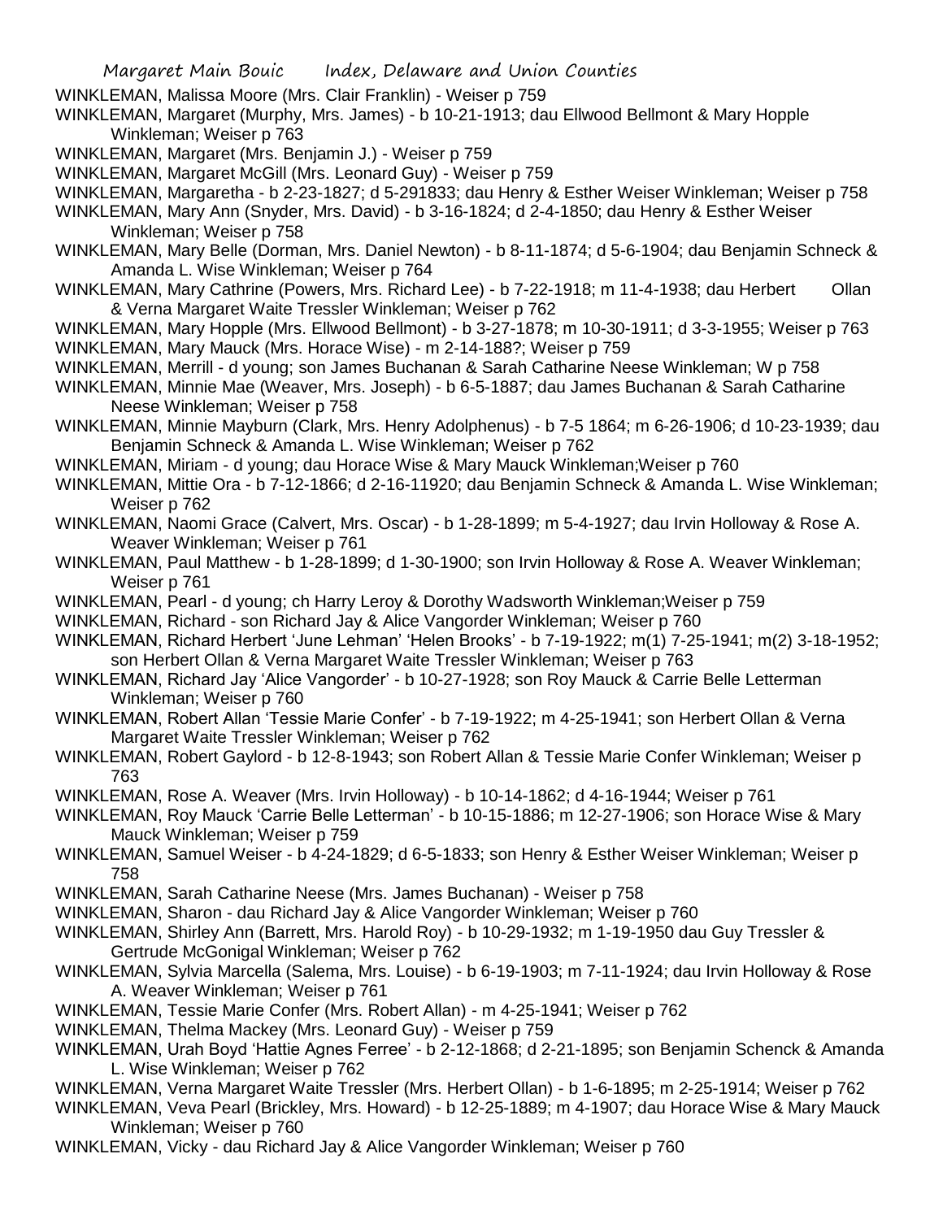WINKLEMAN, Malissa Moore (Mrs. Clair Franklin) - Weiser p 759

WINKLEMAN, Margaret (Murphy, Mrs. James) - b 10-21-1913; dau Ellwood Bellmont & Mary Hopple Winkleman; Weiser p 763

WINKLEMAN, Margaret (Mrs. Benjamin J.) - Weiser p 759

WINKLEMAN, Margaret McGill (Mrs. Leonard Guy) - Weiser p 759

WINKLEMAN, Margaretha - b 2-23-1827; d 5-291833; dau Henry & Esther Weiser Winkleman; Weiser p 758

WINKLEMAN, Mary Ann (Snyder, Mrs. David) - b 3-16-1824; d 2-4-1850; dau Henry & Esther Weiser Winkleman; Weiser p 758

WINKLEMAN, Mary Belle (Dorman, Mrs. Daniel Newton) - b 8-11-1874; d 5-6-1904; dau Benjamin Schneck & Amanda L. Wise Winkleman; Weiser p 764

WINKLEMAN, Mary Cathrine (Powers, Mrs. Richard Lee) - b 7-22-1918; m 11-4-1938; dau Herbert Ollan & Verna Margaret Waite Tressler Winkleman; Weiser p 762

WINKLEMAN, Mary Hopple (Mrs. Ellwood Bellmont) - b 3-27-1878; m 10-30-1911; d 3-3-1955; Weiser p 763

WINKLEMAN, Mary Mauck (Mrs. Horace Wise) - m 2-14-188?; Weiser p 759

WINKLEMAN, Merrill - d young; son James Buchanan & Sarah Catharine Neese Winkleman; W p 758

WINKLEMAN, Minnie Mae (Weaver, Mrs. Joseph) - b 6-5-1887; dau James Buchanan & Sarah Catharine Neese Winkleman; Weiser p 758

WINKLEMAN, Minnie Mayburn (Clark, Mrs. Henry Adolphenus) - b 7-5 1864; m 6-26-1906; d 10-23-1939; dau Benjamin Schneck & Amanda L. Wise Winkleman; Weiser p 762

WINKLEMAN, Miriam - d young; dau Horace Wise & Mary Mauck Winkleman;Weiser p 760

WINKLEMAN, Mittie Ora - b 7-12-1866; d 2-16-11920; dau Benjamin Schneck & Amanda L. Wise Winkleman; Weiser p 762

WINKLEMAN, Naomi Grace (Calvert, Mrs. Oscar) - b 1-28-1899; m 5-4-1927; dau Irvin Holloway & Rose A. Weaver Winkleman; Weiser p 761

WINKLEMAN, Paul Matthew - b 1-28-1899; d 1-30-1900; son Irvin Holloway & Rose A. Weaver Winkleman; Weiser p 761

WINKLEMAN, Pearl - d young; ch Harry Leroy & Dorothy Wadsworth Winkleman;Weiser p 759

WINKLEMAN, Richard - son Richard Jay & Alice Vangorder Winkleman; Weiser p 760

WINKLEMAN, Richard Herbert 'June Lehman' 'Helen Brooks' - b 7-19-1922; m(1) 7-25-1941; m(2) 3-18-1952; son Herbert Ollan & Verna Margaret Waite Tressler Winkleman; Weiser p 763

WINKLEMAN, Richard Jay 'Alice Vangorder' - b 10-27-1928; son Roy Mauck & Carrie Belle Letterman Winkleman; Weiser p 760

WINKLEMAN, Robert Allan 'Tessie Marie Confer' - b 7-19-1922; m 4-25-1941; son Herbert Ollan & Verna Margaret Waite Tressler Winkleman; Weiser p 762

WINKLEMAN, Robert Gaylord - b 12-8-1943; son Robert Allan & Tessie Marie Confer Winkleman; Weiser p 763

WINKLEMAN, Rose A. Weaver (Mrs. Irvin Holloway) - b 10-14-1862; d 4-16-1944; Weiser p 761

WINKLEMAN, Roy Mauck 'Carrie Belle Letterman' - b 10-15-1886; m 12-27-1906; son Horace Wise & Mary Mauck Winkleman; Weiser p 759

WINKLEMAN, Samuel Weiser - b 4-24-1829; d 6-5-1833; son Henry & Esther Weiser Winkleman; Weiser p 758

WINKLEMAN, Sarah Catharine Neese (Mrs. James Buchanan) - Weiser p 758

WINKLEMAN, Sharon - dau Richard Jay & Alice Vangorder Winkleman; Weiser p 760

WINKLEMAN, Shirley Ann (Barrett, Mrs. Harold Roy) - b 10-29-1932; m 1-19-1950 dau Guy Tressler & Gertrude McGonigal Winkleman; Weiser p 762

WINKLEMAN, Sylvia Marcella (Salema, Mrs. Louise) - b 6-19-1903; m 7-11-1924; dau Irvin Holloway & Rose A. Weaver Winkleman; Weiser p 761

WINKLEMAN, Tessie Marie Confer (Mrs. Robert Allan) - m 4-25-1941; Weiser p 762

WINKLEMAN, Thelma Mackey (Mrs. Leonard Guy) - Weiser p 759

WINKLEMAN, Urah Boyd 'Hattie Agnes Ferree' - b 2-12-1868; d 2-21-1895; son Benjamin Schenck & Amanda L. Wise Winkleman; Weiser p 762

WINKLEMAN, Verna Margaret Waite Tressler (Mrs. Herbert Ollan) - b 1-6-1895; m 2-25-1914; Weiser p 762

WINKLEMAN, Veva Pearl (Brickley, Mrs. Howard) - b 12-25-1889; m 4-1907; dau Horace Wise & Mary Mauck Winkleman; Weiser p 760

WINKLEMAN, Vicky - dau Richard Jay & Alice Vangorder Winkleman; Weiser p 760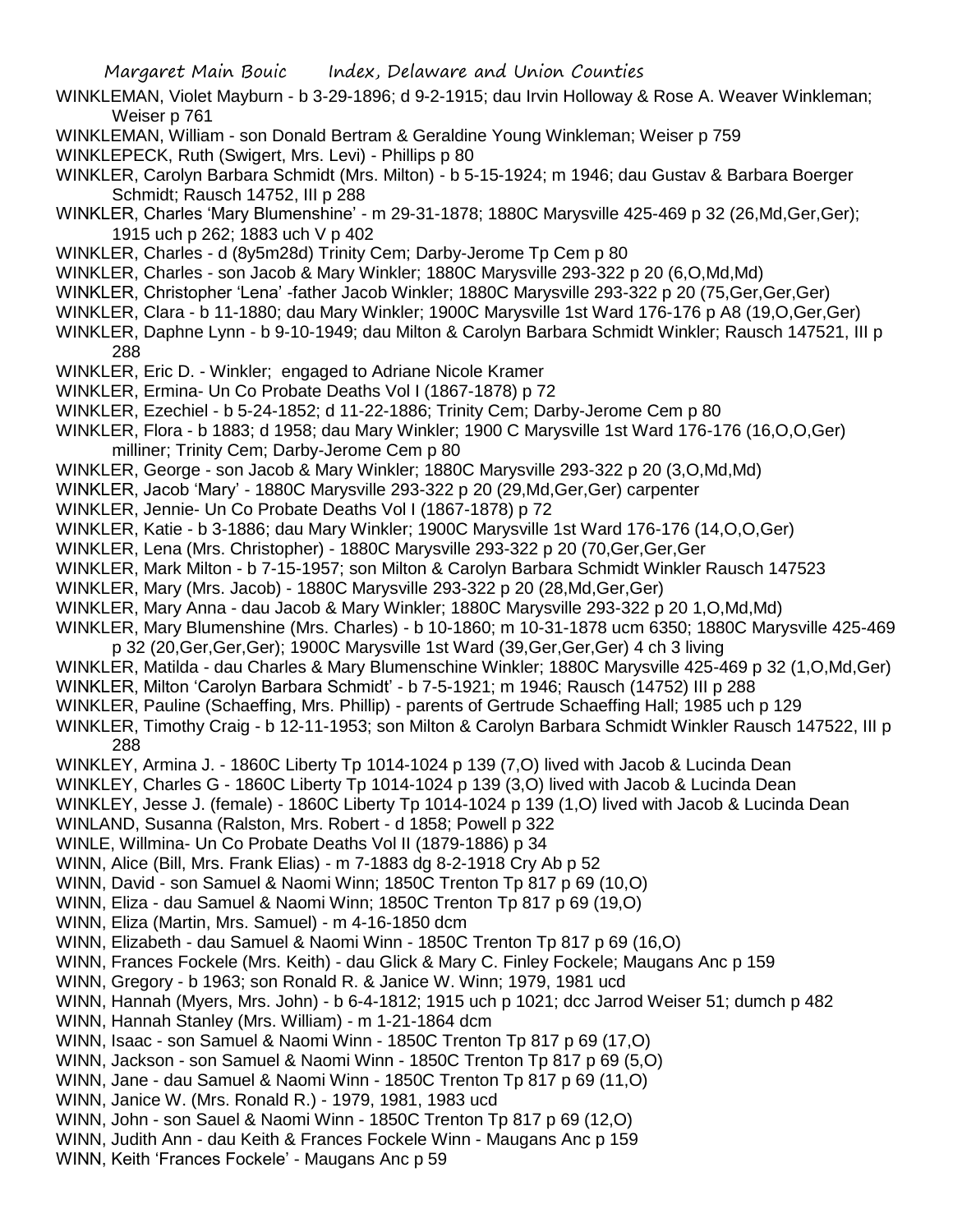WINKLEMAN, Violet Mayburn - b 3-29-1896; d 9-2-1915; dau Irvin Holloway & Rose A. Weaver Winkleman; Weiser p 761

WINKLEMAN, William - son Donald Bertram & Geraldine Young Winkleman; Weiser p 759

WINKLEPECK, Ruth (Swigert, Mrs. Levi) - Phillips p 80

WINKLER, Carolyn Barbara Schmidt (Mrs. Milton) - b 5-15-1924; m 1946; dau Gustav & Barbara Boerger Schmidt; Rausch 14752, III p 288

WINKLER, Charles 'Mary Blumenshine' - m 29-31-1878; 1880C Marysville 425-469 p 32 (26,Md,Ger,Ger); 1915 uch p 262; 1883 uch V p 402

WINKLER, Charles - d (8y5m28d) Trinity Cem; Darby-Jerome Tp Cem p 80

WINKLER, Charles - son Jacob & Mary Winkler; 1880C Marysville 293-322 p 20 (6,O,Md,Md)

WINKLER, Christopher 'Lena' -father Jacob Winkler; 1880C Marysville 293-322 p 20 (75,Ger,Ger,Ger)

WINKLER, Clara - b 11-1880; dau Mary Winkler; 1900C Marysville 1st Ward 176-176 p A8 (19,O,Ger,Ger)

WINKLER, Daphne Lynn - b 9-10-1949; dau Milton & Carolyn Barbara Schmidt Winkler; Rausch 147521, III p 288

WINKLER, Eric D. - Winkler; engaged to Adriane Nicole Kramer

WINKLER, Ermina- Un Co Probate Deaths Vol I (1867-1878) p 72

WINKLER, Ezechiel - b 5-24-1852; d 11-22-1886; Trinity Cem; Darby-Jerome Cem p 80

WINKLER, Flora - b 1883; d 1958; dau Mary Winkler; 1900 C Marysville 1st Ward 176-176 (16,O,O,Ger) milliner; Trinity Cem; Darby-Jerome Cem p 80

WINKLER, George - son Jacob & Mary Winkler; 1880C Marysville 293-322 p 20 (3,O,Md,Md)

WINKLER, Jacob 'Mary' - 1880C Marysville 293-322 p 20 (29,Md,Ger,Ger) carpenter

WINKLER, Jennie- Un Co Probate Deaths Vol I (1867-1878) p 72

WINKLER, Katie - b 3-1886; dau Mary Winkler; 1900C Marysville 1st Ward 176-176 (14,O,O,Ger)

WINKLER, Lena (Mrs. Christopher) - 1880C Marysville 293-322 p 20 (70,Ger,Ger,Ger

WINKLER, Mark Milton - b 7-15-1957; son Milton & Carolyn Barbara Schmidt Winkler Rausch 147523

WINKLER, Mary (Mrs. Jacob) - 1880C Marysville 293-322 p 20 (28,Md,Ger,Ger)

WINKLER, Mary Anna - dau Jacob & Mary Winkler; 1880C Marysville 293-322 p 20 1,O,Md,Md)

WINKLER, Mary Blumenshine (Mrs. Charles) - b 10-1860; m 10-31-1878 ucm 6350; 1880C Marysville 425-469 p 32 (20,Ger,Ger,Ger); 1900C Marysville 1st Ward (39,Ger,Ger,Ger) 4 ch 3 living

WINKLER, Matilda - dau Charles & Mary Blumenschine Winkler; 1880C Marysville 425-469 p 32 (1,O,Md,Ger)

WINKLER, Milton 'Carolyn Barbara Schmidt' - b 7-5-1921; m 1946; Rausch (14752) III p 288

WINKLER, Pauline (Schaeffing, Mrs. Phillip) - parents of Gertrude Schaeffing Hall; 1985 uch p 129

WINKLER, Timothy Craig - b 12-11-1953; son Milton & Carolyn Barbara Schmidt Winkler Rausch 147522, III p 288

WINKLEY, Armina J. - 1860C Liberty Tp 1014-1024 p 139 (7,O) lived with Jacob & Lucinda Dean

WINKLEY, Charles G - 1860C Liberty Tp 1014-1024 p 139 (3,O) lived with Jacob & Lucinda Dean

WINKLEY, Jesse J. (female) - 1860C Liberty Tp 1014-1024 p 139 (1,O) lived with Jacob & Lucinda Dean

WINLAND, Susanna (Ralston, Mrs. Robert - d 1858; Powell p 322

WINLE, Willmina- Un Co Probate Deaths Vol II (1879-1886) p 34

WINN, Alice (Bill, Mrs. Frank Elias) - m 7-1883 dg 8-2-1918 Cry Ab p 52

WINN, David - son Samuel & Naomi Winn; 1850C Trenton Tp 817 p 69 (10,O)

WINN, Eliza - dau Samuel & Naomi Winn; 1850C Trenton Tp 817 p 69 (19,O)

WINN, Eliza (Martin, Mrs. Samuel) - m 4-16-1850 dcm

WINN, Elizabeth - dau Samuel & Naomi Winn - 1850C Trenton Tp 817 p 69 (16,O)

WINN, Frances Fockele (Mrs. Keith) - dau Glick & Mary C. Finley Fockele; Maugans Anc p 159

WINN, Gregory - b 1963; son Ronald R. & Janice W. Winn; 1979, 1981 ucd

WINN, Hannah (Myers, Mrs. John) - b 6-4-1812; 1915 uch p 1021; dcc Jarrod Weiser 51; dumch p 482

WINN, Hannah Stanley (Mrs. William) - m 1-21-1864 dcm

WINN, Isaac - son Samuel & Naomi Winn - 1850C Trenton Tp 817 p 69 (17,O)

WINN, Jackson - son Samuel & Naomi Winn - 1850C Trenton Tp 817 p 69 (5,O)

WINN, Jane - dau Samuel & Naomi Winn - 1850C Trenton Tp 817 p 69 (11,O)

WINN, Janice W. (Mrs. Ronald R.) - 1979, 1981, 1983 ucd

WINN, John - son Sauel & Naomi Winn - 1850C Trenton Tp 817 p 69 (12,O)

WINN, Judith Ann - dau Keith & Frances Fockele Winn - Maugans Anc p 159

WINN, Keith 'Frances Fockele' - Maugans Anc p 59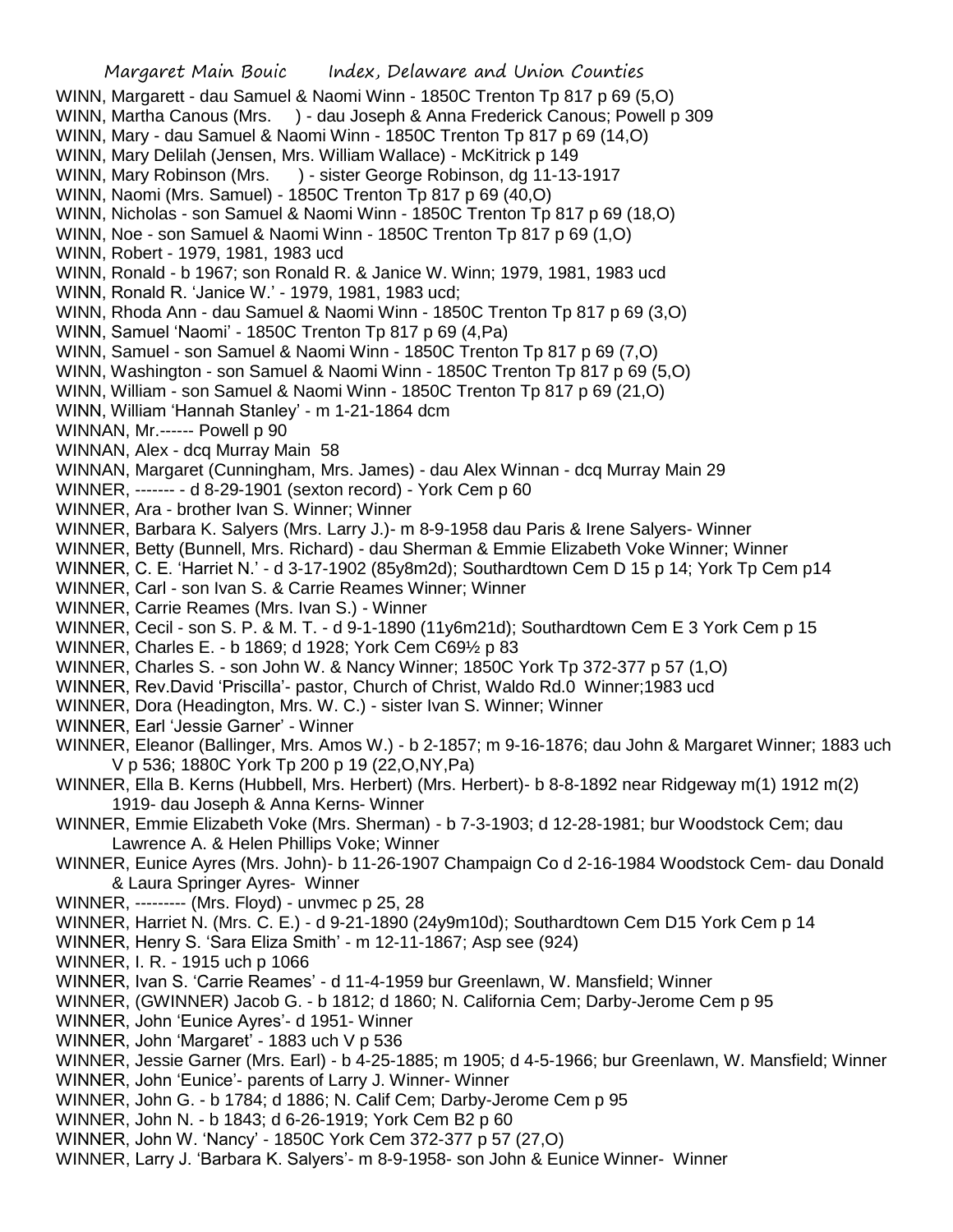WINN, Margarett - dau Samuel & Naomi Winn - 1850C Trenton Tp 817 p 69 (5,O)
WINN, Martha Canous (Mrs. ) - dau Joseph & Anna Frederick Canous; Powell p 309
WINN, Mary - dau Samuel & Naomi Winn - 1850C Trenton Tp 817 p 69 (14,O)
WINN, Mary Delilah (Jensen, Mrs. William Wallace) - McKitrick p 149
WINN, Mary Robinson (Mrs. ) - sister George Robinson, dg 11-13-1917
WINN, Naomi (Mrs. Samuel) - 1850C Trenton Tp 817 p 69 (40,O)
WINN, Nicholas - son Samuel & Naomi Winn - 1850C Trenton Tp 817 p 69 (18,O)
WINN, Noe - son Samuel & Naomi Winn - 1850C Trenton Tp 817 p 69 (1,O)
WINN, Robert - 1979, 1981, 1983 ucd
WINN, Ronald - b 1967; son Ronald R. & Janice W. Winn; 1979, 1981, 1983 ucd
WINN, Ronald R. 'Janice W.' - 1979, 1981, 1983 ucd;
WINN, Rhoda Ann - dau Samuel & Naomi Winn - 1850C Trenton Tp 817 p 69 (3,O)
WINN, Samuel 'Naomi' - 1850C Trenton Tp 817 p 69 (4,Pa)
WINN, Samuel - son Samuel & Naomi Winn - 1850C Trenton Tp 817 p 69 (7,O)
WINN, Washington - son Samuel & Naomi Winn - 1850C Trenton Tp 817 p 69 (5,O)
WINN, William - son Samuel & Naomi Winn - 1850C Trenton Tp 817 p 69 (21,O)
WINN, William 'Hannah Stanley' - m 1-21-1864 dcm
WINNAN, Mr.------ Powell p 90
WINNAN, Alex - dcq Murray Main 58
WINNAN, Margaret (Cunningham, Mrs. James) - dau Alex Winnan - dcq Murray Main 29
WINNER, ------- - d 8-29-1901 (sexton record) - York Cem p 60
WINNER, Ara - brother Ivan S. Winner; Winner
WINNER, Barbara K. Salyers (Mrs. Larry J.)- m 8-9-1958 dau Paris & Irene Salyers- Winner
WINNER, Betty (Bunnell, Mrs. Richard) - dau Sherman & Emmie Elizabeth Voke Winner; Winner
WINNER, C. E. 'Harriet N.' - d 3-17-1902 (85y8m2d); Southardtown Cem D 15 p 14; York Tp Cem p14
WINNER, Carl - son Ivan S. & Carrie Reames Winner; Winner
WINNER, Carrie Reames (Mrs. Ivan S.) - Winner
WINNER, Cecil - son S. P. & M. T. - d 9-1-1890 (11y6m21d); Southardtown Cem E 3 York Cem p 15
WINNER, Charles E. - b 1869; d 1928; York Cem C69½ p 83
WINNER, Charles S. - son John W. & Nancy Winner; 1850C York Tp 372-377 p 57 (1,O)
WINNER, Rev.David 'Priscilla'- pastor, Church of Christ, Waldo Rd.0 Winner;1983 ucd
WINNER, Dora (Headington, Mrs. W. C.) - sister Ivan S. Winner; Winner
WINNER, Earl 'Jessie Garner' - Winner
WINNER, Eleanor (Ballinger, Mrs. Amos W.) - b 2-1857; m 9-16-1876; dau John & Margaret Winner; 1883 uch V p 536; 1880C York Tp 200 p 19 (22,O,NY,Pa)
WINNER, Ella B. Kerns (Hubbell, Mrs. Herbert) (Mrs. Herbert)- b 8-8-1892 near Ridgeway m(1) 1912 m(2) 1919- dau Joseph & Anna Kerns- Winner
WINNER, Emmie Elizabeth Voke (Mrs. Sherman) - b 7-3-1903; d 12-28-1981; bur Woodstock Cem; dau Lawrence A. & Helen Phillips Voke; Winner
WINNER, Eunice Ayres (Mrs. John)- b 11-26-1907 Champaign Co d 2-16-1984 Woodstock Cem- dau Donald & Laura Springer Ayres- Winner
WINNER, --------- (Mrs. Floyd) - unvmec p 25, 28
WINNER, Harriet N. (Mrs. C. E.) - d 9-21-1890 (24y9m10d); Southardtown Cem D15 York Cem p 14
WINNER, Henry S. 'Sara Eliza Smith' - m 12-11-1867; Asp see (924)
WINNER, I. R. - 1915 uch p 1066
WINNER, Ivan S. 'Carrie Reames' - d 11-4-1959 bur Greenlawn, W. Mansfield; Winner
WINNER, (GWINNER) Jacob G. - b 1812; d 1860; N. California Cem; Darby-Jerome Cem p 95
WINNER, John 'Eunice Ayres'- d 1951- Winner
WINNER, John 'Margaret' - 1883 uch V p 536
WINNER, Jessie Garner (Mrs. Earl) - b 4-25-1885; m 1905; d 4-5-1966; bur Greenlawn, W. Mansfield; Winner
WINNER, John 'Eunice'- parents of Larry J. Winner- Winner
WINNER, John G. - b 1784; d 1886; N. Calif Cem; Darby-Jerome Cem p 95
WINNER, John N. - b 1843; d 6-26-1919; York Cem B2 p 60
WINNER, John W. 'Nancy' - 1850C York Cem 372-377 p 57 (27,O)
WINNER, Larry J. 'Barbara K. Salyers'- m 8-9-1958- son John & Eunice Winner- Winner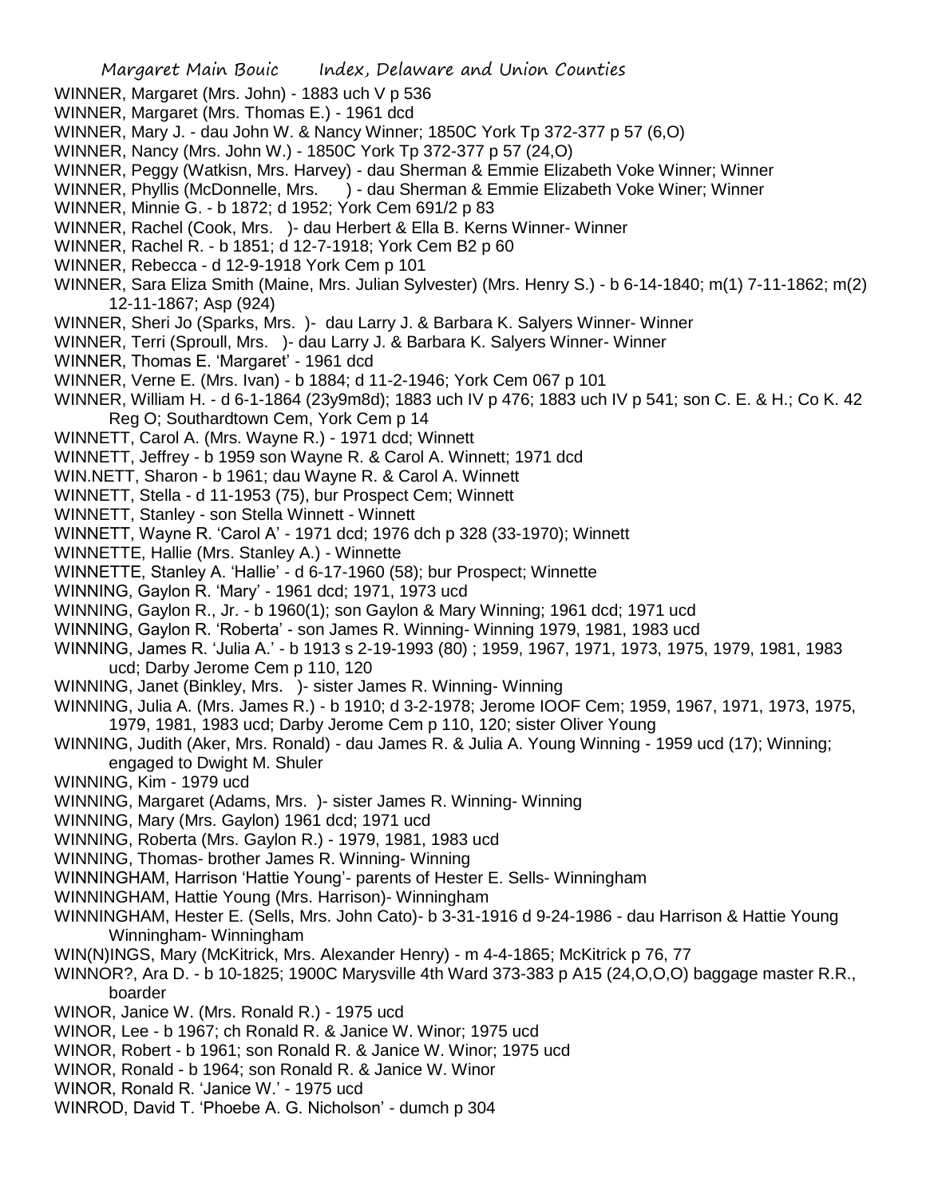WINNER, Margaret (Mrs. John) - 1883 uch V p 536

WINNER, Margaret (Mrs. Thomas E.) - 1961 dcd

WINNER, Mary J. - dau John W. & Nancy Winner; 1850C York Tp 372-377 p 57 (6,O)

WINNER, Nancy (Mrs. John W.) - 1850C York Tp 372-377 p 57 (24,O)

WINNER, Peggy (Watkisn, Mrs. Harvey) - dau Sherman & Emmie Elizabeth Voke Winner; Winner

WINNER, Phyllis (McDonnelle, Mrs. ) - dau Sherman & Emmie Elizabeth Voke Winer; Winner

WINNER, Minnie G. - b 1872; d 1952; York Cem 691/2 p 83

WINNER, Rachel (Cook, Mrs. )- dau Herbert & Ella B. Kerns Winner- Winner

WINNER, Rachel R. - b 1851; d 12-7-1918; York Cem B2 p 60

WINNER, Rebecca - d 12-9-1918 York Cem p 101

WINNER, Sara Eliza Smith (Maine, Mrs. Julian Sylvester) (Mrs. Henry S.) - b 6-14-1840; m(1) 7-11-1862; m(2) 12-11-1867; Asp (924)

WINNER, Sheri Jo (Sparks, Mrs. )- dau Larry J. & Barbara K. Salyers Winner- Winner

WINNER, Terri (Sproull, Mrs. )- dau Larry J. & Barbara K. Salyers Winner- Winner

WINNER, Thomas E. 'Margaret' - 1961 dcd

WINNER, Verne E. (Mrs. Ivan) - b 1884; d 11-2-1946; York Cem 067 p 101

WINNER, William H. - d 6-1-1864 (23y9m8d); 1883 uch IV p 476; 1883 uch IV p 541; son C. E. & H.; Co K. 42 Reg O; Southardtown Cem, York Cem p 14

WINNETT, Carol A. (Mrs. Wayne R.) - 1971 dcd; Winnett

WINNETT, Jeffrey - b 1959 son Wayne R. & Carol A. Winnett; 1971 dcd

WIN.NETT, Sharon - b 1961; dau Wayne R. & Carol A. Winnett

WINNETT, Stella - d 11-1953 (75), bur Prospect Cem; Winnett

WINNETT, Stanley - son Stella Winnett - Winnett

WINNETT, Wayne R. 'Carol A' - 1971 dcd; 1976 dch p 328 (33-1970); Winnett

WINNETTE, Hallie (Mrs. Stanley A.) - Winnette

WINNETTE, Stanley A. 'Hallie' - d 6-17-1960 (58); bur Prospect; Winnette

WINNING, Gaylon R. 'Mary' - 1961 dcd; 1971, 1973 ucd

WINNING, Gaylon R., Jr. - b 1960(1); son Gaylon & Mary Winning; 1961 dcd; 1971 ucd

WINNING, Gaylon R. 'Roberta' - son James R. Winning- Winning 1979, 1981, 1983 ucd

WINNING, James R. 'Julia A.' - b 1913 s 2-19-1993 (80) ; 1959, 1967, 1971, 1973, 1975, 1979, 1981, 1983 ucd; Darby Jerome Cem p 110, 120

WINNING, Janet (Binkley, Mrs. )- sister James R. Winning- Winning

WINNING, Julia A. (Mrs. James R.) - b 1910; d 3-2-1978; Jerome IOOF Cem; 1959, 1967, 1971, 1973, 1975, 1979, 1981, 1983 ucd; Darby Jerome Cem p 110, 120; sister Oliver Young

WINNING, Judith (Aker, Mrs. Ronald) - dau James R. & Julia A. Young Winning - 1959 ucd (17); Winning; engaged to Dwight M. Shuler

WINNING, Kim - 1979 ucd

WINNING, Margaret (Adams, Mrs. )- sister James R. Winning- Winning

WINNING, Mary (Mrs. Gaylon) 1961 dcd; 1971 ucd

WINNING, Roberta (Mrs. Gaylon R.) - 1979, 1981, 1983 ucd

WINNING, Thomas- brother James R. Winning- Winning

WINNINGHAM, Harrison 'Hattie Young'- parents of Hester E. Sells- Winningham

WINNINGHAM, Hattie Young (Mrs. Harrison)- Winningham

WINNINGHAM, Hester E. (Sells, Mrs. John Cato)- b 3-31-1916 d 9-24-1986 - dau Harrison & Hattie Young Winningham- Winningham

WIN(N)INGS, Mary (McKitrick, Mrs. Alexander Henry) - m 4-4-1865; McKitrick p 76, 77

WINNOR?, Ara D. - b 10-1825; 1900C Marysville 4th Ward 373-383 p A15 (24,O,O,O) baggage master R.R., boarder

WINOR, Janice W. (Mrs. Ronald R.) - 1975 ucd

WINOR, Lee - b 1967; ch Ronald R. & Janice W. Winor; 1975 ucd

WINOR, Robert - b 1961; son Ronald R. & Janice W. Winor; 1975 ucd

WINOR, Ronald - b 1964; son Ronald R. & Janice W. Winor

WINOR, Ronald R. 'Janice W.' - 1975 ucd

WINROD, David T. 'Phoebe A. G. Nicholson' - dumch p 304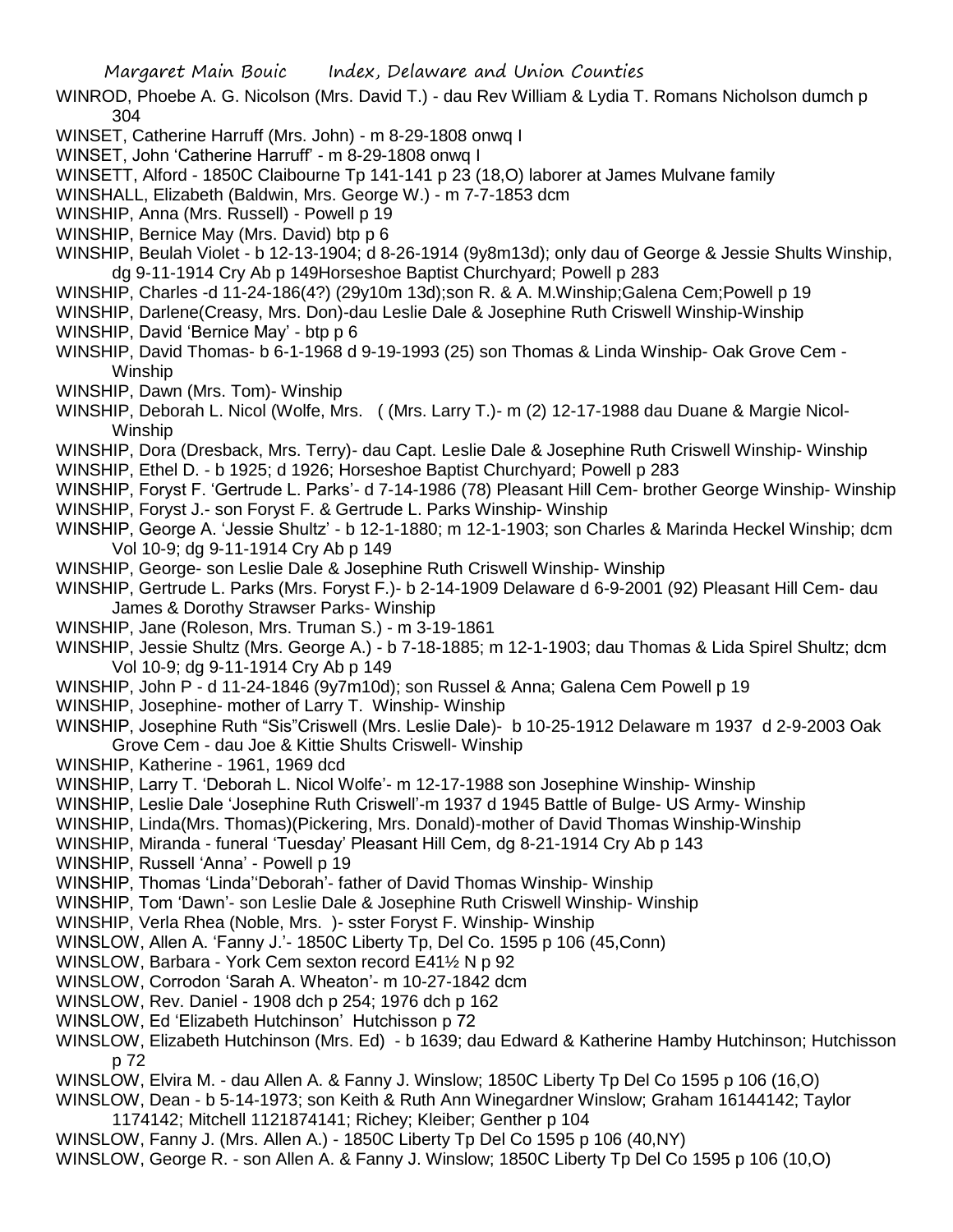WINROD, Phoebe A. G. Nicolson (Mrs. David T.) - dau Rev William & Lydia T. Romans Nicholson dumch p 304

WINSET, Catherine Harruff (Mrs. John) - m 8-29-1808 onwq I

WINSET, John 'Catherine Harruff' - m 8-29-1808 onwq I

WINSETT, Alford - 1850C Claibourne Tp 141-141 p 23 (18,O) laborer at James Mulvane family

WINSHALL, Elizabeth (Baldwin, Mrs. George W.) - m 7-7-1853 dcm

WINSHIP, Anna (Mrs. Russell) - Powell p 19

WINSHIP, Bernice May (Mrs. David) btp p 6

WINSHIP, Beulah Violet - b 12-13-1904; d 8-26-1914 (9y8m13d); only dau of George & Jessie Shults Winship, dg 9-11-1914 Cry Ab p 149Horseshoe Baptist Churchyard; Powell p 283

WINSHIP, Charles -d 11-24-186(4?) (29y10m 13d);son R. & A. M.Winship;Galena Cem;Powell p 19

WINSHIP, Darlene(Creasy, Mrs. Don)-dau Leslie Dale & Josephine Ruth Criswell Winship-Winship

WINSHIP, David 'Bernice May' - btp p 6

WINSHIP, David Thomas- b 6-1-1968 d 9-19-1993 (25) son Thomas & Linda Winship- Oak Grove Cem - Winship

WINSHIP, Dawn (Mrs. Tom)- Winship

WINSHIP, Deborah L. Nicol (Wolfe, Mrs. ( (Mrs. Larry T.)- m (2) 12-17-1988 dau Duane & Margie Nicol- Winship

WINSHIP, Dora (Dresback, Mrs. Terry)- dau Capt. Leslie Dale & Josephine Ruth Criswell Winship- Winship

WINSHIP, Ethel D. - b 1925; d 1926; Horseshoe Baptist Churchyard; Powell p 283

WINSHIP, Foryst F. 'Gertrude L. Parks'- d 7-14-1986 (78) Pleasant Hill Cem- brother George Winship- Winship

WINSHIP, Foryst J.- son Foryst F. & Gertrude L. Parks Winship- Winship

WINSHIP, George A. 'Jessie Shultz' - b 12-1-1880; m 12-1-1903; son Charles & Marinda Heckel Winship; dcm Vol 10-9; dg 9-11-1914 Cry Ab p 149

WINSHIP, George- son Leslie Dale & Josephine Ruth Criswell Winship- Winship

WINSHIP, Gertrude L. Parks (Mrs. Foryst F.)- b 2-14-1909 Delaware d 6-9-2001 (92) Pleasant Hill Cem- dau James & Dorothy Strawser Parks- Winship

WINSHIP, Jane (Roleson, Mrs. Truman S.) - m 3-19-1861

WINSHIP, Jessie Shultz (Mrs. George A.) - b 7-18-1885; m 12-1-1903; dau Thomas & Lida Spirel Shultz; dcm Vol 10-9; dg 9-11-1914 Cry Ab p 149

WINSHIP, John P - d 11-24-1846 (9y7m10d); son Russel & Anna; Galena Cem Powell p 19

WINSHIP, Josephine- mother of Larry T. Winship- Winship

WINSHIP, Josephine Ruth "Sis"Criswell (Mrs. Leslie Dale)- b 10-25-1912 Delaware m 1937 d 2-9-2003 Oak Grove Cem - dau Joe & Kittie Shults Criswell- Winship

WINSHIP, Katherine - 1961, 1969 dcd

WINSHIP, Larry T. 'Deborah L. Nicol Wolfe'- m 12-17-1988 son Josephine Winship- Winship

WINSHIP, Leslie Dale 'Josephine Ruth Criswell'-m 1937 d 1945 Battle of Bulge- US Army- Winship

WINSHIP, Linda(Mrs. Thomas)(Pickering, Mrs. Donald)-mother of David Thomas Winship-Winship

WINSHIP, Miranda - funeral 'Tuesday' Pleasant Hill Cem, dg 8-21-1914 Cry Ab p 143

WINSHIP, Russell 'Anna' - Powell p 19

WINSHIP, Thomas 'Linda''Deborah'- father of David Thomas Winship- Winship

WINSHIP, Tom 'Dawn'- son Leslie Dale & Josephine Ruth Criswell Winship- Winship

WINSHIP, Verla Rhea (Noble, Mrs. )- sster Foryst F. Winship- Winship

WINSLOW, Allen A. 'Fanny J.'- 1850C Liberty Tp, Del Co. 1595 p 106 (45,Conn)

WINSLOW, Barbara - York Cem sexton record E41½ N p 92

WINSLOW, Corrodon 'Sarah A. Wheaton'- m 10-27-1842 dcm

WINSLOW, Rev. Daniel - 1908 dch p 254; 1976 dch p 162

WINSLOW, Ed 'Elizabeth Hutchinson' Hutchisson p 72

WINSLOW, Elizabeth Hutchinson (Mrs. Ed) - b 1639; dau Edward & Katherine Hamby Hutchinson; Hutchisson p 72

WINSLOW, Elvira M. - dau Allen A. & Fanny J. Winslow; 1850C Liberty Tp Del Co 1595 p 106 (16,O)

WINSLOW, Dean - b 5-14-1973; son Keith & Ruth Ann Winegardner Winslow; Graham 16144142; Taylor 1174142; Mitchell 1121874141; Richey; Kleiber; Genther p 104

WINSLOW, Fanny J. (Mrs. Allen A.) - 1850C Liberty Tp Del Co 1595 p 106 (40,NY)

WINSLOW, George R. - son Allen A. & Fanny J. Winslow; 1850C Liberty Tp Del Co 1595 p 106 (10,O)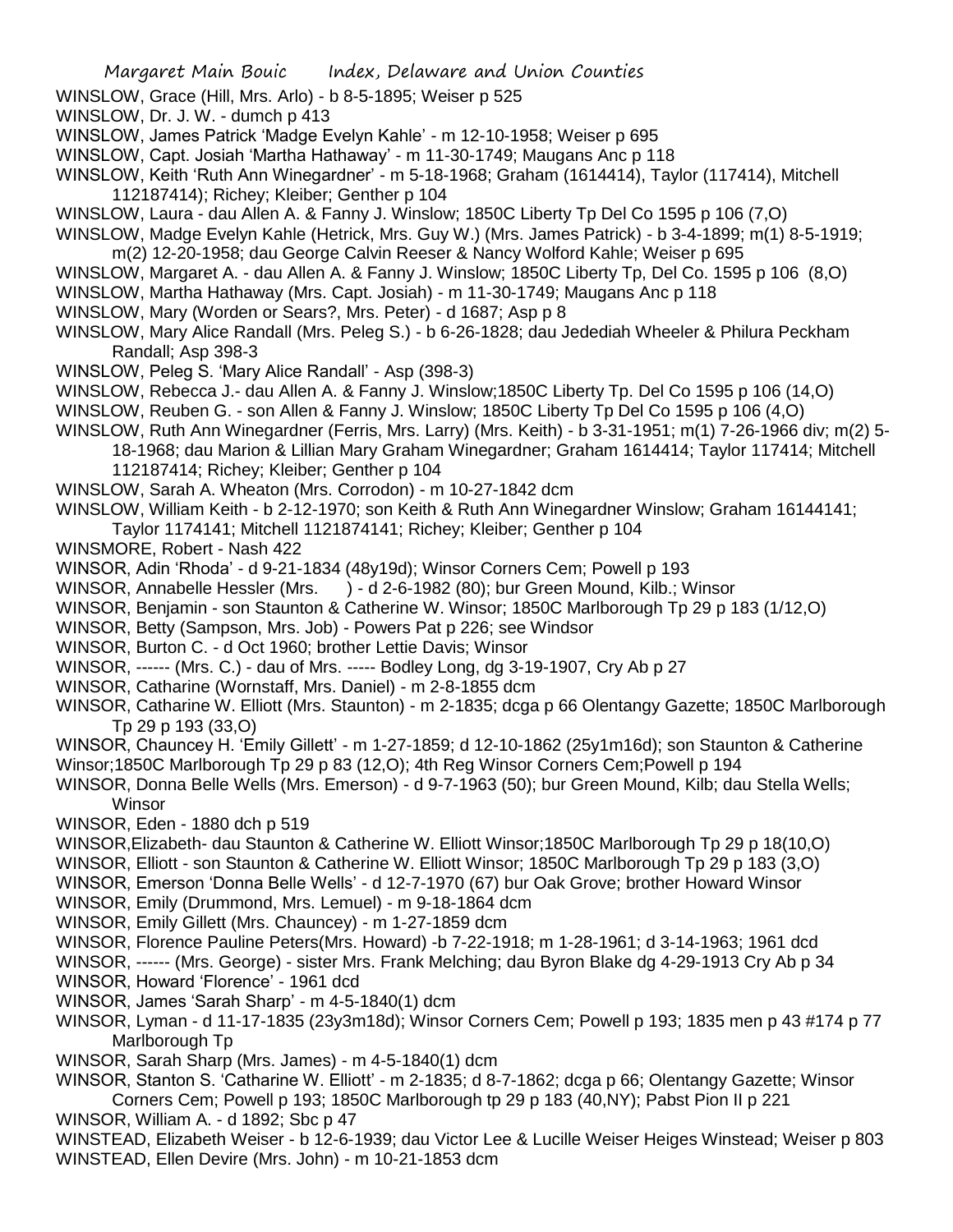WINSLOW, Grace (Hill, Mrs. Arlo) - b 8-5-1895; Weiser p 525

WINSLOW, Dr. J. W. - dumch p 413

WINSLOW, James Patrick 'Madge Evelyn Kahle' - m 12-10-1958; Weiser p 695

WINSLOW, Capt. Josiah 'Martha Hathaway' - m 11-30-1749; Maugans Anc p 118

WINSLOW, Keith 'Ruth Ann Winegardner' - m 5-18-1968; Graham (1614414), Taylor (117414), Mitchell 112187414); Richey; Kleiber; Genther p 104

WINSLOW, Laura - dau Allen A. & Fanny J. Winslow; 1850C Liberty Tp Del Co 1595 p 106 (7,O)

WINSLOW, Madge Evelyn Kahle (Hetrick, Mrs. Guy W.) (Mrs. James Patrick) - b 3-4-1899; m(1) 8-5-1919; m(2) 12-20-1958; dau George Calvin Reeser & Nancy Wolford Kahle; Weiser p 695

WINSLOW, Margaret A. - dau Allen A. & Fanny J. Winslow; 1850C Liberty Tp, Del Co. 1595 p 106 (8,O)

WINSLOW, Martha Hathaway (Mrs. Capt. Josiah) - m 11-30-1749; Maugans Anc p 118

WINSLOW, Mary (Worden or Sears?, Mrs. Peter) - d 1687; Asp p 8

WINSLOW, Mary Alice Randall (Mrs. Peleg S.) - b 6-26-1828; dau Jedediah Wheeler & Philura Peckham Randall; Asp 398-3

WINSLOW, Peleg S. 'Mary Alice Randall' - Asp (398-3)

WINSLOW, Rebecca J.- dau Allen A. & Fanny J. Winslow;1850C Liberty Tp. Del Co 1595 p 106 (14,O)

WINSLOW, Reuben G. - son Allen & Fanny J. Winslow; 1850C Liberty Tp Del Co 1595 p 106 (4,O)

WINSLOW, Ruth Ann Winegardner (Ferris, Mrs. Larry) (Mrs. Keith) - b 3-31-1951; m(1) 7-26-1966 div; m(2) 5-18-1968; dau Marion & Lillian Mary Graham Winegardner; Graham 1614414; Taylor 117414; Mitchell 112187414; Richey; Kleiber; Genther p 104

WINSLOW, Sarah A. Wheaton (Mrs. Corrodon) - m 10-27-1842 dcm

WINSLOW, William Keith - b 2-12-1970; son Keith & Ruth Ann Winegardner Winslow; Graham 16144141; Taylor 1174141; Mitchell 1121874141; Richey; Kleiber; Genther p 104

WINSMORE, Robert - Nash 422

WINSOR, Adin 'Rhoda' - d 9-21-1834 (48y19d); Winsor Corners Cem; Powell p 193

WINSOR, Annabelle Hessler (Mrs. ) - d 2-6-1982 (80); bur Green Mound, Kilb.; Winsor

WINSOR, Benjamin - son Staunton & Catherine W. Winsor; 1850C Marlborough Tp 29 p 183 (1/12,O)

WINSOR, Betty (Sampson, Mrs. Job) - Powers Pat p 226; see Windsor

WINSOR, Burton C. - d Oct 1960; brother Lettie Davis; Winsor

WINSOR, ------ (Mrs. C.) - dau of Mrs. ----- Bodley Long, dg 3-19-1907, Cry Ab p 27

WINSOR, Catharine (Wornstaff, Mrs. Daniel) - m 2-8-1855 dcm

WINSOR, Catharine W. Elliott (Mrs. Staunton) - m 2-1835; dcga p 66 Olentangy Gazette; 1850C Marlborough Tp 29 p 193 (33,O)

WINSOR, Chauncey H. 'Emily Gillett' - m 1-27-1859; d 12-10-1862 (25y1m16d); son Staunton & Catherine Winsor;1850C Marlborough Tp 29 p 83 (12,O); 4th Reg Winsor Corners Cem;Powell p 194

WINSOR, Donna Belle Wells (Mrs. Emerson) - d 9-7-1963 (50); bur Green Mound, Kilb; dau Stella Wells; Winsor

WINSOR, Eden - 1880 dch p 519

WINSOR,Elizabeth- dau Staunton & Catherine W. Elliott Winsor;1850C Marlborough Tp 29 p 18(10,O)

WINSOR, Elliott - son Staunton & Catherine W. Elliott Winsor; 1850C Marlborough Tp 29 p 183 (3,O)

WINSOR, Emerson 'Donna Belle Wells' - d 12-7-1970 (67) bur Oak Grove; brother Howard Winsor

WINSOR, Emily (Drummond, Mrs. Lemuel) - m 9-18-1864 dcm

WINSOR, Emily Gillett (Mrs. Chauncey) - m 1-27-1859 dcm

WINSOR, Florence Pauline Peters(Mrs. Howard) -b 7-22-1918; m 1-28-1961; d 3-14-1963; 1961 dcd

WINSOR, ------ (Mrs. George) - sister Mrs. Frank Melching; dau Byron Blake dg 4-29-1913 Cry Ab p 34

WINSOR, Howard 'Florence' - 1961 dcd

WINSOR, James 'Sarah Sharp' - m 4-5-1840(1) dcm

WINSOR, Lyman - d 11-17-1835 (23y3m18d); Winsor Corners Cem; Powell p 193; 1835 men p 43 #174 p 77 Marlborough Tp

WINSOR, Sarah Sharp (Mrs. James) - m 4-5-1840(1) dcm

WINSOR, Stanton S. 'Catharine W. Elliott' - m 2-1835; d 8-7-1862; dcga p 66; Olentangy Gazette; Winsor Corners Cem; Powell p 193; 1850C Marlborough tp 29 p 183 (40,NY); Pabst Pion II p 221

WINSOR, William A. - d 1892; Sbc p 47

WINSTEAD, Elizabeth Weiser - b 12-6-1939; dau Victor Lee & Lucille Weiser Heiges Winstead; Weiser p 803

WINSTEAD, Ellen Devire (Mrs. John) - m 10-21-1853 dcm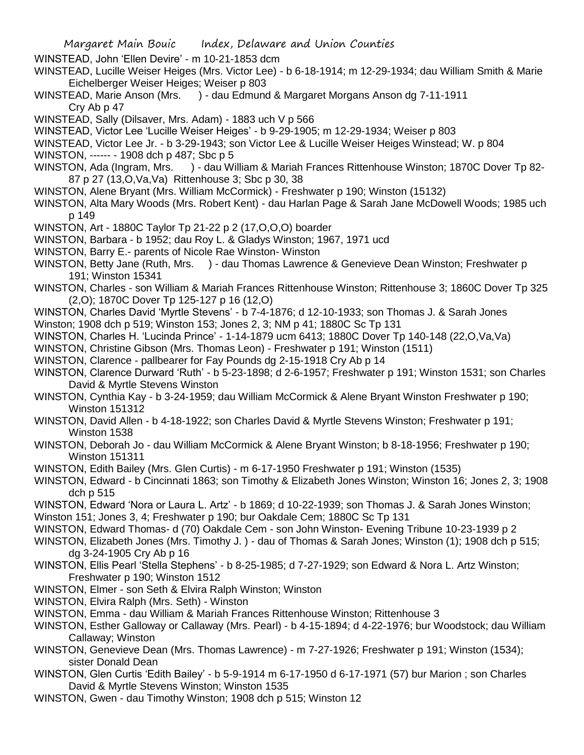WINSTEAD, John 'Ellen Devire' - m 10-21-1853 dcm

WINSTEAD, Lucille Weiser Heiges (Mrs. Victor Lee) - b 6-18-1914; m 12-29-1934; dau William Smith & Marie Eichelberger Weiser Heiges; Weiser p 803

WINSTEAD, Marie Anson (Mrs. ) - dau Edmund & Margaret Morgans Anson dg 7-11-1911 Cry Ab p 47

WINSTEAD, Sally (Dilsaver, Mrs. Adam) - 1883 uch V p 566

WINSTEAD, Victor Lee 'Lucille Weiser Heiges' - b 9-29-1905; m 12-29-1934; Weiser p 803

WINSTEAD, Victor Lee Jr. - b 3-29-1943; son Victor Lee & Lucille Weiser Heiges Winstead; W. p 804

WINSTON, ------ - 1908 dch p 487; Sbc p 5

WINSTON, Ada (Ingram, Mrs. ) - dau William & Mariah Frances Rittenhouse Winston; 1870C Dover Tp 82-87 p 27 (13,O,Va,Va) Rittenhouse 3; Sbc p 30, 38

WINSTON, Alene Bryant (Mrs. William McCormick) - Freshwater p 190; Winston (15132)

WINSTON, Alta Mary Woods (Mrs. Robert Kent) - dau Harlan Page & Sarah Jane McDowell Woods; 1985 uch p 149

WINSTON, Art - 1880C Taylor Tp 21-22 p 2 (17,O,O,O) boarder

WINSTON, Barbara - b 1952; dau Roy L. & Gladys Winston; 1967, 1971 ucd

WINSTON, Barry E.- parents of Nicole Rae Winston- Winston

WINSTON, Betty Jane (Ruth, Mrs. ) - dau Thomas Lawrence & Genevieve Dean Winston; Freshwater p 191; Winston 15341

WINSTON, Charles - son William & Mariah Frances Rittenhouse Winston; Rittenhouse 3; 1860C Dover Tp 325 (2,O); 1870C Dover Tp 125-127 p 16 (12,O)

WINSTON, Charles David 'Myrtle Stevens' - b 7-4-1876; d 12-10-1933; son Thomas J. & Sarah Jones Winston; 1908 dch p 519; Winston 153; Jones 2, 3; NM p 41; 1880C Sc Tp 131

WINSTON, Charles H. 'Lucinda Prince' - 1-14-1879 ucm 6413; 1880C Dover Tp 140-148 (22,O,Va,Va)

WINSTON, Christine Gibson (Mrs. Thomas Leon) - Freshwater p 191; Winston (1511)

WINSTON, Clarence - pallbearer for Fay Pounds dg 2-15-1918 Cry Ab p 14

WINSTON, Clarence Durward 'Ruth' - b 5-23-1898; d 2-6-1957; Freshwater p 191; Winston 1531; son Charles David & Myrtle Stevens Winston

WINSTON, Cynthia Kay - b 3-24-1959; dau William McCormick & Alene Bryant Winston Freshwater p 190; Winston 151312

WINSTON, David Allen - b 4-18-1922; son Charles David & Myrtle Stevens Winston; Freshwater p 191; Winston 1538

WINSTON, Deborah Jo - dau William McCormick & Alene Bryant Winston; b 8-18-1956; Freshwater p 190; Winston 151311

WINSTON, Edith Bailey (Mrs. Glen Curtis) - m 6-17-1950 Freshwater p 191; Winston (1535)

WINSTON, Edward - b Cincinnati 1863; son Timothy & Elizabeth Jones Winston; Winston 16; Jones 2, 3; 1908 dch p 515

WINSTON, Edward 'Nora or Laura L. Artz' - b 1869; d 10-22-1939; son Thomas J. & Sarah Jones Winston; Winston 151; Jones 3, 4; Freshwater p 190; bur Oakdale Cem; 1880C Sc Tp 131

WINSTON, Edward Thomas- d (70) Oakdale Cem - son John Winston- Evening Tribune 10-23-1939 p 2

WINSTON, Elizabeth Jones (Mrs. Timothy J. ) - dau of Thomas & Sarah Jones; Winston (1); 1908 dch p 515; dg 3-24-1905 Cry Ab p 16

WINSTON, Ellis Pearl 'Stella Stephens' - b 8-25-1985; d 7-27-1929; son Edward & Nora L. Artz Winston; Freshwater p 190; Winston 1512

WINSTON, Elmer - son Seth & Elvira Ralph Winston; Winston

WINSTON, Elvira Ralph (Mrs. Seth) - Winston

WINSTON, Emma - dau William & Mariah Frances Rittenhouse Winston; Rittenhouse 3

WINSTON, Esther Galloway or Callaway (Mrs. Pearl) - b 4-15-1894; d 4-22-1976; bur Woodstock; dau William Callaway; Winston

WINSTON, Genevieve Dean (Mrs. Thomas Lawrence) - m 7-27-1926; Freshwater p 191; Winston (1534); sister Donald Dean

WINSTON, Glen Curtis 'Edith Bailey' - b 5-9-1914 m 6-17-1950 d 6-17-1971 (57) bur Marion ; son Charles David & Myrtle Stevens Winston; Winston 1535

WINSTON, Gwen - dau Timothy Winston; 1908 dch p 515; Winston 12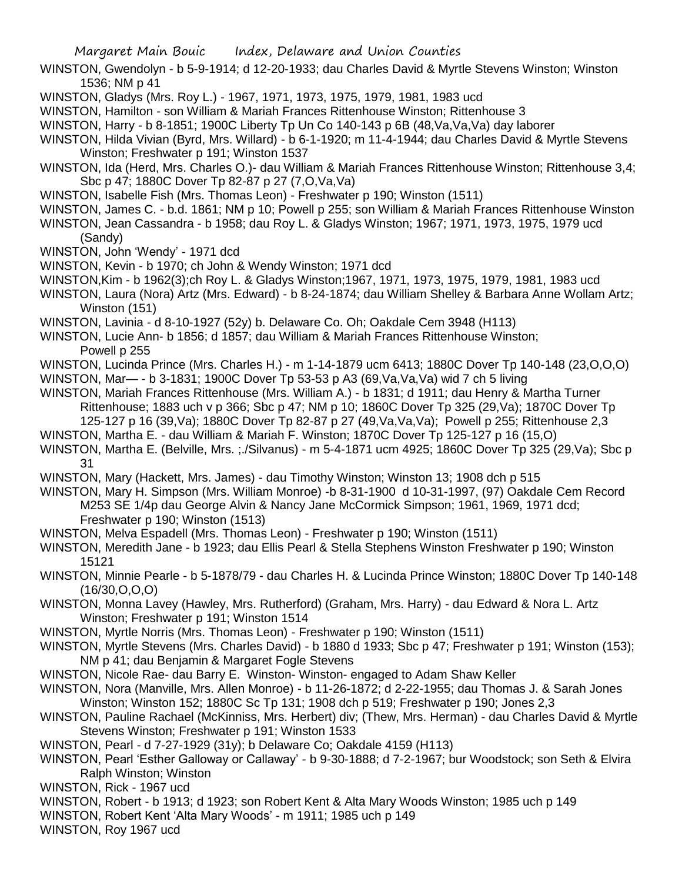WINSTON, Gwendolyn - b 5-9-1914; d 12-20-1933; dau Charles David & Myrtle Stevens Winston; Winston 1536; NM p 41

WINSTON, Gladys (Mrs. Roy L.) - 1967, 1971, 1973, 1975, 1979, 1981, 1983 ucd

WINSTON, Hamilton - son William & Mariah Frances Rittenhouse Winston; Rittenhouse 3

WINSTON, Harry - b 8-1851; 1900C Liberty Tp Un Co 140-143 p 6B (48,Va,Va,Va) day laborer

WINSTON, Hilda Vivian (Byrd, Mrs. Willard) - b 6-1-1920; m 11-4-1944; dau Charles David & Myrtle Stevens Winston; Freshwater p 191; Winston 1537

WINSTON, Ida (Herd, Mrs. Charles O.)- dau William & Mariah Frances Rittenhouse Winston; Rittenhouse 3,4; Sbc p 47; 1880C Dover Tp 82-87 p 27 (7,O,Va,Va)

WINSTON, Isabelle Fish (Mrs. Thomas Leon) - Freshwater p 190; Winston (1511)

WINSTON, James C. - b.d. 1861; NM p 10; Powell p 255; son William & Mariah Frances Rittenhouse Winston

WINSTON, Jean Cassandra - b 1958; dau Roy L. & Gladys Winston; 1967; 1971, 1973, 1975, 1979 ucd (Sandy)

WINSTON, John 'Wendy' - 1971 dcd

WINSTON, Kevin - b 1970; ch John & Wendy Winston; 1971 dcd

WINSTON,Kim - b 1962(3);ch Roy L. & Gladys Winston;1967, 1971, 1973, 1975, 1979, 1981, 1983 ucd

WINSTON, Laura (Nora) Artz (Mrs. Edward) - b 8-24-1874; dau William Shelley & Barbara Anne Wollam Artz; Winston (151)

WINSTON, Lavinia - d 8-10-1927 (52y) b. Delaware Co. Oh; Oakdale Cem 3948 (H113)

WINSTON, Lucie Ann- b 1856; d 1857; dau William & Mariah Frances Rittenhouse Winston; Powell p 255

WINSTON, Lucinda Prince (Mrs. Charles H.) - m 1-14-1879 ucm 6413; 1880C Dover Tp 140-148 (23,O,O,O)

WINSTON, Mar— - b 3-1831; 1900C Dover Tp 53-53 p A3 (69,Va,Va,Va) wid 7 ch 5 living

WINSTON, Mariah Frances Rittenhouse (Mrs. William A.) - b 1831; d 1911; dau Henry & Martha Turner Rittenhouse; 1883 uch v p 366; Sbc p 47; NM p 10; 1860C Dover Tp 325 (29,Va); 1870C Dover Tp 125-127 p 16 (39,Va); 1880C Dover Tp 82-87 p 27 (49,Va,Va,Va); Powell p 255; Rittenhouse 2,3

WINSTON, Martha E. - dau William & Mariah F. Winston; 1870C Dover Tp 125-127 p 16 (15,O)

WINSTON, Martha E. (Belville, Mrs. ;./Silvanus) - m 5-4-1871 ucm 4925; 1860C Dover Tp 325 (29,Va); Sbc p 31

WINSTON, Mary (Hackett, Mrs. James) - dau Timothy Winston; Winston 13; 1908 dch p 515

WINSTON, Mary H. Simpson (Mrs. William Monroe) -b 8-31-1900 d 10-31-1997, (97) Oakdale Cem Record M253 SE 1/4p dau George Alvin & Nancy Jane McCormick Simpson; 1961, 1969, 1971 dcd; Freshwater p 190; Winston (1513)

WINSTON, Melva Espadell (Mrs. Thomas Leon) - Freshwater p 190; Winston (1511)

WINSTON, Meredith Jane - b 1923; dau Ellis Pearl & Stella Stephens Winston Freshwater p 190; Winston 15121

WINSTON, Minnie Pearle - b 5-1878/79 - dau Charles H. & Lucinda Prince Winston; 1880C Dover Tp 140-148 (16/30,O,O,O)

WINSTON, Monna Lavey (Hawley, Mrs. Rutherford) (Graham, Mrs. Harry) - dau Edward & Nora L. Artz Winston; Freshwater p 191; Winston 1514

WINSTON, Myrtle Norris (Mrs. Thomas Leon) - Freshwater p 190; Winston (1511)

WINSTON, Myrtle Stevens (Mrs. Charles David) - b 1880 d 1933; Sbc p 47; Freshwater p 191; Winston (153); NM p 41; dau Benjamin & Margaret Fogle Stevens

WINSTON, Nicole Rae- dau Barry E. Winston- Winston- engaged to Adam Shaw Keller

WINSTON, Nora (Manville, Mrs. Allen Monroe) - b 11-26-1872; d 2-22-1955; dau Thomas J. & Sarah Jones Winston; Winston 152; 1880C Sc Tp 131; 1908 dch p 519; Freshwater p 190; Jones 2,3

WINSTON, Pauline Rachael (McKinniss, Mrs. Herbert) div; (Thew, Mrs. Herman) - dau Charles David & Myrtle Stevens Winston; Freshwater p 191; Winston 1533

WINSTON, Pearl - d 7-27-1929 (31y); b Delaware Co; Oakdale 4159 (H113)

WINSTON, Pearl 'Esther Galloway or Callaway' - b 9-30-1888; d 7-2-1967; bur Woodstock; son Seth & Elvira Ralph Winston; Winston

WINSTON, Rick - 1967 ucd

WINSTON, Robert - b 1913; d 1923; son Robert Kent & Alta Mary Woods Winston; 1985 uch p 149

WINSTON, Robert Kent 'Alta Mary Woods' - m 1911; 1985 uch p 149

WINSTON, Roy 1967 ucd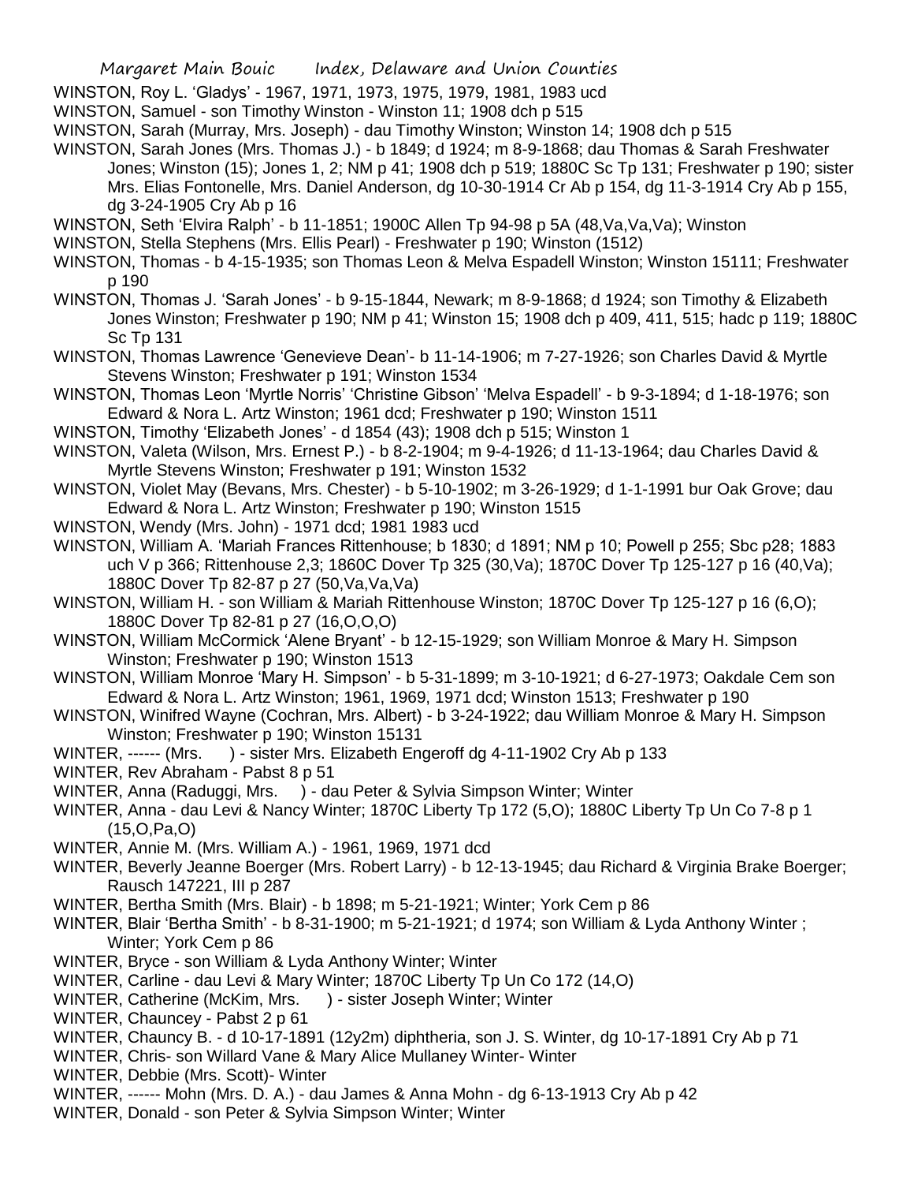WINSTON, Roy L. 'Gladys' - 1967, 1971, 1973, 1975, 1979, 1981, 1983 ucd

WINSTON, Samuel - son Timothy Winston - Winston 11; 1908 dch p 515

WINSTON, Sarah (Murray, Mrs. Joseph) - dau Timothy Winston; Winston 14; 1908 dch p 515

WINSTON, Sarah Jones (Mrs. Thomas J.) - b 1849; d 1924; m 8-9-1868; dau Thomas & Sarah Freshwater Jones; Winston (15); Jones 1, 2; NM p 41; 1908 dch p 519; 1880C Sc Tp 131; Freshwater p 190; sister Mrs. Elias Fontonelle, Mrs. Daniel Anderson, dg 10-30-1914 Cr Ab p 154, dg 11-3-1914 Cry Ab p 155, dg 3-24-1905 Cry Ab p 16

WINSTON, Seth 'Elvira Ralph' - b 11-1851; 1900C Allen Tp 94-98 p 5A (48,Va,Va,Va); Winston

WINSTON, Stella Stephens (Mrs. Ellis Pearl) - Freshwater p 190; Winston (1512)

WINSTON, Thomas - b 4-15-1935; son Thomas Leon & Melva Espadell Winston; Winston 15111; Freshwater p 190

WINSTON, Thomas J. 'Sarah Jones' - b 9-15-1844, Newark; m 8-9-1868; d 1924; son Timothy & Elizabeth Jones Winston; Freshwater p 190; NM p 41; Winston 15; 1908 dch p 409, 411, 515; hadc p 119; 1880C Sc Tp 131

WINSTON, Thomas Lawrence 'Genevieve Dean'- b 11-14-1906; m 7-27-1926; son Charles David & Myrtle Stevens Winston; Freshwater p 191; Winston 1534

WINSTON, Thomas Leon 'Myrtle Norris' 'Christine Gibson' 'Melva Espadell' - b 9-3-1894; d 1-18-1976; son Edward & Nora L. Artz Winston; 1961 dcd; Freshwater p 190; Winston 1511

WINSTON, Timothy 'Elizabeth Jones' - d 1854 (43); 1908 dch p 515; Winston 1

WINSTON, Valeta (Wilson, Mrs. Ernest P.) - b 8-2-1904; m 9-4-1926; d 11-13-1964; dau Charles David & Myrtle Stevens Winston; Freshwater p 191; Winston 1532

WINSTON, Violet May (Bevans, Mrs. Chester) - b 5-10-1902; m 3-26-1929; d 1-1-1991 bur Oak Grove; dau Edward & Nora L. Artz Winston; Freshwater p 190; Winston 1515

WINSTON, Wendy (Mrs. John) - 1971 dcd; 1981 1983 ucd

WINSTON, William A. 'Mariah Frances Rittenhouse; b 1830; d 1891; NM p 10; Powell p 255; Sbc p28; 1883 uch V p 366; Rittenhouse 2,3; 1860C Dover Tp 325 (30,Va); 1870C Dover Tp 125-127 p 16 (40,Va); 1880C Dover Tp 82-87 p 27 (50,Va,Va,Va)

WINSTON, William H. - son William & Mariah Rittenhouse Winston; 1870C Dover Tp 125-127 p 16 (6,O); 1880C Dover Tp 82-81 p 27 (16,O,O,O)

WINSTON, William McCormick 'Alene Bryant' - b 12-15-1929; son William Monroe & Mary H. Simpson Winston; Freshwater p 190; Winston 1513

WINSTON, William Monroe 'Mary H. Simpson' - b 5-31-1899; m 3-10-1921; d 6-27-1973; Oakdale Cem son Edward & Nora L. Artz Winston; 1961, 1969, 1971 dcd; Winston 1513; Freshwater p 190

WINSTON, Winifred Wayne (Cochran, Mrs. Albert) - b 3-24-1922; dau William Monroe & Mary H. Simpson Winston; Freshwater p 190; Winston 15131

WINTER, ------ (Mrs. ) - sister Mrs. Elizabeth Engeroff dg 4-11-1902 Cry Ab p 133

WINTER, Rev Abraham - Pabst 8 p 51

WINTER, Anna (Raduggi, Mrs. ) - dau Peter & Sylvia Simpson Winter; Winter

WINTER, Anna - dau Levi & Nancy Winter; 1870C Liberty Tp 172 (5,O); 1880C Liberty Tp Un Co 7-8 p 1 (15,O,Pa,O)

WINTER, Annie M. (Mrs. William A.) - 1961, 1969, 1971 dcd

WINTER, Beverly Jeanne Boerger (Mrs. Robert Larry) - b 12-13-1945; dau Richard & Virginia Brake Boerger; Rausch 147221, III p 287

WINTER, Bertha Smith (Mrs. Blair) - b 1898; m 5-21-1921; Winter; York Cem p 86

WINTER, Blair 'Bertha Smith' - b 8-31-1900; m 5-21-1921; d 1974; son William & Lyda Anthony Winter ; Winter; York Cem p 86

WINTER, Bryce - son William & Lyda Anthony Winter; Winter

WINTER, Carline - dau Levi & Mary Winter; 1870C Liberty Tp Un Co 172 (14,O)

WINTER, Catherine (McKim, Mrs. ) - sister Joseph Winter; Winter

WINTER, Chauncey - Pabst 2 p 61

WINTER, Chauncy B. - d 10-17-1891 (12y2m) diphtheria, son J. S. Winter, dg 10-17-1891 Cry Ab p 71

WINTER, Chris- son Willard Vane & Mary Alice Mullaney Winter- Winter

WINTER, Debbie (Mrs. Scott)- Winter

WINTER, ------ Mohn (Mrs. D. A.) - dau James & Anna Mohn - dg 6-13-1913 Cry Ab p 42

WINTER, Donald - son Peter & Sylvia Simpson Winter; Winter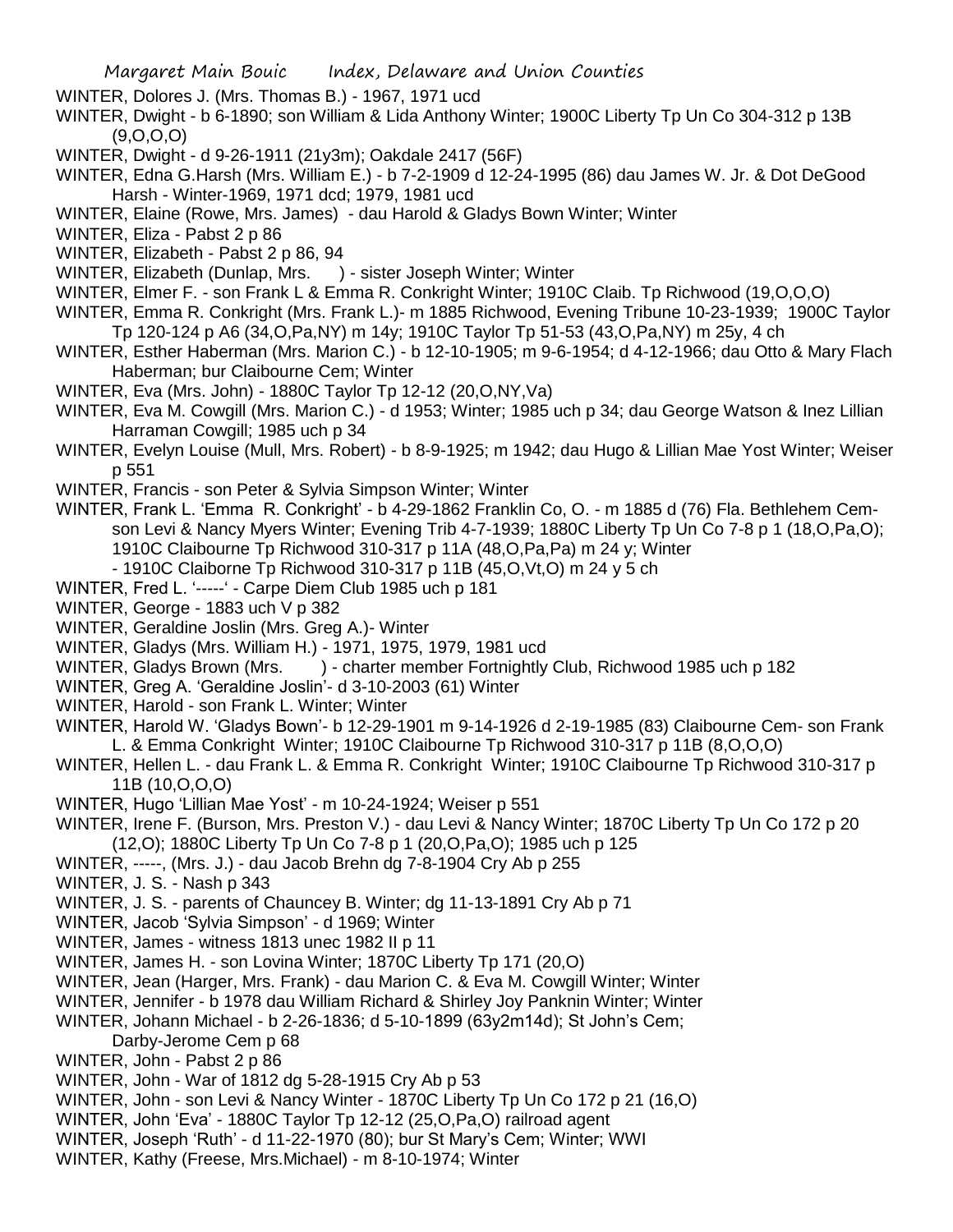WINTER, Dolores J. (Mrs. Thomas B.) - 1967, 1971 ucd

WINTER, Dwight - b 6-1890; son William & Lida Anthony Winter; 1900C Liberty Tp Un Co 304-312 p 13B (9,O,O,O)

WINTER, Dwight - d 9-26-1911 (21y3m); Oakdale 2417 (56F)

WINTER, Edna G.Harsh (Mrs. William E.) - b 7-2-1909 d 12-24-1995 (86) dau James W. Jr. & Dot DeGood Harsh - Winter-1969, 1971 dcd; 1979, 1981 ucd

WINTER, Elaine (Rowe, Mrs. James) - dau Harold & Gladys Bown Winter; Winter

WINTER, Eliza - Pabst 2 p 86

WINTER, Elizabeth - Pabst 2 p 86, 94

WINTER, Elizabeth (Dunlap, Mrs. ) - sister Joseph Winter; Winter

WINTER, Elmer F. - son Frank L & Emma R. Conkright Winter; 1910C Claib. Tp Richwood (19,O,O,O)

WINTER, Emma R. Conkright (Mrs. Frank L.)- m 1885 Richwood, Evening Tribune 10-23-1939; 1900C Taylor Tp 120-124 p A6 (34,O,Pa,NY) m 14y; 1910C Taylor Tp 51-53 (43,O,Pa,NY) m 25y, 4 ch

WINTER, Esther Haberman (Mrs. Marion C.) - b 12-10-1905; m 9-6-1954; d 4-12-1966; dau Otto & Mary Flach Haberman; bur Claibourne Cem; Winter

WINTER, Eva (Mrs. John) - 1880C Taylor Tp 12-12 (20,O,NY,Va)

WINTER, Eva M. Cowgill (Mrs. Marion C.) - d 1953; Winter; 1985 uch p 34; dau George Watson & Inez Lillian Harraman Cowgill; 1985 uch p 34

WINTER, Evelyn Louise (Mull, Mrs. Robert) - b 8-9-1925; m 1942; dau Hugo & Lillian Mae Yost Winter; Weiser p 551

WINTER, Francis - son Peter & Sylvia Simpson Winter; Winter

WINTER, Frank L. 'Emma R. Conkright' - b 4-29-1862 Franklin Co, O. - m 1885 d (76) Fla. Bethlehem Cem- son Levi & Nancy Myers Winter; Evening Trib 4-7-1939; 1880C Liberty Tp Un Co 7-8 p 1 (18,O,Pa,O); 1910C Claibourne Tp Richwood 310-317 p 11A (48,O,Pa,Pa) m 24 y; Winter - 1910C Claiborne Tp Richwood 310-317 p 11B (45,O,Vt,O) m 24 y 5 ch

WINTER, Fred L. '-----' - Carpe Diem Club 1985 uch p 181

WINTER, George - 1883 uch V p 382

WINTER, Geraldine Joslin (Mrs. Greg A.)- Winter

WINTER, Gladys (Mrs. William H.) - 1971, 1975, 1979, 1981 ucd

WINTER, Gladys Brown (Mrs. ) - charter member Fortnightly Club, Richwood 1985 uch p 182

WINTER, Greg A. 'Geraldine Joslin'- d 3-10-2003 (61) Winter

WINTER, Harold - son Frank L. Winter; Winter

WINTER, Harold W. 'Gladys Bown'- b 12-29-1901 m 9-14-1926 d 2-19-1985 (83) Claibourne Cem- son Frank L. & Emma Conkright Winter; 1910C Claibourne Tp Richwood 310-317 p 11B (8,O,O,O)

WINTER, Hellen L. - dau Frank L. & Emma R. Conkright Winter; 1910C Claibourne Tp Richwood 310-317 p 11B (10,O,O,O)

WINTER, Hugo 'Lillian Mae Yost' - m 10-24-1924; Weiser p 551

WINTER, Irene F. (Burson, Mrs. Preston V.) - dau Levi & Nancy Winter; 1870C Liberty Tp Un Co 172 p 20 (12,O); 1880C Liberty Tp Un Co 7-8 p 1 (20,O,Pa,O); 1985 uch p 125

WINTER, -----, (Mrs. J.) - dau Jacob Brehn dg 7-8-1904 Cry Ab p 255

WINTER, J. S. - Nash p 343

WINTER, J. S. - parents of Chauncey B. Winter; dg 11-13-1891 Cry Ab p 71

WINTER, Jacob 'Sylvia Simpson' - d 1969; Winter

WINTER, James - witness 1813 unec 1982 II p 11

WINTER, James H. - son Lovina Winter; 1870C Liberty Tp 171 (20,O)

WINTER, Jean (Harger, Mrs. Frank) - dau Marion C. & Eva M. Cowgill Winter; Winter

WINTER, Jennifer - b 1978 dau William Richard & Shirley Joy Panknin Winter; Winter

WINTER, Johann Michael - b 2-26-1836; d 5-10-1899 (63y2m14d); St John's Cem; Darby-Jerome Cem p 68

WINTER, John - Pabst 2 p 86

WINTER, John - War of 1812 dg 5-28-1915 Cry Ab p 53

WINTER, John - son Levi & Nancy Winter - 1870C Liberty Tp Un Co 172 p 21 (16,O)

WINTER, John 'Eva' - 1880C Taylor Tp 12-12 (25,O,Pa,O) railroad agent

WINTER, Joseph 'Ruth' - d 11-22-1970 (80); bur St Mary's Cem; Winter; WWI

WINTER, Kathy (Freese, Mrs.Michael) - m 8-10-1974; Winter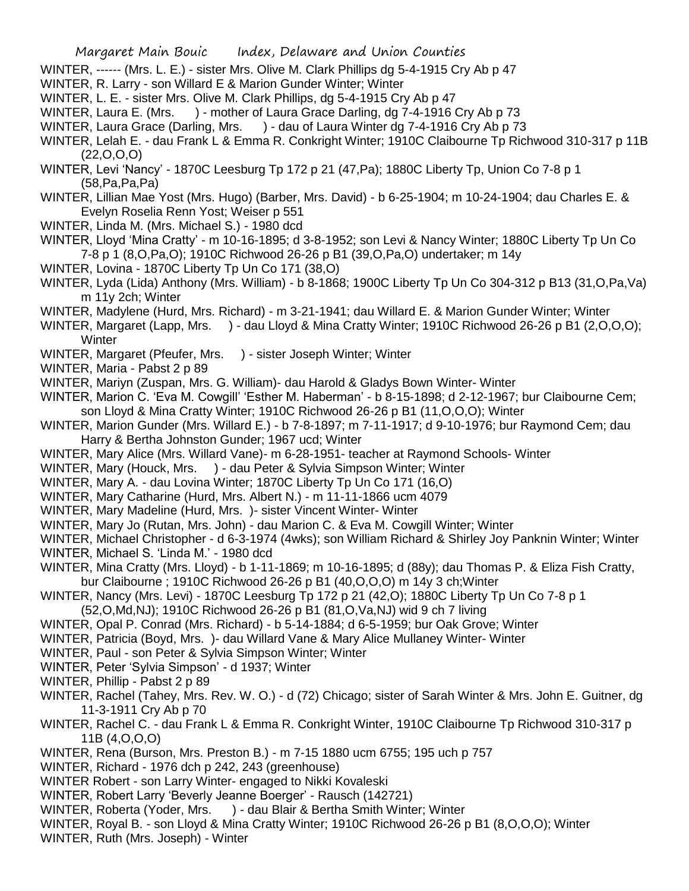WINTER, ------ (Mrs. L. E.) - sister Mrs. Olive M. Clark Phillips dg 5-4-1915 Cry Ab p 47

WINTER, R. Larry - son Willard E & Marion Gunder Winter; Winter

WINTER, L. E. - sister Mrs. Olive M. Clark Phillips, dg 5-4-1915 Cry Ab p 47

WINTER, Laura E. (Mrs. ) - mother of Laura Grace Darling, dg 7-4-1916 Cry Ab p 73

WINTER, Laura Grace (Darling, Mrs. ) - dau of Laura Winter dg 7-4-1916 Cry Ab p 73

WINTER, Lelah E. - dau Frank L & Emma R. Conkright Winter; 1910C Claibourne Tp Richwood 310-317 p 11B (22,O,O,O)

WINTER, Levi 'Nancy' - 1870C Leesburg Tp 172 p 21 (47,Pa); 1880C Liberty Tp, Union Co 7-8 p 1 (58,Pa,Pa,Pa)

WINTER, Lillian Mae Yost (Mrs. Hugo) (Barber, Mrs. David) - b 6-25-1904; m 10-24-1904; dau Charles E. & Evelyn Roselia Renn Yost; Weiser p 551

WINTER, Linda M. (Mrs. Michael S.) - 1980 dcd

WINTER, Lloyd 'Mina Cratty' - m 10-16-1895; d 3-8-1952; son Levi & Nancy Winter; 1880C Liberty Tp Un Co 7-8 p 1 (8,O,Pa,O); 1910C Richwood 26-26 p B1 (39,O,Pa,O) undertaker; m 14y

WINTER, Lovina - 1870C Liberty Tp Un Co 171 (38,O)

WINTER, Lyda (Lida) Anthony (Mrs. William) - b 8-1868; 1900C Liberty Tp Un Co 304-312 p B13 (31,O,Pa,Va) m 11y 2ch; Winter

WINTER, Madylene (Hurd, Mrs. Richard) - m 3-21-1941; dau Willard E. & Marion Gunder Winter; Winter

WINTER, Margaret (Lapp, Mrs. ) - dau Lloyd & Mina Cratty Winter; 1910C Richwood 26-26 p B1 (2,O,O,O); Winter

WINTER, Margaret (Pfeufer, Mrs. ) - sister Joseph Winter; Winter

WINTER, Maria - Pabst 2 p 89

WINTER, Mariyn (Zuspan, Mrs. G. William)- dau Harold & Gladys Bown Winter- Winter

WINTER, Marion C. 'Eva M. Cowgill' 'Esther M. Haberman' - b 8-15-1898; d 2-12-1967; bur Claibourne Cem; son Lloyd & Mina Cratty Winter; 1910C Richwood 26-26 p B1 (11,O,O,O); Winter

WINTER, Marion Gunder (Mrs. Willard E.) - b 7-8-1897; m 7-11-1917; d 9-10-1976; bur Raymond Cem; dau Harry & Bertha Johnston Gunder; 1967 ucd; Winter

WINTER, Mary Alice (Mrs. Willard Vane)- m 6-28-1951- teacher at Raymond Schools- Winter

WINTER, Mary (Houck, Mrs. ) - dau Peter & Sylvia Simpson Winter; Winter

WINTER, Mary A. - dau Lovina Winter; 1870C Liberty Tp Un Co 171 (16,O)

WINTER, Mary Catharine (Hurd, Mrs. Albert N.) - m 11-11-1866 ucm 4079

WINTER, Mary Madeline (Hurd, Mrs. )- sister Vincent Winter- Winter

WINTER, Mary Jo (Rutan, Mrs. John) - dau Marion C. & Eva M. Cowgill Winter; Winter

WINTER, Michael Christopher - d 6-3-1974 (4wks); son William Richard & Shirley Joy Panknin Winter; Winter

WINTER, Michael S. 'Linda M.' - 1980 dcd

WINTER, Mina Cratty (Mrs. Lloyd) - b 1-11-1869; m 10-16-1895; d (88y); dau Thomas P. & Eliza Fish Cratty, bur Claibourne ; 1910C Richwood 26-26 p B1 (40,O,O,O) m 14y 3 ch;Winter

WINTER, Nancy (Mrs. Levi) - 1870C Leesburg Tp 172 p 21 (42,O); 1880C Liberty Tp Un Co 7-8 p 1 (52,O,Md,NJ); 1910C Richwood 26-26 p B1 (81,O,Va,NJ) wid 9 ch 7 living

WINTER, Opal P. Conrad (Mrs. Richard) - b 5-14-1884; d 6-5-1959; bur Oak Grove; Winter

WINTER, Patricia (Boyd, Mrs. )- dau Willard Vane & Mary Alice Mullaney Winter- Winter

WINTER, Paul - son Peter & Sylvia Simpson Winter; Winter

WINTER, Peter 'Sylvia Simpson' - d 1937; Winter

WINTER, Phillip - Pabst 2 p 89

WINTER, Rachel (Tahey, Mrs. Rev. W. O.) - d (72) Chicago; sister of Sarah Winter & Mrs. John E. Guitner, dg 11-3-1911 Cry Ab p 70

WINTER, Rachel C. - dau Frank L & Emma R. Conkright Winter, 1910C Claibourne Tp Richwood 310-317 p 11B (4,O,O,O)

WINTER, Rena (Burson, Mrs. Preston B.) - m 7-15 1880 ucm 6755; 195 uch p 757

WINTER, Richard - 1976 dch p 242, 243 (greenhouse)

WINTER Robert - son Larry Winter- engaged to Nikki Kovaleski

WINTER, Robert Larry 'Beverly Jeanne Boerger' - Rausch (142721)

WINTER, Roberta (Yoder, Mrs. ) - dau Blair & Bertha Smith Winter; Winter

WINTER, Royal B. - son Lloyd & Mina Cratty Winter; 1910C Richwood 26-26 p B1 (8,O,O,O); Winter

WINTER, Ruth (Mrs. Joseph) - Winter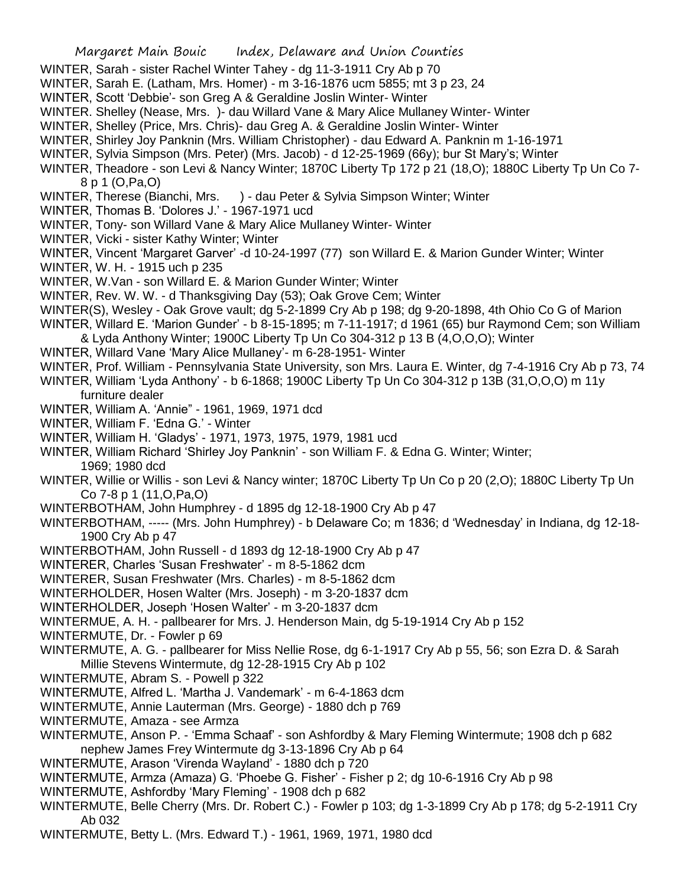WINTER, Sarah - sister Rachel Winter Tahey - dg 11-3-1911 Cry Ab p 70

WINTER, Sarah E. (Latham, Mrs. Homer) - m 3-16-1876 ucm 5855; mt 3 p 23, 24

WINTER, Scott 'Debbie'- son Greg A & Geraldine Joslin Winter- Winter

WINTER. Shelley (Nease, Mrs. )- dau Willard Vane & Mary Alice Mullaney Winter- Winter

WINTER, Shelley (Price, Mrs. Chris)- dau Greg A. & Geraldine Joslin Winter- Winter

WINTER, Shirley Joy Panknin (Mrs. William Christopher) - dau Edward A. Panknin m 1-16-1971

WINTER, Sylvia Simpson (Mrs. Peter) (Mrs. Jacob) - d 12-25-1969 (66y); bur St Mary's; Winter

WINTER, Theadore - son Levi & Nancy Winter; 1870C Liberty Tp 172 p 21 (18,O); 1880C Liberty Tp Un Co 7-8 p 1 (O,Pa,O)

WINTER, Therese (Bianchi, Mrs. ) - dau Peter & Sylvia Simpson Winter; Winter

WINTER, Thomas B. 'Dolores J.' - 1967-1971 ucd

WINTER, Tony- son Willard Vane & Mary Alice Mullaney Winter- Winter

WINTER, Vicki - sister Kathy Winter; Winter

WINTER, Vincent 'Margaret Garver' -d 10-24-1997 (77) son Willard E. & Marion Gunder Winter; Winter

WINTER, W. H. - 1915 uch p 235

WINTER, W.Van - son Willard E. & Marion Gunder Winter; Winter

WINTER, Rev. W. W. - d Thanksgiving Day (53); Oak Grove Cem; Winter

WINTER(S), Wesley - Oak Grove vault; dg 5-2-1899 Cry Ab p 198; dg 9-20-1898, 4th Ohio Co G of Marion

WINTER, Willard E. 'Marion Gunder' - b 8-15-1895; m 7-11-1917; d 1961 (65) bur Raymond Cem; son William & Lyda Anthony Winter; 1900C Liberty Tp Un Co 304-312 p 13 B (4,O,O,O); Winter

WINTER, Willard Vane 'Mary Alice Mullaney'- m 6-28-1951- Winter

WINTER, Prof. William - Pennsylvania State University, son Mrs. Laura E. Winter, dg 7-4-1916 Cry Ab p 73, 74

WINTER, William 'Lyda Anthony' - b 6-1868; 1900C Liberty Tp Un Co 304-312 p 13B (31,O,O,O) m 11y furniture dealer

WINTER, William A. 'Annie" - 1961, 1969, 1971 dcd

WINTER, William F. 'Edna G.' - Winter

WINTER, William H. 'Gladys' - 1971, 1973, 1975, 1979, 1981 ucd

WINTER, William Richard 'Shirley Joy Panknin' - son William F. & Edna G. Winter; Winter; 1969; 1980 dcd

WINTER, Willie or Willis - son Levi & Nancy winter; 1870C Liberty Tp Un Co p 20 (2,O); 1880C Liberty Tp Un Co 7-8 p 1 (11,O,Pa,O)

WINTERBOTHAM, John Humphrey - d 1895 dg 12-18-1900 Cry Ab p 47

WINTERBOTHAM, ----- (Mrs. John Humphrey) - b Delaware Co; m 1836; d 'Wednesday' in Indiana, dg 12-18-1900 Cry Ab p 47

WINTERBOTHAM, John Russell - d 1893 dg 12-18-1900 Cry Ab p 47

WINTERER, Charles 'Susan Freshwater' - m 8-5-1862 dcm

WINTERER, Susan Freshwater (Mrs. Charles) - m 8-5-1862 dcm

WINTERHOLDER, Hosen Walter (Mrs. Joseph) - m 3-20-1837 dcm

WINTERHOLDER, Joseph 'Hosen Walter' - m 3-20-1837 dcm

WINTERMUE, A. H. - pallbearer for Mrs. J. Henderson Main, dg 5-19-1914 Cry Ab p 152

WINTERMUTE, Dr. - Fowler p 69

WINTERMUTE, A. G. - pallbearer for Miss Nellie Rose, dg 6-1-1917 Cry Ab p 55, 56; son Ezra D. & Sarah Millie Stevens Wintermute, dg 12-28-1915 Cry Ab p 102

WINTERMUTE, Abram S. - Powell p 322

WINTERMUTE, Alfred L. 'Martha J. Vandemark' - m 6-4-1863 dcm

WINTERMUTE, Annie Lauterman (Mrs. George) - 1880 dch p 769

WINTERMUTE, Amaza - see Armza

WINTERMUTE, Anson P. - 'Emma Schaaf' - son Ashfordby & Mary Fleming Wintermute; 1908 dch p 682 nephew James Frey Wintermute dg 3-13-1896 Cry Ab p 64

WINTERMUTE, Arason 'Virenda Wayland' - 1880 dch p 720

WINTERMUTE, Armza (Amaza) G. 'Phoebe G. Fisher' - Fisher p 2; dg 10-6-1916 Cry Ab p 98

WINTERMUTE, Ashfordby 'Mary Fleming' - 1908 dch p 682

WINTERMUTE, Belle Cherry (Mrs. Dr. Robert C.) - Fowler p 103; dg 1-3-1899 Cry Ab p 178; dg 5-2-1911 Cry Ab 032

WINTERMUTE, Betty L. (Mrs. Edward T.) - 1961, 1969, 1971, 1980 dcd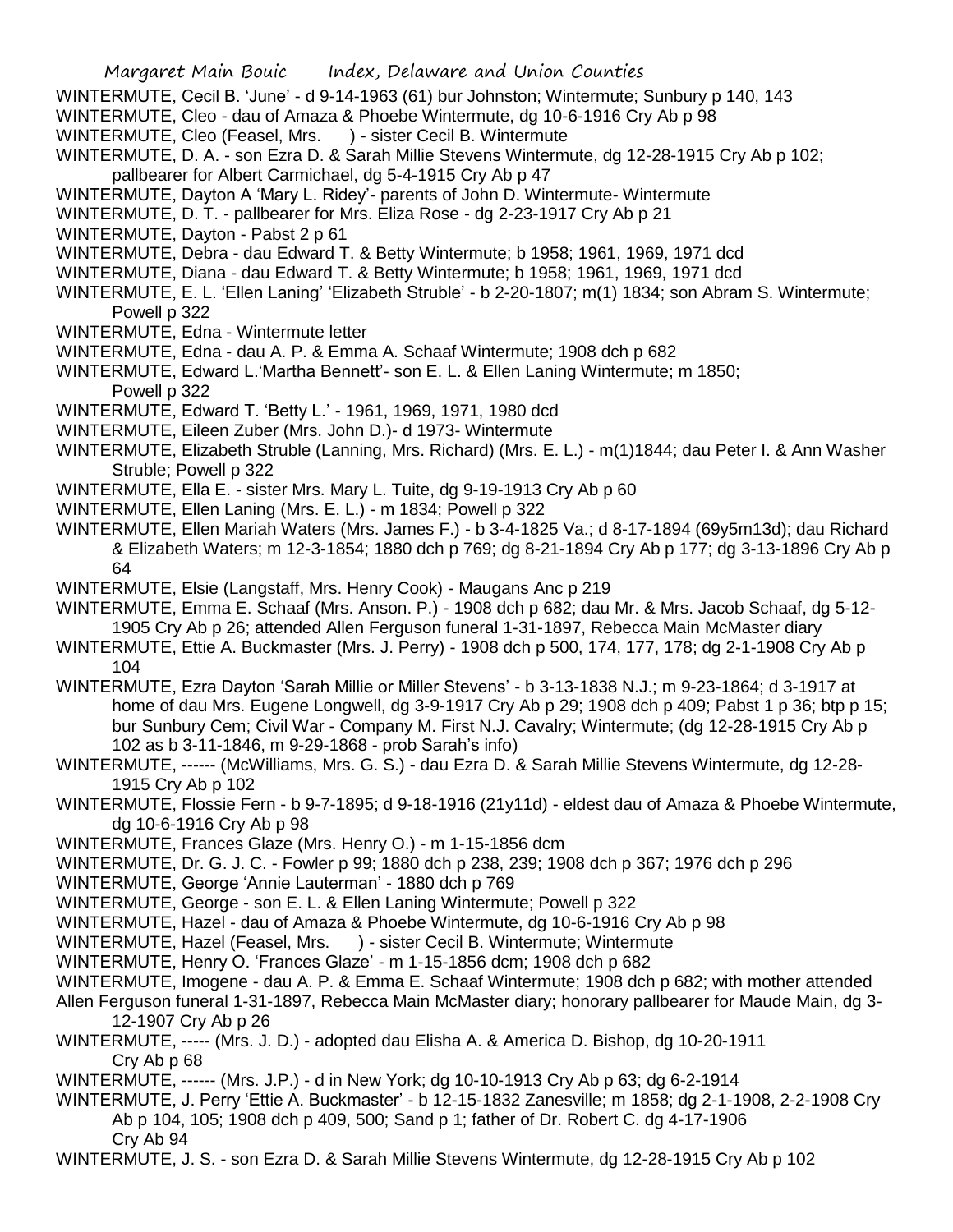WINTERMUTE, Cecil B. 'June' - d 9-14-1963 (61) bur Johnston; Wintermute; Sunbury p 140, 143

WINTERMUTE, Cleo - dau of Amaza & Phoebe Wintermute, dg 10-6-1916 Cry Ab p 98

WINTERMUTE, Cleo (Feasel, Mrs. ) - sister Cecil B. Wintermute

WINTERMUTE, D. A. - son Ezra D. & Sarah Millie Stevens Wintermute, dg 12-28-1915 Cry Ab p 102; pallbearer for Albert Carmichael, dg 5-4-1915 Cry Ab p 47

WINTERMUTE, Dayton A 'Mary L. Ridey'- parents of John D. Wintermute- Wintermute

WINTERMUTE, D. T. - pallbearer for Mrs. Eliza Rose - dg 2-23-1917 Cry Ab p 21

WINTERMUTE, Dayton - Pabst 2 p 61

WINTERMUTE, Debra - dau Edward T. & Betty Wintermute; b 1958; 1961, 1969, 1971 dcd

WINTERMUTE, Diana - dau Edward T. & Betty Wintermute; b 1958; 1961, 1969, 1971 dcd

WINTERMUTE, E. L. 'Ellen Laning' 'Elizabeth Struble' - b 2-20-1807; m(1) 1834; son Abram S. Wintermute; Powell p 322

WINTERMUTE, Edna - Wintermute letter

WINTERMUTE, Edna - dau A. P. & Emma A. Schaaf Wintermute; 1908 dch p 682

WINTERMUTE, Edward L.'Martha Bennett'- son E. L. & Ellen Laning Wintermute; m 1850; Powell p 322

WINTERMUTE, Edward T. 'Betty L.' - 1961, 1969, 1971, 1980 dcd

WINTERMUTE, Eileen Zuber (Mrs. John D.)- d 1973- Wintermute

WINTERMUTE, Elizabeth Struble (Lanning, Mrs. Richard) (Mrs. E. L.) - m(1)1844; dau Peter I. & Ann Washer Struble; Powell p 322

WINTERMUTE, Ella E. - sister Mrs. Mary L. Tuite, dg 9-19-1913 Cry Ab p 60

WINTERMUTE, Ellen Laning (Mrs. E. L.) - m 1834; Powell p 322

WINTERMUTE, Ellen Mariah Waters (Mrs. James F.) - b 3-4-1825 Va.; d 8-17-1894 (69y5m13d); dau Richard & Elizabeth Waters; m 12-3-1854; 1880 dch p 769; dg 8-21-1894 Cry Ab p 177; dg 3-13-1896 Cry Ab p 64

WINTERMUTE, Elsie (Langstaff, Mrs. Henry Cook) - Maugans Anc p 219

WINTERMUTE, Emma E. Schaaf (Mrs. Anson. P.) - 1908 dch p 682; dau Mr. & Mrs. Jacob Schaaf, dg 5-12-1905 Cry Ab p 26; attended Allen Ferguson funeral 1-31-1897, Rebecca Main McMaster diary

WINTERMUTE, Ettie A. Buckmaster (Mrs. J. Perry) - 1908 dch p 500, 174, 177, 178; dg 2-1-1908 Cry Ab p 104

WINTERMUTE, Ezra Dayton 'Sarah Millie or Miller Stevens' - b 3-13-1838 N.J.; m 9-23-1864; d 3-1917 at home of dau Mrs. Eugene Longwell, dg 3-9-1917 Cry Ab p 29; 1908 dch p 409; Pabst 1 p 36; btp p 15; bur Sunbury Cem; Civil War - Company M. First N.J. Cavalry; Wintermute; (dg 12-28-1915 Cry Ab p 102 as b 3-11-1846, m 9-29-1868 - prob Sarah's info)

WINTERMUTE, ------ (McWilliams, Mrs. G. S.) - dau Ezra D. & Sarah Millie Stevens Wintermute, dg 12-28-1915 Cry Ab p 102

WINTERMUTE, Flossie Fern - b 9-7-1895; d 9-18-1916 (21y11d) - eldest dau of Amaza & Phoebe Wintermute, dg 10-6-1916 Cry Ab p 98

WINTERMUTE, Frances Glaze (Mrs. Henry O.) - m 1-15-1856 dcm

WINTERMUTE, Dr. G. J. C. - Fowler p 99; 1880 dch p 238, 239; 1908 dch p 367; 1976 dch p 296

WINTERMUTE, George 'Annie Lauterman' - 1880 dch p 769

WINTERMUTE, George - son E. L. & Ellen Laning Wintermute; Powell p 322

WINTERMUTE, Hazel - dau of Amaza & Phoebe Wintermute, dg 10-6-1916 Cry Ab p 98

WINTERMUTE, Hazel (Feasel, Mrs. ) - sister Cecil B. Wintermute; Wintermute

WINTERMUTE, Henry O. 'Frances Glaze' - m 1-15-1856 dcm; 1908 dch p 682

WINTERMUTE, Imogene - dau A. P. & Emma E. Schaaf Wintermute; 1908 dch p 682; with mother attended Allen Ferguson funeral 1-31-1897, Rebecca Main McMaster diary; honorary pallbearer for Maude Main, dg 3-12-1907 Cry Ab p 26

WINTERMUTE, ----- (Mrs. J. D.) - adopted dau Elisha A. & America D. Bishop, dg 10-20-1911 Cry Ab p 68

WINTERMUTE, ------ (Mrs. J.P.) - d in New York; dg 10-10-1913 Cry Ab p 63; dg 6-2-1914

WINTERMUTE, J. Perry 'Ettie A. Buckmaster' - b 12-15-1832 Zanesville; m 1858; dg 2-1-1908, 2-2-1908 Cry Ab p 104, 105; 1908 dch p 409, 500; Sand p 1; father of Dr. Robert C. dg 4-17-1906 Cry Ab 94

WINTERMUTE, J. S. - son Ezra D. & Sarah Millie Stevens Wintermute, dg 12-28-1915 Cry Ab p 102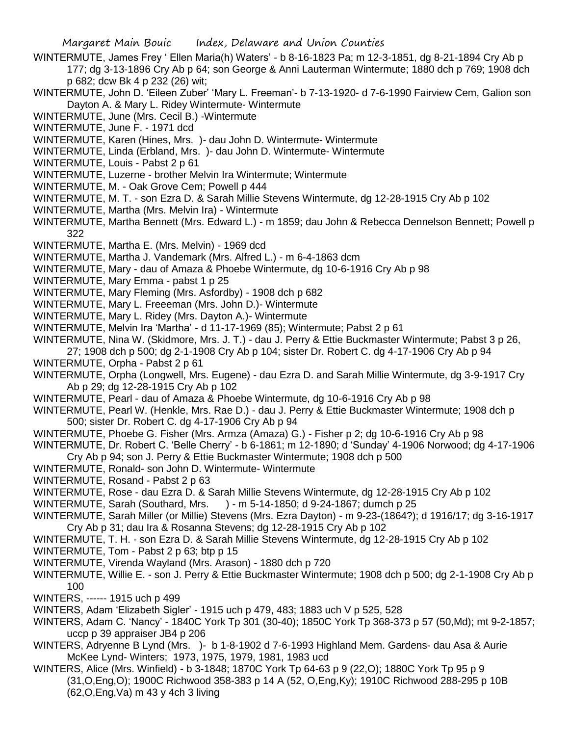WINTERMUTE, James Frey ' Ellen Maria(h) Waters' - b 8-16-1823 Pa; m 12-3-1851, dg 8-21-1894 Cry Ab p 177; dg 3-13-1896 Cry Ab p 64; son George & Anni Lauterman Wintermute; 1880 dch p 769; 1908 dch p 682; dcw Bk 4 p 232 (26) wit;

WINTERMUTE, John D. 'Eileen Zuber' 'Mary L. Freeman'- b 7-13-1920- d 7-6-1990 Fairview Cem, Galion son Dayton A. & Mary L. Ridey Wintermute- Wintermute

WINTERMUTE, June (Mrs. Cecil B.) -Wintermute

WINTERMUTE, June F. - 1971 dcd

WINTERMUTE, Karen (Hines, Mrs. )- dau John D. Wintermute- Wintermute

WINTERMUTE, Linda (Erbland, Mrs. )- dau John D. Wintermute- Wintermute

WINTERMUTE, Louis - Pabst 2 p 61

WINTERMUTE, Luzerne - brother Melvin Ira Wintermute; Wintermute

WINTERMUTE, M. - Oak Grove Cem; Powell p 444

WINTERMUTE, M. T. - son Ezra D. & Sarah Millie Stevens Wintermute, dg 12-28-1915 Cry Ab p 102

WINTERMUTE, Martha (Mrs. Melvin Ira) - Wintermute

WINTERMUTE, Martha Bennett (Mrs. Edward L.) - m 1859; dau John & Rebecca Dennelson Bennett; Powell p 322

WINTERMUTE, Martha E. (Mrs. Melvin) - 1969 dcd

WINTERMUTE, Martha J. Vandemark (Mrs. Alfred L.) - m 6-4-1863 dcm

WINTERMUTE, Mary - dau of Amaza & Phoebe Wintermute, dg 10-6-1916 Cry Ab p 98

WINTERMUTE, Mary Emma - pabst 1 p 25

WINTERMUTE, Mary Fleming (Mrs. Asfordby) - 1908 dch p 682

WINTERMUTE, Mary L. Freeeman (Mrs. John D.)- Wintermute

WINTERMUTE, Mary L. Ridey (Mrs. Dayton A.)- Wintermute

WINTERMUTE, Melvin Ira 'Martha' - d 11-17-1969 (85); Wintermute; Pabst 2 p 61

WINTERMUTE, Nina W. (Skidmore, Mrs. J. T.) - dau J. Perry & Ettie Buckmaster Wintermute; Pabst 3 p 26, 27; 1908 dch p 500; dg 2-1-1908 Cry Ab p 104; sister Dr. Robert C. dg 4-17-1906 Cry Ab p 94

WINTERMUTE, Orpha - Pabst 2 p 61

WINTERMUTE, Orpha (Longwell, Mrs. Eugene) - dau Ezra D. and Sarah Millie Wintermute, dg 3-9-1917 Cry Ab p 29; dg 12-28-1915 Cry Ab p 102

WINTERMUTE, Pearl - dau of Amaza & Phoebe Wintermute, dg 10-6-1916 Cry Ab p 98

WINTERMUTE, Pearl W. (Henkle, Mrs. Rae D.) - dau J. Perry & Ettie Buckmaster Wintermute; 1908 dch p 500; sister Dr. Robert C. dg 4-17-1906 Cry Ab p 94

WINTERMUTE, Phoebe G. Fisher (Mrs. Armza (Amaza) G.) - Fisher p 2; dg 10-6-1916 Cry Ab p 98

WINTERMUTE, Dr. Robert C. 'Belle Cherry' - b 6-1861; m 12-1890; d 'Sunday' 4-1906 Norwood; dg 4-17-1906 Cry Ab p 94; son J. Perry & Ettie Buckmaster Wintermute; 1908 dch p 500

WINTERMUTE, Ronald- son John D. Wintermute- Wintermute

WINTERMUTE, Rosand - Pabst 2 p 63

WINTERMUTE, Rose - dau Ezra D. & Sarah Millie Stevens Wintermute, dg 12-28-1915 Cry Ab p 102

WINTERMUTE, Sarah (Southard, Mrs. ) - m 5-14-1850; d 9-24-1867; dumch p 25

WINTERMUTE, Sarah Miller (or Millie) Stevens (Mrs. Ezra Dayton) - m 9-23-(1864?); d 1916/17; dg 3-16-1917 Cry Ab p 31; dau Ira & Rosanna Stevens; dg 12-28-1915 Cry Ab p 102

WINTERMUTE, T. H. - son Ezra D. & Sarah Millie Stevens Wintermute, dg 12-28-1915 Cry Ab p 102

WINTERMUTE, Tom - Pabst 2 p 63; btp p 15

WINTERMUTE, Virenda Wayland (Mrs. Arason) - 1880 dch p 720

WINTERMUTE, Willie E. - son J. Perry & Ettie Buckmaster Wintermute; 1908 dch p 500; dg 2-1-1908 Cry Ab p 100

WINTERS, ------ 1915 uch p 499

WINTERS, Adam 'Elizabeth Sigler' - 1915 uch p 479, 483; 1883 uch V p 525, 528

WINTERS, Adam C. 'Nancy' - 1840C York Tp 301 (30-40); 1850C York Tp 368-373 p 57 (50,Md); mt 9-2-1857; uccp p 39 appraiser JB4 p 206

WINTERS, Adryenne B Lynd (Mrs. )- b 1-8-1902 d 7-6-1993 Highland Mem. Gardens- dau Asa & Aurie McKee Lynd- Winters; 1973, 1975, 1979, 1981, 1983 ucd

WINTERS, Alice (Mrs. Winfield) - b 3-1848; 1870C York Tp 64-63 p 9 (22,O); 1880C York Tp 95 p 9 (31,O,Eng,O); 1900C Richwood 358-383 p 14 A (52, O,Eng,Ky); 1910C Richwood 288-295 p 10B (62,O,Eng,Va) m 43 y 4ch 3 living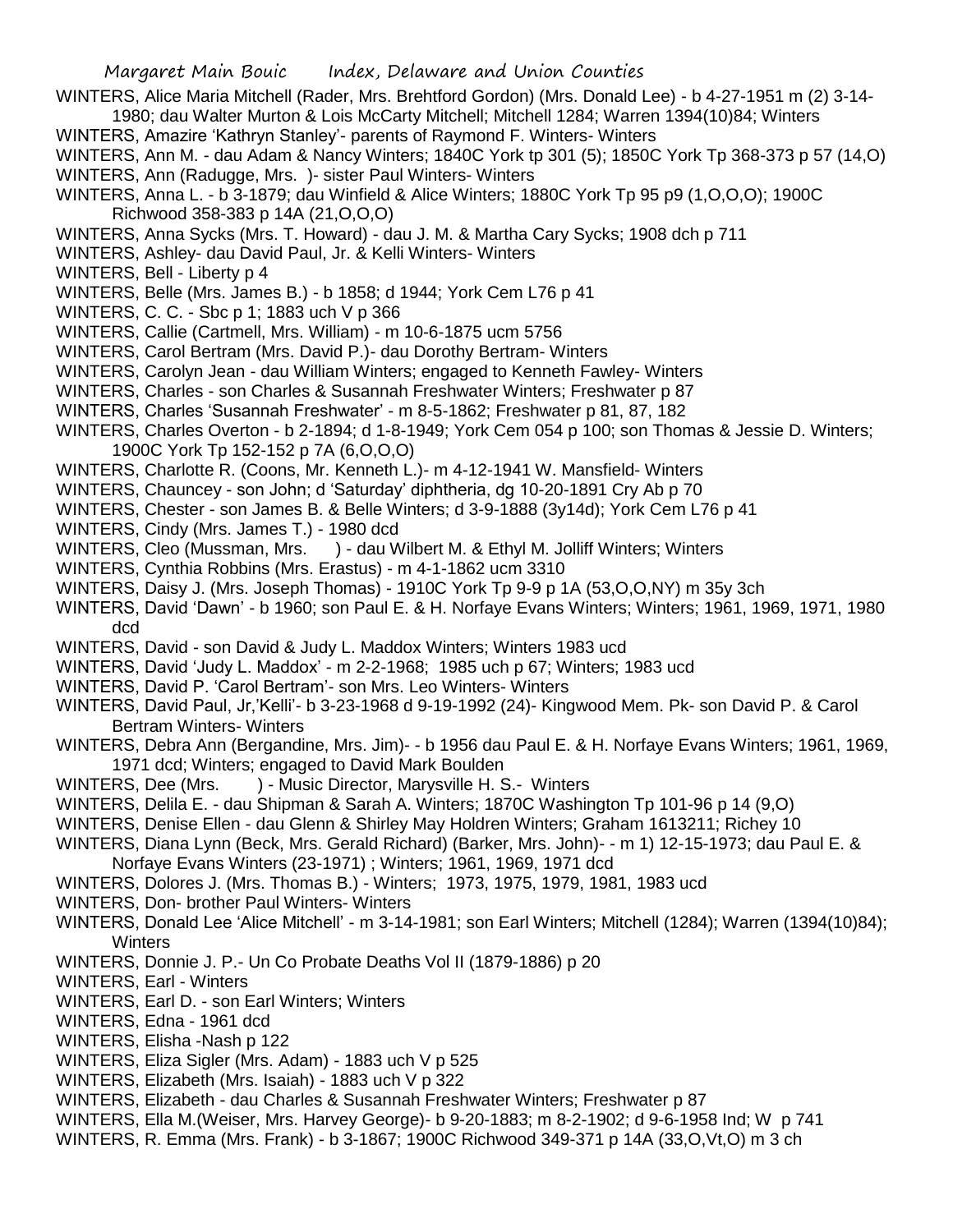WINTERS, Alice Maria Mitchell (Rader, Mrs. Brehtford Gordon) (Mrs. Donald Lee) - b 4-27-1951 m (2) 3-14-1980; dau Walter Murton & Lois McCarty Mitchell; Mitchell 1284; Warren 1394(10)84; Winters

WINTERS, Amazire 'Kathryn Stanley'- parents of Raymond F. Winters- Winters

WINTERS, Ann M. - dau Adam & Nancy Winters; 1840C York tp 301 (5); 1850C York Tp 368-373 p 57 (14,O)

WINTERS, Ann (Radugge, Mrs. )- sister Paul Winters- Winters

WINTERS, Anna L. - b 3-1879; dau Winfield & Alice Winters; 1880C York Tp 95 p9 (1,O,O,O); 1900C Richwood 358-383 p 14A (21,O,O,O)

WINTERS, Anna Sycks (Mrs. T. Howard) - dau J. M. & Martha Cary Sycks; 1908 dch p 711

WINTERS, Ashley- dau David Paul, Jr. & Kelli Winters- Winters

WINTERS, Bell - Liberty p 4

WINTERS, Belle (Mrs. James B.) - b 1858; d 1944; York Cem L76 p 41

WINTERS, C. C. - Sbc p 1; 1883 uch V p 366

WINTERS, Callie (Cartmell, Mrs. William) - m 10-6-1875 ucm 5756

WINTERS, Carol Bertram (Mrs. David P.)- dau Dorothy Bertram- Winters

WINTERS, Carolyn Jean - dau William Winters; engaged to Kenneth Fawley- Winters

WINTERS, Charles - son Charles & Susannah Freshwater Winters; Freshwater p 87

WINTERS, Charles 'Susannah Freshwater' - m 8-5-1862; Freshwater p 81, 87, 182

WINTERS, Charles Overton - b 2-1894; d 1-8-1949; York Cem 054 p 100; son Thomas & Jessie D. Winters; 1900C York Tp 152-152 p 7A (6,O,O,O)

WINTERS, Charlotte R. (Coons, Mr. Kenneth L.)- m 4-12-1941 W. Mansfield- Winters

WINTERS, Chauncey - son John; d 'Saturday' diphtheria, dg 10-20-1891 Cry Ab p 70

WINTERS, Chester - son James B. & Belle Winters; d 3-9-1888 (3y14d); York Cem L76 p 41

WINTERS, Cindy (Mrs. James T.) - 1980 dcd

WINTERS, Cleo (Mussman, Mrs. ) - dau Wilbert M. & Ethyl M. Jolliff Winters; Winters

WINTERS, Cynthia Robbins (Mrs. Erastus) - m 4-1-1862 ucm 3310

WINTERS, Daisy J. (Mrs. Joseph Thomas) - 1910C York Tp 9-9 p 1A (53,O,O,NY) m 35y 3ch

WINTERS, David 'Dawn' - b 1960; son Paul E. & H. Norfaye Evans Winters; Winters; 1961, 1969, 1971, 1980 dcd

WINTERS, David - son David & Judy L. Maddox Winters; Winters 1983 ucd

WINTERS, David 'Judy L. Maddox' - m 2-2-1968; 1985 uch p 67; Winters; 1983 ucd

WINTERS, David P. 'Carol Bertram'- son Mrs. Leo Winters- Winters

WINTERS, David Paul, Jr,'Kelli'- b 3-23-1968 d 9-19-1992 (24)- Kingwood Mem. Pk- son David P. & Carol Bertram Winters- Winters

WINTERS, Debra Ann (Bergandine, Mrs. Jim)- - b 1956 dau Paul E. & H. Norfaye Evans Winters; 1961, 1969, 1971 dcd; Winters; engaged to David Mark Boulden

WINTERS, Dee (Mrs. ) - Music Director, Marysville H. S.- Winters

WINTERS, Delila E. - dau Shipman & Sarah A. Winters; 1870C Washington Tp 101-96 p 14 (9,O)

WINTERS, Denise Ellen - dau Glenn & Shirley May Holdren Winters; Graham 1613211; Richey 10

WINTERS, Diana Lynn (Beck, Mrs. Gerald Richard) (Barker, Mrs. John)- - m 1) 12-15-1973; dau Paul E. & Norfaye Evans Winters (23-1971) ; Winters; 1961, 1969, 1971 dcd

WINTERS, Dolores J. (Mrs. Thomas B.) - Winters; 1973, 1975, 1979, 1981, 1983 ucd

WINTERS, Don- brother Paul Winters- Winters

WINTERS, Donald Lee 'Alice Mitchell' - m 3-14-1981; son Earl Winters; Mitchell (1284); Warren (1394(10)84); Winters

WINTERS, Donnie J. P.- Un Co Probate Deaths Vol II (1879-1886) p 20

WINTERS, Earl - Winters

WINTERS, Earl D. - son Earl Winters; Winters

WINTERS, Edna - 1961 dcd

WINTERS, Elisha -Nash p 122

WINTERS, Eliza Sigler (Mrs. Adam) - 1883 uch V p 525

WINTERS, Elizabeth (Mrs. Isaiah) - 1883 uch V p 322

WINTERS, Elizabeth - dau Charles & Susannah Freshwater Winters; Freshwater p 87

WINTERS, Ella M.(Weiser, Mrs. Harvey George)- b 9-20-1883; m 8-2-1902; d 9-6-1958 Ind; W p 741

WINTERS, R. Emma (Mrs. Frank) - b 3-1867; 1900C Richwood 349-371 p 14A (33,O,Vt,O) m 3 ch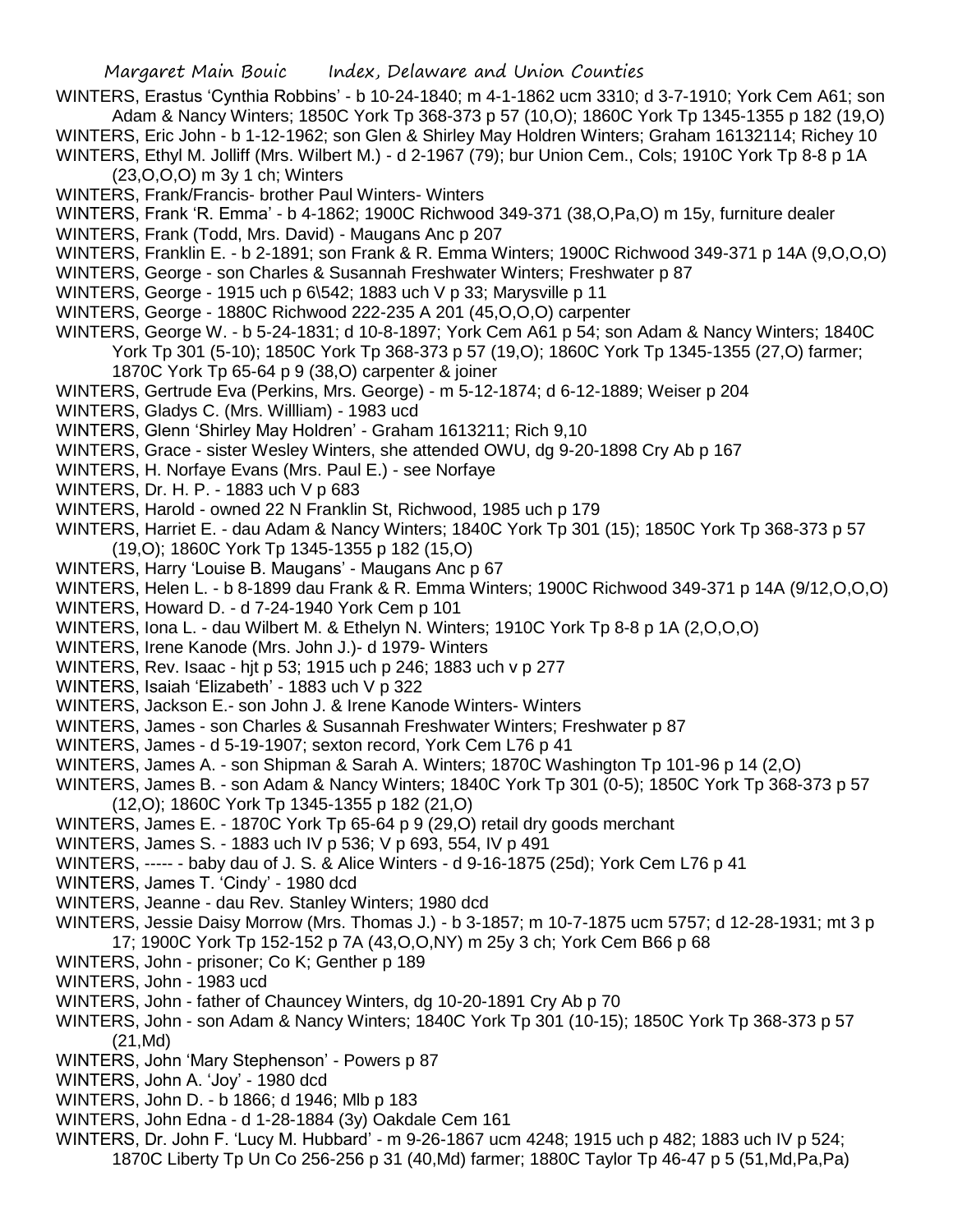WINTERS, Erastus 'Cynthia Robbins' - b 10-24-1840; m 4-1-1862 ucm 3310; d 3-7-1910; York Cem A61; son Adam & Nancy Winters; 1850C York Tp 368-373 p 57 (10,O); 1860C York Tp 1345-1355 p 182 (19,O)

WINTERS, Eric John - b 1-12-1962; son Glen & Shirley May Holdren Winters; Graham 16132114; Richey 10

WINTERS, Ethyl M. Jolliff (Mrs. Wilbert M.) - d 2-1967 (79); bur Union Cem., Cols; 1910C York Tp 8-8 p 1A (23,O,O,O) m 3y 1 ch; Winters

WINTERS, Frank/Francis- brother Paul Winters- Winters

WINTERS, Frank 'R. Emma' - b 4-1862; 1900C Richwood 349-371 (38,O,Pa,O) m 15y, furniture dealer

WINTERS, Frank (Todd, Mrs. David) - Maugans Anc p 207

WINTERS, Franklin E. - b 2-1891; son Frank & R. Emma Winters; 1900C Richwood 349-371 p 14A (9,O,O,O)

WINTERS, George - son Charles & Susannah Freshwater Winters; Freshwater p 87

WINTERS, George - 1915 uch p 6\542; 1883 uch V p 33; Marysville p 11

WINTERS, George - 1880C Richwood 222-235 A 201 (45,O,O,O) carpenter

WINTERS, George W. - b 5-24-1831; d 10-8-1897; York Cem A61 p 54; son Adam & Nancy Winters; 1840C York Tp 301 (5-10); 1850C York Tp 368-373 p 57 (19,O); 1860C York Tp 1345-1355 (27,O) farmer; 1870C York Tp 65-64 p 9 (38,O) carpenter & joiner

WINTERS, Gertrude Eva (Perkins, Mrs. George) - m 5-12-1874; d 6-12-1889; Weiser p 204

WINTERS, Gladys C. (Mrs. Willliam) - 1983 ucd

WINTERS, Glenn 'Shirley May Holdren' - Graham 1613211; Rich 9,10

WINTERS, Grace - sister Wesley Winters, she attended OWU, dg 9-20-1898 Cry Ab p 167

WINTERS, H. Norfaye Evans (Mrs. Paul E.) - see Norfaye

WINTERS, Dr. H. P. - 1883 uch V p 683

WINTERS, Harold - owned 22 N Franklin St, Richwood, 1985 uch p 179

WINTERS, Harriet E. - dau Adam & Nancy Winters; 1840C York Tp 301 (15); 1850C York Tp 368-373 p 57 (19,O); 1860C York Tp 1345-1355 p 182 (15,O)

WINTERS, Harry 'Louise B. Maugans' - Maugans Anc p 67

WINTERS, Helen L. - b 8-1899 dau Frank & R. Emma Winters; 1900C Richwood 349-371 p 14A (9/12,O,O,O)

WINTERS, Howard D. - d 7-24-1940 York Cem p 101

WINTERS, Iona L. - dau Wilbert M. & Ethelyn N. Winters; 1910C York Tp 8-8 p 1A (2,O,O,O)

WINTERS, Irene Kanode (Mrs. John J.)- d 1979- Winters

WINTERS, Rev. Isaac - hjt p 53; 1915 uch p 246; 1883 uch v p 277

WINTERS, Isaiah 'Elizabeth' - 1883 uch V p 322

WINTERS, Jackson E.- son John J. & Irene Kanode Winters- Winters

WINTERS, James - son Charles & Susannah Freshwater Winters; Freshwater p 87

WINTERS, James - d 5-19-1907; sexton record, York Cem L76 p 41

WINTERS, James A. - son Shipman & Sarah A. Winters; 1870C Washington Tp 101-96 p 14 (2,O)

WINTERS, James B. - son Adam & Nancy Winters; 1840C York Tp 301 (0-5); 1850C York Tp 368-373 p 57 (12,O); 1860C York Tp 1345-1355 p 182 (21,O)

WINTERS, James E. - 1870C York Tp 65-64 p 9 (29,O) retail dry goods merchant

WINTERS, James S. - 1883 uch IV p 536; V p 693, 554, IV p 491

WINTERS, ----- - baby dau of J. S. & Alice Winters - d 9-16-1875 (25d); York Cem L76 p 41

WINTERS, James T. 'Cindy' - 1980 dcd

WINTERS, Jeanne - dau Rev. Stanley Winters; 1980 dcd

WINTERS, Jessie Daisy Morrow (Mrs. Thomas J.) - b 3-1857; m 10-7-1875 ucm 5757; d 12-28-1931; mt 3 p 17; 1900C York Tp 152-152 p 7A (43,O,O,NY) m 25y 3 ch; York Cem B66 p 68

WINTERS, John - prisoner; Co K; Genther p 189

WINTERS, John - 1983 ucd

WINTERS, John - father of Chauncey Winters, dg 10-20-1891 Cry Ab p 70

WINTERS, John - son Adam & Nancy Winters; 1840C York Tp 301 (10-15); 1850C York Tp 368-373 p 57 (21,Md)

WINTERS, John 'Mary Stephenson' - Powers p 87

WINTERS, John A. 'Joy' - 1980 dcd

WINTERS, John D. - b 1866; d 1946; Mlb p 183

WINTERS, John Edna - d 1-28-1884 (3y) Oakdale Cem 161

WINTERS, Dr. John F. 'Lucy M. Hubbard' - m 9-26-1867 ucm 4248; 1915 uch p 482; 1883 uch IV p 524; 1870C Liberty Tp Un Co 256-256 p 31 (40,Md) farmer; 1880C Taylor Tp 46-47 p 5 (51,Md,Pa,Pa)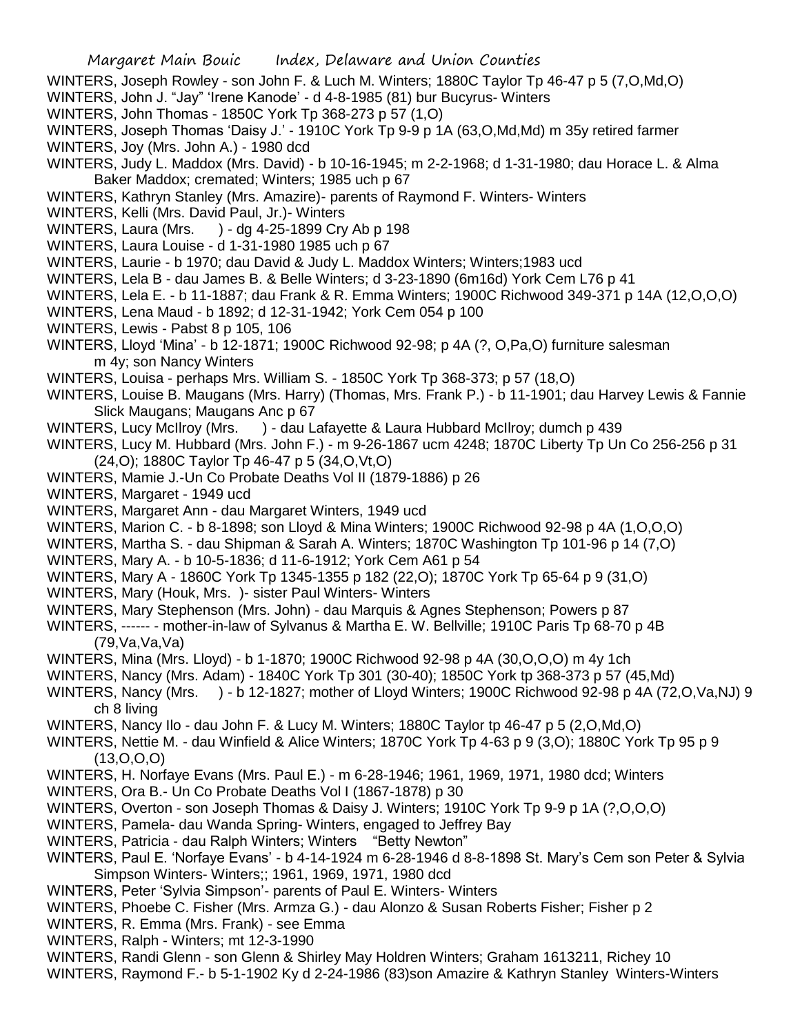WINTERS, Joseph Rowley - son John F. & Luch M. Winters; 1880C Taylor Tp 46-47 p 5 (7,O,Md,O)

WINTERS, John J. "Jay" 'Irene Kanode' - d 4-8-1985 (81) bur Bucyrus- Winters

WINTERS, John Thomas - 1850C York Tp 368-273 p 57 (1,O)

WINTERS, Joseph Thomas 'Daisy J.' - 1910C York Tp 9-9 p 1A (63,O,Md,Md) m 35y retired farmer

WINTERS, Joy (Mrs. John A.) - 1980 dcd

WINTERS, Judy L. Maddox (Mrs. David) - b 10-16-1945; m 2-2-1968; d 1-31-1980; dau Horace L. & Alma Baker Maddox; cremated; Winters; 1985 uch p 67

WINTERS, Kathryn Stanley (Mrs. Amazire)- parents of Raymond F. Winters- Winters

WINTERS, Kelli (Mrs. David Paul, Jr.)- Winters

WINTERS, Laura (Mrs. ) - dg 4-25-1899 Cry Ab p 198

WINTERS, Laura Louise - d 1-31-1980 1985 uch p 67

WINTERS, Laurie - b 1970; dau David & Judy L. Maddox Winters; Winters;1983 ucd

WINTERS, Lela B - dau James B. & Belle Winters; d 3-23-1890 (6m16d) York Cem L76 p 41

WINTERS, Lela E. - b 11-1887; dau Frank & R. Emma Winters; 1900C Richwood 349-371 p 14A (12,O,O,O)

WINTERS, Lena Maud - b 1892; d 12-31-1942; York Cem 054 p 100

WINTERS, Lewis - Pabst 8 p 105, 106

WINTERS, Lloyd 'Mina' - b 12-1871; 1900C Richwood 92-98; p 4A (?, O,Pa,O) furniture salesman m 4y; son Nancy Winters

WINTERS, Louisa - perhaps Mrs. William S. - 1850C York Tp 368-373; p 57 (18,O)

WINTERS, Louise B. Maugans (Mrs. Harry) (Thomas, Mrs. Frank P.) - b 11-1901; dau Harvey Lewis & Fannie Slick Maugans; Maugans Anc p 67

WINTERS, Lucy McIlroy (Mrs. ) - dau Lafayette & Laura Hubbard McIlroy; dumch p 439

WINTERS, Lucy M. Hubbard (Mrs. John F.) - m 9-26-1867 ucm 4248; 1870C Liberty Tp Un Co 256-256 p 31 (24,O); 1880C Taylor Tp 46-47 p 5 (34,O,Vt,O)

WINTERS, Mamie J.-Un Co Probate Deaths Vol II (1879-1886) p 26

WINTERS, Margaret - 1949 ucd

WINTERS, Margaret Ann - dau Margaret Winters, 1949 ucd

WINTERS, Marion C. - b 8-1898; son Lloyd & Mina Winters; 1900C Richwood 92-98 p 4A (1,O,O,O)

WINTERS, Martha S. - dau Shipman & Sarah A. Winters; 1870C Washington Tp 101-96 p 14 (7,O)

WINTERS, Mary A. - b 10-5-1836; d 11-6-1912; York Cem A61 p 54

WINTERS, Mary A - 1860C York Tp 1345-1355 p 182 (22,O); 1870C York Tp 65-64 p 9 (31,O)

WINTERS, Mary (Houk, Mrs. )- sister Paul Winters- Winters

WINTERS, Mary Stephenson (Mrs. John) - dau Marquis & Agnes Stephenson; Powers p 87

WINTERS, ------ - mother-in-law of Sylvanus & Martha E. W. Bellville; 1910C Paris Tp 68-70 p 4B (79,Va,Va,Va)

WINTERS, Mina (Mrs. Lloyd) - b 1-1870; 1900C Richwood 92-98 p 4A (30,O,O,O) m 4y 1ch

WINTERS, Nancy (Mrs. Adam) - 1840C York Tp 301 (30-40); 1850C York tp 368-373 p 57 (45,Md)

WINTERS, Nancy (Mrs. ) - b 12-1827; mother of Lloyd Winters; 1900C Richwood 92-98 p 4A (72,O,Va,NJ) 9 ch 8 living

WINTERS, Nancy Ilo - dau John F. & Lucy M. Winters; 1880C Taylor tp 46-47 p 5 (2,O,Md,O)

WINTERS, Nettie M. - dau Winfield & Alice Winters; 1870C York Tp 4-63 p 9 (3,O); 1880C York Tp 95 p 9 (13,O,O,O)

WINTERS, H. Norfaye Evans (Mrs. Paul E.) - m 6-28-1946; 1961, 1969, 1971, 1980 dcd; Winters

WINTERS, Ora B.- Un Co Probate Deaths Vol I (1867-1878) p 30

WINTERS, Overton - son Joseph Thomas & Daisy J. Winters; 1910C York Tp 9-9 p 1A (?,O,O,O)

WINTERS, Pamela- dau Wanda Spring- Winters, engaged to Jeffrey Bay

WINTERS, Patricia - dau Ralph Winters; Winters "Betty Newton"

WINTERS, Paul E. 'Norfaye Evans' - b 4-14-1924 m 6-28-1946 d 8-8-1898 St. Mary's Cem son Peter & Sylvia Simpson Winters- Winters;; 1961, 1969, 1971, 1980 dcd

WINTERS, Peter 'Sylvia Simpson'- parents of Paul E. Winters- Winters

WINTERS, Phoebe C. Fisher (Mrs. Armza G.) - dau Alonzo & Susan Roberts Fisher; Fisher p 2

WINTERS, R. Emma (Mrs. Frank) - see Emma

WINTERS, Ralph - Winters; mt 12-3-1990

WINTERS, Randi Glenn - son Glenn & Shirley May Holdren Winters; Graham 1613211, Richey 10

WINTERS, Raymond F.- b 5-1-1902 Ky d 2-24-1986 (83)son Amazire & Kathryn Stanley Winters-Winters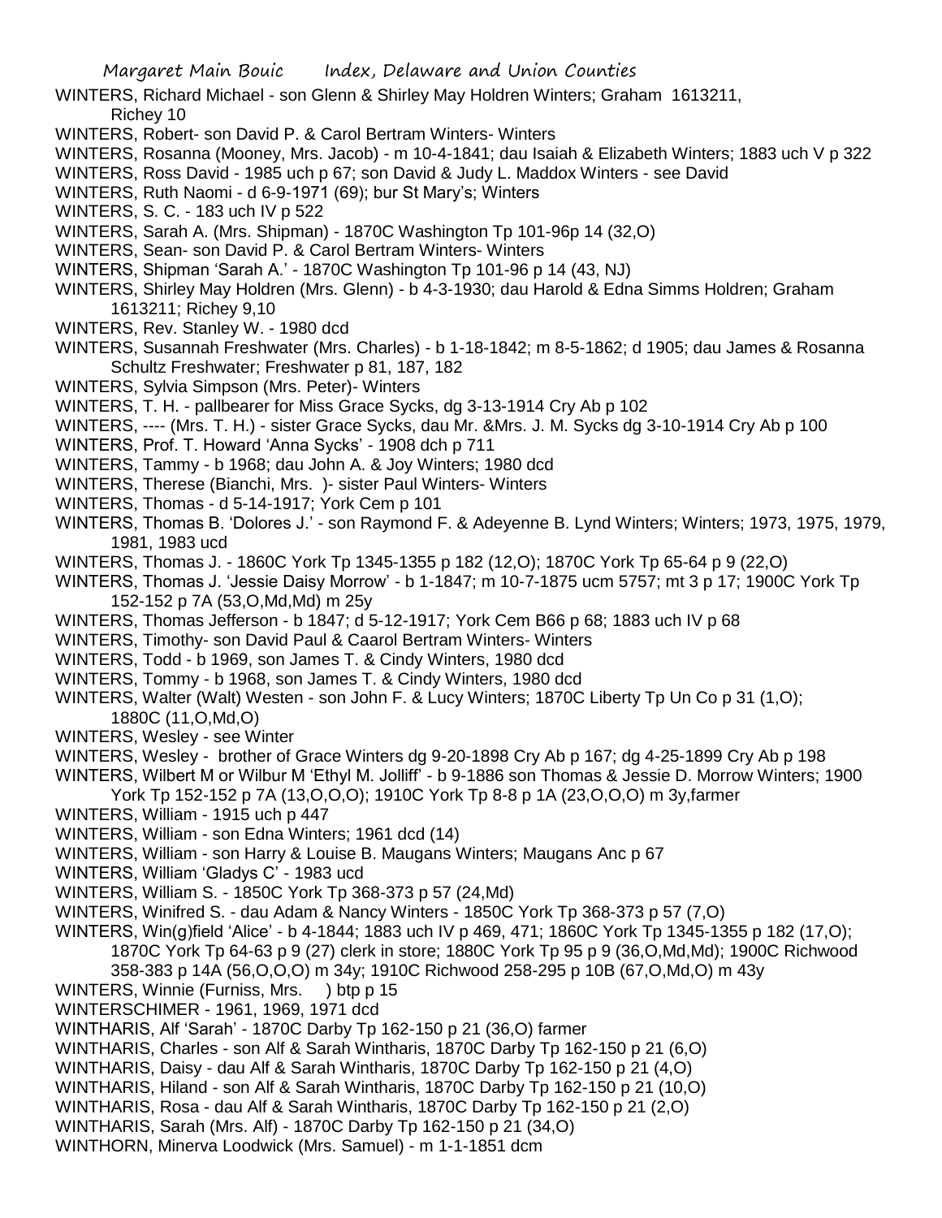WINTERS, Richard Michael - son Glenn & Shirley May Holdren Winters; Graham 1613211, Richey 10

WINTERS, Robert- son David P. & Carol Bertram Winters- Winters

WINTERS, Rosanna (Mooney, Mrs. Jacob) - m 10-4-1841; dau Isaiah & Elizabeth Winters; 1883 uch V p 322

WINTERS, Ross David - 1985 uch p 67; son David & Judy L. Maddox Winters - see David

WINTERS, Ruth Naomi - d 6-9-1971 (69); bur St Mary's; Winters

WINTERS, S. C. - 183 uch IV p 522

WINTERS, Sarah A. (Mrs. Shipman) - 1870C Washington Tp 101-96p 14 (32,O)

WINTERS, Sean- son David P. & Carol Bertram Winters- Winters

WINTERS, Shipman 'Sarah A.' - 1870C Washington Tp 101-96 p 14 (43, NJ)

WINTERS, Shirley May Holdren (Mrs. Glenn) - b 4-3-1930; dau Harold & Edna Simms Holdren; Graham 1613211; Richey 9,10

WINTERS, Rev. Stanley W. - 1980 dcd

WINTERS, Susannah Freshwater (Mrs. Charles) - b 1-18-1842; m 8-5-1862; d 1905; dau James & Rosanna Schultz Freshwater; Freshwater p 81, 187, 182

WINTERS, Sylvia Simpson (Mrs. Peter)- Winters

WINTERS, T. H. - pallbearer for Miss Grace Sycks, dg 3-13-1914 Cry Ab p 102

WINTERS, ---- (Mrs. T. H.) - sister Grace Sycks, dau Mr. &Mrs. J. M. Sycks dg 3-10-1914 Cry Ab p 100

WINTERS, Prof. T. Howard 'Anna Sycks' - 1908 dch p 711

WINTERS, Tammy - b 1968; dau John A. & Joy Winters; 1980 dcd

WINTERS, Therese (Bianchi, Mrs. )- sister Paul Winters- Winters

WINTERS, Thomas - d 5-14-1917; York Cem p 101

WINTERS, Thomas B. 'Dolores J.' - son Raymond F. & Adeyenne B. Lynd Winters; Winters; 1973, 1975, 1979, 1981, 1983 ucd

WINTERS, Thomas J. - 1860C York Tp 1345-1355 p 182 (12,O); 1870C York Tp 65-64 p 9 (22,O)

WINTERS, Thomas J. 'Jessie Daisy Morrow' - b 1-1847; m 10-7-1875 ucm 5757; mt 3 p 17; 1900C York Tp 152-152 p 7A (53,O,Md,Md) m 25y

WINTERS, Thomas Jefferson - b 1847; d 5-12-1917; York Cem B66 p 68; 1883 uch IV p 68

WINTERS, Timothy- son David Paul & Caarol Bertram Winters- Winters

WINTERS, Todd - b 1969, son James T. & Cindy Winters, 1980 dcd

WINTERS, Tommy - b 1968, son James T. & Cindy Winters, 1980 dcd

WINTERS, Walter (Walt) Westen - son John F. & Lucy Winters; 1870C Liberty Tp Un Co p 31 (1,O); 1880C (11,O,Md,O)

WINTERS, Wesley - see Winter

WINTERS, Wesley - brother of Grace Winters dg 9-20-1898 Cry Ab p 167; dg 4-25-1899 Cry Ab p 198

WINTERS, Wilbert M or Wilbur M 'Ethyl M. Jolliff' - b 9-1886 son Thomas & Jessie D. Morrow Winters; 1900 York Tp 152-152 p 7A (13,O,O,O); 1910C York Tp 8-8 p 1A (23,O,O,O) m 3y,farmer

WINTERS, William - 1915 uch p 447

WINTERS, William - son Edna Winters; 1961 dcd (14)

WINTERS, William - son Harry & Louise B. Maugans Winters; Maugans Anc p 67

WINTERS, William 'Gladys C' - 1983 ucd

WINTERS, William S. - 1850C York Tp 368-373 p 57 (24,Md)

WINTERS, Winifred S. - dau Adam & Nancy Winters - 1850C York Tp 368-373 p 57 (7,O)

WINTERS, Win(g)field 'Alice' - b 4-1844; 1883 uch IV p 469, 471; 1860C York Tp 1345-1355 p 182 (17,O); 1870C York Tp 64-63 p 9 (27) clerk in store; 1880C York Tp 95 p 9 (36,O,Md,Md); 1900C Richwood 358-383 p 14A (56,O,O,O) m 34y; 1910C Richwood 258-295 p 10B (67,O,Md,O) m 43y

WINTERS, Winnie (Furniss, Mrs. ) btp p 15

WINTERSCHIMER - 1961, 1969, 1971 dcd

WINTHARIS, Alf 'Sarah' - 1870C Darby Tp 162-150 p 21 (36,O) farmer

WINTHARIS, Charles - son Alf & Sarah Wintharis, 1870C Darby Tp 162-150 p 21 (6,O)

WINTHARIS, Daisy - dau Alf & Sarah Wintharis, 1870C Darby Tp 162-150 p 21 (4,O)

WINTHARIS, Hiland - son Alf & Sarah Wintharis, 1870C Darby Tp 162-150 p 21 (10,O)

WINTHARIS, Rosa - dau Alf & Sarah Wintharis, 1870C Darby Tp 162-150 p 21 (2,O)

WINTHARIS, Sarah (Mrs. Alf) - 1870C Darby Tp 162-150 p 21 (34,O)

WINTHORN, Minerva Loodwick (Mrs. Samuel) - m 1-1-1851 dcm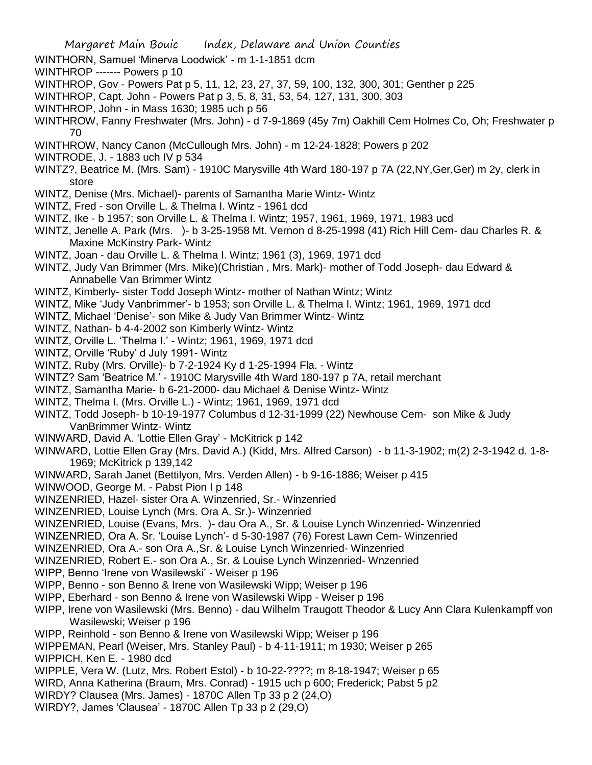WINTHORN, Samuel 'Minerva Loodwick' - m 1-1-1851 dcm

WINTHROP ------- Powers p 10

WINTHROP, Gov - Powers Pat p 5, 11, 12, 23, 27, 37, 59, 100, 132, 300, 301; Genther p 225

WINTHROP, Capt. John - Powers Pat p 3, 5, 8, 31, 53, 54, 127, 131, 300, 303

WINTHROP, John - in Mass 1630; 1985 uch p 56

WINTHROW, Fanny Freshwater (Mrs. John) - d 7-9-1869 (45y 7m) Oakhill Cem Holmes Co, Oh; Freshwater p 70

WINTHROW, Nancy Canon (McCullough Mrs. John) - m 12-24-1828; Powers p 202

WINTRODE, J. - 1883 uch IV p 534

WINTZ?, Beatrice M. (Mrs. Sam) - 1910C Marysville 4th Ward 180-197 p 7A (22,NY,Ger,Ger) m 2y, clerk in store

WINTZ, Denise (Mrs. Michael)- parents of Samantha Marie Wintz- Wintz

WINTZ, Fred - son Orville L. & Thelma I. Wintz - 1961 dcd

WINTZ, Ike - b 1957; son Orville L. & Thelma I. Wintz; 1957, 1961, 1969, 1971, 1983 ucd

WINTZ, Jenelle A. Park (Mrs. )- b 3-25-1958 Mt. Vernon d 8-25-1998 (41) Rich Hill Cem- dau Charles R. & Maxine McKinstry Park- Wintz

WINTZ, Joan - dau Orville L. & Thelma I. Wintz; 1961 (3), 1969, 1971 dcd

WINTZ, Judy Van Brimmer (Mrs. Mike)(Christian , Mrs. Mark)- mother of Todd Joseph- dau Edward & Annabelle Van Brimmer Wintz

WINTZ, Kimberly- sister Todd Joseph Wintz- mother of Nathan Wintz; Wintz

WINTZ, Mike 'Judy Vanbrimmer'- b 1953; son Orville L. & Thelma I. Wintz; 1961, 1969, 1971 dcd

WINTZ, Michael 'Denise'- son Mike & Judy Van Brimmer Wintz- Wintz

WINTZ, Nathan- b 4-4-2002 son Kimberly Wintz- Wintz

WINTZ, Orville L. 'Thelma I.' - Wintz; 1961, 1969, 1971 dcd

WINTZ, Orville 'Ruby' d July 1991- Wintz

WINTZ, Ruby (Mrs. Orville)- b 7-2-1924 Ky d 1-25-1994 Fla. - Wintz

WINTZ? Sam 'Beatrice M.' - 1910C Marysville 4th Ward 180-197 p 7A, retail merchant

WINTZ, Samantha Marie- b 6-21-2000- dau Michael & Denise Wintz- Wintz

WINTZ, Thelma I. (Mrs. Orville L.) - Wintz; 1961, 1969, 1971 dcd

WINTZ, Todd Joseph- b 10-19-1977 Columbus d 12-31-1999 (22) Newhouse Cem- son Mike & Judy VanBrimmer Wintz- Wintz

WINWARD, David A. 'Lottie Ellen Gray' - McKitrick p 142

WINWARD, Lottie Ellen Gray (Mrs. David A.) (Kidd, Mrs. Alfred Carson) - b 11-3-1902; m(2) 2-3-1942 d. 1-8-1969; McKitrick p 139,142

WINWARD, Sarah Janet (Bettilyon, Mrs. Verden Allen) - b 9-16-1886; Weiser p 415

WINWOOD, George M. - Pabst Pion I p 148

WINZENRIED, Hazel- sister Ora A. Winzenried, Sr.- Winzenried

WINZENRIED, Louise Lynch (Mrs. Ora A. Sr.)- Winzenried

WINZENRIED, Louise (Evans, Mrs. )- dau Ora A., Sr. & Louise Lynch Winzenried- Winzenried

WINZENRIED, Ora A. Sr. 'Louise Lynch'- d 5-30-1987 (76) Forest Lawn Cem- Winzenried

WINZENRIED, Ora A.- son Ora A.,Sr. & Louise Lynch Winzenried- Winzenried

WINZENRIED, Robert E.- son Ora A., Sr. & Louise Lynch Winzenried- Wnzenried

WIPP, Benno 'Irene von Wasilewski' - Weiser p 196

WIPP, Benno - son Benno & Irene von Wasilewski Wipp; Weiser p 196

WIPP, Eberhard - son Benno & Irene von Wasilewski Wipp - Weiser p 196

WIPP, Irene von Wasilewski (Mrs. Benno) - dau Wilhelm Traugott Theodor & Lucy Ann Clara Kulenkampff von Wasilewski; Weiser p 196

WIPP, Reinhold - son Benno & Irene von Wasilewski Wipp; Weiser p 196

WIPPEMAN, Pearl (Weiser, Mrs. Stanley Paul) - b 4-11-1911; m 1930; Weiser p 265

WIPPICH, Ken E. - 1980 dcd

WIPPLE, Vera W. (Lutz, Mrs. Robert Estol) - b 10-22-????; m 8-18-1947; Weiser p 65

WIRD, Anna Katherina (Braum, Mrs. Conrad) - 1915 uch p 600; Frederick; Pabst 5 p2

WIRDY? Clausea (Mrs. James) - 1870C Allen Tp 33 p 2 (24,O)

WIRDY?, James 'Clausea' - 1870C Allen Tp 33 p 2 (29,O)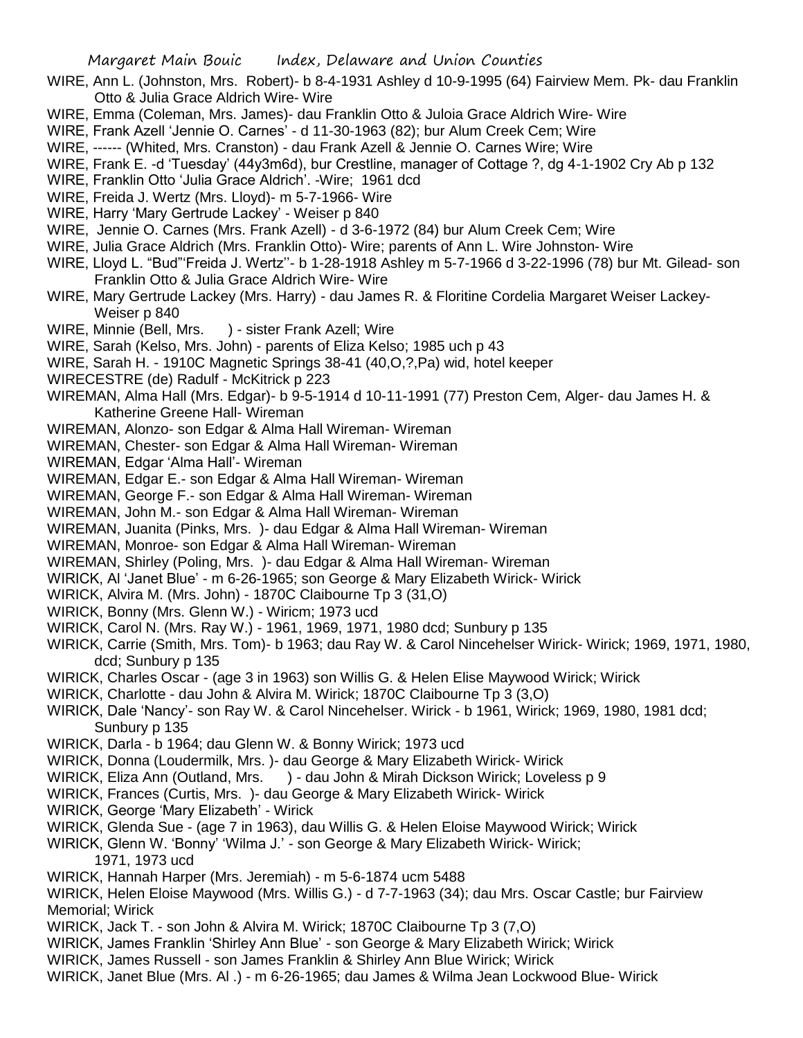WIRE, Ann L. (Johnston, Mrs. Robert)- b 8-4-1931 Ashley d 10-9-1995 (64) Fairview Mem. Pk- dau Franklin Otto & Julia Grace Aldrich Wire- Wire

WIRE, Emma (Coleman, Mrs. James)- dau Franklin Otto & Juloia Grace Aldrich Wire- Wire

WIRE, Frank Azell 'Jennie O. Carnes' - d 11-30-1963 (82); bur Alum Creek Cem; Wire

WIRE, ------ (Whited, Mrs. Cranston) - dau Frank Azell & Jennie O. Carnes Wire; Wire

WIRE, Frank E. -d 'Tuesday' (44y3m6d), bur Crestline, manager of Cottage ?, dg 4-1-1902 Cry Ab p 132

WIRE, Franklin Otto 'Julia Grace Aldrich'. -Wire; 1961 dcd

WIRE, Freida J. Wertz (Mrs. Lloyd)- m 5-7-1966- Wire

WIRE, Harry 'Mary Gertrude Lackey' - Weiser p 840

WIRE, Jennie O. Carnes (Mrs. Frank Azell) - d 3-6-1972 (84) bur Alum Creek Cem; Wire

WIRE, Julia Grace Aldrich (Mrs. Franklin Otto)- Wire; parents of Ann L. Wire Johnston- Wire

WIRE, Lloyd L. "Bud"'Freida J. Wertz''- b 1-28-1918 Ashley m 5-7-1966 d 3-22-1996 (78) bur Mt. Gilead- son Franklin Otto & Julia Grace Aldrich Wire- Wire

WIRE, Mary Gertrude Lackey (Mrs. Harry) - dau James R. & Floritine Cordelia Margaret Weiser Lackey- Weiser p 840

WIRE, Minnie (Bell, Mrs. ) - sister Frank Azell; Wire

WIRE, Sarah (Kelso, Mrs. John) - parents of Eliza Kelso; 1985 uch p 43

WIRE, Sarah H. - 1910C Magnetic Springs 38-41 (40,O,?,Pa) wid, hotel keeper

WIRECESTRE (de) Radulf - McKitrick p 223

WIREMAN, Alma Hall (Mrs. Edgar)- b 9-5-1914 d 10-11-1991 (77) Preston Cem, Alger- dau James H. & Katherine Greene Hall- Wireman

WIREMAN, Alonzo- son Edgar & Alma Hall Wireman- Wireman

WIREMAN, Chester- son Edgar & Alma Hall Wireman- Wireman

WIREMAN, Edgar 'Alma Hall'- Wireman

WIREMAN, Edgar E.- son Edgar & Alma Hall Wireman- Wireman

WIREMAN, George F.- son Edgar & Alma Hall Wireman- Wireman

WIREMAN, John M.- son Edgar & Alma Hall Wireman- Wireman

WIREMAN, Juanita (Pinks, Mrs. )- dau Edgar & Alma Hall Wireman- Wireman

WIREMAN, Monroe- son Edgar & Alma Hall Wireman- Wireman

WIREMAN, Shirley (Poling, Mrs. )- dau Edgar & Alma Hall Wireman- Wireman

WIRICK, Al 'Janet Blue' - m 6-26-1965; son George & Mary Elizabeth Wirick- Wirick

WIRICK, Alvira M. (Mrs. John) - 1870C Claibourne Tp 3 (31,O)

WIRICK, Bonny (Mrs. Glenn W.) - Wiricm; 1973 ucd

WIRICK, Carol N. (Mrs. Ray W.) - 1961, 1969, 1971, 1980 dcd; Sunbury p 135

WIRICK, Carrie (Smith, Mrs. Tom)- b 1963; dau Ray W. & Carol Nincehelser Wirick- Wirick; 1969, 1971, 1980, dcd; Sunbury p 135

WIRICK, Charles Oscar - (age 3 in 1963) son Willis G. & Helen Elise Maywood Wirick; Wirick

WIRICK, Charlotte - dau John & Alvira M. Wirick; 1870C Claibourne Tp 3 (3,O)

WIRICK, Dale 'Nancy'- son Ray W. & Carol Nincehelser. Wirick - b 1961, Wirick; 1969, 1980, 1981 dcd; Sunbury p 135

WIRICK, Darla - b 1964; dau Glenn W. & Bonny Wirick; 1973 ucd

WIRICK, Donna (Loudermilk, Mrs. )- dau George & Mary Elizabeth Wirick- Wirick

WIRICK, Eliza Ann (Outland, Mrs. ) - dau John & Mirah Dickson Wirick; Loveless p 9

WIRICK, Frances (Curtis, Mrs. )- dau George & Mary Elizabeth Wirick- Wirick

WIRICK, George 'Mary Elizabeth' - Wirick

WIRICK, Glenda Sue - (age 7 in 1963), dau Willis G. & Helen Eloise Maywood Wirick; Wirick

WIRICK, Glenn W. 'Bonny' 'Wilma J.' - son George & Mary Elizabeth Wirick- Wirick; 1971, 1973 ucd

WIRICK, Hannah Harper (Mrs. Jeremiah) - m 5-6-1874 ucm 5488

WIRICK, Helen Eloise Maywood (Mrs. Willis G.) - d 7-7-1963 (34); dau Mrs. Oscar Castle; bur Fairview Memorial; Wirick

WIRICK, Jack T. - son John & Alvira M. Wirick; 1870C Claibourne Tp 3 (7,O)

WIRICK, James Franklin 'Shirley Ann Blue' - son George & Mary Elizabeth Wirick; Wirick

WIRICK, James Russell - son James Franklin & Shirley Ann Blue Wirick; Wirick

WIRICK, Janet Blue (Mrs. Al .) - m 6-26-1965; dau James & Wilma Jean Lockwood Blue- Wirick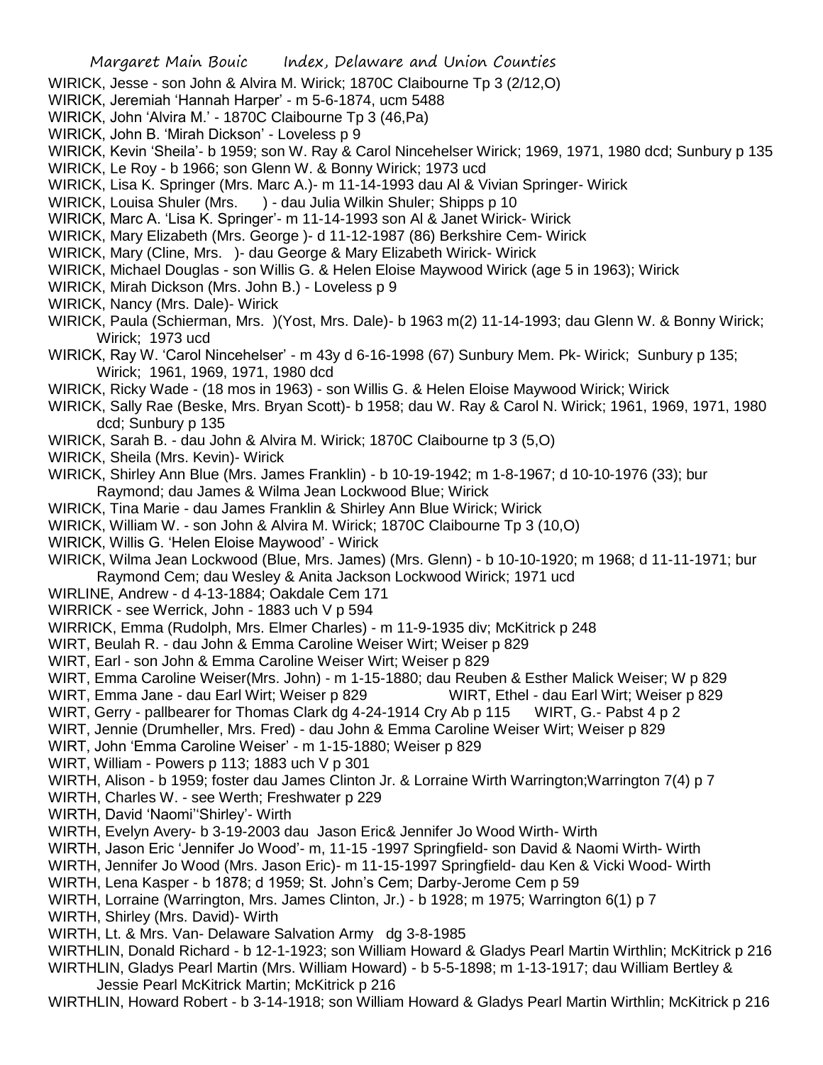WIRICK, Jesse - son John & Alvira M. Wirick; 1870C Claibourne Tp 3 (2/12,O)

WIRICK, Jeremiah 'Hannah Harper' - m 5-6-1874, ucm 5488

WIRICK, John 'Alvira M.' - 1870C Claibourne Tp 3 (46,Pa)

WIRICK, John B. 'Mirah Dickson' - Loveless p 9

WIRICK, Kevin 'Sheila'- b 1959; son W. Ray & Carol Nincehelser Wirick; 1969, 1971, 1980 dcd; Sunbury p 135

WIRICK, Le Roy - b 1966; son Glenn W. & Bonny Wirick; 1973 ucd

WIRICK, Lisa K. Springer (Mrs. Marc A.)- m 11-14-1993 dau Al & Vivian Springer- Wirick

WIRICK, Louisa Shuler (Mrs. ) - dau Julia Wilkin Shuler; Shipps p 10

WIRICK, Marc A. 'Lisa K. Springer'- m 11-14-1993 son Al & Janet Wirick- Wirick

WIRICK, Mary Elizabeth (Mrs. George )- d 11-12-1987 (86) Berkshire Cem- Wirick

WIRICK, Mary (Cline, Mrs. )- dau George & Mary Elizabeth Wirick- Wirick

WIRICK, Michael Douglas - son Willis G. & Helen Eloise Maywood Wirick (age 5 in 1963); Wirick

WIRICK, Mirah Dickson (Mrs. John B.) - Loveless p 9

WIRICK, Nancy (Mrs. Dale)- Wirick

WIRICK, Paula (Schierman, Mrs. )(Yost, Mrs. Dale)- b 1963 m(2) 11-14-1993; dau Glenn W. & Bonny Wirick; Wirick; 1973 ucd

WIRICK, Ray W. 'Carol Nincehelser' - m 43y d 6-16-1998 (67) Sunbury Mem. Pk- Wirick; Sunbury p 135; Wirick; 1961, 1969, 1971, 1980 dcd

WIRICK, Ricky Wade - (18 mos in 1963) - son Willis G. & Helen Eloise Maywood Wirick; Wirick

WIRICK, Sally Rae (Beske, Mrs. Bryan Scott)- b 1958; dau W. Ray & Carol N. Wirick; 1961, 1969, 1971, 1980 dcd; Sunbury p 135

WIRICK, Sarah B. - dau John & Alvira M. Wirick; 1870C Claibourne tp 3 (5,O)

WIRICK, Sheila (Mrs. Kevin)- Wirick

WIRICK, Shirley Ann Blue (Mrs. James Franklin) - b 10-19-1942; m 1-8-1967; d 10-10-1976 (33); bur Raymond; dau James & Wilma Jean Lockwood Blue; Wirick

WIRICK, Tina Marie - dau James Franklin & Shirley Ann Blue Wirick; Wirick

WIRICK, William W. - son John & Alvira M. Wirick; 1870C Claibourne Tp 3 (10,O)

WIRICK, Willis G. 'Helen Eloise Maywood' - Wirick

WIRICK, Wilma Jean Lockwood (Blue, Mrs. James) (Mrs. Glenn) - b 10-10-1920; m 1968; d 11-11-1971; bur Raymond Cem; dau Wesley & Anita Jackson Lockwood Wirick; 1971 ucd

WIRLINE, Andrew - d 4-13-1884; Oakdale Cem 171

WIRRICK - see Werrick, John - 1883 uch V p 594

WIRRICK, Emma (Rudolph, Mrs. Elmer Charles) - m 11-9-1935 div; McKitrick p 248

WIRT, Beulah R. - dau John & Emma Caroline Weiser Wirt; Weiser p 829

WIRT, Earl - son John & Emma Caroline Weiser Wirt; Weiser p 829

WIRT, Emma Caroline Weiser(Mrs. John) - m 1-15-1880; dau Reuben & Esther Malick Weiser; W p 829

WIRT, Emma Jane - dau Earl Wirt; Weiser p 829

WIRT, Ethel - dau Earl Wirt; Weiser p 829

WIRT, Gerry - pallbearer for Thomas Clark dg 4-24-1914 Cry Ab p 115

WIRT, G.- Pabst 4 p 2

WIRT, Jennie (Drumheller, Mrs. Fred) - dau John & Emma Caroline Weiser Wirt; Weiser p 829

WIRT, John 'Emma Caroline Weiser' - m 1-15-1880; Weiser p 829

WIRT, William - Powers p 113; 1883 uch V p 301

WIRTH, Alison - b 1959; foster dau James Clinton Jr. & Lorraine Wirth Warrington;Warrington 7(4) p 7

WIRTH, Charles W. - see Werth; Freshwater p 229

WIRTH, David 'Naomi''Shirley'- Wirth

WIRTH, Evelyn Avery- b 3-19-2003 dau Jason Eric& Jennifer Jo Wood Wirth- Wirth

WIRTH, Jason Eric 'Jennifer Jo Wood'- m, 11-15 -1997 Springfield- son David & Naomi Wirth- Wirth

WIRTH, Jennifer Jo Wood (Mrs. Jason Eric)- m 11-15-1997 Springfield- dau Ken & Vicki Wood- Wirth

WIRTH, Lena Kasper - b 1878; d 1959; St. John's Cem; Darby-Jerome Cem p 59

WIRTH, Lorraine (Warrington, Mrs. James Clinton, Jr.) - b 1928; m 1975; Warrington 6(1) p 7

WIRTH, Shirley (Mrs. David)- Wirth

WIRTH, Lt. & Mrs. Van- Delaware Salvation Army dg 3-8-1985

WIRTHLIN, Donald Richard - b 12-1-1923; son William Howard & Gladys Pearl Martin Wirthlin; McKitrick p 216

WIRTHLIN, Gladys Pearl Martin (Mrs. William Howard) - b 5-5-1898; m 1-13-1917; dau William Bertley & Jessie Pearl McKitrick Martin; McKitrick p 216

WIRTHLIN, Howard Robert - b 3-14-1918; son William Howard & Gladys Pearl Martin Wirthlin; McKitrick p 216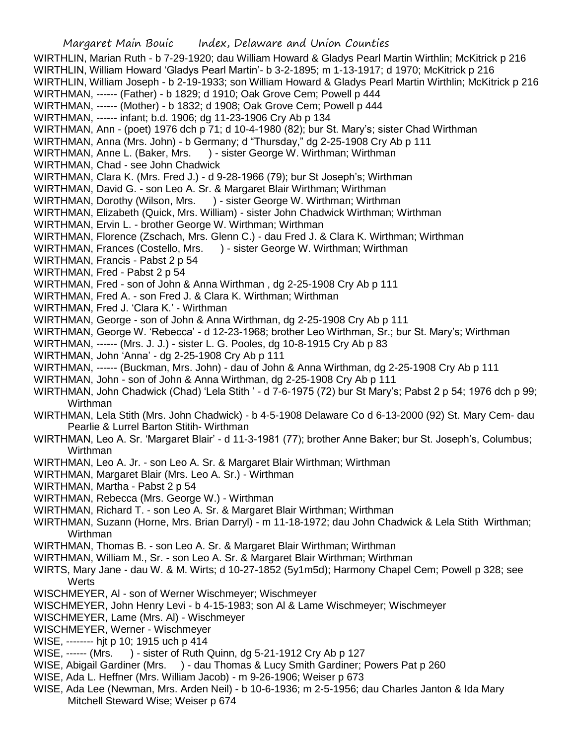WIRTHLIN, Marian Ruth - b 7-29-1920; dau William Howard & Gladys Pearl Martin Wirthlin; McKitrick p 216
WIRTHLIN, William Howard 'Gladys Pearl Martin'- b 3-2-1895; m 1-13-1917; d 1970; McKitrick p 216
WIRTHLIN, William Joseph - b 2-19-1933; son William Howard & Gladys Pearl Martin Wirthlin; McKitrick p 216
WIRTHMAN, ------ (Father) - b 1829; d 1910; Oak Grove Cem; Powell p 444
WIRTHMAN, ------ (Mother) - b 1832; d 1908; Oak Grove Cem; Powell p 444
WIRTHMAN, ------ infant; b.d. 1906; dg 11-23-1906 Cry Ab p 134
WIRTHMAN, Ann - (poet) 1976 dch p 71; d 10-4-1980 (82); bur St. Mary's; sister Chad Wirthman
WIRTHMAN, Anna (Mrs. John) - b Germany; d "Thursday," dg 2-25-1908 Cry Ab p 111
WIRTHMAN, Anne L. (Baker, Mrs. ) - sister George W. Wirthman; Wirthman
WIRTHMAN, Chad - see John Chadwick
WIRTHMAN, Clara K. (Mrs. Fred J.) - d 9-28-1966 (79); bur St Joseph's; Wirthman
WIRTHMAN, David G. - son Leo A. Sr. & Margaret Blair Wirthman; Wirthman
WIRTHMAN, Dorothy (Wilson, Mrs. ) - sister George W. Wirthman; Wirthman
WIRTHMAN, Elizabeth (Quick, Mrs. William) - sister John Chadwick Wirthman; Wirthman
WIRTHMAN, Ervin L. - brother George W. Wirthman; Wirthman
WIRTHMAN, Florence (Zschach, Mrs. Glenn C.) - dau Fred J. & Clara K. Wirthman; Wirthman
WIRTHMAN, Frances (Costello, Mrs. ) - sister George W. Wirthman; Wirthman
WIRTHMAN, Francis - Pabst 2 p 54
WIRTHMAN, Fred - Pabst 2 p 54
WIRTHMAN, Fred - son of John & Anna Wirthman , dg 2-25-1908 Cry Ab p 111
WIRTHMAN, Fred A. - son Fred J. & Clara K. Wirthman; Wirthman
WIRTHMAN, Fred J. 'Clara K.' - Wirthman
WIRTHMAN, George - son of John & Anna Wirthman, dg 2-25-1908 Cry Ab p 111
WIRTHMAN, George W. 'Rebecca' - d 12-23-1968; brother Leo Wirthman, Sr.; bur St. Mary's; Wirthman
WIRTHMAN, ------ (Mrs. J. J.) - sister L. G. Pooles, dg 10-8-1915 Cry Ab p 83
WIRTHMAN, John 'Anna' - dg 2-25-1908 Cry Ab p 111
WIRTHMAN, ------ (Buckman, Mrs. John) - dau of John & Anna Wirthman, dg 2-25-1908 Cry Ab p 111
WIRTHMAN, John - son of John & Anna Wirthman, dg 2-25-1908 Cry Ab p 111
WIRTHMAN, John Chadwick (Chad) 'Lela Stith ' - d 7-6-1975 (72) bur St Mary's; Pabst 2 p 54; 1976 dch p 99; Wirthman
WIRTHMAN, Lela Stith (Mrs. John Chadwick) - b 4-5-1908 Delaware Co d 6-13-2000 (92) St. Mary Cem- dau Pearlie & Lurrel Barton Stitih- Wirthman
WIRTHMAN, Leo A. Sr. 'Margaret Blair' - d 11-3-1981 (77); brother Anne Baker; bur St. Joseph's, Columbus; Wirthman
WIRTHMAN, Leo A. Jr. - son Leo A. Sr. & Margaret Blair Wirthman; Wirthman
WIRTHMAN, Margaret Blair (Mrs. Leo A. Sr.) - Wirthman
WIRTHMAN, Martha - Pabst 2 p 54
WIRTHMAN, Rebecca (Mrs. George W.) - Wirthman
WIRTHMAN, Richard T. - son Leo A. Sr. & Margaret Blair Wirthman; Wirthman
WIRTHMAN, Suzann (Horne, Mrs. Brian Darryl) - m 11-18-1972; dau John Chadwick & Lela Stith Wirthman; Wirthman
WIRTHMAN, Thomas B. - son Leo A. Sr. & Margaret Blair Wirthman; Wirthman
WIRTHMAN, William M., Sr. - son Leo A. Sr. & Margaret Blair Wirthman; Wirthman
WIRTS, Mary Jane - dau W. & M. Wirts; d 10-27-1852 (5y1m5d); Harmony Chapel Cem; Powell p 328; see Werts
WISCHMEYER, Al - son of Werner Wischmeyer; Wischmeyer
WISCHMEYER, John Henry Levi - b 4-15-1983; son Al & Lame Wischmeyer; Wischmeyer
WISCHMEYER, Lame (Mrs. Al) - Wischmeyer
WISCHMEYER, Werner - Wischmeyer
WISE, -------- hjt p 10; 1915 uch p 414
WISE, ------ (Mrs. ) - sister of Ruth Quinn, dg 5-21-1912 Cry Ab p 127
WISE, Abigail Gardiner (Mrs. ) - dau Thomas & Lucy Smith Gardiner; Powers Pat p 260
WISE, Ada L. Heffner (Mrs. William Jacob) - m 9-26-1906; Weiser p 673
WISE, Ada Lee (Newman, Mrs. Arden Neil) - b 10-6-1936; m 2-5-1956; dau Charles Janton & Ida Mary Mitchell Steward Wise; Weiser p 674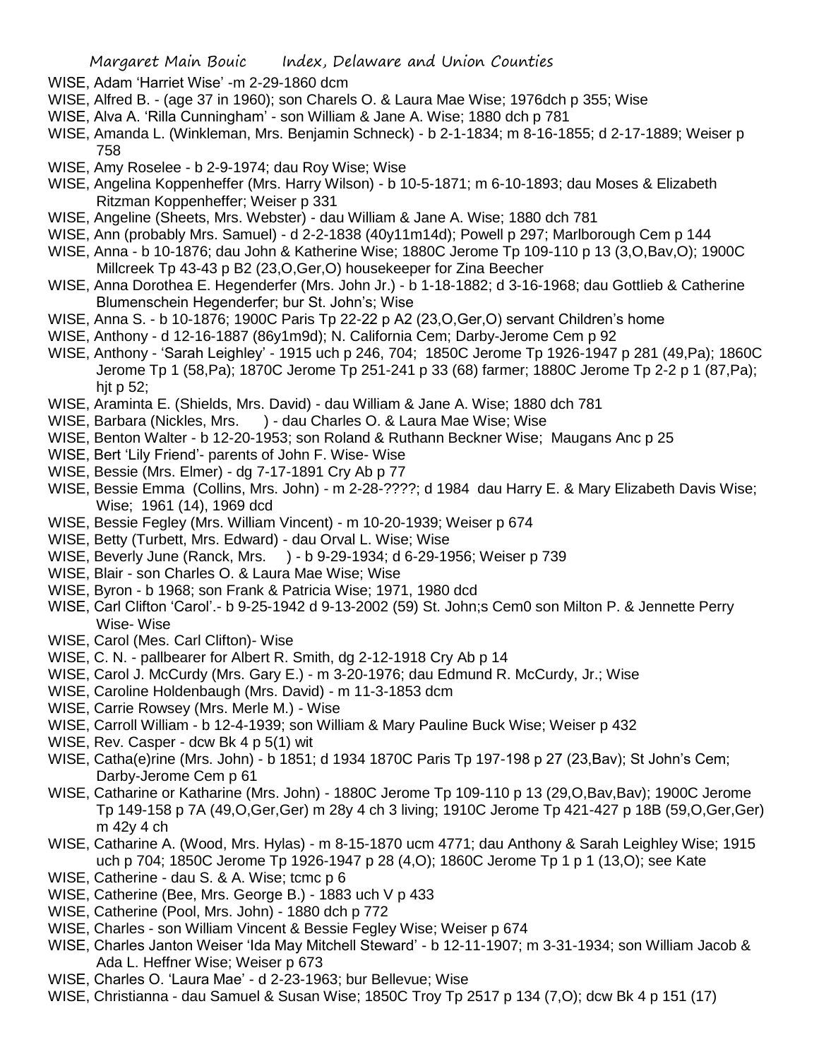WISE, Adam 'Harriet Wise' -m 2-29-1860 dcm

WISE, Alfred B. - (age 37 in 1960); son Charels O. & Laura Mae Wise; 1976dch p 355; Wise

WISE, Alva A. 'Rilla Cunningham' - son William & Jane A. Wise; 1880 dch p 781

WISE, Amanda L. (Winkleman, Mrs. Benjamin Schneck) - b 2-1-1834; m 8-16-1855; d 2-17-1889; Weiser p 758

WISE, Amy Roselee - b 2-9-1974; dau Roy Wise; Wise

WISE, Angelina Koppenheffer (Mrs. Harry Wilson) - b 10-5-1871; m 6-10-1893; dau Moses & Elizabeth Ritzman Koppenheffer; Weiser p 331

WISE, Angeline (Sheets, Mrs. Webster) - dau William & Jane A. Wise; 1880 dch 781

WISE, Ann (probably Mrs. Samuel) - d 2-2-1838 (40y11m14d); Powell p 297; Marlborough Cem p 144

WISE, Anna - b 10-1876; dau John & Katherine Wise; 1880C Jerome Tp 109-110 p 13 (3,O,Bav,O); 1900C Millcreek Tp 43-43 p B2 (23,O,Ger,O) housekeeper for Zina Beecher

WISE, Anna Dorothea E. Hegenderfer (Mrs. John Jr.) - b 1-18-1882; d 3-16-1968; dau Gottlieb & Catherine Blumenschein Hegenderfer; bur St. John's; Wise

WISE, Anna S. - b 10-1876; 1900C Paris Tp 22-22 p A2 (23,O,Ger,O) servant Children's home

WISE, Anthony - d 12-16-1887 (86y1m9d); N. California Cem; Darby-Jerome Cem p 92

WISE, Anthony - 'Sarah Leighley' - 1915 uch p 246, 704; 1850C Jerome Tp 1926-1947 p 281 (49,Pa); 1860C Jerome Tp 1 (58,Pa); 1870C Jerome Tp 251-241 p 33 (68) farmer; 1880C Jerome Tp 2-2 p 1 (87,Pa); hjt p 52;

WISE, Araminta E. (Shields, Mrs. David) - dau William & Jane A. Wise; 1880 dch 781

WISE, Barbara (Nickles, Mrs. ) - dau Charles O. & Laura Mae Wise; Wise

WISE, Benton Walter - b 12-20-1953; son Roland & Ruthann Beckner Wise; Maugans Anc p 25

WISE, Bert 'Lily Friend'- parents of John F. Wise- Wise

WISE, Bessie (Mrs. Elmer) - dg 7-17-1891 Cry Ab p 77

WISE, Bessie Emma (Collins, Mrs. John) - m 2-28-????; d 1984 dau Harry E. & Mary Elizabeth Davis Wise; Wise; 1961 (14), 1969 dcd

WISE, Bessie Fegley (Mrs. William Vincent) - m 10-20-1939; Weiser p 674

WISE, Betty (Turbett, Mrs. Edward) - dau Orval L. Wise; Wise

WISE, Beverly June (Ranck, Mrs. ) - b 9-29-1934; d 6-29-1956; Weiser p 739

WISE, Blair - son Charles O. & Laura Mae Wise; Wise

WISE, Byron - b 1968; son Frank & Patricia Wise; 1971, 1980 dcd

WISE, Carl Clifton 'Carol'.- b 9-25-1942 d 9-13-2002 (59) St. John;s Cem0 son Milton P. & Jennette Perry Wise- Wise

WISE, Carol (Mes. Carl Clifton)- Wise

WISE, C. N. - pallbearer for Albert R. Smith, dg 2-12-1918 Cry Ab p 14

WISE, Carol J. McCurdy (Mrs. Gary E.) - m 3-20-1976; dau Edmund R. McCurdy, Jr.; Wise

WISE, Caroline Holdenbaugh (Mrs. David) - m 11-3-1853 dcm

WISE, Carrie Rowsey (Mrs. Merle M.) - Wise

WISE, Carroll William - b 12-4-1939; son William & Mary Pauline Buck Wise; Weiser p 432

WISE, Rev. Casper - dcw Bk 4 p 5(1) wit

WISE, Catha(e)rine (Mrs. John) - b 1851; d 1934 1870C Paris Tp 197-198 p 27 (23,Bav); St John's Cem; Darby-Jerome Cem p 61

WISE, Catharine or Katharine (Mrs. John) - 1880C Jerome Tp 109-110 p 13 (29,O,Bav,Bav); 1900C Jerome Tp 149-158 p 7A (49,O,Ger,Ger) m 28y 4 ch 3 living; 1910C Jerome Tp 421-427 p 18B (59,O,Ger,Ger) m 42y 4 ch

WISE, Catharine A. (Wood, Mrs. Hylas) - m 8-15-1870 ucm 4771; dau Anthony & Sarah Leighley Wise; 1915 uch p 704; 1850C Jerome Tp 1926-1947 p 28 (4,O); 1860C Jerome Tp 1 p 1 (13,O); see Kate

WISE, Catherine - dau S. & A. Wise; tcmc p 6

WISE, Catherine (Bee, Mrs. George B.) - 1883 uch V p 433

WISE, Catherine (Pool, Mrs. John) - 1880 dch p 772

WISE, Charles - son William Vincent & Bessie Fegley Wise; Weiser p 674

WISE, Charles Janton Weiser 'Ida May Mitchell Steward' - b 12-11-1907; m 3-31-1934; son William Jacob & Ada L. Heffner Wise; Weiser p 673

WISE, Charles O. 'Laura Mae' - d 2-23-1963; bur Bellevue; Wise

WISE, Christianna - dau Samuel & Susan Wise; 1850C Troy Tp 2517 p 134 (7,O); dcw Bk 4 p 151 (17)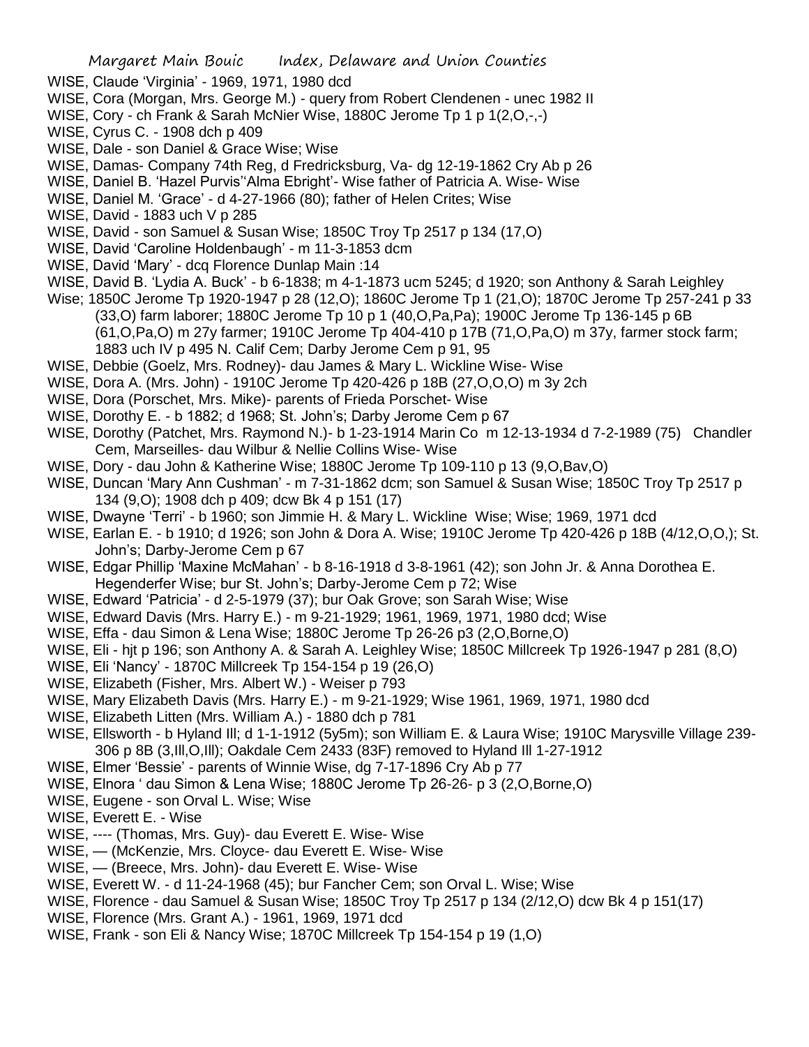WISE, Claude 'Virginia' - 1969, 1971, 1980 dcd

WISE, Cora (Morgan, Mrs. George M.) - query from Robert Clendenen - unec 1982 II

WISE, Cory - ch Frank & Sarah McNier Wise, 1880C Jerome Tp 1 p 1(2,O,-,-)

WISE, Cyrus C. - 1908 dch p 409

WISE, Dale - son Daniel & Grace Wise; Wise

WISE, Damas- Company 74th Reg, d Fredricksburg, Va- dg 12-19-1862 Cry Ab p 26

WISE, Daniel B. 'Hazel Purvis''Alma Ebright'- Wise father of Patricia A. Wise- Wise

WISE, Daniel M. 'Grace' - d 4-27-1966 (80); father of Helen Crites; Wise

WISE, David - 1883 uch V p 285

WISE, David - son Samuel & Susan Wise; 1850C Troy Tp 2517 p 134 (17,O)

WISE, David 'Caroline Holdenbaugh' - m 11-3-1853 dcm

WISE, David 'Mary' - dcq Florence Dunlap Main :14

WISE, David B. 'Lydia A. Buck' - b 6-1838; m 4-1-1873 ucm 5245; d 1920; son Anthony & Sarah Leighley Wise; 1850C Jerome Tp 1920-1947 p 28 (12,O); 1860C Jerome Tp 1 (21,O); 1870C Jerome Tp 257-241 p 33 (33,O) farm laborer; 1880C Jerome Tp 10 p 1 (40,O,Pa,Pa); 1900C Jerome Tp 136-145 p 6B (61,O,Pa,O) m 27y farmer; 1910C Jerome Tp 404-410 p 17B (71,O,Pa,O) m 37y, farmer stock farm; 1883 uch IV p 495 N. Calif Cem; Darby Jerome Cem p 91, 95

WISE, Debbie (Goelz, Mrs. Rodney)- dau James & Mary L. Wickline Wise- Wise

WISE, Dora A. (Mrs. John) - 1910C Jerome Tp 420-426 p 18B (27,O,O,O) m 3y 2ch

WISE, Dora (Porschet, Mrs. Mike)- parents of Frieda Porschet- Wise

WISE, Dorothy E. - b 1882; d 1968; St. John's; Darby Jerome Cem p 67

WISE, Dorothy (Patchet, Mrs. Raymond N.)- b 1-23-1914 Marin Co m 12-13-1934 d 7-2-1989 (75) Chandler Cem, Marseilles- dau Wilbur & Nellie Collins Wise- Wise

WISE, Dory - dau John & Katherine Wise; 1880C Jerome Tp 109-110 p 13 (9,O,Bav,O)

WISE, Duncan 'Mary Ann Cushman' - m 7-31-1862 dcm; son Samuel & Susan Wise; 1850C Troy Tp 2517 p 134 (9,O); 1908 dch p 409; dcw Bk 4 p 151 (17)

WISE, Dwayne 'Terri' - b 1960; son Jimmie H. & Mary L. Wickline Wise; Wise; 1969, 1971 dcd

WISE, Earlan E. - b 1910; d 1926; son John & Dora A. Wise; 1910C Jerome Tp 420-426 p 18B (4/12,O,O,); St. John's; Darby-Jerome Cem p 67

WISE, Edgar Phillip 'Maxine McMahan' - b 8-16-1918 d 3-8-1961 (42); son John Jr. & Anna Dorothea E. Hegenderfer Wise; bur St. John's; Darby-Jerome Cem p 72; Wise

WISE, Edward 'Patricia' - d 2-5-1979 (37); bur Oak Grove; son Sarah Wise; Wise

WISE, Edward Davis (Mrs. Harry E.) - m 9-21-1929; 1961, 1969, 1971, 1980 dcd; Wise

WISE, Effa - dau Simon & Lena Wise; 1880C Jerome Tp 26-26 p3 (2,O,Borne,O)

WISE, Eli - hjt p 196; son Anthony A. & Sarah A. Leighley Wise; 1850C Millcreek Tp 1926-1947 p 281 (8,O)

WISE, Eli 'Nancy' - 1870C Millcreek Tp 154-154 p 19 (26,O)

WISE, Elizabeth (Fisher, Mrs. Albert W.) - Weiser p 793

WISE, Mary Elizabeth Davis (Mrs. Harry E.) - m 9-21-1929; Wise 1961, 1969, 1971, 1980 dcd

WISE, Elizabeth Litten (Mrs. William A.) - 1880 dch p 781

WISE, Ellsworth - b Hyland Ill; d 1-1-1912 (5y5m); son William E. & Laura Wise; 1910C Marysville Village 239-306 p 8B (3,Ill,O,Ill); Oakdale Cem 2433 (83F) removed to Hyland Ill 1-27-1912

WISE, Elmer 'Bessie' - parents of Winnie Wise, dg 7-17-1896 Cry Ab p 77

WISE, Elnora ' dau Simon & Lena Wise; 1880C Jerome Tp 26-26- p 3 (2,O,Borne,O)

WISE, Eugene - son Orval L. Wise; Wise

WISE, Everett E. - Wise

WISE, ---- (Thomas, Mrs. Guy)- dau Everett E. Wise- Wise

WISE, — (McKenzie, Mrs. Cloyce- dau Everett E. Wise- Wise

WISE, — (Breece, Mrs. John)- dau Everett E. Wise- Wise

WISE, Everett W. - d 11-24-1968 (45); bur Fancher Cem; son Orval L. Wise; Wise

WISE, Florence - dau Samuel & Susan Wise; 1850C Troy Tp 2517 p 134 (2/12,O) dcw Bk 4 p 151(17)

WISE, Florence (Mrs. Grant A.) - 1961, 1969, 1971 dcd

WISE, Frank - son Eli & Nancy Wise; 1870C Millcreek Tp 154-154 p 19 (1,O)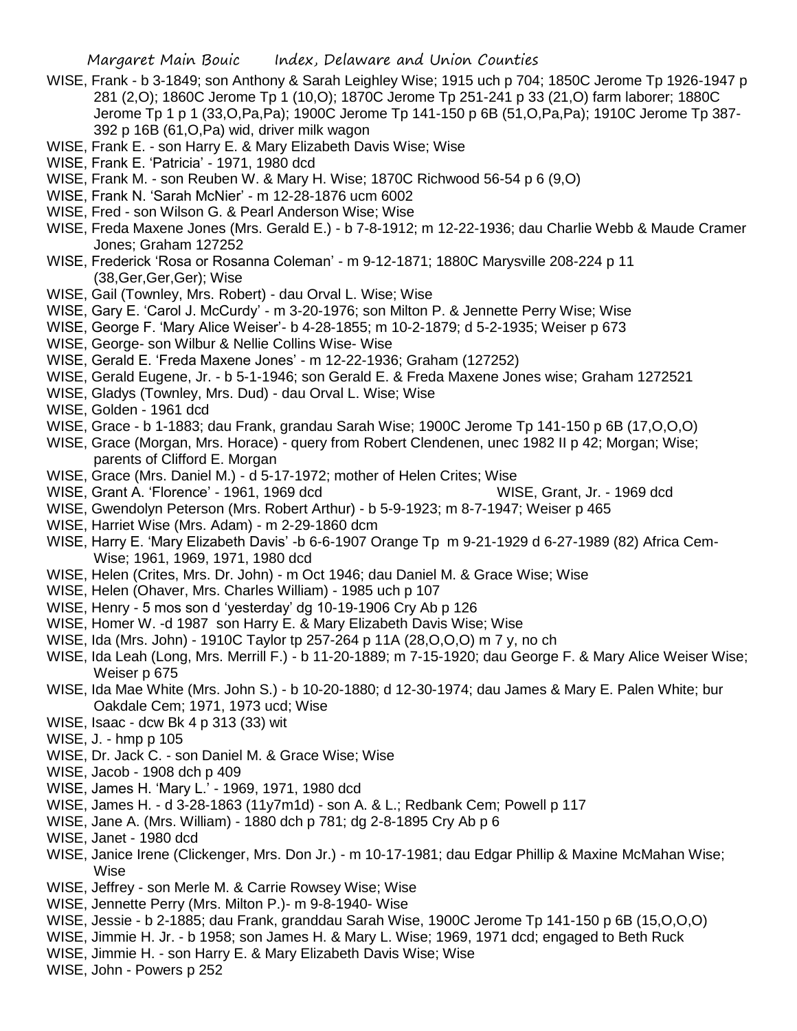WISE, Frank - b 3-1849; son Anthony & Sarah Leighley Wise; 1915 uch p 704; 1850C Jerome Tp 1926-1947 p 281 (2,O); 1860C Jerome Tp 1 (10,O); 1870C Jerome Tp 251-241 p 33 (21,O) farm laborer; 1880C Jerome Tp 1 p 1 (33,O,Pa,Pa); 1900C Jerome Tp 141-150 p 6B (51,O,Pa,Pa); 1910C Jerome Tp 387-392 p 16B (61,O,Pa) wid, driver milk wagon

WISE, Frank E. - son Harry E. & Mary Elizabeth Davis Wise; Wise

WISE, Frank E. 'Patricia' - 1971, 1980 dcd

WISE, Frank M. - son Reuben W. & Mary H. Wise; 1870C Richwood 56-54 p 6 (9,O)

WISE, Frank N. 'Sarah McNier' - m 12-28-1876 ucm 6002

WISE, Fred - son Wilson G. & Pearl Anderson Wise; Wise

WISE, Freda Maxene Jones (Mrs. Gerald E.) - b 7-8-1912; m 12-22-1936; dau Charlie Webb & Maude Cramer Jones; Graham 127252

WISE, Frederick 'Rosa or Rosanna Coleman' - m 9-12-1871; 1880C Marysville 208-224 p 11 (38,Ger,Ger,Ger); Wise

WISE, Gail (Townley, Mrs. Robert) - dau Orval L. Wise; Wise

WISE, Gary E. 'Carol J. McCurdy' - m 3-20-1976; son Milton P. & Jennette Perry Wise; Wise

WISE, George F. 'Mary Alice Weiser'- b 4-28-1855; m 10-2-1879; d 5-2-1935; Weiser p 673

WISE, George- son Wilbur & Nellie Collins Wise- Wise

WISE, Gerald E. 'Freda Maxene Jones' - m 12-22-1936; Graham (127252)

WISE, Gerald Eugene, Jr. - b 5-1-1946; son Gerald E. & Freda Maxene Jones wise; Graham 1272521

WISE, Gladys (Townley, Mrs. Dud) - dau Orval L. Wise; Wise

WISE, Golden - 1961 dcd

WISE, Grace - b 1-1883; dau Frank, grandau Sarah Wise; 1900C Jerome Tp 141-150 p 6B (17,O,O,O)

WISE, Grace (Morgan, Mrs. Horace) - query from Robert Clendenen, unec 1982 II p 42; Morgan; Wise; parents of Clifford E. Morgan

WISE, Grace (Mrs. Daniel M.) - d 5-17-1972; mother of Helen Crites; Wise

WISE, Grant A. 'Florence' - 1961, 1969 dcd

WISE, Grant, Jr. - 1969 dcd

WISE, Gwendolyn Peterson (Mrs. Robert Arthur) - b 5-9-1923; m 8-7-1947; Weiser p 465

WISE, Harriet Wise (Mrs. Adam) - m 2-29-1860 dcm

WISE, Harry E. 'Mary Elizabeth Davis' -b 6-6-1907 Orange Tp m 9-21-1929 d 6-27-1989 (82) Africa Cem-Wise; 1961, 1969, 1971, 1980 dcd

WISE, Helen (Crites, Mrs. Dr. John) - m Oct 1946; dau Daniel M. & Grace Wise; Wise

WISE, Helen (Ohaver, Mrs. Charles William) - 1985 uch p 107

WISE, Henry - 5 mos son d 'yesterday' dg 10-19-1906 Cry Ab p 126

WISE, Homer W. -d 1987 son Harry E. & Mary Elizabeth Davis Wise; Wise

WISE, Ida (Mrs. John) - 1910C Taylor tp 257-264 p 11A (28,O,O,O) m 7 y, no ch

WISE, Ida Leah (Long, Mrs. Merrill F.) - b 11-20-1889; m 7-15-1920; dau George F. & Mary Alice Weiser Wise; Weiser p 675

WISE, Ida Mae White (Mrs. John S.) - b 10-20-1880; d 12-30-1974; dau James & Mary E. Palen White; bur Oakdale Cem; 1971, 1973 ucd; Wise

WISE, Isaac - dcw Bk 4 p 313 (33) wit

WISE, J. - hmp p 105

WISE, Dr. Jack C. - son Daniel M. & Grace Wise; Wise

WISE, Jacob - 1908 dch p 409

WISE, James H. 'Mary L.' - 1969, 1971, 1980 dcd

WISE, James H. - d 3-28-1863 (11y7m1d) - son A. & L.; Redbank Cem; Powell p 117

WISE, Jane A. (Mrs. William) - 1880 dch p 781; dg 2-8-1895 Cry Ab p 6

WISE, Janet - 1980 dcd

WISE, Janice Irene (Clickenger, Mrs. Don Jr.) - m 10-17-1981; dau Edgar Phillip & Maxine McMahan Wise; Wise

WISE, Jeffrey - son Merle M. & Carrie Rowsey Wise; Wise

WISE, Jennette Perry (Mrs. Milton P.)- m 9-8-1940- Wise

WISE, Jessie - b 2-1885; dau Frank, granddau Sarah Wise, 1900C Jerome Tp 141-150 p 6B (15,O,O,O)

WISE, Jimmie H. Jr. - b 1958; son James H. & Mary L. Wise; 1969, 1971 dcd; engaged to Beth Ruck

WISE, Jimmie H. - son Harry E. & Mary Elizabeth Davis Wise; Wise

WISE, John - Powers p 252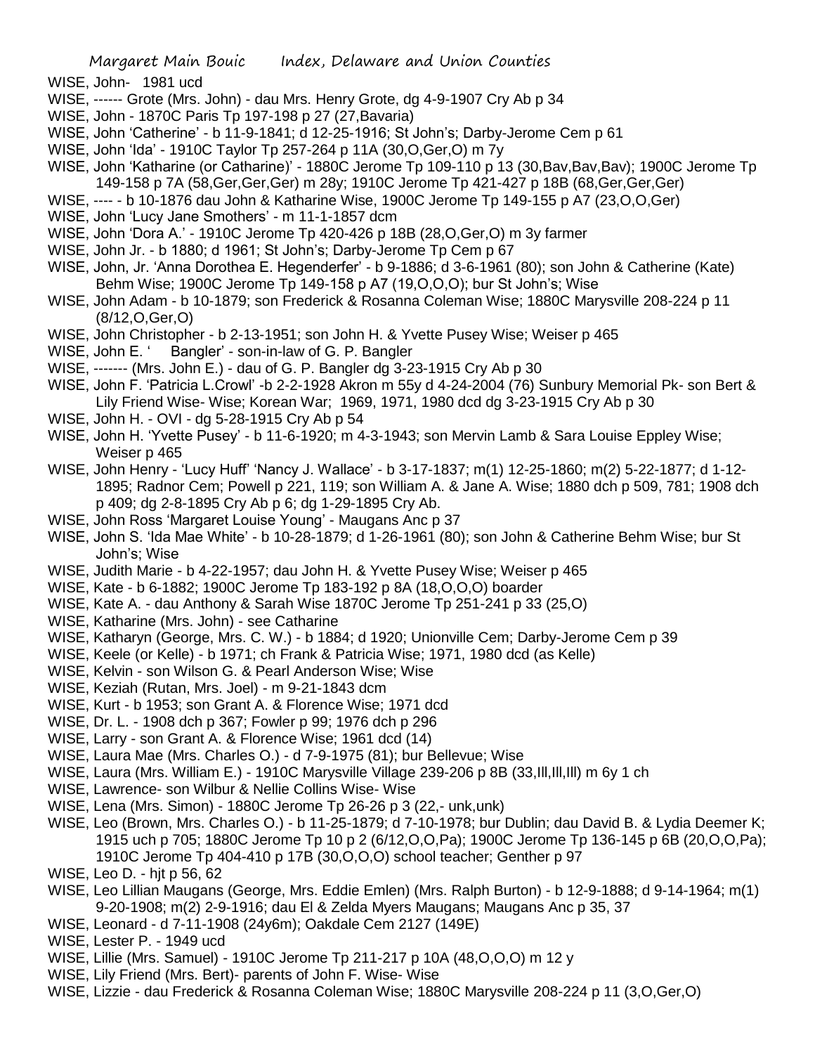WISE, John- 1981 ucd

WISE, ------ Grote (Mrs. John) - dau Mrs. Henry Grote, dg 4-9-1907 Cry Ab p 34

WISE, John - 1870C Paris Tp 197-198 p 27 (27,Bavaria)

WISE, John 'Catherine' - b 11-9-1841; d 12-25-1916; St John's; Darby-Jerome Cem p 61

WISE, John 'Ida' - 1910C Taylor Tp 257-264 p 11A (30,O,Ger,O) m 7y

WISE, John 'Katharine (or Catharine)' - 1880C Jerome Tp 109-110 p 13 (30,Bav,Bav,Bav); 1900C Jerome Tp 149-158 p 7A (58,Ger,Ger,Ger) m 28y; 1910C Jerome Tp 421-427 p 18B (68,Ger,Ger,Ger)

WISE, ---- - b 10-1876 dau John & Katharine Wise, 1900C Jerome Tp 149-155 p A7 (23,O,O,Ger)

WISE, John 'Lucy Jane Smothers' - m 11-1-1857 dcm

WISE, John 'Dora A.' - 1910C Jerome Tp 420-426 p 18B (28,O,Ger,O) m 3y farmer

WISE, John Jr. - b 1880; d 1961; St John's; Darby-Jerome Tp Cem p 67

WISE, John, Jr. 'Anna Dorothea E. Hegenderfer' - b 9-1886; d 3-6-1961 (80); son John & Catherine (Kate) Behm Wise; 1900C Jerome Tp 149-158 p A7 (19,O,O,O); bur St John's; Wise

WISE, John Adam - b 10-1879; son Frederick & Rosanna Coleman Wise; 1880C Marysville 208-224 p 11 (8/12,O,Ger,O)

WISE, John Christopher - b 2-13-1951; son John H. & Yvette Pusey Wise; Weiser p 465

WISE, John E. ' Bangler' - son-in-law of G. P. Bangler

WISE, ------- (Mrs. John E.) - dau of G. P. Bangler dg 3-23-1915 Cry Ab p 30

WISE, John F. 'Patricia L.Crowl' -b 2-2-1928 Akron m 55y d 4-24-2004 (76) Sunbury Memorial Pk- son Bert & Lily Friend Wise- Wise; Korean War; 1969, 1971, 1980 dcd dg 3-23-1915 Cry Ab p 30

WISE, John H. - OVI - dg 5-28-1915 Cry Ab p 54

WISE, John H. 'Yvette Pusey' - b 11-6-1920; m 4-3-1943; son Mervin Lamb & Sara Louise Eppley Wise; Weiser p 465

WISE, John Henry - 'Lucy Huff' 'Nancy J. Wallace' - b 3-17-1837; m(1) 12-25-1860; m(2) 5-22-1877; d 1-12-1895; Radnor Cem; Powell p 221, 119; son William A. & Jane A. Wise; 1880 dch p 509, 781; 1908 dch p 409; dg 2-8-1895 Cry Ab p 6; dg 1-29-1895 Cry Ab.

WISE, John Ross 'Margaret Louise Young' - Maugans Anc p 37

WISE, John S. 'Ida Mae White' - b 10-28-1879; d 1-26-1961 (80); son John & Catherine Behm Wise; bur St John's; Wise

WISE, Judith Marie - b 4-22-1957; dau John H. & Yvette Pusey Wise; Weiser p 465

WISE, Kate - b 6-1882; 1900C Jerome Tp 183-192 p 8A (18,O,O,O) boarder

WISE, Kate A. - dau Anthony & Sarah Wise 1870C Jerome Tp 251-241 p 33 (25,O)

WISE, Katharine (Mrs. John) - see Catharine

WISE, Katharyn (George, Mrs. C. W.) - b 1884; d 1920; Unionville Cem; Darby-Jerome Cem p 39

WISE, Keele (or Kelle) - b 1971; ch Frank & Patricia Wise; 1971, 1980 dcd (as Kelle)

WISE, Kelvin - son Wilson G. & Pearl Anderson Wise; Wise

WISE, Keziah (Rutan, Mrs. Joel) - m 9-21-1843 dcm

WISE, Kurt - b 1953; son Grant A. & Florence Wise; 1971 dcd

WISE, Dr. L. - 1908 dch p 367; Fowler p 99; 1976 dch p 296

WISE, Larry - son Grant A. & Florence Wise; 1961 dcd (14)

WISE, Laura Mae (Mrs. Charles O.) - d 7-9-1975 (81); bur Bellevue; Wise

WISE, Laura (Mrs. William E.) - 1910C Marysville Village 239-206 p 8B (33,Ill,Ill,Ill) m 6y 1 ch

WISE, Lawrence- son Wilbur & Nellie Collins Wise- Wise

WISE, Lena (Mrs. Simon) - 1880C Jerome Tp 26-26 p 3 (22,- unk,unk)

WISE, Leo (Brown, Mrs. Charles O.) - b 11-25-1879; d 7-10-1978; bur Dublin; dau David B. & Lydia Deemer K; 1915 uch p 705; 1880C Jerome Tp 10 p 2 (6/12,O,O,Pa); 1900C Jerome Tp 136-145 p 6B (20,O,O,Pa); 1910C Jerome Tp 404-410 p 17B (30,O,O,O) school teacher; Genther p 97

WISE, Leo D. - hjt p 56, 62

WISE, Leo Lillian Maugans (George, Mrs. Eddie Emlen) (Mrs. Ralph Burton) - b 12-9-1888; d 9-14-1964; m(1) 9-20-1908; m(2) 2-9-1916; dau El & Zelda Myers Maugans; Maugans Anc p 35, 37

WISE, Leonard - d 7-11-1908 (24y6m); Oakdale Cem 2127 (149E)

WISE, Lester P. - 1949 ucd

WISE, Lillie (Mrs. Samuel) - 1910C Jerome Tp 211-217 p 10A (48,O,O,O) m 12 y

WISE, Lily Friend (Mrs. Bert)- parents of John F. Wise- Wise

WISE, Lizzie - dau Frederick & Rosanna Coleman Wise; 1880C Marysville 208-224 p 11 (3,O,Ger,O)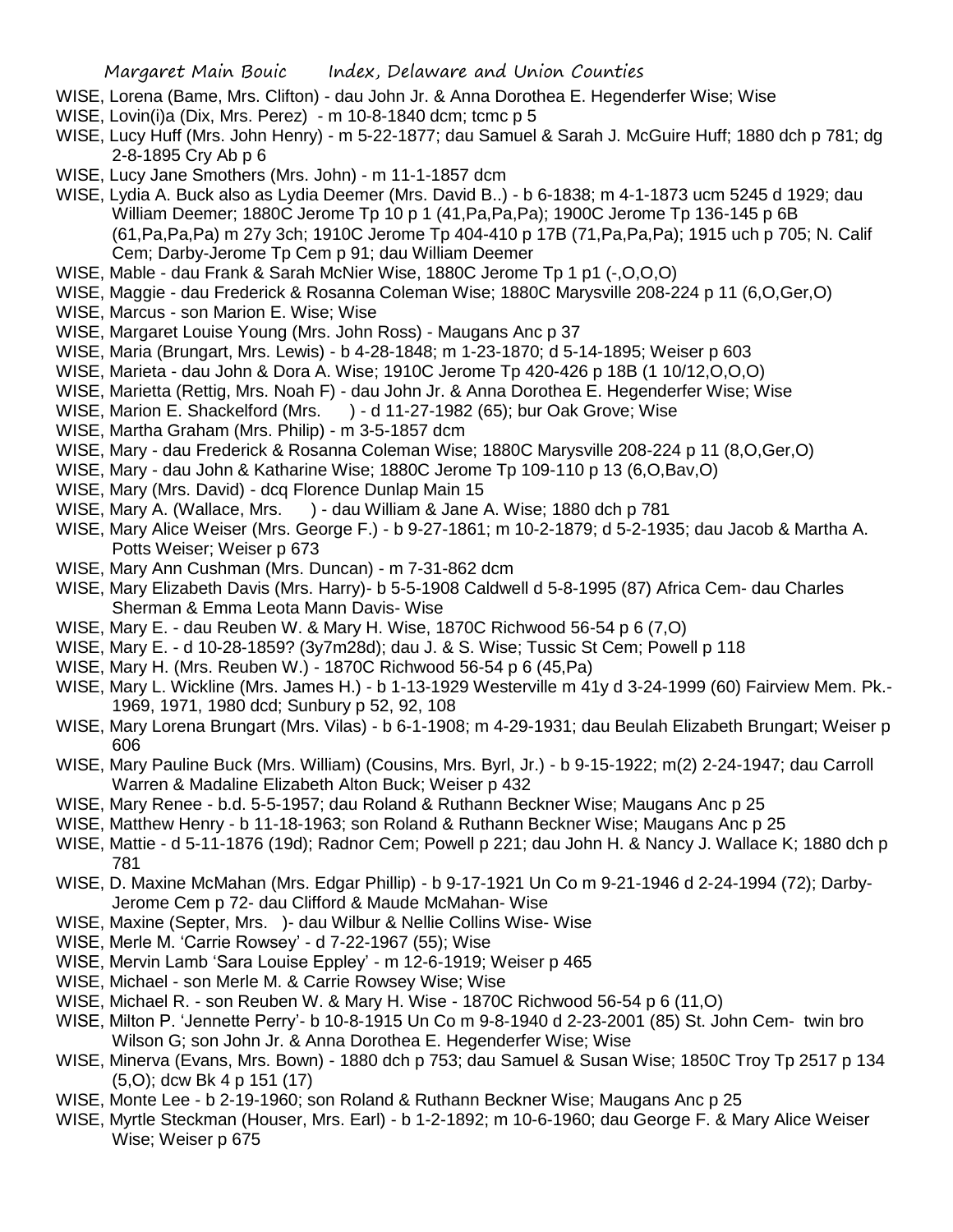WISE, Lorena (Bame, Mrs. Clifton) - dau John Jr. & Anna Dorothea E. Hegenderfer Wise; Wise

WISE, Lovin(i)a (Dix, Mrs. Perez) - m 10-8-1840 dcm; tcmc p 5

WISE, Lucy Huff (Mrs. John Henry) - m 5-22-1877; dau Samuel & Sarah J. McGuire Huff; 1880 dch p 781; dg 2-8-1895 Cry Ab p 6

WISE, Lucy Jane Smothers (Mrs. John) - m 11-1-1857 dcm

WISE, Lydia A. Buck also as Lydia Deemer (Mrs. David B..) - b 6-1838; m 4-1-1873 ucm 5245 d 1929; dau William Deemer; 1880C Jerome Tp 10 p 1 (41,Pa,Pa,Pa); 1900C Jerome Tp 136-145 p 6B (61,Pa,Pa,Pa) m 27y 3ch; 1910C Jerome Tp 404-410 p 17B (71,Pa,Pa,Pa); 1915 uch p 705; N. Calif Cem; Darby-Jerome Tp Cem p 91; dau William Deemer

WISE, Mable - dau Frank & Sarah McNier Wise, 1880C Jerome Tp 1 p1 (-,O,O,O)

WISE, Maggie - dau Frederick & Rosanna Coleman Wise; 1880C Marysville 208-224 p 11 (6,O,Ger,O)

WISE, Marcus - son Marion E. Wise; Wise

WISE, Margaret Louise Young (Mrs. John Ross) - Maugans Anc p 37

WISE, Maria (Brungart, Mrs. Lewis) - b 4-28-1848; m 1-23-1870; d 5-14-1895; Weiser p 603

WISE, Marieta - dau John & Dora A. Wise; 1910C Jerome Tp 420-426 p 18B (1 10/12,O,O,O)

WISE, Marietta (Rettig, Mrs. Noah F) - dau John Jr. & Anna Dorothea E. Hegenderfer Wise; Wise

WISE, Marion E. Shackelford (Mrs. ) - d 11-27-1982 (65); bur Oak Grove; Wise

WISE, Martha Graham (Mrs. Philip) - m 3-5-1857 dcm

WISE, Mary - dau Frederick & Rosanna Coleman Wise; 1880C Marysville 208-224 p 11 (8,O,Ger,O)

WISE, Mary - dau John & Katharine Wise; 1880C Jerome Tp 109-110 p 13 (6,O,Bav,O)

WISE, Mary (Mrs. David) - dcq Florence Dunlap Main 15

WISE, Mary A. (Wallace, Mrs. ) - dau William & Jane A. Wise; 1880 dch p 781

WISE, Mary Alice Weiser (Mrs. George F.) - b 9-27-1861; m 10-2-1879; d 5-2-1935; dau Jacob & Martha A. Potts Weiser; Weiser p 673

WISE, Mary Ann Cushman (Mrs. Duncan) - m 7-31-862 dcm

WISE, Mary Elizabeth Davis (Mrs. Harry)- b 5-5-1908 Caldwell d 5-8-1995 (87) Africa Cem- dau Charles Sherman & Emma Leota Mann Davis- Wise

WISE, Mary E. - dau Reuben W. & Mary H. Wise, 1870C Richwood 56-54 p 6 (7,O)

WISE, Mary E. - d 10-28-1859? (3y7m28d); dau J. & S. Wise; Tussic St Cem; Powell p 118

WISE, Mary H. (Mrs. Reuben W.) - 1870C Richwood 56-54 p 6 (45,Pa)

WISE, Mary L. Wickline (Mrs. James H.) - b 1-13-1929 Westerville m 41y d 3-24-1999 (60) Fairview Mem. Pk.- 1969, 1971, 1980 dcd; Sunbury p 52, 92, 108

WISE, Mary Lorena Brungart (Mrs. Vilas) - b 6-1-1908; m 4-29-1931; dau Beulah Elizabeth Brungart; Weiser p 606

WISE, Mary Pauline Buck (Mrs. William) (Cousins, Mrs. Byrl, Jr.) - b 9-15-1922; m(2) 2-24-1947; dau Carroll Warren & Madaline Elizabeth Alton Buck; Weiser p 432

WISE, Mary Renee - b.d. 5-5-1957; dau Roland & Ruthann Beckner Wise; Maugans Anc p 25

WISE, Matthew Henry - b 11-18-1963; son Roland & Ruthann Beckner Wise; Maugans Anc p 25

WISE, Mattie - d 5-11-1876 (19d); Radnor Cem; Powell p 221; dau John H. & Nancy J. Wallace K; 1880 dch p 781

WISE, D. Maxine McMahan (Mrs. Edgar Phillip) - b 9-17-1921 Un Co m 9-21-1946 d 2-24-1994 (72); Darby-Jerome Cem p 72- dau Clifford & Maude McMahan- Wise

WISE, Maxine (Septer, Mrs. )- dau Wilbur & Nellie Collins Wise- Wise

WISE, Merle M. 'Carrie Rowsey' - d 7-22-1967 (55); Wise

WISE, Mervin Lamb 'Sara Louise Eppley' - m 12-6-1919; Weiser p 465

WISE, Michael - son Merle M. & Carrie Rowsey Wise; Wise

WISE, Michael R. - son Reuben W. & Mary H. Wise - 1870C Richwood 56-54 p 6 (11,O)

WISE, Milton P. 'Jennette Perry'- b 10-8-1915 Un Co m 9-8-1940 d 2-23-2001 (85) St. John Cem- twin bro Wilson G; son John Jr. & Anna Dorothea E. Hegenderfer Wise; Wise

WISE, Minerva (Evans, Mrs. Bown) - 1880 dch p 753; dau Samuel & Susan Wise; 1850C Troy Tp 2517 p 134 (5,O); dcw Bk 4 p 151 (17)

WISE, Monte Lee - b 2-19-1960; son Roland & Ruthann Beckner Wise; Maugans Anc p 25

WISE, Myrtle Steckman (Houser, Mrs. Earl) - b 1-2-1892; m 10-6-1960; dau George F. & Mary Alice Weiser Wise; Weiser p 675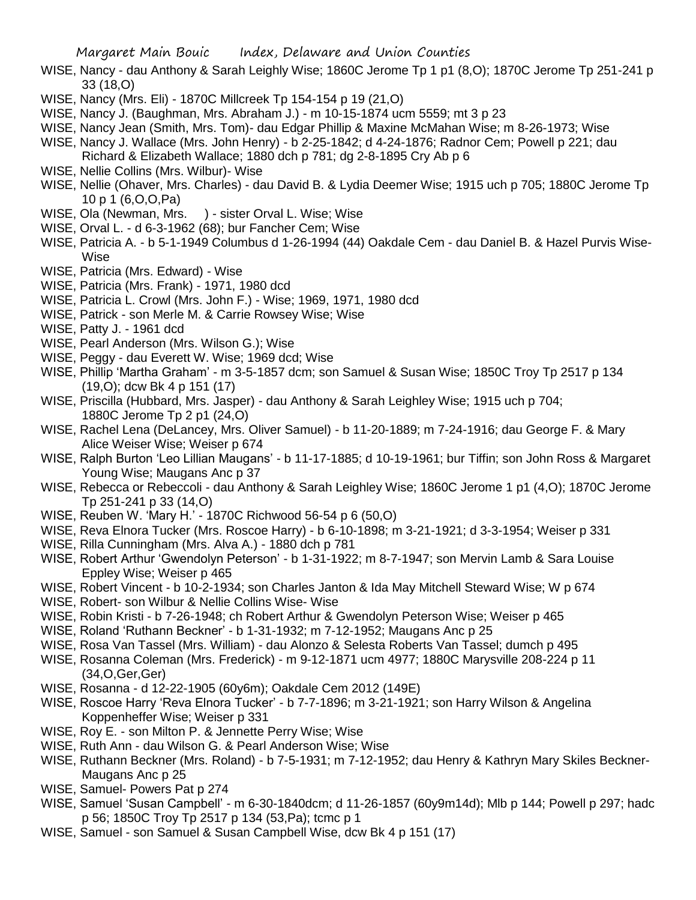WISE, Nancy - dau Anthony & Sarah Leighly Wise; 1860C Jerome Tp 1 p1 (8,O); 1870C Jerome Tp 251-241 p 33 (18,O)

WISE, Nancy (Mrs. Eli) - 1870C Millcreek Tp 154-154 p 19 (21,O)

WISE, Nancy J. (Baughman, Mrs. Abraham J.) - m 10-15-1874 ucm 5559; mt 3 p 23

WISE, Nancy Jean (Smith, Mrs. Tom)- dau Edgar Phillip & Maxine McMahan Wise; m 8-26-1973; Wise

WISE, Nancy J. Wallace (Mrs. John Henry) - b 2-25-1842; d 4-24-1876; Radnor Cem; Powell p 221; dau Richard & Elizabeth Wallace; 1880 dch p 781; dg 2-8-1895 Cry Ab p 6

WISE, Nellie Collins (Mrs. Wilbur)- Wise

WISE, Nellie (Ohaver, Mrs. Charles) - dau David B. & Lydia Deemer Wise; 1915 uch p 705; 1880C Jerome Tp 10 p 1 (6,O,O,Pa)

WISE, Ola (Newman, Mrs. ) - sister Orval L. Wise; Wise

WISE, Orval L. - d 6-3-1962 (68); bur Fancher Cem; Wise

WISE, Patricia A. - b 5-1-1949 Columbus d 1-26-1994 (44) Oakdale Cem - dau Daniel B. & Hazel Purvis Wise- Wise

WISE, Patricia (Mrs. Edward) - Wise

WISE, Patricia (Mrs. Frank) - 1971, 1980 dcd

WISE, Patricia L. Crowl (Mrs. John F.) - Wise; 1969, 1971, 1980 dcd

WISE, Patrick - son Merle M. & Carrie Rowsey Wise; Wise

WISE, Patty J. - 1961 dcd

WISE, Pearl Anderson (Mrs. Wilson G.); Wise

WISE, Peggy - dau Everett W. Wise; 1969 dcd; Wise

WISE, Phillip 'Martha Graham' - m 3-5-1857 dcm; son Samuel & Susan Wise; 1850C Troy Tp 2517 p 134 (19,O); dcw Bk 4 p 151 (17)

WISE, Priscilla (Hubbard, Mrs. Jasper) - dau Anthony & Sarah Leighley Wise; 1915 uch p 704; 1880C Jerome Tp 2 p1 (24,O)

WISE, Rachel Lena (DeLancey, Mrs. Oliver Samuel) - b 11-20-1889; m 7-24-1916; dau George F. & Mary Alice Weiser Wise; Weiser p 674

WISE, Ralph Burton 'Leo Lillian Maugans' - b 11-17-1885; d 10-19-1961; bur Tiffin; son John Ross & Margaret Young Wise; Maugans Anc p 37

WISE, Rebecca or Rebeccoli - dau Anthony & Sarah Leighley Wise; 1860C Jerome 1 p1 (4,O); 1870C Jerome Tp 251-241 p 33 (14,O)

WISE, Reuben W. 'Mary H.' - 1870C Richwood 56-54 p 6 (50,O)

WISE, Reva Elnora Tucker (Mrs. Roscoe Harry) - b 6-10-1898; m 3-21-1921; d 3-3-1954; Weiser p 331

WISE, Rilla Cunningham (Mrs. Alva A.) - 1880 dch p 781

WISE, Robert Arthur 'Gwendolyn Peterson' - b 1-31-1922; m 8-7-1947; son Mervin Lamb & Sara Louise Eppley Wise; Weiser p 465

WISE, Robert Vincent - b 10-2-1934; son Charles Janton & Ida May Mitchell Steward Wise; W p 674

WISE, Robert- son Wilbur & Nellie Collins Wise- Wise

WISE, Robin Kristi - b 7-26-1948; ch Robert Arthur & Gwendolyn Peterson Wise; Weiser p 465

WISE, Roland 'Ruthann Beckner' - b 1-31-1932; m 7-12-1952; Maugans Anc p 25

WISE, Rosa Van Tassel (Mrs. William) - dau Alonzo & Selesta Roberts Van Tassel; dumch p 495

WISE, Rosanna Coleman (Mrs. Frederick) - m 9-12-1871 ucm 4977; 1880C Marysville 208-224 p 11 (34,O,Ger,Ger)

WISE, Rosanna - d 12-22-1905 (60y6m); Oakdale Cem 2012 (149E)

WISE, Roscoe Harry 'Reva Elnora Tucker' - b 7-7-1896; m 3-21-1921; son Harry Wilson & Angelina Koppenheffer Wise; Weiser p 331

WISE, Roy E. - son Milton P. & Jennette Perry Wise; Wise

WISE, Ruth Ann - dau Wilson G. & Pearl Anderson Wise; Wise

WISE, Ruthann Beckner (Mrs. Roland) - b 7-5-1931; m 7-12-1952; dau Henry & Kathryn Mary Skiles Beckner- Maugans Anc p 25

WISE, Samuel- Powers Pat p 274

WISE, Samuel 'Susan Campbell' - m 6-30-1840dcm; d 11-26-1857 (60y9m14d); Mlb p 144; Powell p 297; hadc p 56; 1850C Troy Tp 2517 p 134 (53,Pa); tcmc p 1

WISE, Samuel - son Samuel & Susan Campbell Wise, dcw Bk 4 p 151 (17)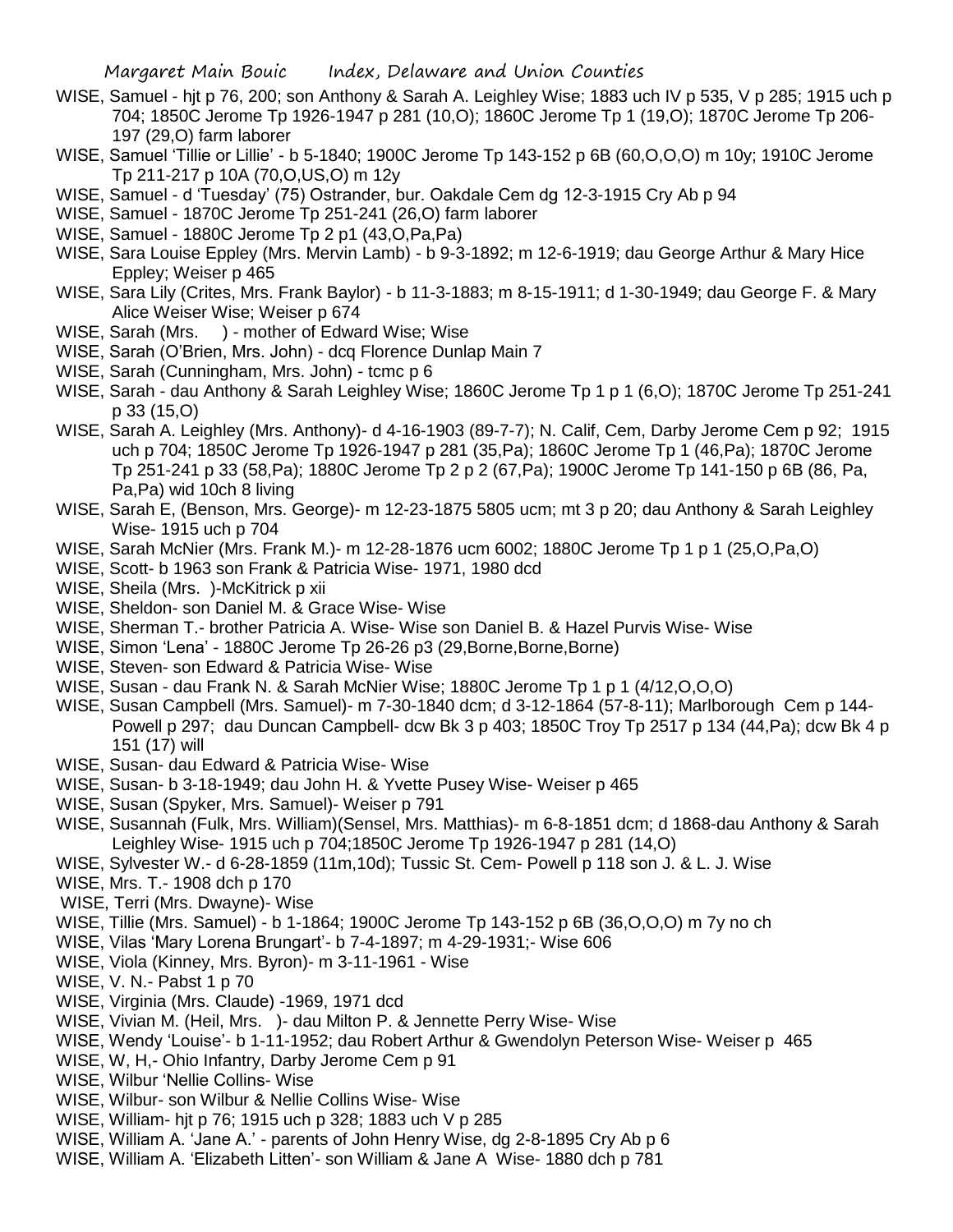WISE, Samuel - hjt p 76, 200; son Anthony & Sarah A. Leighley Wise; 1883 uch IV p 535, V p 285; 1915 uch p 704; 1850C Jerome Tp 1926-1947 p 281 (10,O); 1860C Jerome Tp 1 (19,O); 1870C Jerome Tp 206-197 (29,O) farm laborer

WISE, Samuel 'Tillie or Lillie' - b 5-1840; 1900C Jerome Tp 143-152 p 6B (60,O,O,O) m 10y; 1910C Jerome Tp 211-217 p 10A (70,O,US,O) m 12y

WISE, Samuel - d 'Tuesday' (75) Ostrander, bur. Oakdale Cem dg 12-3-1915 Cry Ab p 94

WISE, Samuel - 1870C Jerome Tp 251-241 (26,O) farm laborer

WISE, Samuel - 1880C Jerome Tp 2 p1 (43,O,Pa,Pa)

WISE, Sara Louise Eppley (Mrs. Mervin Lamb) - b 9-3-1892; m 12-6-1919; dau George Arthur & Mary Hice Eppley; Weiser p 465

WISE, Sara Lily (Crites, Mrs. Frank Baylor) - b 11-3-1883; m 8-15-1911; d 1-30-1949; dau George F. & Mary Alice Weiser Wise; Weiser p 674

WISE, Sarah (Mrs. ) - mother of Edward Wise; Wise

WISE, Sarah (O'Brien, Mrs. John) - dcq Florence Dunlap Main 7

WISE, Sarah (Cunningham, Mrs. John) - tcmc p 6

WISE, Sarah - dau Anthony & Sarah Leighley Wise; 1860C Jerome Tp 1 p 1 (6,O); 1870C Jerome Tp 251-241 p 33 (15,O)

WISE, Sarah A. Leighley (Mrs. Anthony)- d 4-16-1903 (89-7-7); N. Calif, Cem, Darby Jerome Cem p 92; 1915 uch p 704; 1850C Jerome Tp 1926-1947 p 281 (35,Pa); 1860C Jerome Tp 1 (46,Pa); 1870C Jerome Tp 251-241 p 33 (58,Pa); 1880C Jerome Tp 2 p 2 (67,Pa); 1900C Jerome Tp 141-150 p 6B (86, Pa, Pa,Pa) wid 10ch 8 living

WISE, Sarah E, (Benson, Mrs. George)- m 12-23-1875 5805 ucm; mt 3 p 20; dau Anthony & Sarah Leighley Wise- 1915 uch p 704

WISE, Sarah McNier (Mrs. Frank M.)- m 12-28-1876 ucm 6002; 1880C Jerome Tp 1 p 1 (25,O,Pa,O)

WISE, Scott- b 1963 son Frank & Patricia Wise- 1971, 1980 dcd

WISE, Sheila (Mrs. )-McKitrick p xii

WISE, Sheldon- son Daniel M. & Grace Wise- Wise

WISE, Sherman T.- brother Patricia A. Wise- Wise son Daniel B. & Hazel Purvis Wise- Wise

WISE, Simon 'Lena' - 1880C Jerome Tp 26-26 p3 (29,Borne,Borne,Borne)

WISE, Steven- son Edward & Patricia Wise- Wise

WISE, Susan - dau Frank N. & Sarah McNier Wise; 1880C Jerome Tp 1 p 1 (4/12,O,O,O)

WISE, Susan Campbell (Mrs. Samuel)- m 7-30-1840 dcm; d 3-12-1864 (57-8-11); Marlborough Cem p 144- Powell p 297; dau Duncan Campbell- dcw Bk 3 p 403; 1850C Troy Tp 2517 p 134 (44,Pa); dcw Bk 4 p 151 (17) will

WISE, Susan- dau Edward & Patricia Wise- Wise

WISE, Susan- b 3-18-1949; dau John H. & Yvette Pusey Wise- Weiser p 465

WISE, Susan (Spyker, Mrs. Samuel)- Weiser p 791

WISE, Susannah (Fulk, Mrs. William)(Sensel, Mrs. Matthias)- m 6-8-1851 dcm; d 1868-dau Anthony & Sarah Leighley Wise- 1915 uch p 704;1850C Jerome Tp 1926-1947 p 281 (14,O)

WISE, Sylvester W.- d 6-28-1859 (11m,10d); Tussic St. Cem- Powell p 118 son J. & L. J. Wise

WISE, Mrs. T.- 1908 dch p 170

WISE, Terri (Mrs. Dwayne)- Wise

WISE, Tillie (Mrs. Samuel) - b 1-1864; 1900C Jerome Tp 143-152 p 6B (36,O,O,O) m 7y no ch

WISE, Vilas 'Mary Lorena Brungart'- b 7-4-1897; m 4-29-1931;- Wise 606

WISE, Viola (Kinney, Mrs. Byron)- m 3-11-1961 - Wise

WISE, V. N.- Pabst 1 p 70

WISE, Virginia (Mrs. Claude) -1969, 1971 dcd

WISE, Vivian M. (Heil, Mrs. )- dau Milton P. & Jennette Perry Wise- Wise

WISE, Wendy 'Louise'- b 1-11-1952; dau Robert Arthur & Gwendolyn Peterson Wise- Weiser p 465

WISE, W, H,- Ohio Infantry, Darby Jerome Cem p 91

WISE, Wilbur 'Nellie Collins- Wise

WISE, Wilbur- son Wilbur & Nellie Collins Wise- Wise

WISE, William- hjt p 76; 1915 uch p 328; 1883 uch V p 285

WISE, William A. 'Jane A.' - parents of John Henry Wise, dg 2-8-1895 Cry Ab p 6

WISE, William A. 'Elizabeth Litten'- son William & Jane A Wise- 1880 dch p 781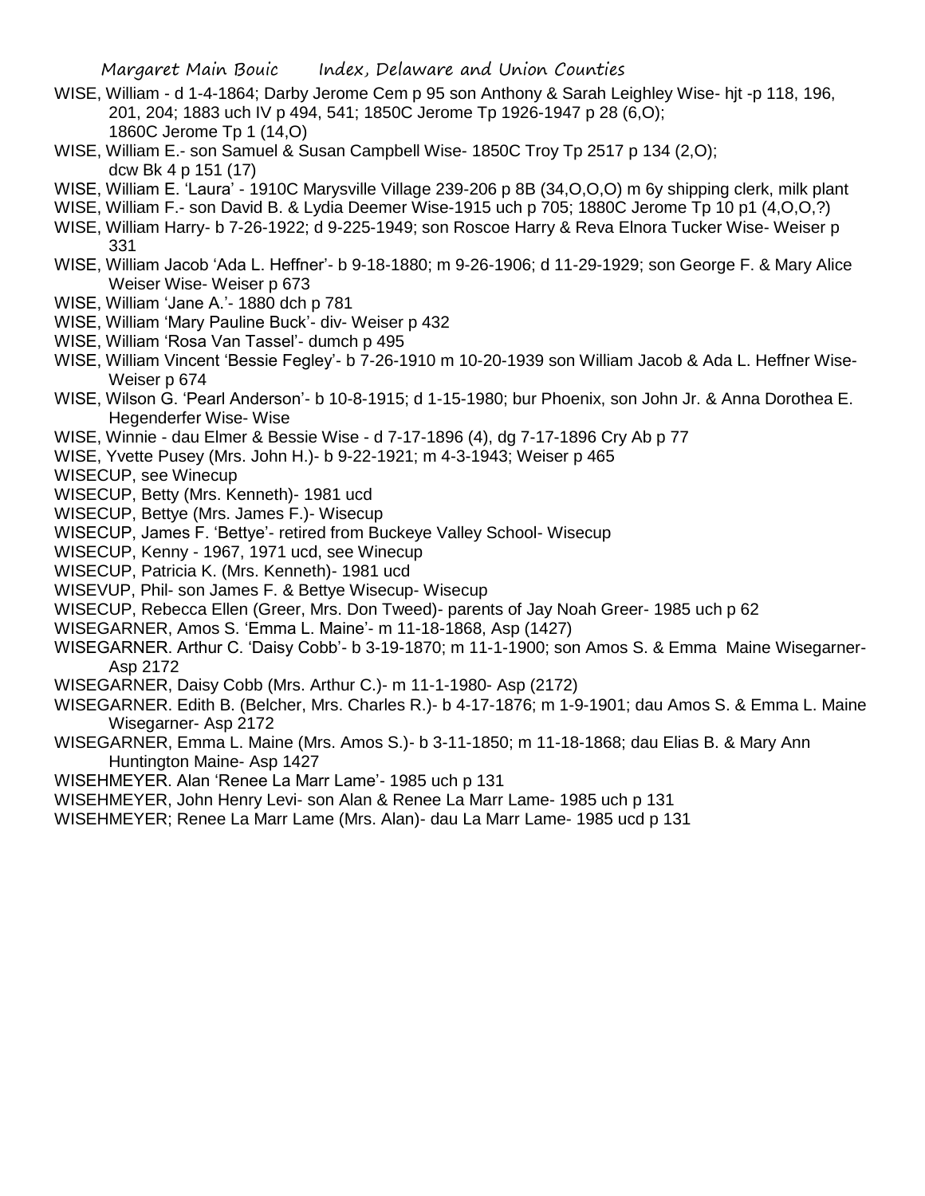WISE, William - d 1-4-1864; Darby Jerome Cem p 95 son Anthony & Sarah Leighley Wise- hjt -p 118, 196, 201, 204; 1883 uch IV p 494, 541; 1850C Jerome Tp 1926-1947 p 28 (6,O); 1860C Jerome Tp 1 (14,O)

WISE, William E.- son Samuel & Susan Campbell Wise- 1850C Troy Tp 2517 p 134 (2,O); dcw Bk 4 p 151 (17)

WISE, William E. 'Laura' - 1910C Marysville Village 239-206 p 8B (34,O,O,O) m 6y shipping clerk, milk plant

WISE, William F.- son David B. & Lydia Deemer Wise-1915 uch p 705; 1880C Jerome Tp 10 p1 (4,O,O,?)

WISE, William Harry- b 7-26-1922; d 9-225-1949; son Roscoe Harry & Reva Elnora Tucker Wise- Weiser p 331

WISE, William Jacob 'Ada L. Heffner'- b 9-18-1880; m 9-26-1906; d 11-29-1929; son George F. & Mary Alice Weiser Wise- Weiser p 673

WISE, William 'Jane A.'- 1880 dch p 781

WISE, William 'Mary Pauline Buck'- div- Weiser p 432

WISE, William 'Rosa Van Tassel'- dumch p 495

WISE, William Vincent 'Bessie Fegley'- b 7-26-1910 m 10-20-1939 son William Jacob & Ada L. Heffner Wise- Weiser p 674

WISE, Wilson G. 'Pearl Anderson'- b 10-8-1915; d 1-15-1980; bur Phoenix, son John Jr. & Anna Dorothea E. Hegenderfer Wise- Wise

WISE, Winnie - dau Elmer & Bessie Wise - d 7-17-1896 (4), dg 7-17-1896 Cry Ab p 77

WISE, Yvette Pusey (Mrs. John H.)- b 9-22-1921; m 4-3-1943; Weiser p 465

WISECUP, see Winecup

WISECUP, Betty (Mrs. Kenneth)- 1981 ucd

WISECUP, Bettye (Mrs. James F.)- Wisecup

WISECUP, James F. 'Bettye'- retired from Buckeye Valley School- Wisecup

WISECUP, Kenny - 1967, 1971 ucd, see Winecup

WISECUP, Patricia K. (Mrs. Kenneth)- 1981 ucd

WISEVUP, Phil- son James F. & Bettye Wisecup- Wisecup

WISECUP, Rebecca Ellen (Greer, Mrs. Don Tweed)- parents of Jay Noah Greer- 1985 uch p 62

WISEGARNER, Amos S. 'Emma L. Maine'- m 11-18-1868, Asp (1427)

WISEGARNER. Arthur C. 'Daisy Cobb'- b 3-19-1870; m 11-1-1900; son Amos S. & Emma Maine Wisegarner- Asp 2172

WISEGARNER, Daisy Cobb (Mrs. Arthur C.)- m 11-1-1980- Asp (2172)

WISEGARNER. Edith B. (Belcher, Mrs. Charles R.)- b 4-17-1876; m 1-9-1901; dau Amos S. & Emma L. Maine Wisegarner- Asp 2172

WISEGARNER, Emma L. Maine (Mrs. Amos S.)- b 3-11-1850; m 11-18-1868; dau Elias B. & Mary Ann Huntington Maine- Asp 1427

WISEHMEYER. Alan 'Renee La Marr Lame'- 1985 uch p 131

WISEHMEYER, John Henry Levi- son Alan & Renee La Marr Lame- 1985 uch p 131

WISEHMEYER; Renee La Marr Lame (Mrs. Alan)- dau La Marr Lame- 1985 ucd p 131